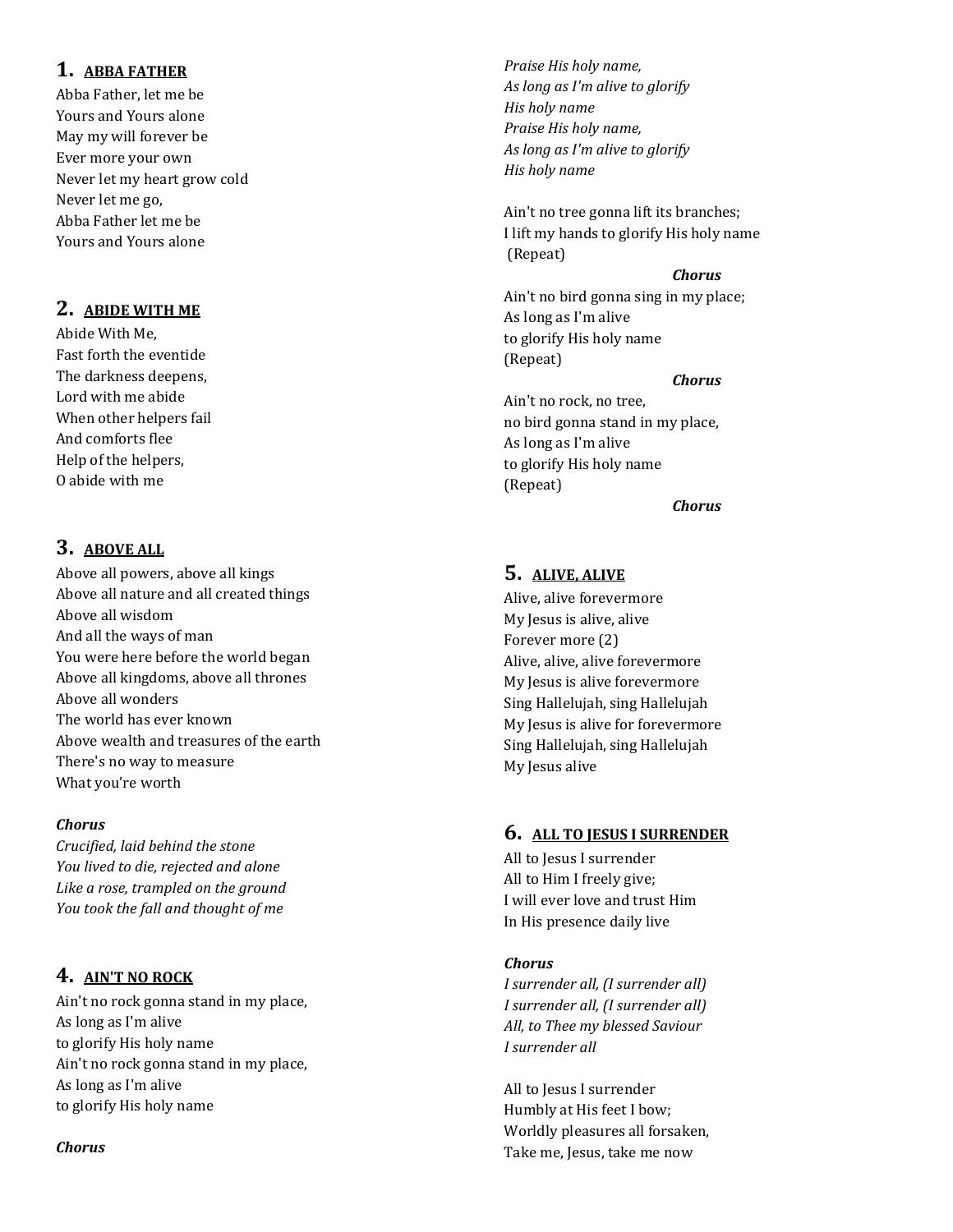## 1. ABBA FATHER

Abba Father, let me be
Yours and Yours alone
May my will forever be
Ever more your own
Never let my heart grow cold
Never let me go,
Abba Father let me be
Yours and Yours alone

## 2. ABIDE WITH ME

Abide With Me,
Fast forth the eventide
The darkness deepens,
Lord with me abide
When other helpers fail
And comforts flee
Help of the helpers,
O abide with me

## 3. ABOVE ALL

Above all powers, above all kings
Above all nature and all created things
Above all wisdom
And all the ways of man
You were here before the world began
Above all kingdoms, above all thrones
Above all wonders
The world has ever known
Above wealth and treasures of the earth
There's no way to measure
What you're worth

***Chorus***
*Crucified, laid behind the stone*
*You lived to die, rejected and alone*
*Like a rose, trampled on the ground*
*You took the fall and thought of me*

## 4. AIN'T NO ROCK

Ain't no rock gonna stand in my place,
As long as I'm alive
to glorify His holy name
Ain't no rock gonna stand in my place,
As long as I'm alive
to glorify His holy name

***Chorus***
*Praise His holy name,*
*As long as I'm alive to glorify*
*His holy name*
*Praise His holy name,*
*As long as I'm alive to glorify*
*His holy name*

Ain't no tree gonna lift its branches;
I lift my hands to glorify His holy name
(Repeat)

***Chorus***

Ain't no bird gonna sing in my place;
As long as I'm alive
to glorify His holy name
(Repeat)

***Chorus***

Ain't no rock, no tree,
no bird gonna stand in my place,
As long as I'm alive
to glorify His holy name
(Repeat)

***Chorus***

## 5. ALIVE, ALIVE

Alive, alive forevermore
My Jesus is alive, alive
Forever more (2)
Alive, alive, alive forevermore
My Jesus is alive forevermore
Sing Hallelujah, sing Hallelujah
My Jesus is alive for forevermore
Sing Hallelujah, sing Hallelujah
My Jesus alive

## 6. ALL TO JESUS I SURRENDER

All to Jesus I surrender
All to Him I freely give;
I will ever love and trust Him
In His presence daily live

***Chorus***
*I surrender all, (I surrender all)*
*I surrender all, (I surrender all)*
*All, to Thee my blessed Saviour*
*I surrender all*

All to Jesus I surrender
Humbly at His feet I bow;
Worldly pleasures all forsaken,
Take me, Jesus, take me now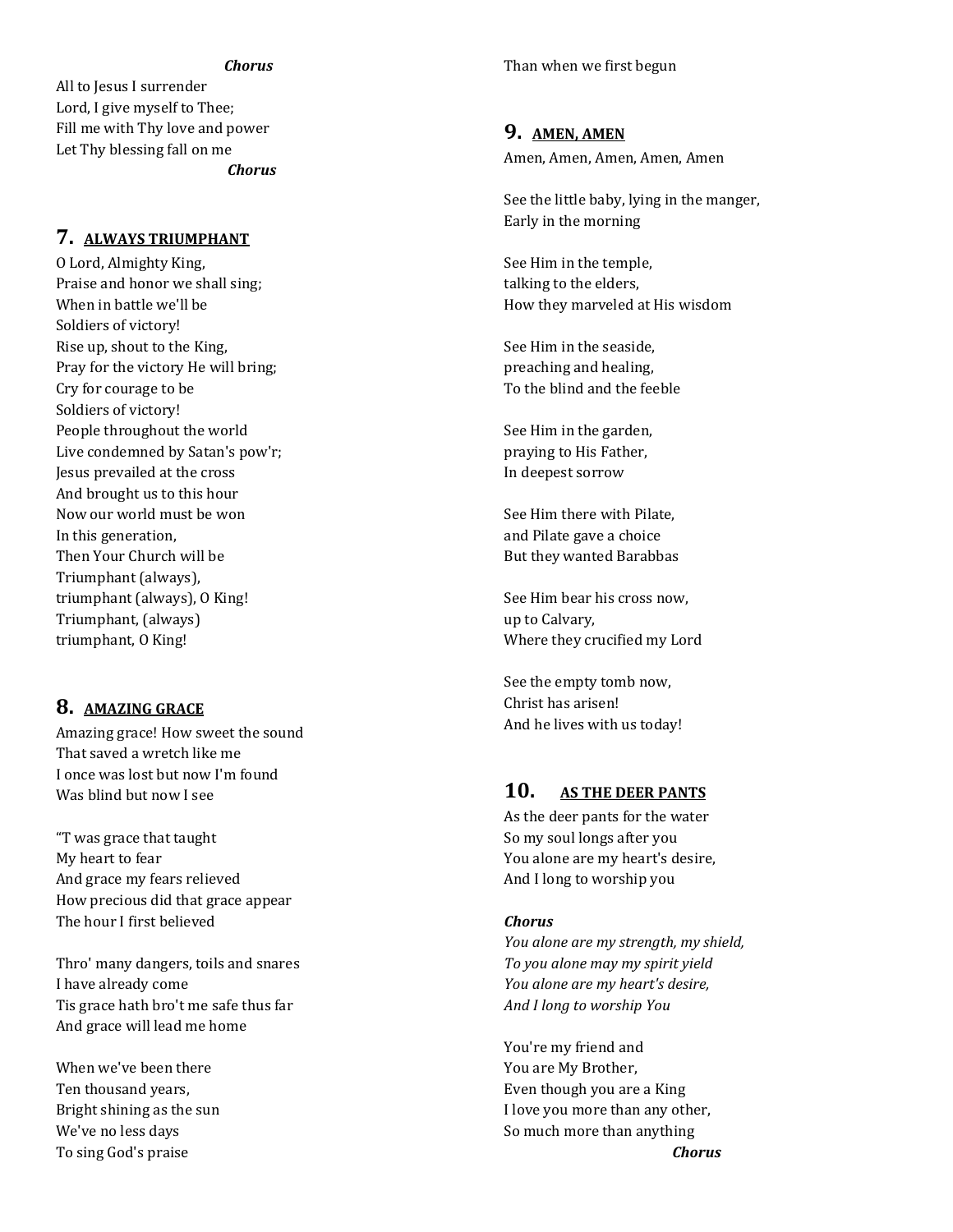*Chorus*

All to Jesus I surrender
Lord, I give myself to Thee;
Fill me with Thy love and power
Let Thy blessing fall on me

*Chorus*

## 7. ALWAYS TRIUMPHANT

O Lord, Almighty King,
Praise and honor we shall sing;
When in battle we'll be
Soldiers of victory!
Rise up, shout to the King,
Pray for the victory He will bring;
Cry for courage to be
Soldiers of victory!
People throughout the world
Live condemned by Satan's pow'r;
Jesus prevailed at the cross
And brought us to this hour
Now our world must be won
In this generation,
Then Your Church will be
Triumphant (always),
triumphant (always), O King!
Triumphant, (always)
triumphant, O King!

## 8. AMAZING GRACE

Amazing grace! How sweet the sound
That saved a wretch like me
I once was lost but now I'm found
Was blind but now I see

"T was grace that taught
My heart to fear
And grace my fears relieved
How precious did that grace appear
The hour I first believed

Thro' many dangers, toils and snares
I have already come
Tis grace hath bro't me safe thus far
And grace will lead me home

When we've been there
Ten thousand years,
Bright shining as the sun
We've no less days
To sing God's praise
Than when we first begun

## 9. AMEN, AMEN

Amen, Amen, Amen, Amen, Amen

See the little baby, lying in the manger,
Early in the morning

See Him in the temple,
talking to the elders,
How they marveled at His wisdom

See Him in the seaside,
preaching and healing,
To the blind and the feeble

See Him in the garden,
praying to His Father,
In deepest sorrow

See Him there with Pilate,
and Pilate gave a choice
But they wanted Barabbas

See Him bear his cross now,
up to Calvary,
Where they crucified my Lord

See the empty tomb now,
Christ has arisen!
And he lives with us today!

## 10. AS THE DEER PANTS

As the deer pants for the water
So my soul longs after you
You alone are my heart's desire,
And I long to worship you

***Chorus***

*You alone are my strength, my shield,*
*To you alone may my spirit yield*
*You alone are my heart's desire,*
*And I long to worship You*

You're my friend and
You are My Brother,
Even though you are a King
I love you more than any other,
So much more than anything

*Chorus*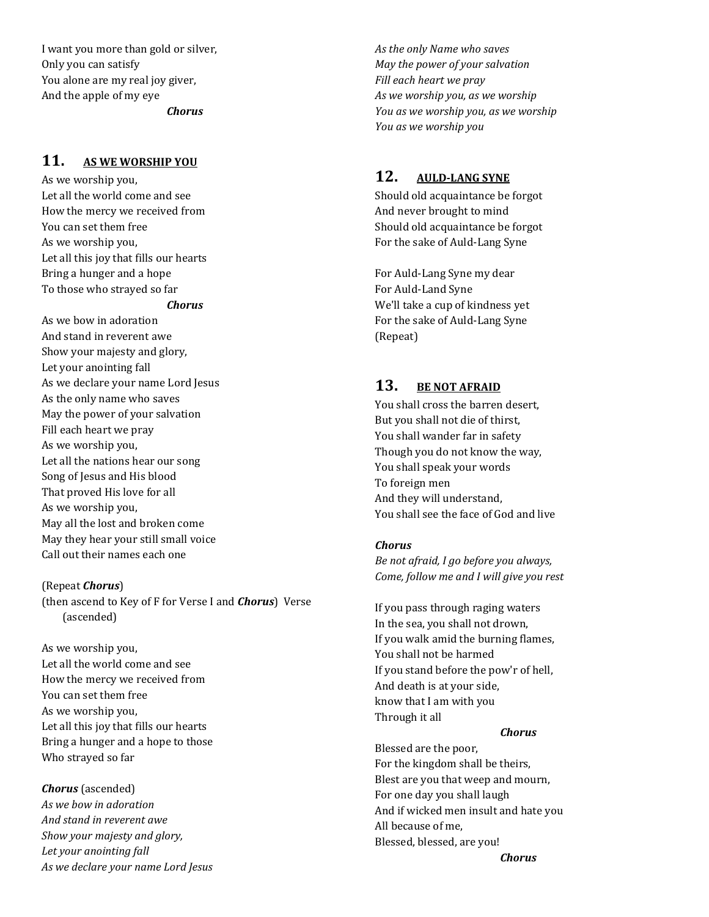I want you more than gold or silver,
Only you can satisfy
You alone are my real joy giver,
And the apple of my eye

***Chorus***

## 11. AS WE WORSHIP YOU

As we worship you,
Let all the world come and see
How the mercy we received from
You can set them free
As we worship you,
Let all this joy that fills our hearts
Bring a hunger and a hope
To those who strayed so far

***Chorus***

As we bow in adoration
And stand in reverent awe
Show your majesty and glory,
Let your anointing fall
As we declare your name Lord Jesus
As the only name who saves
May the power of your salvation
Fill each heart we pray
As we worship you,
Let all the nations hear our song
Song of Jesus and His blood
That proved His love for all
As we worship you,
May all the lost and broken come
May they hear your still small voice
Call out their names each one

(Repeat ***Chorus***)
(then ascend to Key of F for Verse I and ***Chorus***) Verse (ascended)

As we worship you,
Let all the world come and see
How the mercy we received from
You can set them free
As we worship you,
Let all this joy that fills our hearts
Bring a hunger and a hope to those
Who strayed so far

***Chorus*** (ascended)
*As we bow in adoration*
*And stand in reverent awe*
*Show your majesty and glory,*
*Let your anointing fall*
*As we declare your name Lord Jesus*
*As the only Name who saves*
*May the power of your salvation*
*Fill each heart we pray*
*As we worship you, as we worship*
*You as we worship you, as we worship*
*You as we worship you*

## 12. AULD-LANG SYNE

Should old acquaintance be forgot
And never brought to mind
Should old acquaintance be forgot
For the sake of Auld-Lang Syne

For Auld-Lang Syne my dear
For Auld-Land Syne
We'll take a cup of kindness yet
For the sake of Auld-Lang Syne
(Repeat)

## 13. BE NOT AFRAID

You shall cross the barren desert,
But you shall not die of thirst,
You shall wander far in safety
Though you do not know the way,
You shall speak your words
To foreign men
And they will understand,
You shall see the face of God and live

***Chorus***
*Be not afraid, I go before you always,*
*Come, follow me and I will give you rest*

If you pass through raging waters
In the sea, you shall not drown,
If you walk amid the burning flames,
You shall not be harmed
If you stand before the pow'r of hell,
And death is at your side,
know that I am with you
Through it all

***Chorus***

Blessed are the poor,
For the kingdom shall be theirs,
Blest are you that weep and mourn,
For one day you shall laugh
And if wicked men insult and hate you
All because of me,
Blessed, blessed, are you!

***Chorus***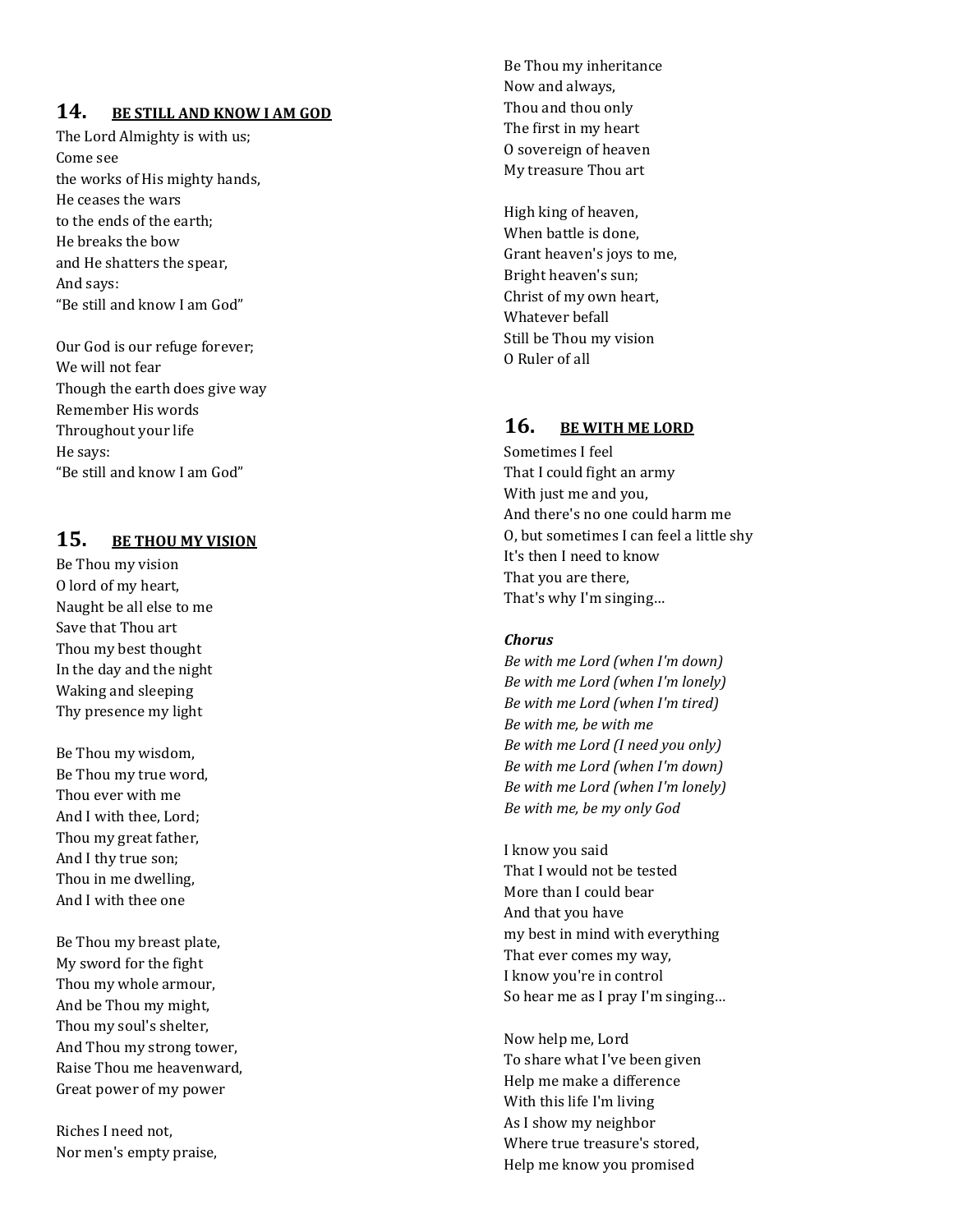## 14. BE STILL AND KNOW I AM GOD

The Lord Almighty is with us;
Come see
the works of His mighty hands,
He ceases the wars
to the ends of the earth;
He breaks the bow
and He shatters the spear,
And says:
"Be still and know I am God"

Our God is our refuge forever;
We will not fear
Though the earth does give way
Remember His words
Throughout your life
He says:
"Be still and know I am God"

## 15. BE THOU MY VISION

Be Thou my vision
O lord of my heart,
Naught be all else to me
Save that Thou art
Thou my best thought
In the day and the night
Waking and sleeping
Thy presence my light

Be Thou my wisdom,
Be Thou my true word,
Thou ever with me
And I with thee, Lord;
Thou my great father,
And I thy true son;
Thou in me dwelling,
And I with thee one

Be Thou my breast plate,
My sword for the fight
Thou my whole armour,
And be Thou my might,
Thou my soul's shelter,
And Thou my strong tower,
Raise Thou me heavenward,
Great power of my power

Riches I need not,
Nor men's empty praise,
Be Thou my inheritance
Now and always,
Thou and thou only
The first in my heart
O sovereign of heaven
My treasure Thou art

High king of heaven,
When battle is done,
Grant heaven's joys to me,
Bright heaven's sun;
Christ of my own heart,
Whatever befall
Still be Thou my vision
O Ruler of all

## 16. BE WITH ME LORD

Sometimes I feel
That I could fight an army
With just me and you,
And there's no one could harm me
O, but sometimes I can feel a little shy
It's then I need to know
That you are there,
That's why I'm singing…

***Chorus***

*Be with me Lord (when I'm down)*
*Be with me Lord (when I'm lonely)*
*Be with me Lord (when I'm tired)*
*Be with me, be with me*
*Be with me Lord (I need you only)*
*Be with me Lord (when I'm down)*
*Be with me Lord (when I'm lonely)*
*Be with me, be my only God*

I know you said
That I would not be tested
More than I could bear
And that you have
my best in mind with everything
That ever comes my way,
I know you're in control
So hear me as I pray I'm singing…

Now help me, Lord
To share what I've been given
Help me make a difference
With this life I'm living
As I show my neighbor
Where true treasure's stored,
Help me know you promised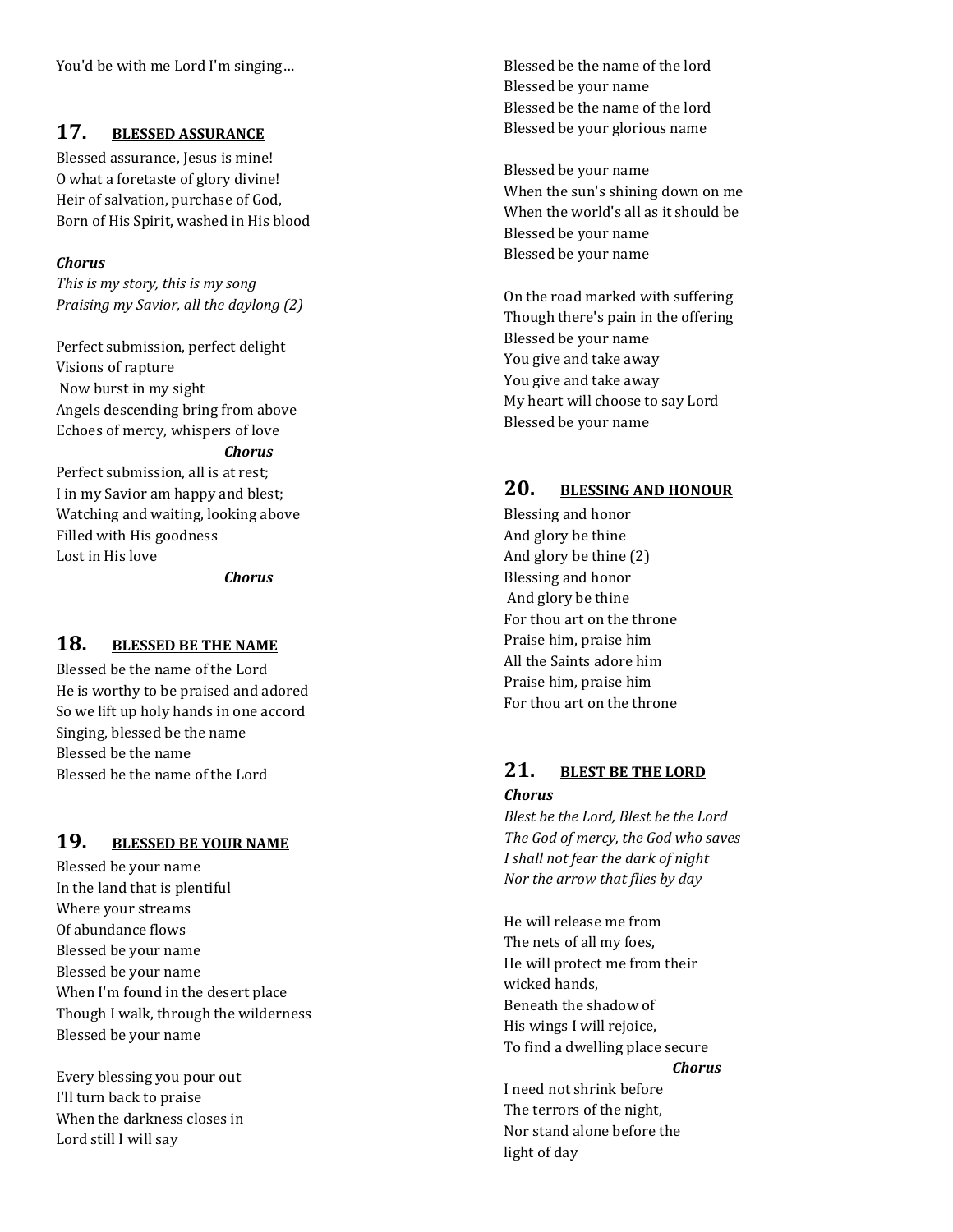You'd be with me Lord I'm singing…

## 17. BLESSED ASSURANCE

Blessed assurance, Jesus is mine!
O what a foretaste of glory divine!
Heir of salvation, purchase of God,
Born of His Spirit, washed in His blood

***Chorus***
*This is my story, this is my song*
*Praising my Savior, all the daylong (2)*

Perfect submission, perfect delight
Visions of rapture
Now burst in my sight
Angels descending bring from above
Echoes of mercy, whispers of love

***Chorus***

Perfect submission, all is at rest;
I in my Savior am happy and blest;
Watching and waiting, looking above
Filled with His goodness
Lost in His love

***Chorus***

## 18. BLESSED BE THE NAME

Blessed be the name of the Lord
He is worthy to be praised and adored
So we lift up holy hands in one accord
Singing, blessed be the name
Blessed be the name
Blessed be the name of the Lord

## 19. BLESSED BE YOUR NAME

Blessed be your name
In the land that is plentiful
Where your streams
Of abundance flows
Blessed be your name
Blessed be your name
When I'm found in the desert place
Though I walk, through the wilderness
Blessed be your name

Every blessing you pour out
I'll turn back to praise
When the darkness closes in
Lord still I will say

Blessed be the name of the lord
Blessed be your name
Blessed be the name of the lord
Blessed be your glorious name

Blessed be your name
When the sun's shining down on me
When the world's all as it should be
Blessed be your name
Blessed be your name

On the road marked with suffering
Though there's pain in the offering
Blessed be your name
You give and take away
You give and take away
My heart will choose to say Lord
Blessed be your name

## 20. BLESSING AND HONOUR

Blessing and honor
And glory be thine
And glory be thine (2)
Blessing and honor
And glory be thine
For thou art on the throne
Praise him, praise him
All the Saints adore him
Praise him, praise him
For thou art on the throne

## 21. BLEST BE THE LORD

***Chorus***
*Blest be the Lord, Blest be the Lord*
*The God of mercy, the God who saves*
*I shall not fear the dark of night*
*Nor the arrow that flies by day*

He will release me from
The nets of all my foes,
He will protect me from their
wicked hands,
Beneath the shadow of
His wings I will rejoice,
To find a dwelling place secure

***Chorus***

I need not shrink before
The terrors of the night,
Nor stand alone before the
light of day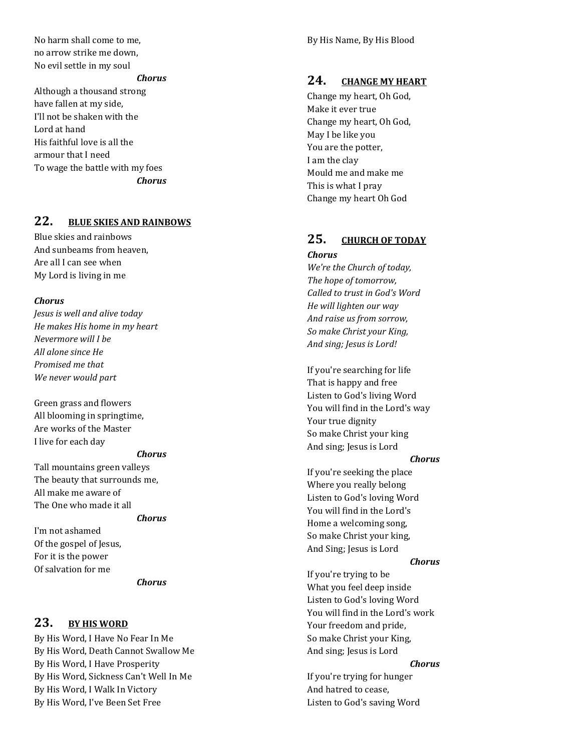No harm shall come to me,
no arrow strike me down,
No evil settle in my soul

***Chorus***

Although a thousand strong
have fallen at my side,
I'll not be shaken with the
Lord at hand
His faithful love is all the
armour that I need
To wage the battle with my foes

***Chorus***

## 22. BLUE SKIES AND RAINBOWS

Blue skies and rainbows
And sunbeams from heaven,
Are all I can see when
My Lord is living in me

***Chorus***
*Jesus is well and alive today*
*He makes His home in my heart*
*Nevermore will I be*
*All alone since He*
*Promised me that*
*We never would part*

Green grass and flowers
All blooming in springtime,
Are works of the Master
I live for each day

***Chorus***

Tall mountains green valleys
The beauty that surrounds me,
All make me aware of
The One who made it all

***Chorus***

I'm not ashamed
Of the gospel of Jesus,
For it is the power
Of salvation for me

***Chorus***

## 23. BY HIS WORD

By His Word, I Have No Fear In Me
By His Word, Death Cannot Swallow Me
By His Word, I Have Prosperity
By His Word, Sickness Can't Well In Me
By His Word, I Walk In Victory
By His Word, I've Been Set Free
By His Name, By His Blood

## 24. CHANGE MY HEART

Change my heart, Oh God,
Make it ever true
Change my heart, Oh God,
May I be like you
You are the potter,
I am the clay
Mould me and make me
This is what I pray
Change my heart Oh God

## 25. CHURCH OF TODAY

***Chorus***
*We're the Church of today,*
*The hope of tomorrow,*
*Called to trust in God's Word*
*He will lighten our way*
*And raise us from sorrow,*
*So make Christ your King,*
*And sing; Jesus is Lord!*

If you're searching for life
That is happy and free
Listen to God's living Word
You will find in the Lord's way
Your true dignity
So make Christ your king
And sing; Jesus is Lord

***Chorus***

If you're seeking the place
Where you really belong
Listen to God's loving Word
You will find in the Lord's
Home a welcoming song,
So make Christ your king,
And Sing; Jesus is Lord

***Chorus***

If you're trying to be
What you feel deep inside
Listen to God's loving Word
You will find in the Lord's work
Your freedom and pride,
So make Christ your King,
And sing; Jesus is Lord

***Chorus***

If you're trying for hunger
And hatred to cease,
Listen to God's saving Word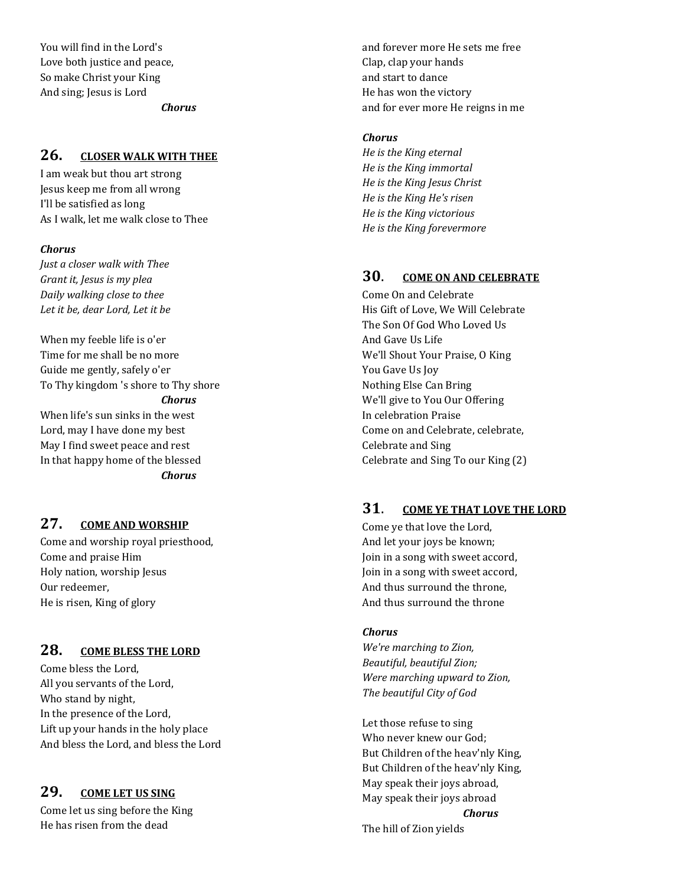You will find in the Lord's
Love both justice and peace,
So make Christ your King
And sing; Jesus is Lord

***Chorus***

## 26. CLOSER WALK WITH THEE

I am weak but thou art strong
Jesus keep me from all wrong
I'll be satisfied as long
As I walk, let me walk close to Thee

***Chorus***
*Just a closer walk with Thee*
*Grant it, Jesus is my plea*
*Daily walking close to thee*
*Let it be, dear Lord, Let it be*

When my feeble life is o'er
Time for me shall be no more
Guide me gently, safely o'er
To Thy kingdom 's shore to Thy shore

***Chorus***

When life's sun sinks in the west
Lord, may I have done my best
May I find sweet peace and rest
In that happy home of the blessed

***Chorus***

## 27. COME AND WORSHIP

Come and worship royal priesthood,
Come and praise Him
Holy nation, worship Jesus
Our redeemer,
He is risen, King of glory

## 28. COME BLESS THE LORD

Come bless the Lord,
All you servants of the Lord,
Who stand by night,
In the presence of the Lord,
Lift up your hands in the holy place
And bless the Lord, and bless the Lord

## 29. COME LET US SING

Come let us sing before the King
He has risen from the dead
and forever more He sets me free
Clap, clap your hands
and start to dance
He has won the victory
and for ever more He reigns in me

***Chorus***
*He is the King eternal*
*He is the King immortal*
*He is the King Jesus Christ*
*He is the King He's risen*
*He is the King victorious*
*He is the King forevermore*

## 30. COME ON AND CELEBRATE

Come On and Celebrate
His Gift of Love, We Will Celebrate
The Son Of God Who Loved Us
And Gave Us Life
We'll Shout Your Praise, O King
You Gave Us Joy
Nothing Else Can Bring
We'll give to You Our Offering
In celebration Praise
Come on and Celebrate, celebrate,
Celebrate and Sing
Celebrate and Sing To our King (2)

## 31. COME YE THAT LOVE THE LORD

Come ye that love the Lord,
And let your joys be known;
Join in a song with sweet accord,
Join in a song with sweet accord,
And thus surround the throne,
And thus surround the throne

***Chorus***
*We're marching to Zion,*
*Beautiful, beautiful Zion;*
*Were marching upward to Zion,*
*The beautiful City of God*

Let those refuse to sing
Who never knew our God;
But Children of the heav'nly King,
But Children of the heav'nly King,
May speak their joys abroad,
May speak their joys abroad

***Chorus***

The hill of Zion yields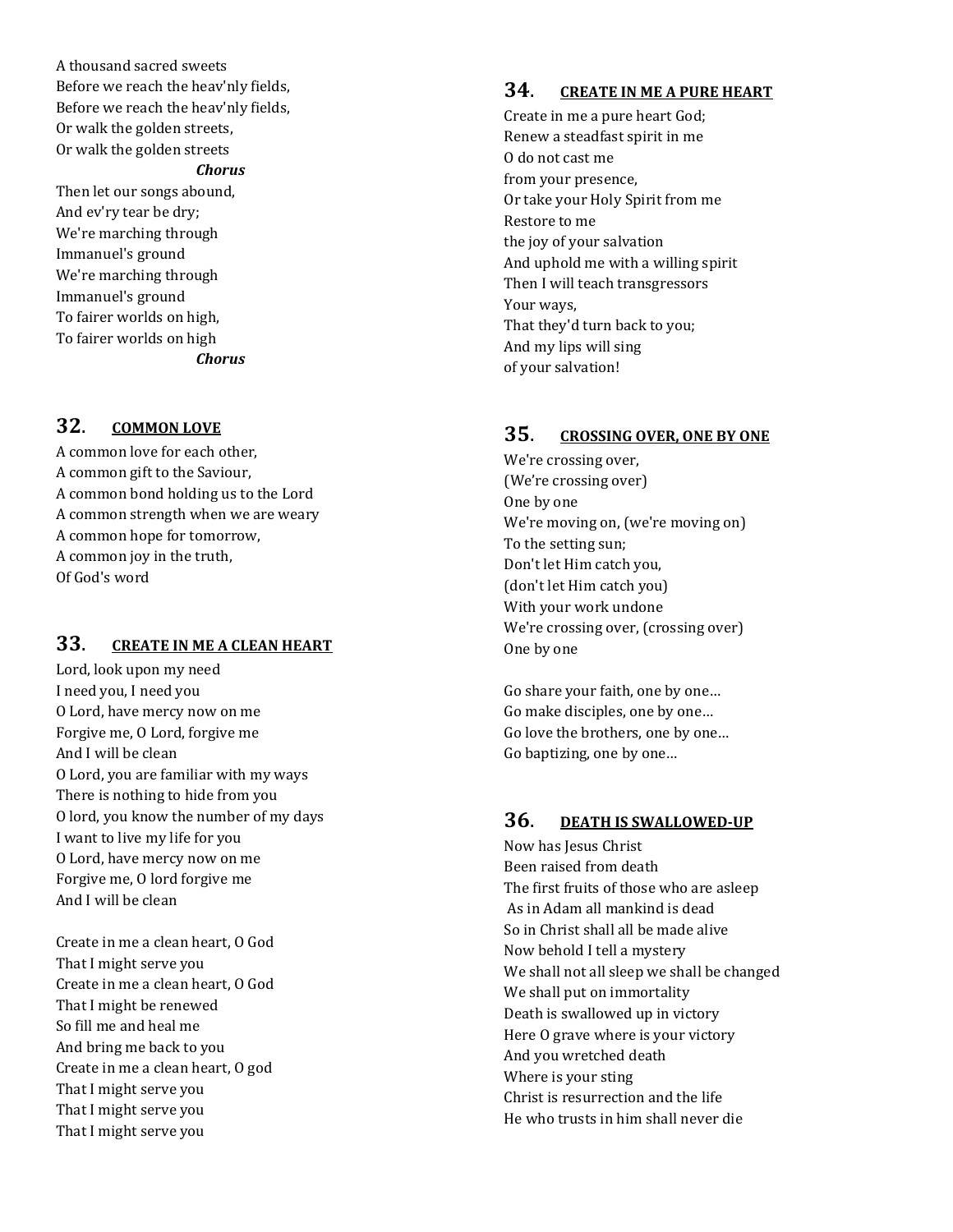A thousand sacred sweets
Before we reach the heav'nly fields,
Before we reach the heav'nly fields,
Or walk the golden streets,
Or walk the golden streets

***Chorus***

Then let our songs abound,
And ev'ry tear be dry;
We're marching through
Immanuel's ground
We're marching through
Immanuel's ground
To fairer worlds on high,
To fairer worlds on high

***Chorus***

## 32. COMMON LOVE

A common love for each other,
A common gift to the Saviour,
A common bond holding us to the Lord
A common strength when we are weary
A common hope for tomorrow,
A common joy in the truth,
Of God's word

## 33. CREATE IN ME A CLEAN HEART

Lord, look upon my need
I need you, I need you
O Lord, have mercy now on me
Forgive me, O Lord, forgive me
And I will be clean
O Lord, you are familiar with my ways
There is nothing to hide from you
O lord, you know the number of my days
I want to live my life for you
O Lord, have mercy now on me
Forgive me, O lord forgive me
And I will be clean

Create in me a clean heart, O God
That I might serve you
Create in me a clean heart, O God
That I might be renewed
So fill me and heal me
And bring me back to you
Create in me a clean heart, O god
That I might serve you
That I might serve you
That I might serve you

## 34. CREATE IN ME A PURE HEART

Create in me a pure heart God;
Renew a steadfast spirit in me
O do not cast me
from your presence,
Or take your Holy Spirit from me
Restore to me
the joy of your salvation
And uphold me with a willing spirit
Then I will teach transgressors
Your ways,
That they'd turn back to you;
And my lips will sing
of your salvation!

## 35. CROSSING OVER, ONE BY ONE

We're crossing over,
(We're crossing over)
One by one
We're moving on, (we're moving on)
To the setting sun;
Don't let Him catch you,
(don't let Him catch you)
With your work undone
We're crossing over, (crossing over)
One by one

Go share your faith, one by one…
Go make disciples, one by one…
Go love the brothers, one by one…
Go baptizing, one by one…

## 36. DEATH IS SWALLOWED-UP

Now has Jesus Christ
Been raised from death
The first fruits of those who are asleep
As in Adam all mankind is dead
So in Christ shall all be made alive
Now behold I tell a mystery
We shall not all sleep we shall be changed
We shall put on immortality
Death is swallowed up in victory
Here O grave where is your victory
And you wretched death
Where is your sting
Christ is resurrection and the life
He who trusts in him shall never die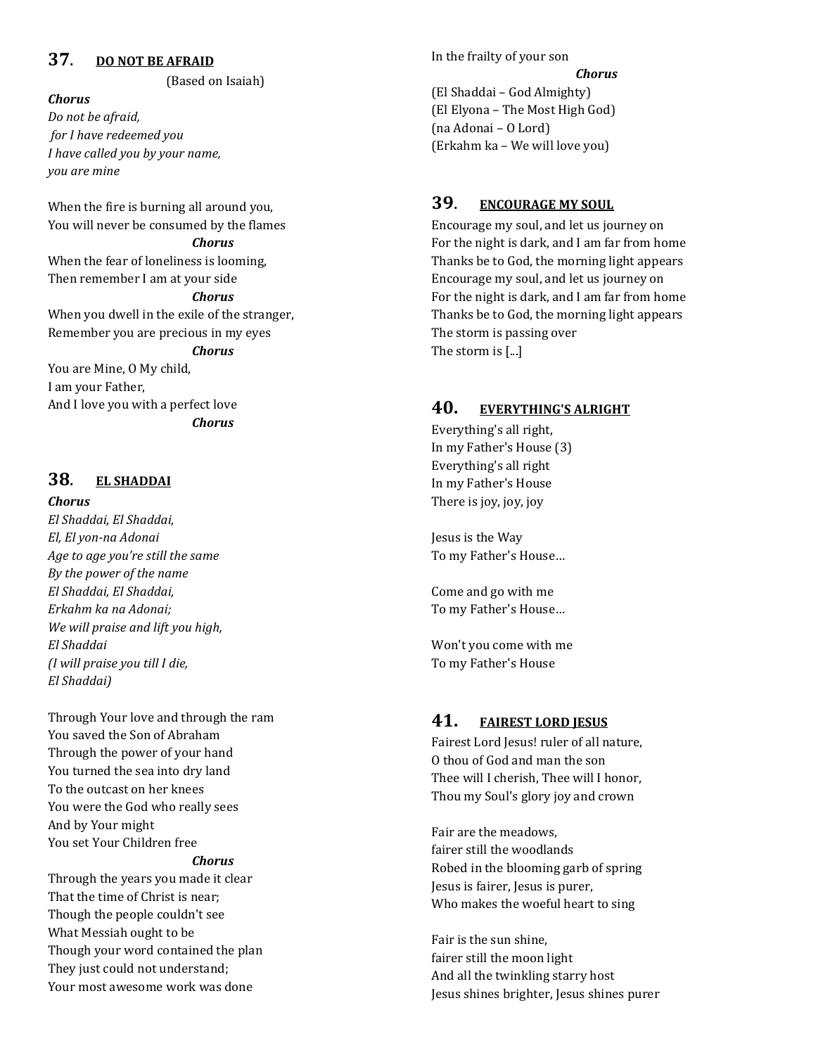## 37. DO NOT BE AFRAID

(Based on Isaiah)

***Chorus***

*Do not be afraid,*
*for I have redeemed you*
*I have called you by your name,*
*you are mine*

When the fire is burning all around you,
You will never be consumed by the flames

***Chorus***

When the fear of loneliness is looming,
Then remember I am at your side

***Chorus***

When you dwell in the exile of the stranger,
Remember you are precious in my eyes

***Chorus***

You are Mine, O My child,
I am your Father,
And I love you with a perfect love

***Chorus***

## 38. EL SHADDAI

***Chorus***

*El Shaddai, El Shaddai,*
*El, El yon-na Adonai*
*Age to age you're still the same*
*By the power of the name*
*El Shaddai, El Shaddai,*
*Erkahm ka na Adonai;*
*We will praise and lift you high,*
*El Shaddai*
*(I will praise you till I die,*
*El Shaddai)*

Through Your love and through the ram
You saved the Son of Abraham
Through the power of your hand
You turned the sea into dry land
To the outcast on her knees
You were the God who really sees
And by Your might
You set Your Children free

***Chorus***

Through the years you made it clear
That the time of Christ is near;
Though the people couldn't see
What Messiah ought to be
Though your word contained the plan
They just could not understand;
Your most awesome work was done
In the frailty of your son

***Chorus***

(El Shaddai – God Almighty)
(El Elyona – The Most High God)
(na Adonai – O Lord)
(Erkahm ka – We will love you)

## 39. ENCOURAGE MY SOUL

Encourage my soul, and let us journey on
For the night is dark, and I am far from home
Thanks be to God, the morning light appears
Encourage my soul, and let us journey on
For the night is dark, and I am far from home
Thanks be to God, the morning light appears
The storm is passing over
The storm is [...]

## 40. EVERYTHING'S ALRIGHT

Everything's all right,
In my Father's House (3)
Everything's all right
In my Father's House
There is joy, joy, joy

Jesus is the Way
To my Father's House…

Come and go with me
To my Father's House…

Won't you come with me
To my Father's House

## 41. FAIREST LORD JESUS

Fairest Lord Jesus! ruler of all nature,
O thou of God and man the son
Thee will I cherish, Thee will I honor,
Thou my Soul's glory joy and crown

Fair are the meadows,
fairer still the woodlands
Robed in the blooming garb of spring
Jesus is fairer, Jesus is purer,
Who makes the woeful heart to sing

Fair is the sun shine,
fairer still the moon light
And all the twinkling starry host
Jesus shines brighter, Jesus shines purer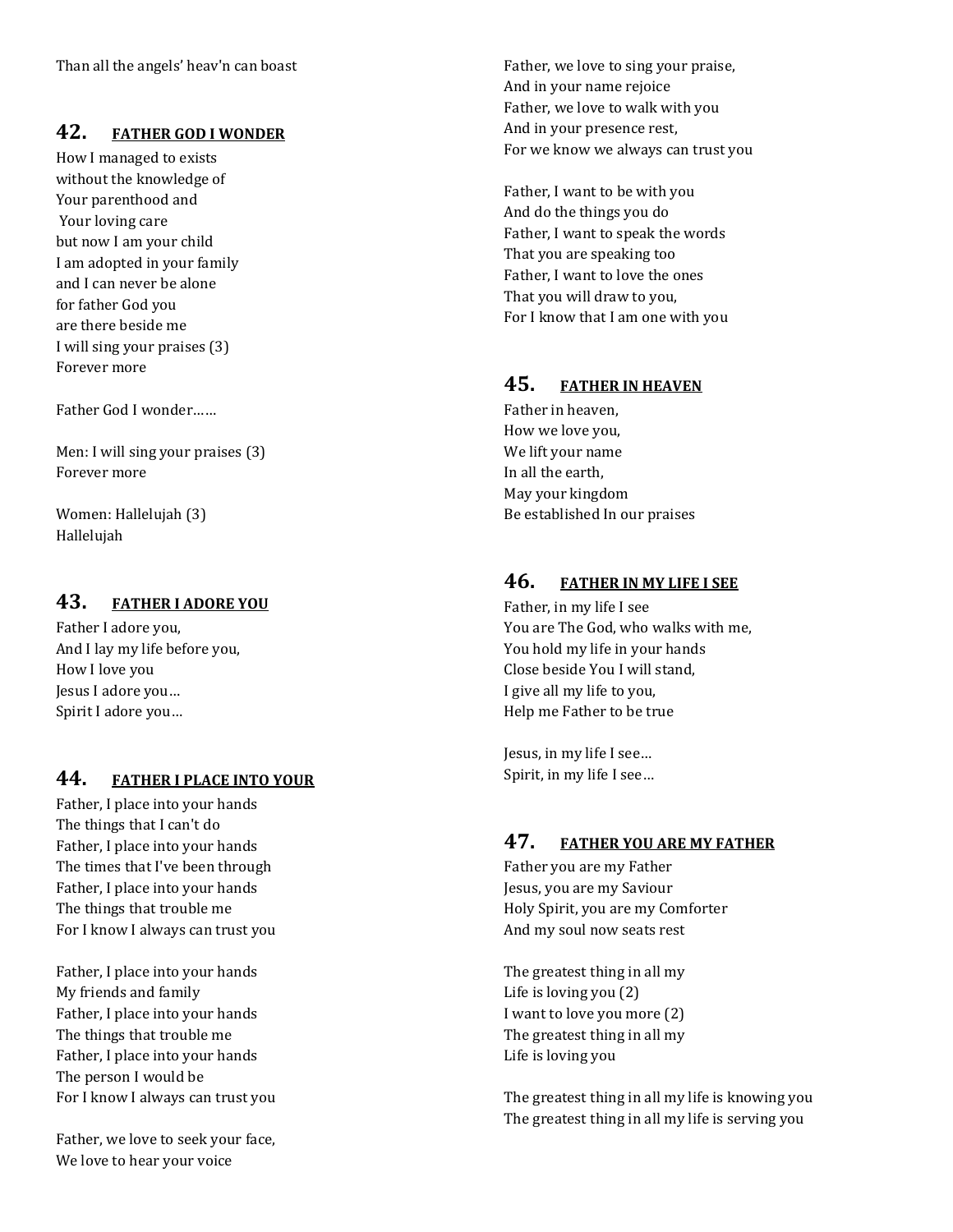Than all the angels' heav'n can boast

## 42. FATHER GOD I WONDER

How I managed to exists
without the knowledge of
Your parenthood and
Your loving care
but now I am your child
I am adopted in your family
and I can never be alone
for father God you
are there beside me
I will sing your praises (3)
Forever more

Father God I wonder……

Men: I will sing your praises (3)
Forever more

Women: Hallelujah (3)
Hallelujah

## 43. FATHER I ADORE YOU

Father I adore you,
And I lay my life before you,
How I love you
Jesus I adore you…
Spirit I adore you…

## 44. FATHER I PLACE INTO YOUR

Father, I place into your hands
The things that I can't do
Father, I place into your hands
The times that I've been through
Father, I place into your hands
The things that trouble me
For I know I always can trust you

Father, I place into your hands
My friends and family
Father, I place into your hands
The things that trouble me
Father, I place into your hands
The person I would be
For I know I always can trust you

Father, we love to seek your face,
We love to hear your voice
Father, we love to sing your praise,
And in your name rejoice
Father, we love to walk with you
And in your presence rest,
For we know we always can trust you

Father, I want to be with you
And do the things you do
Father, I want to speak the words
That you are speaking too
Father, I want to love the ones
That you will draw to you,
For I know that I am one with you

## 45. FATHER IN HEAVEN

Father in heaven,
How we love you,
We lift your name
In all the earth,
May your kingdom
Be established In our praises

## 46. FATHER IN MY LIFE I SEE

Father, in my life I see
You are The God, who walks with me,
You hold my life in your hands
Close beside You I will stand,
I give all my life to you,
Help me Father to be true

Jesus, in my life I see…
Spirit, in my life I see…

## 47. FATHER YOU ARE MY FATHER

Father you are my Father
Jesus, you are my Saviour
Holy Spirit, you are my Comforter
And my soul now seats rest

The greatest thing in all my
Life is loving you (2)
I want to love you more (2)
The greatest thing in all my
Life is loving you

The greatest thing in all my life is knowing you
The greatest thing in all my life is serving you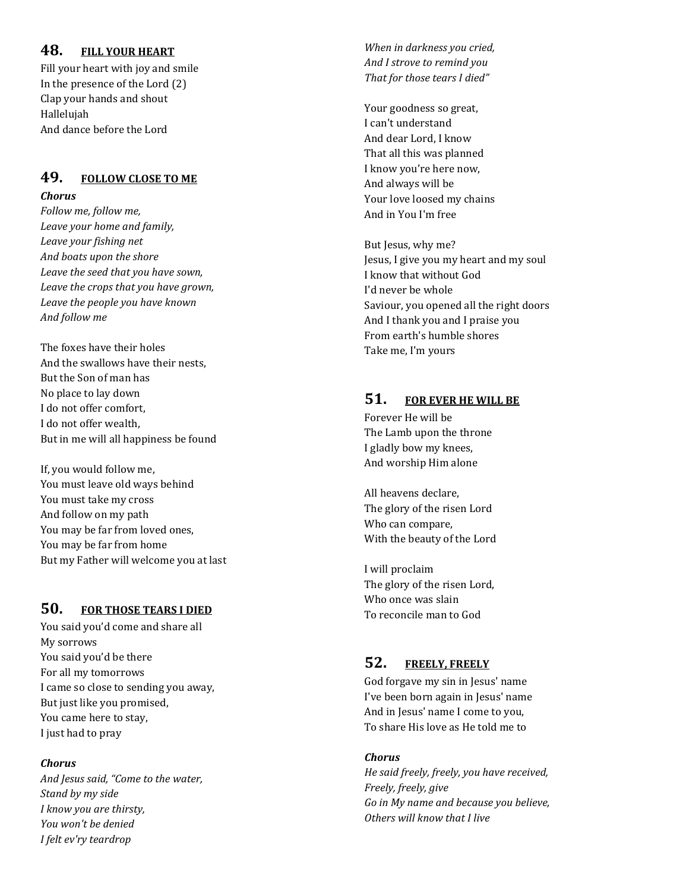## 48. FILL YOUR HEART

Fill your heart with joy and smile
In the presence of the Lord (2)
Clap your hands and shout
Hallelujah
And dance before the Lord

## 49. FOLLOW CLOSE TO ME

***Chorus***
*Follow me, follow me,*
*Leave your home and family,*
*Leave your fishing net*
*And boats upon the shore*
*Leave the seed that you have sown,*
*Leave the crops that you have grown,*
*Leave the people you have known*
*And follow me*

The foxes have their holes
And the swallows have their nests,
But the Son of man has
No place to lay down
I do not offer comfort,
I do not offer wealth,
But in me will all happiness be found

If, you would follow me,
You must leave old ways behind
You must take my cross
And follow on my path
You may be far from loved ones,
You may be far from home
But my Father will welcome you at last

## 50. FOR THOSE TEARS I DIED

You said you'd come and share all
My sorrows
You said you'd be there
For all my tomorrows
I came so close to sending you away,
But just like you promised,
You came here to stay,
I just had to pray

***Chorus***
*And Jesus said, "Come to the water,*
*Stand by my side*
*I know you are thirsty,*
*You won't be denied*
*I felt ev'ry teardrop*
*When in darkness you cried,*
*And I strove to remind you*
*That for those tears I died"*

Your goodness so great,
I can't understand
And dear Lord, I know
That all this was planned
I know you're here now,
And always will be
Your love loosed my chains
And in You I'm free

But Jesus, why me?
Jesus, I give you my heart and my soul
I know that without God
I'd never be whole
Saviour, you opened all the right doors
And I thank you and I praise you
From earth's humble shores
Take me, I'm yours

## 51. FOR EVER HE WILL BE

Forever He will be
The Lamb upon the throne
I gladly bow my knees,
And worship Him alone

All heavens declare,
The glory of the risen Lord
Who can compare,
With the beauty of the Lord

I will proclaim
The glory of the risen Lord,
Who once was slain
To reconcile man to God

## 52. FREELY, FREELY

God forgave my sin in Jesus' name
I've been born again in Jesus' name
And in Jesus' name I come to you,
To share His love as He told me to

***Chorus***
*He said freely, freely, you have received,*
*Freely, freely, give*
*Go in My name and because you believe,*
*Others will know that I live*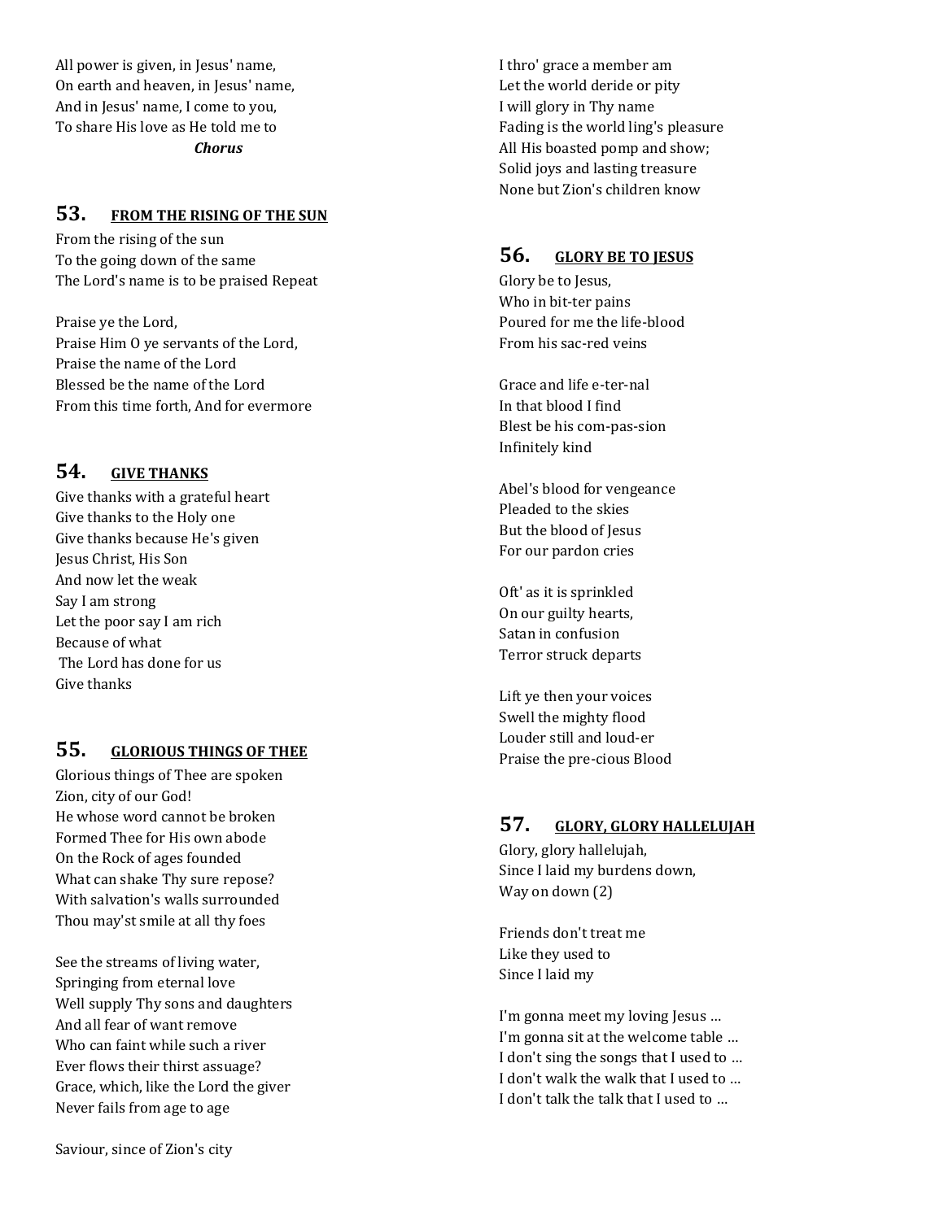All power is given, in Jesus' name,
On earth and heaven, in Jesus' name,
And in Jesus' name, I come to you,
To share His love as He told me to
***Chorus***

## 53. FROM THE RISING OF THE SUN

From the rising of the sun
To the going down of the same
The Lord's name is to be praised Repeat

Praise ye the Lord,
Praise Him O ye servants of the Lord,
Praise the name of the Lord
Blessed be the name of the Lord
From this time forth, And for evermore

## 54. GIVE THANKS

Give thanks with a grateful heart
Give thanks to the Holy one
Give thanks because He's given
Jesus Christ, His Son
And now let the weak
Say I am strong
Let the poor say I am rich
Because of what
The Lord has done for us
Give thanks

## 55. GLORIOUS THINGS OF THEE

Glorious things of Thee are spoken
Zion, city of our God!
He whose word cannot be broken
Formed Thee for His own abode
On the Rock of ages founded
What can shake Thy sure repose?
With salvation's walls surrounded
Thou may'st smile at all thy foes

See the streams of living water,
Springing from eternal love
Well supply Thy sons and daughters
And all fear of want remove
Who can faint while such a river
Ever flows their thirst assuage?
Grace, which, like the Lord the giver
Never fails from age to age

Saviour, since of Zion's city
I thro' grace a member am
Let the world deride or pity
I will glory in Thy name
Fading is the world ling's pleasure
All His boasted pomp and show;
Solid joys and lasting treasure
None but Zion's children know

## 56. GLORY BE TO JESUS

Glory be to Jesus,
Who in bit-ter pains
Poured for me the life-blood
From his sac-red veins

Grace and life e-ter-nal
In that blood I find
Blest be his com-pas-sion
Infinitely kind

Abel's blood for vengeance
Pleaded to the skies
But the blood of Jesus
For our pardon cries

Oft' as it is sprinkled
On our guilty hearts,
Satan in confusion
Terror struck departs

Lift ye then your voices
Swell the mighty flood
Louder still and loud-er
Praise the pre-cious Blood

## 57. GLORY, GLORY HALLELUJAH

Glory, glory hallelujah,
Since I laid my burdens down,
Way on down (2)

Friends don't treat me
Like they used to
Since I laid my

I'm gonna meet my loving Jesus …
I'm gonna sit at the welcome table …
I don't sing the songs that I used to …
I don't walk the walk that I used to …
I don't talk the talk that I used to …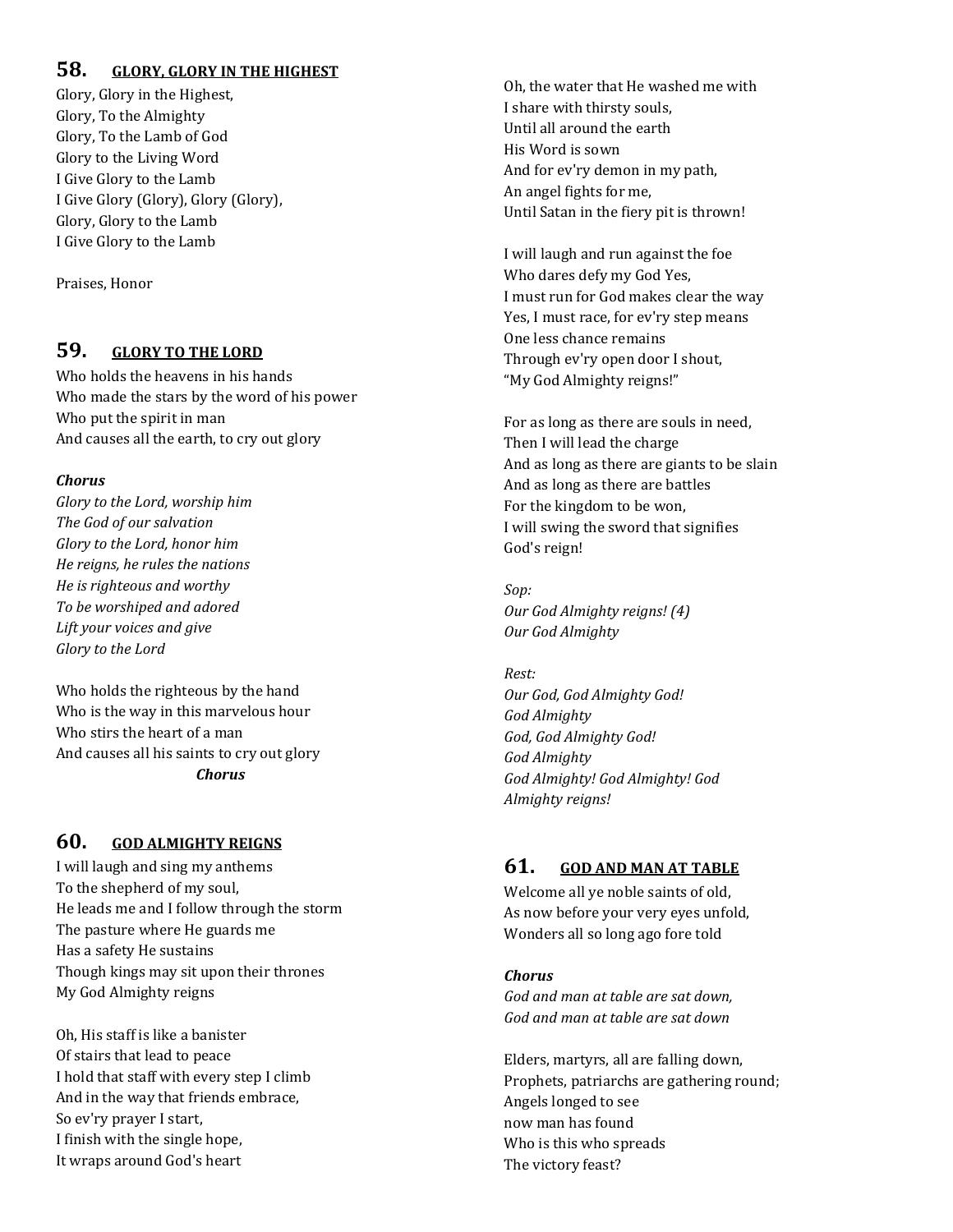## 58. GLORY, GLORY IN THE HIGHEST

Glory, Glory in the Highest,
Glory, To the Almighty
Glory, To the Lamb of God
Glory to the Living Word
I Give Glory to the Lamb
I Give Glory (Glory), Glory (Glory),
Glory, Glory to the Lamb
I Give Glory to the Lamb

Praises, Honor

## 59. GLORY TO THE LORD

Who holds the heavens in his hands
Who made the stars by the word of his power
Who put the spirit in man
And causes all the earth, to cry out glory

***Chorus***
*Glory to the Lord, worship him*
*The God of our salvation*
*Glory to the Lord, honor him*
*He reigns, he rules the nations*
*He is righteous and worthy*
*To be worshiped and adored*
*Lift your voices and give*
*Glory to the Lord*

Who holds the righteous by the hand
Who is the way in this marvelous hour
Who stirs the heart of a man
And causes all his saints to cry out glory
***Chorus***

## 60. GOD ALMIGHTY REIGNS

I will laugh and sing my anthems
To the shepherd of my soul,
He leads me and I follow through the storm
The pasture where He guards me
Has a safety He sustains
Though kings may sit upon their thrones
My God Almighty reigns

Oh, His staff is like a banister
Of stairs that lead to peace
I hold that staff with every step I climb
And in the way that friends embrace,
So ev'ry prayer I start,
I finish with the single hope,
It wraps around God's heart

Oh, the water that He washed me with
I share with thirsty souls,
Until all around the earth
His Word is sown
And for ev'ry demon in my path,
An angel fights for me,
Until Satan in the fiery pit is thrown!

I will laugh and run against the foe
Who dares defy my God Yes,
I must run for God makes clear the way
Yes, I must race, for ev'ry step means
One less chance remains
Through ev'ry open door I shout,
"My God Almighty reigns!"

For as long as there are souls in need,
Then I will lead the charge
And as long as there are giants to be slain
And as long as there are battles
For the kingdom to be won,
I will swing the sword that signifies
God's reign!

*Sop:*
*Our God Almighty reigns! (4)*
*Our God Almighty*

*Rest:*
*Our God, God Almighty God!*
*God Almighty*
*God, God Almighty God!*
*God Almighty*
*God Almighty! God Almighty! God*
*Almighty reigns!*

## 61. GOD AND MAN AT TABLE

Welcome all ye noble saints of old,
As now before your very eyes unfold,
Wonders all so long ago fore told

***Chorus***
*God and man at table are sat down,*
*God and man at table are sat down*

Elders, martyrs, all are falling down,
Prophets, patriarchs are gathering round;
Angels longed to see
now man has found
Who is this who spreads
The victory feast?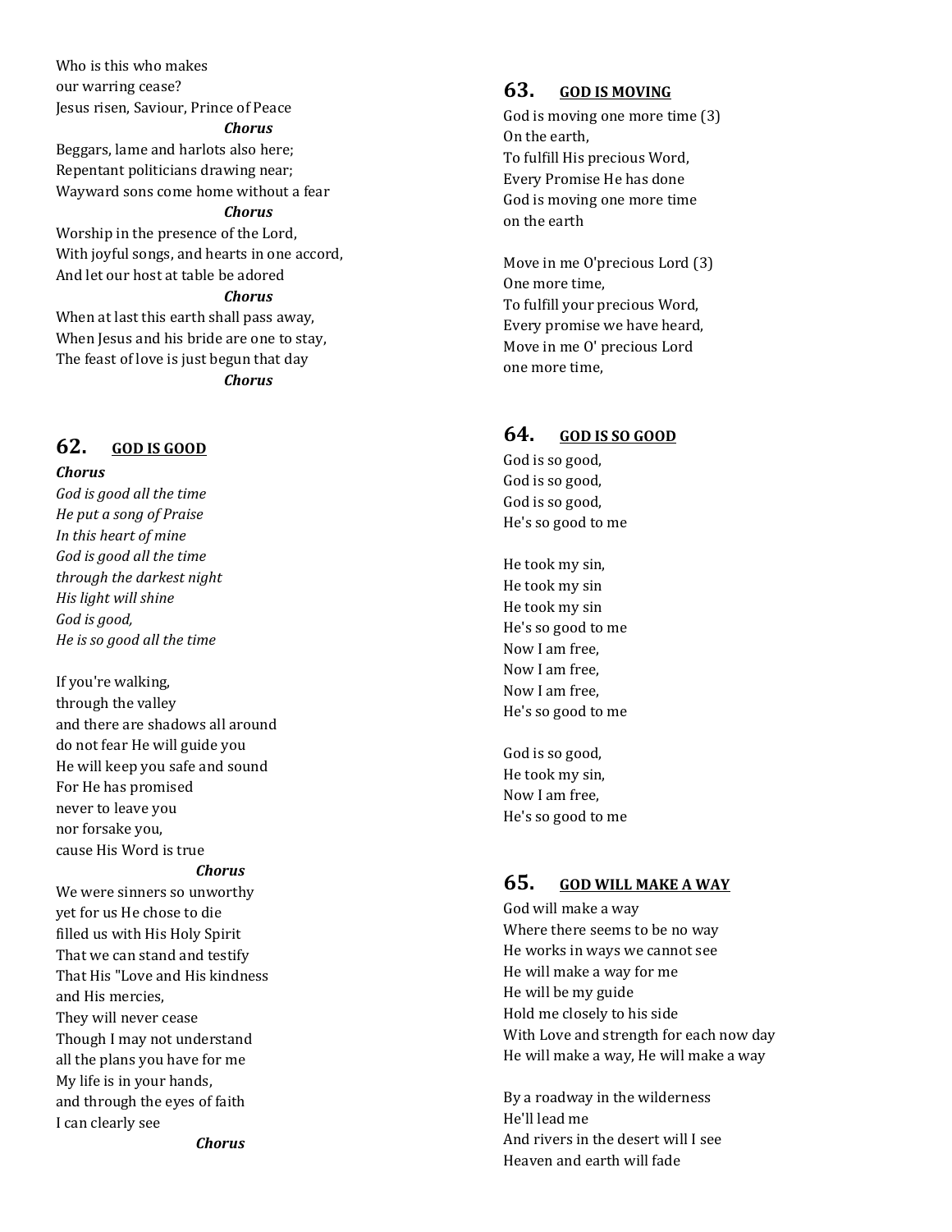Who is this who makes
our warring cease?
Jesus risen, Saviour, Prince of Peace

***Chorus***

Beggars, lame and harlots also here;
Repentant politicians drawing near;
Wayward sons come home without a fear

***Chorus***

Worship in the presence of the Lord,
With joyful songs, and hearts in one accord,
And let our host at table be adored

***Chorus***

When at last this earth shall pass away,
When Jesus and his bride are one to stay,
The feast of love is just begun that day

***Chorus***

## 62. GOD IS GOOD

***Chorus***

*God is good all the time*
*He put a song of Praise*
*In this heart of mine*
*God is good all the time*
*through the darkest night*
*His light will shine*
*God is good,*
*He is so good all the time*

If you're walking,
through the valley
and there are shadows all around
do not fear He will guide you
He will keep you safe and sound
For He has promised
never to leave you
nor forsake you,
cause His Word is true

***Chorus***

We were sinners so unworthy
yet for us He chose to die
filled us with His Holy Spirit
That we can stand and testify
That His "Love and His kindness
and His mercies,
They will never cease
Though I may not understand
all the plans you have for me
My life is in your hands,
and through the eyes of faith
I can clearly see

***Chorus***

## 63. GOD IS MOVING

God is moving one more time (3)
On the earth,
To fulfill His precious Word,
Every Promise He has done
God is moving one more time
on the earth

Move in me O'precious Lord (3)
One more time,
To fulfill your precious Word,
Every promise we have heard,
Move in me O' precious Lord
one more time,

## 64. GOD IS SO GOOD

God is so good,
God is so good,
God is so good,
He's so good to me

He took my sin,
He took my sin
He took my sin
He's so good to me
Now I am free,
Now I am free,
Now I am free,
He's so good to me

God is so good,
He took my sin,
Now I am free,
He's so good to me

## 65. GOD WILL MAKE A WAY

God will make a way
Where there seems to be no way
He works in ways we cannot see
He will make a way for me
He will be my guide
Hold me closely to his side
With Love and strength for each now day
He will make a way, He will make a way

By a roadway in the wilderness
He'll lead me
And rivers in the desert will I see
Heaven and earth will fade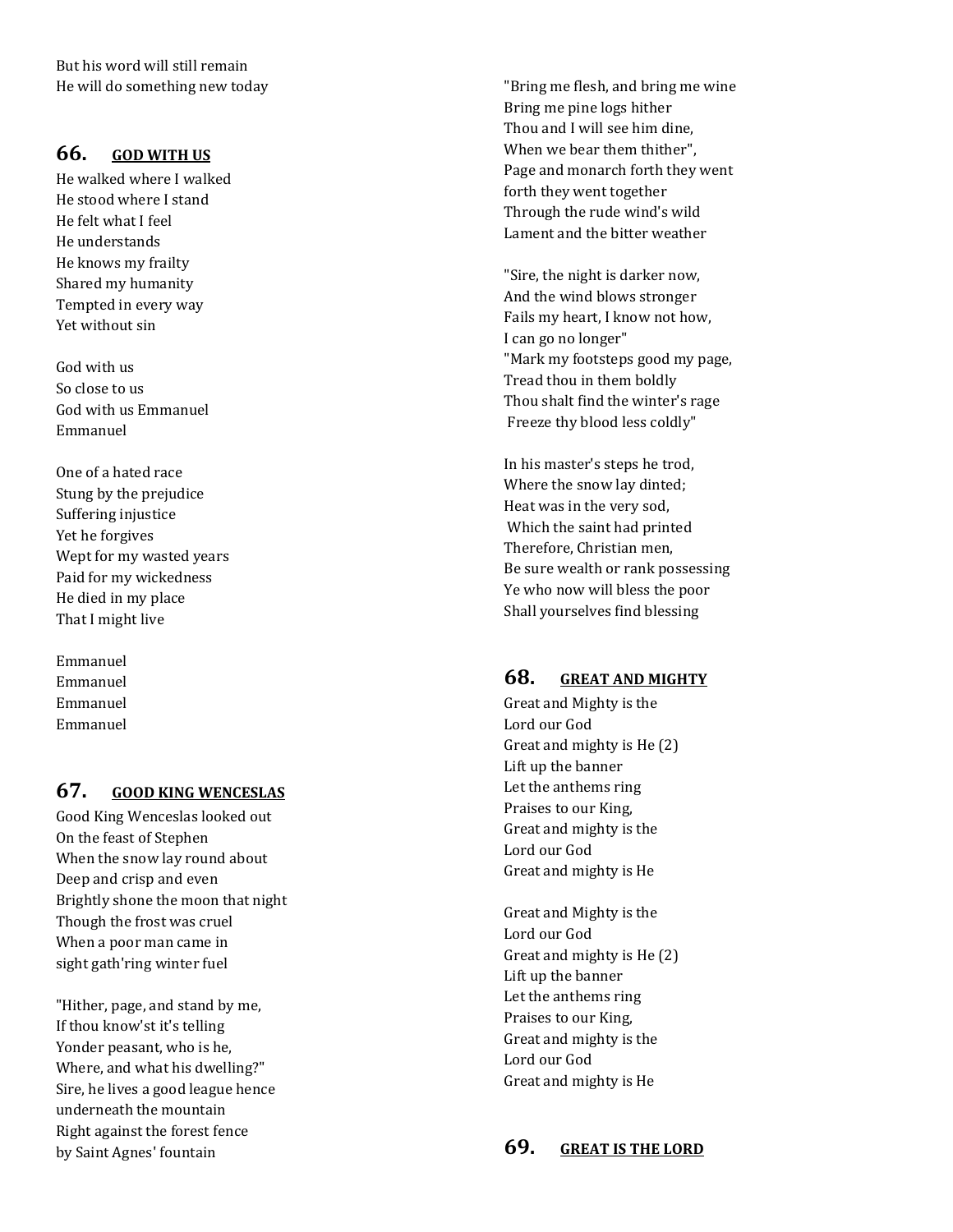But his word will still remain
He will do something new today

## 66. GOD WITH US

He walked where I walked
He stood where I stand
He felt what I feel
He understands
He knows my frailty
Shared my humanity
Tempted in every way
Yet without sin

God with us
So close to us
God with us Emmanuel
Emmanuel

One of a hated race
Stung by the prejudice
Suffering injustice
Yet he forgives
Wept for my wasted years
Paid for my wickedness
He died in my place
That I might live

Emmanuel
Emmanuel
Emmanuel
Emmanuel

## 67. GOOD KING WENCESLAS

Good King Wenceslas looked out
On the feast of Stephen
When the snow lay round about
Deep and crisp and even
Brightly shone the moon that night
Though the frost was cruel
When a poor man came in
sight gath'ring winter fuel

"Hither, page, and stand by me,
If thou know'st it's telling
Yonder peasant, who is he,
Where, and what his dwelling?"
Sire, he lives a good league hence
underneath the mountain
Right against the forest fence
by Saint Agnes' fountain

"Bring me flesh, and bring me wine
Bring me pine logs hither
Thou and I will see him dine,
When we bear them thither",
Page and monarch forth they went
forth they went together
Through the rude wind's wild
Lament and the bitter weather

"Sire, the night is darker now,
And the wind blows stronger
Fails my heart, I know not how,
I can go no longer"
"Mark my footsteps good my page,
Tread thou in them boldly
Thou shalt find the winter's rage
Freeze thy blood less coldly"

In his master's steps he trod,
Where the snow lay dinted;
Heat was in the very sod,
Which the saint had printed
Therefore, Christian men,
Be sure wealth or rank possessing
Ye who now will bless the poor
Shall yourselves find blessing

## 68. GREAT AND MIGHTY

Great and Mighty is the
Lord our God
Great and mighty is He (2)
Lift up the banner
Let the anthems ring
Praises to our King,
Great and mighty is the
Lord our God
Great and mighty is He

Great and Mighty is the
Lord our God
Great and mighty is He (2)
Lift up the banner
Let the anthems ring
Praises to our King,
Great and mighty is the
Lord our God
Great and mighty is He

## 69. GREAT IS THE LORD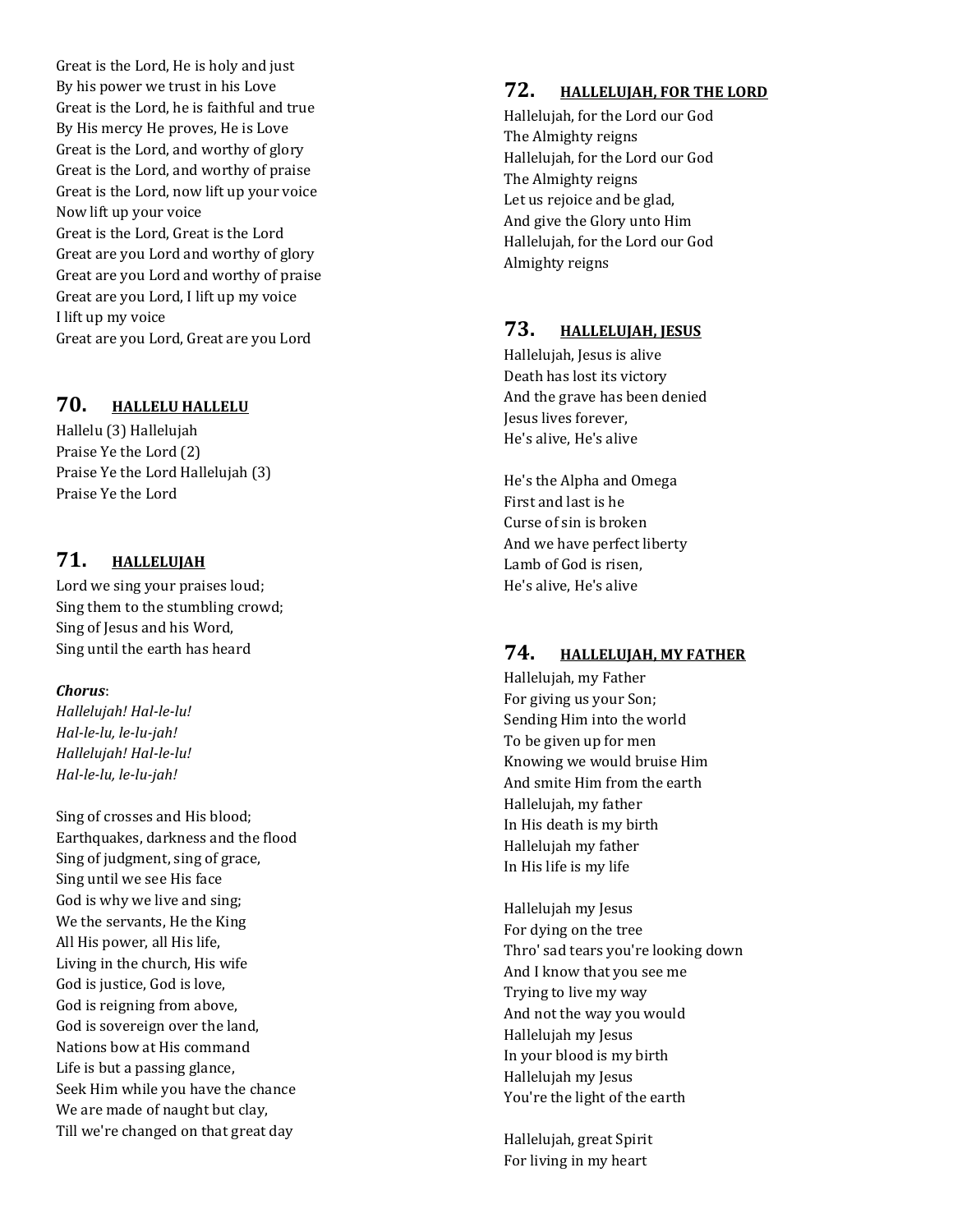Great is the Lord, He is holy and just
By his power we trust in his Love
Great is the Lord, he is faithful and true
By His mercy He proves, He is Love
Great is the Lord, and worthy of glory
Great is the Lord, and worthy of praise
Great is the Lord, now lift up your voice
Now lift up your voice
Great is the Lord, Great is the Lord
Great are you Lord and worthy of glory
Great are you Lord and worthy of praise
Great are you Lord, I lift up my voice
I lift up my voice
Great are you Lord, Great are you Lord

## 70. HALLELU HALLELU

Hallelu (3) Hallelujah
Praise Ye the Lord (2)
Praise Ye the Lord Hallelujah (3)
Praise Ye the Lord

## 71. HALLELUJAH

Lord we sing your praises loud;
Sing them to the stumbling crowd;
Sing of Jesus and his Word,
Sing until the earth has heard

***Chorus***:
*Hallelujah! Hal-le-lu!*
*Hal-le-lu, le-lu-jah!*
*Hallelujah! Hal-le-lu!*
*Hal-le-lu, le-lu-jah!*

Sing of crosses and His blood;
Earthquakes, darkness and the flood
Sing of judgment, sing of grace,
Sing until we see His face
God is why we live and sing;
We the servants, He the King
All His power, all His life,
Living in the church, His wife
God is justice, God is love,
God is reigning from above,
God is sovereign over the land,
Nations bow at His command
Life is but a passing glance,
Seek Him while you have the chance
We are made of naught but clay,
Till we're changed on that great day

## 72. HALLELUJAH, FOR THE LORD

Hallelujah, for the Lord our God
The Almighty reigns
Hallelujah, for the Lord our God
The Almighty reigns
Let us rejoice and be glad,
And give the Glory unto Him
Hallelujah, for the Lord our God
Almighty reigns

## 73. HALLELUJAH, JESUS

Hallelujah, Jesus is alive
Death has lost its victory
And the grave has been denied
Jesus lives forever,
He's alive, He's alive

He's the Alpha and Omega
First and last is he
Curse of sin is broken
And we have perfect liberty
Lamb of God is risen,
He's alive, He's alive

## 74. HALLELUJAH, MY FATHER

Hallelujah, my Father
For giving us your Son;
Sending Him into the world
To be given up for men
Knowing we would bruise Him
And smite Him from the earth
Hallelujah, my father
In His death is my birth
Hallelujah my father
In His life is my life

Hallelujah my Jesus
For dying on the tree
Thro' sad tears you're looking down
And I know that you see me
Trying to live my way
And not the way you would
Hallelujah my Jesus
In your blood is my birth
Hallelujah my Jesus
You're the light of the earth

Hallelujah, great Spirit
For living in my heart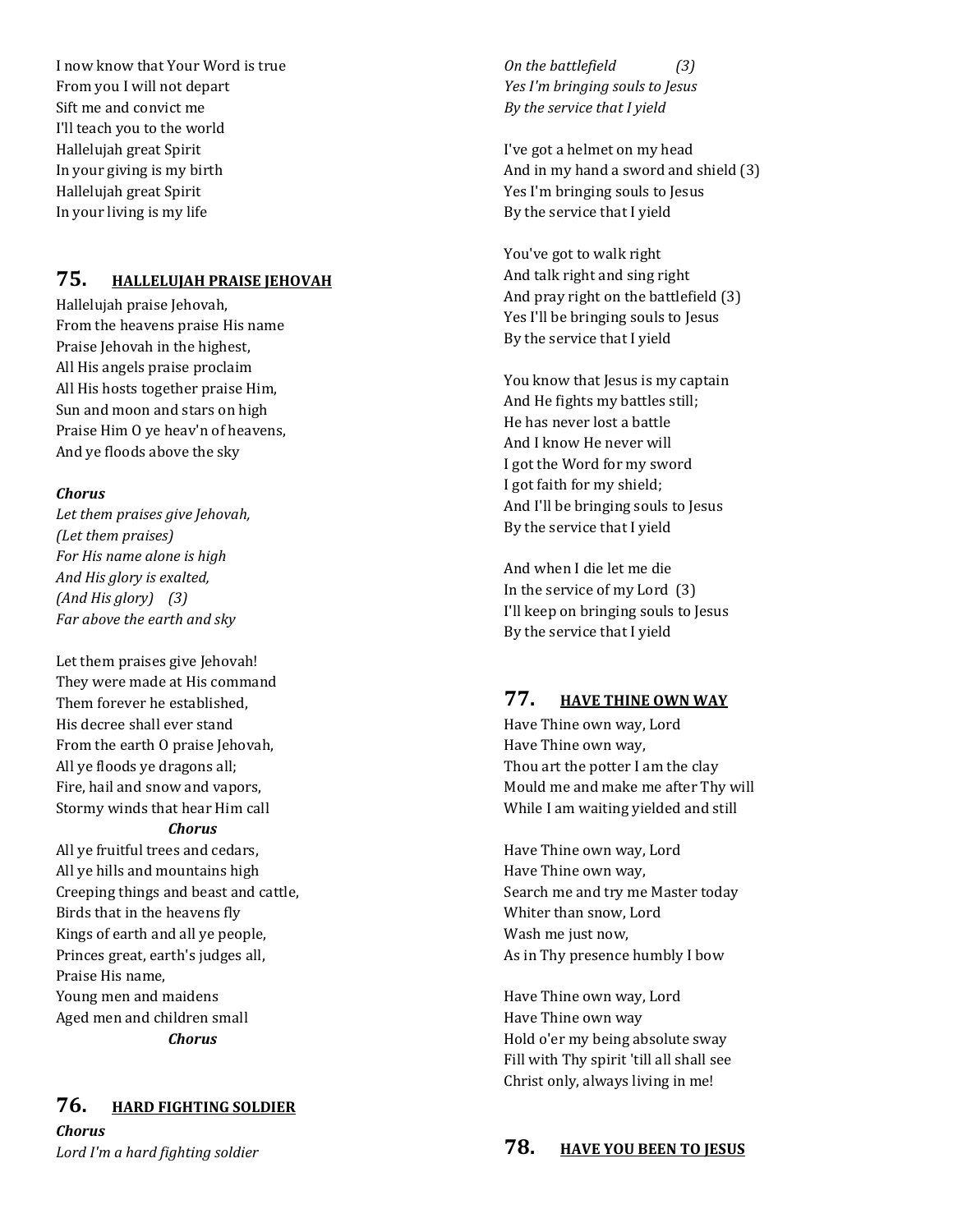I now know that Your Word is true
From you I will not depart
Sift me and convict me
I'll teach you to the world
Hallelujah great Spirit
In your giving is my birth
Hallelujah great Spirit
In your living is my life

## 75. HALLELUJAH PRAISE JEHOVAH

Hallelujah praise Jehovah,
From the heavens praise His name
Praise Jehovah in the highest,
All His angels praise proclaim
All His hosts together praise Him,
Sun and moon and stars on high
Praise Him O ye heav'n of heavens,
And ye floods above the sky

***Chorus***
*Let them praises give Jehovah,*
*(Let them praises)*
*For His name alone is high*
*And His glory is exalted,*
*(And His glory) (3)*
*Far above the earth and sky*

Let them praises give Jehovah!
They were made at His command
Them forever he established,
His decree shall ever stand
From the earth O praise Jehovah,
All ye floods ye dragons all;
Fire, hail and snow and vapors,
Stormy winds that hear Him call
***Chorus***
All ye fruitful trees and cedars,
All ye hills and mountains high
Creeping things and beast and cattle,
Birds that in the heavens fly
Kings of earth and all ye people,
Princes great, earth's judges all,
Praise His name,
Young men and maidens
Aged men and children small
***Chorus***

## 76. HARD FIGHTING SOLDIER

***Chorus***
*Lord I'm a hard fighting soldier*
*On the battlefield (3)*
*Yes I'm bringing souls to Jesus*
*By the service that I yield*

I've got a helmet on my head
And in my hand a sword and shield (3)
Yes I'm bringing souls to Jesus
By the service that I yield

You've got to walk right
And talk right and sing right
And pray right on the battlefield (3)
Yes I'll be bringing souls to Jesus
By the service that I yield

You know that Jesus is my captain
And He fights my battles still;
He has never lost a battle
And I know He never will
I got the Word for my sword
I got faith for my shield;
And I'll be bringing souls to Jesus
By the service that I yield

And when I die let me die
In the service of my Lord (3)
I'll keep on bringing souls to Jesus
By the service that I yield

## 77. HAVE THINE OWN WAY

Have Thine own way, Lord
Have Thine own way,
Thou art the potter I am the clay
Mould me and make me after Thy will
While I am waiting yielded and still

Have Thine own way, Lord
Have Thine own way,
Search me and try me Master today
Whiter than snow, Lord
Wash me just now,
As in Thy presence humbly I bow

Have Thine own way, Lord
Have Thine own way
Hold o'er my being absolute sway
Fill with Thy spirit 'till all shall see
Christ only, always living in me!

## 78. HAVE YOU BEEN TO JESUS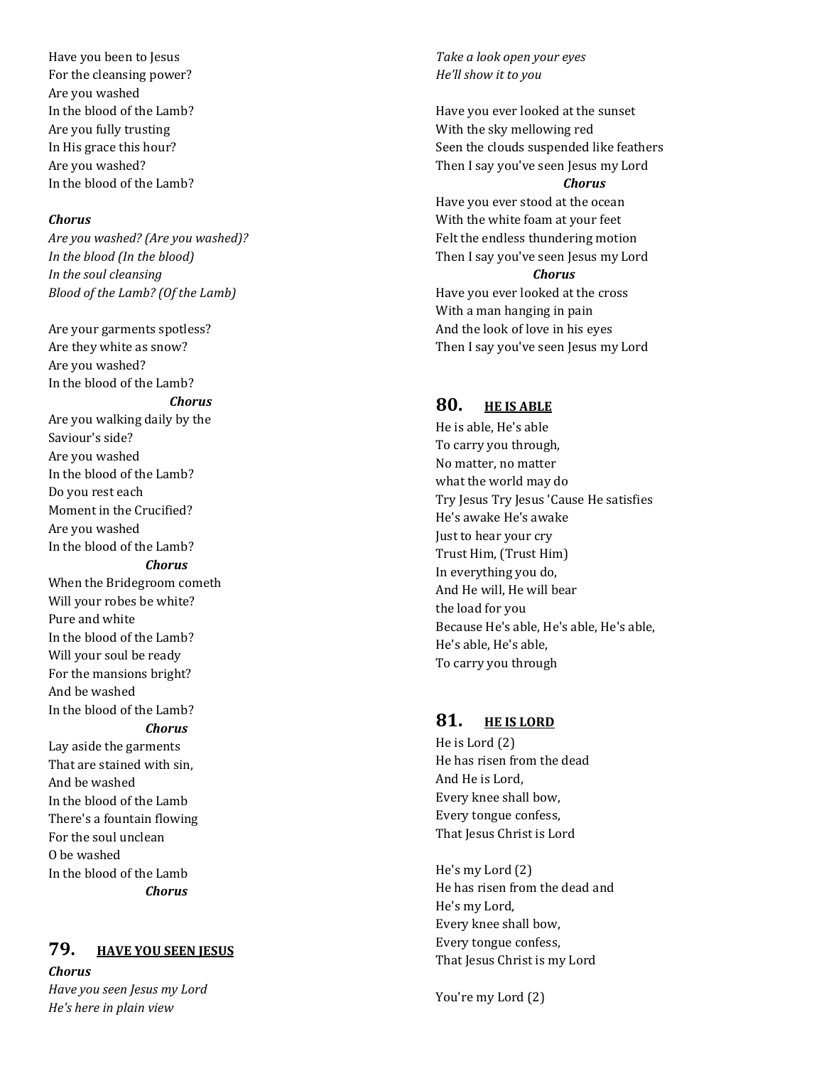Have you been to Jesus
For the cleansing power?
Are you washed
In the blood of the Lamb?
Are you fully trusting
In His grace this hour?
Are you washed?
In the blood of the Lamb?

***Chorus***
*Are you washed? (Are you washed)?*
*In the blood (In the blood)*
*In the soul cleansing*
*Blood of the Lamb? (Of the Lamb)*

Are your garments spotless?
Are they white as snow?
Are you washed?
In the blood of the Lamb?
***Chorus***
Are you walking daily by the
Saviour's side?
Are you washed
In the blood of the Lamb?
Do you rest each
Moment in the Crucified?
Are you washed
In the blood of the Lamb?
***Chorus***
When the Bridegroom cometh
Will your robes be white?
Pure and white
In the blood of the Lamb?
Will your soul be ready
For the mansions bright?
And be washed
In the blood of the Lamb?
***Chorus***
Lay aside the garments
That are stained with sin,
And be washed
In the blood of the Lamb
There's a fountain flowing
For the soul unclean
O be washed
In the blood of the Lamb
***Chorus***

## 79. HAVE YOU SEEN JESUS

***Chorus***
*Have you seen Jesus my Lord*
*He's here in plain view*
*Take a look open your eyes*
*He'll show it to you*

Have you ever looked at the sunset
With the sky mellowing red
Seen the clouds suspended like feathers
Then I say you've seen Jesus my Lord
***Chorus***
Have you ever stood at the ocean
With the white foam at your feet
Felt the endless thundering motion
Then I say you've seen Jesus my Lord
***Chorus***
Have you ever looked at the cross
With a man hanging in pain
And the look of love in his eyes
Then I say you've seen Jesus my Lord

## 80. HE IS ABLE

He is able, He's able
To carry you through,
No matter, no matter
what the world may do
Try Jesus Try Jesus 'Cause He satisfies
He's awake He's awake
Just to hear your cry
Trust Him, (Trust Him)
In everything you do,
And He will, He will bear
the load for you
Because He's able, He's able, He's able,
He's able, He's able,
To carry you through

## 81. HE IS LORD

He is Lord (2)
He has risen from the dead
And He is Lord,
Every knee shall bow,
Every tongue confess,
That Jesus Christ is Lord

He's my Lord (2)
He has risen from the dead and
He's my Lord,
Every knee shall bow,
Every tongue confess,
That Jesus Christ is my Lord

You're my Lord (2)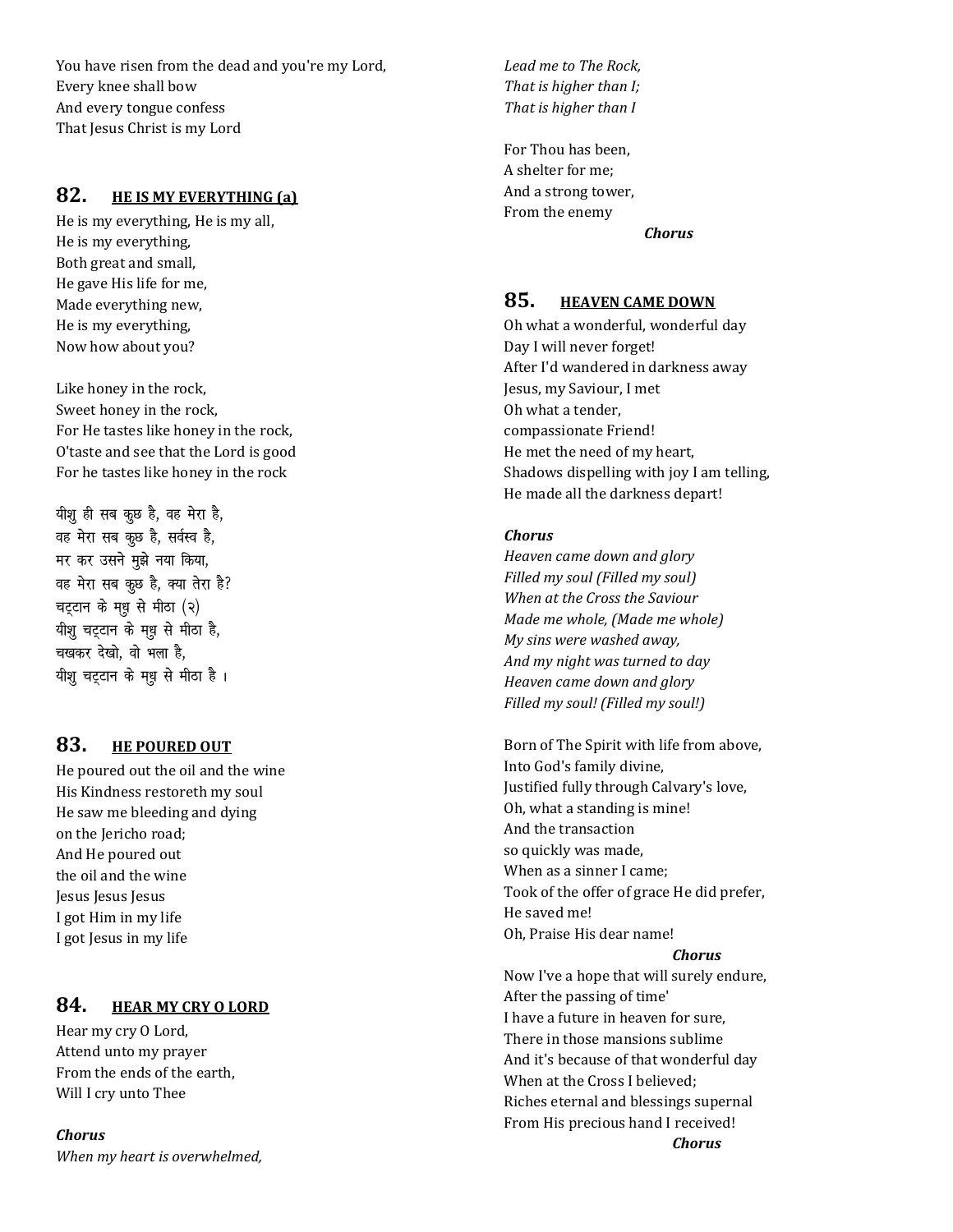You have risen from the dead and you're my Lord,
Every knee shall bow
And every tongue confess
That Jesus Christ is my Lord

## 82. HE IS MY EVERYTHING (a)

He is my everything, He is my all,
He is my everything,
Both great and small,
He gave His life for me,
Made everything new,
He is my everything,
Now how about you?

Like honey in the rock,
Sweet honey in the rock,
For He tastes like honey in the rock,
O'taste and see that the Lord is good
For he tastes like honey in the rock

यीशु ही सब कुछ है, वह मेरा है,
वह मेरा सब कुछ है, सर्वस्व है,
मर कर उसने मुझे नया किया,
वह मेरा सब कुछ है, क्या तेरा है?
चट्टान के मधु से मीठा (२)
यीशु चट्टान के मधु से मीठा है,
चखकर देखो, वो भला है,
यीशु चट्टान के मधु से मीठा है ।

## 83. HE POURED OUT

He poured out the oil and the wine
His Kindness restoreth my soul
He saw me bleeding and dying
on the Jericho road;
And He poured out
the oil and the wine
Jesus Jesus Jesus
I got Him in my life
I got Jesus in my life

## 84. HEAR MY CRY O LORD

Hear my cry O Lord,
Attend unto my prayer
From the ends of the earth,
Will I cry unto Thee

***Chorus***
*When my heart is overwhelmed,*
*Lead me to The Rock,*
*That is higher than I;*
*That is higher than I*

For Thou has been,
A shelter for me;
And a strong tower,
From the enemy

***Chorus***

## 85. HEAVEN CAME DOWN

Oh what a wonderful, wonderful day
Day I will never forget!
After I'd wandered in darkness away
Jesus, my Saviour, I met
Oh what a tender,
compassionate Friend!
He met the need of my heart,
Shadows dispelling with joy I am telling,
He made all the darkness depart!

***Chorus***
*Heaven came down and glory*
*Filled my soul (Filled my soul)*
*When at the Cross the Saviour*
*Made me whole, (Made me whole)*
*My sins were washed away,*
*And my night was turned to day*
*Heaven came down and glory*
*Filled my soul! (Filled my soul!)*

Born of The Spirit with life from above,
Into God's family divine,
Justified fully through Calvary's love,
Oh, what a standing is mine!
And the transaction
so quickly was made,
When as a sinner I came;
Took of the offer of grace He did prefer,
He saved me!
Oh, Praise His dear name!

***Chorus***

Now I've a hope that will surely endure,
After the passing of time'
I have a future in heaven for sure,
There in those mansions sublime
And it's because of that wonderful day
When at the Cross I believed;
Riches eternal and blessings supernal
From His precious hand I received!

***Chorus***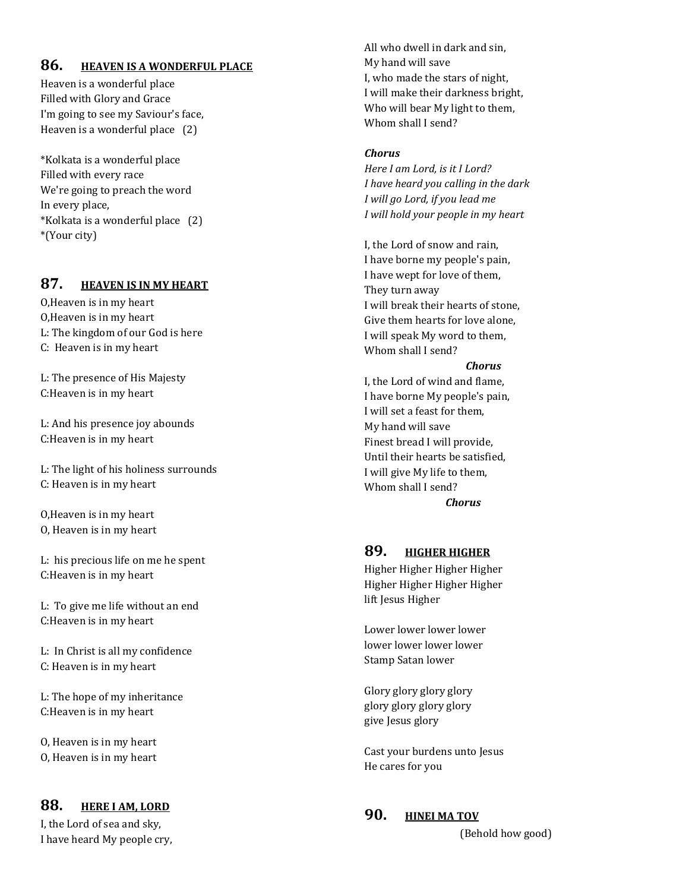## 86. HEAVEN IS A WONDERFUL PLACE

Heaven is a wonderful place
Filled with Glory and Grace
I'm going to see my Saviour's face,
Heaven is a wonderful place (2)

*Kolkata is a wonderful place
Filled with every race
We're going to preach the word
In every place,
*Kolkata is a wonderful place (2)
*(Your city)

## 87. HEAVEN IS IN MY HEART

O,Heaven is in my heart
O,Heaven is in my heart
L: The kingdom of our God is here
C: Heaven is in my heart

L: The presence of His Majesty
C:Heaven is in my heart

L: And his presence joy abounds
C:Heaven is in my heart

L: The light of his holiness surrounds
C: Heaven is in my heart

O,Heaven is in my heart
O, Heaven is in my heart

L: his precious life on me he spent
C:Heaven is in my heart

L: To give me life without an end
C:Heaven is in my heart

L: In Christ is all my confidence
C: Heaven is in my heart

L: The hope of my inheritance
C:Heaven is in my heart

O, Heaven is in my heart
O, Heaven is in my heart

## 88. HERE I AM, LORD

I, the Lord of sea and sky,
I have heard My people cry,
All who dwell in dark and sin,
My hand will save
I, who made the stars of night,
I will make their darkness bright,
Who will bear My light to them,
Whom shall I send?

***Chorus***
*Here I am Lord, is it I Lord?*
*I have heard you calling in the dark*
*I will go Lord, if you lead me*
*I will hold your people in my heart*

I, the Lord of snow and rain,
I have borne my people's pain,
I have wept for love of them,
They turn away
I will break their hearts of stone,
Give them hearts for love alone,
I will speak My word to them,
Whom shall I send?

***Chorus***

I, the Lord of wind and flame,
I have borne My people's pain,
I will set a feast for them,
My hand will save
Finest bread I will provide,
Until their hearts be satisfied,
I will give My life to them,
Whom shall I send?

***Chorus***

## 89. HIGHER HIGHER

Higher Higher Higher Higher
Higher Higher Higher Higher
lift Jesus Higher

Lower lower lower lower
lower lower lower lower
Stamp Satan lower

Glory glory glory glory
glory glory glory glory
give Jesus glory

Cast your burdens unto Jesus
He cares for you

## 90. HINEI MA TOV

(Behold how good)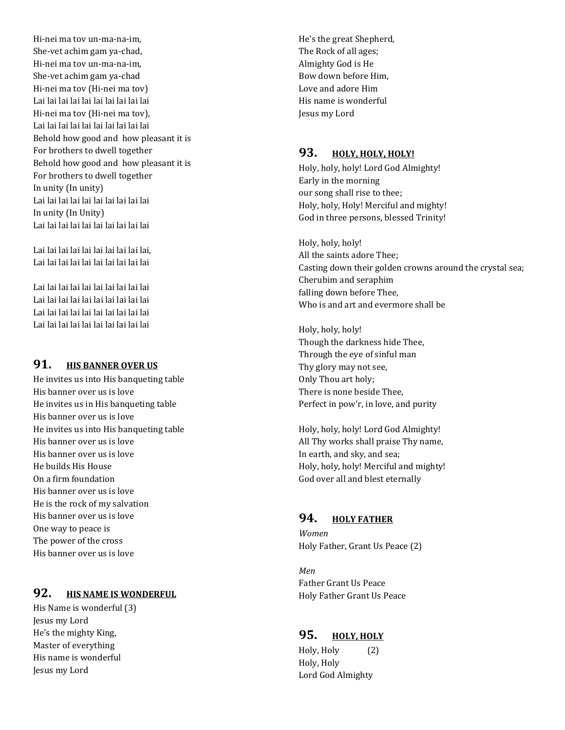Hi-nei ma tov un-ma-na-im,
She-vet achim gam ya-chad,
Hi-nei ma tov un-ma-na-im,
She-vet achim gam ya-chad
Hi-nei ma tov (Hi-nei ma tov)
Lai lai lai lai lai lai lai lai lai
Hi-nei ma tov (Hi-nei ma tov),
Lai lai lai lai lai lai lai lai lai
Behold how good and how pleasant it is
For brothers to dwell together
Behold how good and how pleasant it is
For brothers to dwell together
In unity (In unity)
Lai lai lai lai lai lai lai lai lai
In unity (In Unity)
Lai lai lai lai lai lai lai lai lai

Lai lai lai lai lai lai lai lai lai lai,
Lai lai lai lai lai lai lai lai lai lai

Lai lai lai lai lai lai lai lai lai lai
Lai lai lai lai lai lai lai lai lai lai
Lai lai lai lai lai lai lai lai lai lai
Lai lai lai lai lai lai lai lai lai lai

## 91. HIS BANNER OVER US

He invites us into His banqueting table
His banner over us is love
He invites us in His banqueting table
His banner over us is love
He invites us into His banqueting table
His banner over us is love
His banner over us is love
He builds His House
On a firm foundation
His banner over us is love
He is the rock of my salvation
His banner over us is love
One way to peace is
The power of the cross
His banner over us is love

## 92. HIS NAME IS WONDERFUL

His Name is wonderful (3)
Jesus my Lord
He's the mighty King,
Master of everything
His name is wonderful
Jesus my Lord
He's the great Shepherd,
The Rock of all ages;
Almighty God is He
Bow down before Him,
Love and adore Him
His name is wonderful
Jesus my Lord

## 93. HOLY, HOLY, HOLY!

Holy, holy, holy! Lord God Almighty!
Early in the morning
our song shall rise to thee;
Holy, holy, Holy! Merciful and mighty!
God in three persons, blessed Trinity!

Holy, holy, holy!
All the saints adore Thee;
Casting down their golden crowns around the crystal sea;
Cherubim and seraphim
falling down before Thee,
Who is and art and evermore shall be

Holy, holy, holy!
Though the darkness hide Thee,
Through the eye of sinful man
Thy glory may not see,
Only Thou art holy;
There is none beside Thee,
Perfect in pow'r, in love, and purity

Holy, holy, holy! Lord God Almighty!
All Thy works shall praise Thy name,
In earth, and sky, and sea;
Holy, holy, holy! Merciful and mighty!
God over all and blest eternally

## 94. HOLY FATHER

*Women*
Holy Father, Grant Us Peace (2)

*Men*
Father Grant Us Peace
Holy Father Grant Us Peace

## 95. HOLY, HOLY

Holy, Holy (2)
Holy, Holy
Lord God Almighty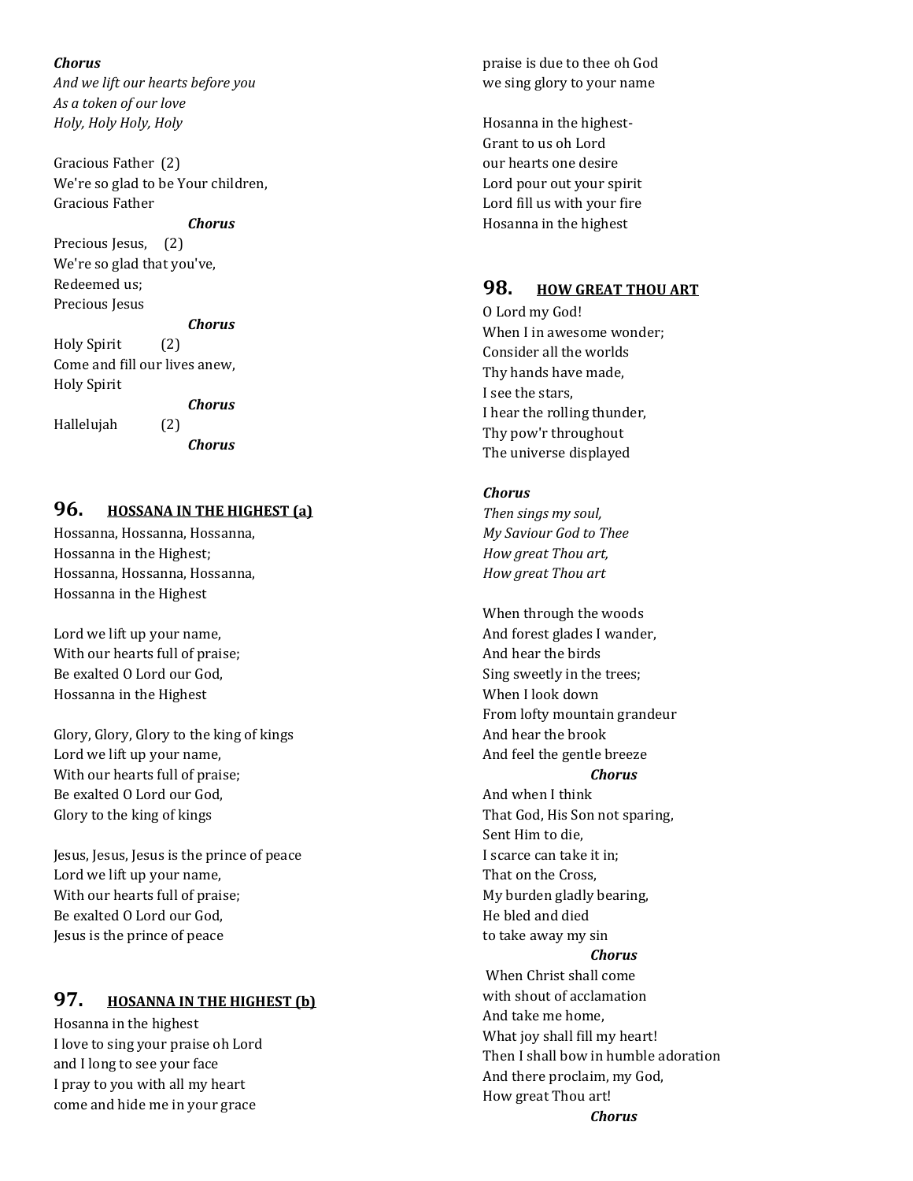***Chorus***
*And we lift our hearts before you*
*As a token of our love*
*Holy, Holy Holy, Holy*

Gracious Father (2)
We're so glad to be Your children,
Gracious Father

***Chorus***

Precious Jesus, (2)
We're so glad that you've,
Redeemed us;
Precious Jesus

***Chorus***

Holy Spirit (2)
Come and fill our lives anew,
Holy Spirit

***Chorus***

Hallelujah (2)

***Chorus***

## 96. HOSSANA IN THE HIGHEST (a)

Hossanna, Hossanna, Hossanna,
Hossanna in the Highest;
Hossanna, Hossanna, Hossanna,
Hossanna in the Highest

Lord we lift up your name,
With our hearts full of praise;
Be exalted O Lord our God,
Hossanna in the Highest

Glory, Glory, Glory to the king of kings
Lord we lift up your name,
With our hearts full of praise;
Be exalted O Lord our God,
Glory to the king of kings

Jesus, Jesus, Jesus is the prince of peace
Lord we lift up your name,
With our hearts full of praise;
Be exalted O Lord our God,
Jesus is the prince of peace

## 97. HOSANNA IN THE HIGHEST (b)

Hosanna in the highest
I love to sing your praise oh Lord
and I long to see your face
I pray to you with all my heart
come and hide me in your grace
praise is due to thee oh God
we sing glory to your name

Hosanna in the highest-
Grant to us oh Lord
our hearts one desire
Lord pour out your spirit
Lord fill us with your fire
Hosanna in the highest

## 98. HOW GREAT THOU ART

O Lord my God!
When I in awesome wonder;
Consider all the worlds
Thy hands have made,
I see the stars,
I hear the rolling thunder,
Thy pow'r throughout
The universe displayed

***Chorus***
*Then sings my soul,*
*My Saviour God to Thee*
*How great Thou art,*
*How great Thou art*

When through the woods
And forest glades I wander,
And hear the birds
Sing sweetly in the trees;
When I look down
From lofty mountain grandeur
And hear the brook
And feel the gentle breeze

***Chorus***

And when I think
That God, His Son not sparing,
Sent Him to die,
I scarce can take it in;
That on the Cross,
My burden gladly bearing,
He bled and died
to take away my sin

***Chorus***

When Christ shall come
with shout of acclamation
And take me home,
What joy shall fill my heart!
Then I shall bow in humble adoration
And there proclaim, my God,
How great Thou art!

***Chorus***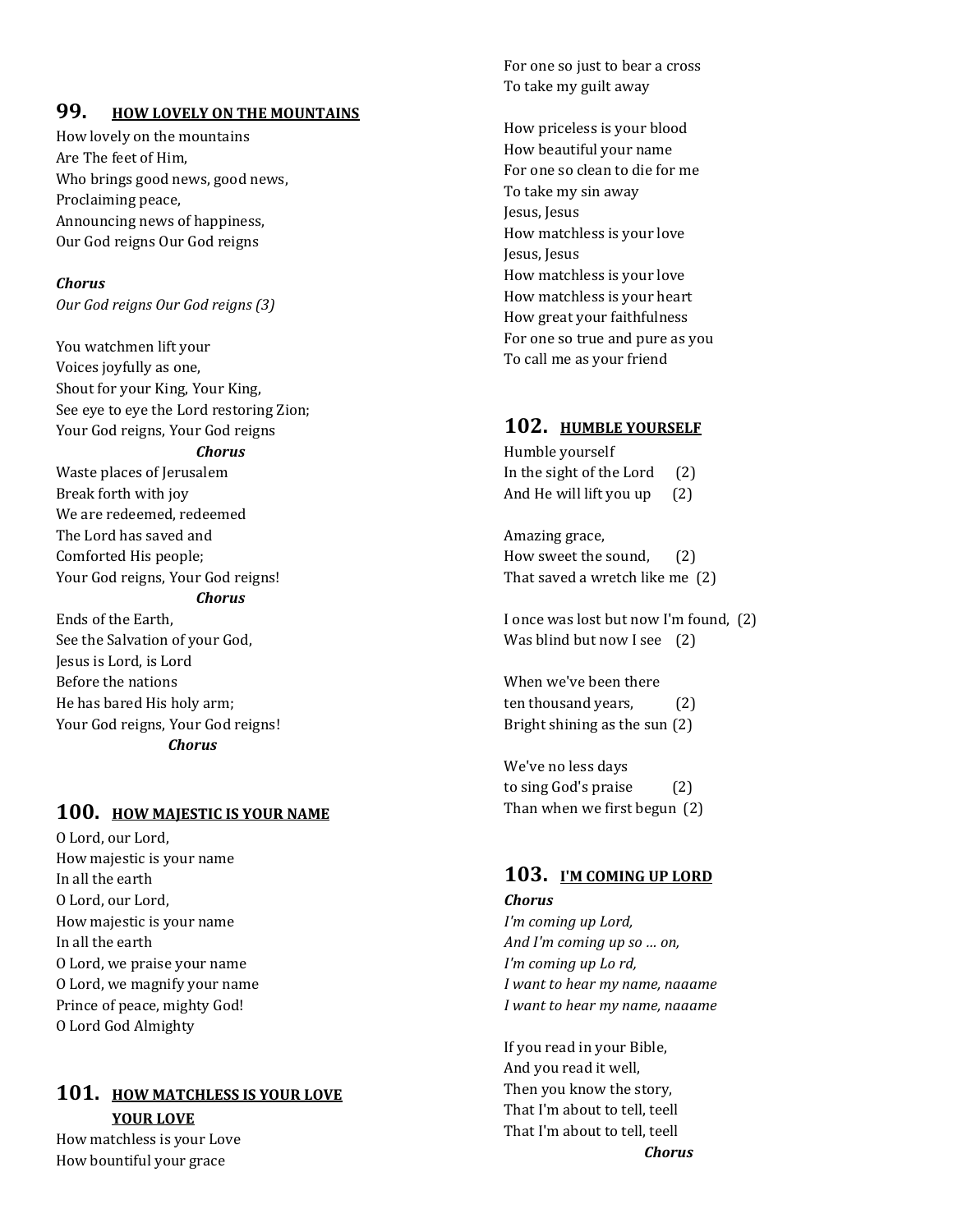## 99. HOW LOVELY ON THE MOUNTAINS

How lovely on the mountains
Are The feet of Him,
Who brings good news, good news,
Proclaiming peace,
Announcing news of happiness,
Our God reigns Our God reigns

***Chorus***
*Our God reigns Our God reigns (3)*

You watchmen lift your
Voices joyfully as one,
Shout for your King, Your King,
See eye to eye the Lord restoring Zion;
Your God reigns, Your God reigns
***Chorus***
Waste places of Jerusalem
Break forth with joy
We are redeemed, redeemed
The Lord has saved and
Comforted His people;
Your God reigns, Your God reigns!
***Chorus***
Ends of the Earth,
See the Salvation of your God,
Jesus is Lord, is Lord
Before the nations
He has bared His holy arm;
Your God reigns, Your God reigns!
***Chorus***

## 100. HOW MAJESTIC IS YOUR NAME

O Lord, our Lord,
How majestic is your name
In all the earth
O Lord, our Lord,
How majestic is your name
In all the earth
O Lord, we praise your name
O Lord, we magnify your name
Prince of peace, mighty God!
O Lord God Almighty

## 101. HOW MATCHLESS IS YOUR LOVE YOUR LOVE

How matchless is your Love
How bountiful your grace
For one so just to bear a cross
To take my guilt away

How priceless is your blood
How beautiful your name
For one so clean to die for me
To take my sin away
Jesus, Jesus
How matchless is your love
Jesus, Jesus
How matchless is your love
How matchless is your heart
How great your faithfulness
For one so true and pure as you
To call me as your friend

## 102. HUMBLE YOURSELF

Humble yourself
In the sight of the Lord (2)
And He will lift you up (2)

Amazing grace,
How sweet the sound, (2)
That saved a wretch like me (2)

I once was lost but now I'm found, (2)
Was blind but now I see (2)

When we've been there
ten thousand years, (2)
Bright shining as the sun (2)

We've no less days
to sing God's praise (2)
Than when we first begun (2)

## 103. I'M COMING UP LORD

***Chorus***
*I'm coming up Lord,*
*And I'm coming up so … on,*
*I'm coming up Lo rd,*
*I want to hear my name, naaame*
*I want to hear my name, naaame*

If you read in your Bible,
And you read it well,
Then you know the story,
That I'm about to tell, teell
That I'm about to tell, teell
***Chorus***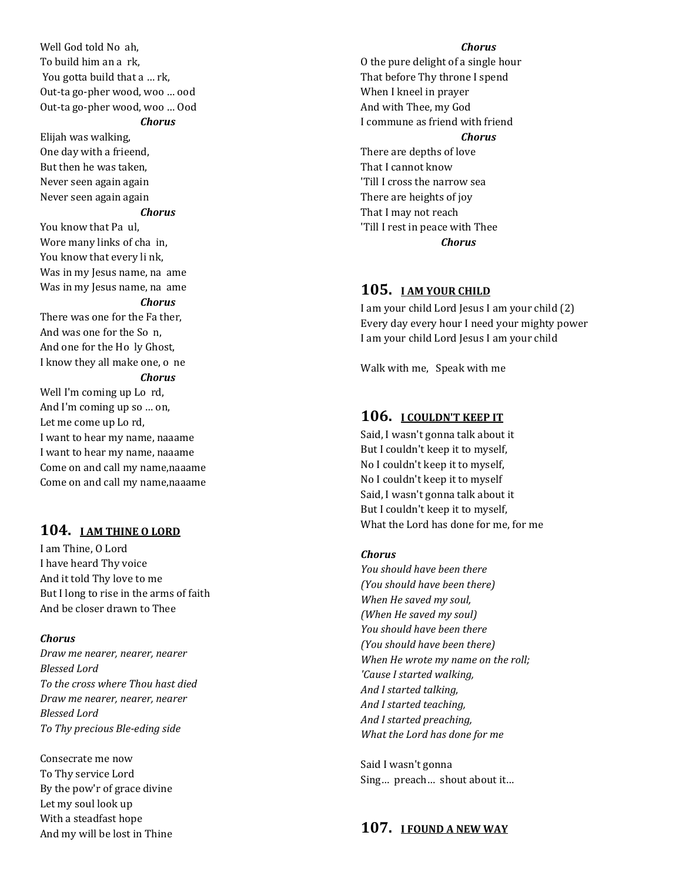Well God told No  ah,
To build him an a  rk,
You gotta build that a … rk,
Out-ta go-pher wood, woo … ood
Out-ta go-pher wood, woo … Ood

***Chorus***

Elijah was walking,
One day with a frieend,
But then he was taken,
Never seen again again
Never seen again again

***Chorus***

You know that Pa  ul,
Wore many links of cha  in,
You know that every li nk,
Was in my Jesus name, na  ame
Was in my Jesus name, na  ame

***Chorus***

There was one for the Fa ther,
And was one for the So  n,
And one for the Ho  ly Ghost,
I know they all make one, o  ne

***Chorus***

Well I'm coming up Lo  rd,
And I'm coming up so … on,
Let me come up Lo rd,
I want to hear my name, naaame
I want to hear my name, naaame
Come on and call my name,naaame
Come on and call my name,naaame

## 104. I AM THINE O LORD

I am Thine, O Lord
I have heard Thy voice
And it told Thy love to me
But I long to rise in the arms of faith
And be closer drawn to Thee

***Chorus***
*Draw me nearer, nearer, nearer*
*Blessed Lord*
*To the cross where Thou hast died*
*Draw me nearer, nearer, nearer*
*Blessed Lord*
*To Thy precious Ble-eding side*

Consecrate me now
To Thy service Lord
By the pow'r of grace divine
Let my soul look up
With a steadfast hope
And my will be lost in Thine

***Chorus***

O the pure delight of a single hour
That before Thy throne I spend
When I kneel in prayer
And with Thee, my God
I commune as friend with friend

***Chorus***

There are depths of love
That I cannot know
'Till I cross the narrow sea
There are heights of joy
That I may not reach
'Till I rest in peace with Thee

***Chorus***

## 105. I AM YOUR CHILD

I am your child Lord Jesus I am your child (2)
Every day every hour I need your mighty power
I am your child Lord Jesus I am your child

Walk with me,   Speak with me

## 106. I COULDN'T KEEP IT

Said, I wasn't gonna talk about it
But I couldn't keep it to myself,
No I couldn't keep it to myself,
No I couldn't keep it to myself
Said, I wasn't gonna talk about it
But I couldn't keep it to myself,
What the Lord has done for me, for me

***Chorus***
*You should have been there*
*(You should have been there)*
*When He saved my soul,*
*(When He saved my soul)*
*You should have been there*
*(You should have been there)*
*When He wrote my name on the roll;*
*'Cause I started walking,*
*And I started talking,*
*And I started teaching,*
*And I started preaching,*
*What the Lord has done for me*

Said I wasn't gonna
Sing… preach… shout about it…

## 107. I FOUND A NEW WAY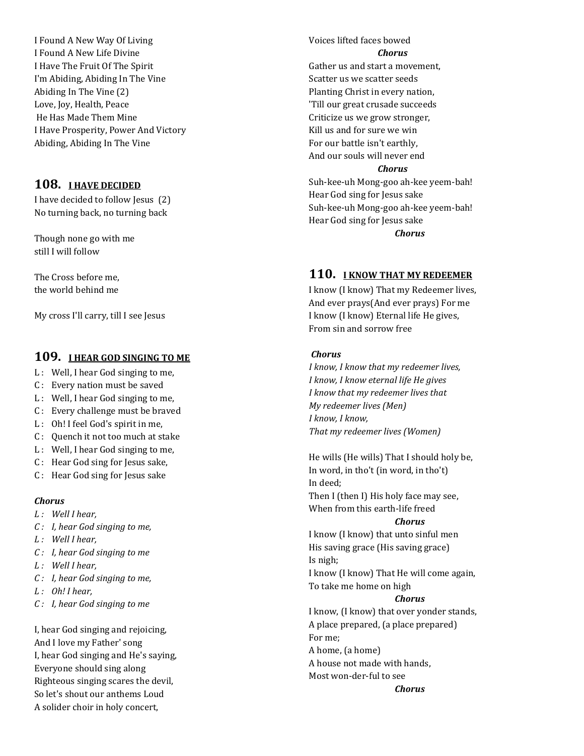I Found A New Way Of Living
I Found A New Life Divine
I Have The Fruit Of The Spirit
I'm Abiding, Abiding In The Vine
Abiding In The Vine (2)
Love, Joy, Health, Peace
He Has Made Them Mine
I Have Prosperity, Power And Victory
Abiding, Abiding In The Vine

## 108. I HAVE DECIDED

I have decided to follow Jesus (2)
No turning back, no turning back

Though none go with me
still I will follow

The Cross before me,
the world behind me

My cross I'll carry, till I see Jesus

## 109. I HEAR GOD SINGING TO ME

L : Well, I hear God singing to me,
C : Every nation must be saved
L : Well, I hear God singing to me,
C : Every challenge must be braved
L : Oh! I feel God's spirit in me,
C : Quench it not too much at stake
L : Well, I hear God singing to me,
C : Hear God sing for Jesus sake,
C : Hear God sing for Jesus sake

***Chorus***
*L : Well I hear,*
*C : I, hear God singing to me,*
*L : Well I hear,*
*C : I, hear God singing to me*
*L : Well I hear,*
*C : I, hear God singing to me,*
*L : Oh! I hear,*
*C : I, hear God singing to me*

I, hear God singing and rejoicing,
And I love my Father' song
I, hear God singing and He's saying,
Everyone should sing along
Righteous singing scares the devil,
So let's shout our anthems Loud
A solider choir in holy concert,
Voices lifted faces bowed

***Chorus***

Gather us and start a movement,
Scatter us we scatter seeds
Planting Christ in every nation,
'Till our great crusade succeeds
Criticize us we grow stronger,
Kill us and for sure we win
For our battle isn't earthly,
And our souls will never end

***Chorus***

Suh-kee-uh Mong-goo ah-kee yeem-bah!
Hear God sing for Jesus sake
Suh-kee-uh Mong-goo ah-kee yeem-bah!
Hear God sing for Jesus sake

***Chorus***

## 110. I KNOW THAT MY REDEEMER

I know (I know) That my Redeemer lives,
And ever prays(And ever prays) For me
I know (I know) Eternal life He gives,
From sin and sorrow free

***Chorus***
*I know, I know that my redeemer lives,*
*I know, I know eternal life He gives*
*I know that my redeemer lives that*
*My redeemer lives (Men)*
*I know, I know,*
*That my redeemer lives (Women)*

He wills (He wills) That I should holy be,
In word, in tho't (in word, in tho't)
In deed;
Then I (then I) His holy face may see,
When from this earth-life freed

***Chorus***

I know (I know) that unto sinful men
His saving grace (His saving grace)
Is nigh;
I know (I know) That He will come again,
To take me home on high

***Chorus***

I know, (I know) that over yonder stands,
A place prepared, (a place prepared)
For me;
A home, (a home)
A house not made with hands,
Most won-der-ful to see

***Chorus***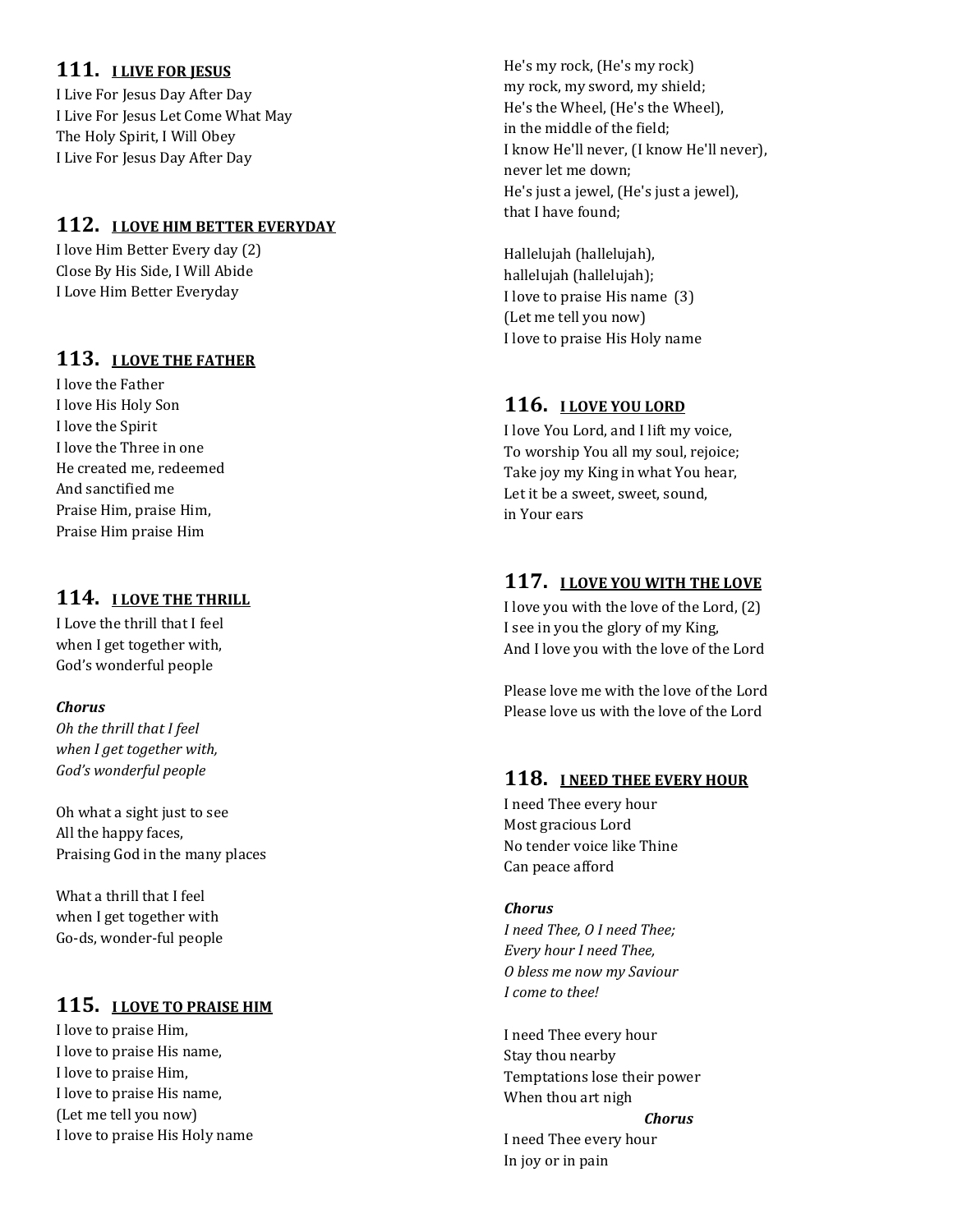## 111. I LIVE FOR JESUS

I Live For Jesus Day After Day
I Live For Jesus Let Come What May
The Holy Spirit, I Will Obey
I Live For Jesus Day After Day

## 112. I LOVE HIM BETTER EVERYDAY

I love Him Better Every day (2)
Close By His Side, I Will Abide
I Love Him Better Everyday

## 113. I LOVE THE FATHER

I love the Father
I love His Holy Son
I love the Spirit
I love the Three in one
He created me, redeemed
And sanctified me
Praise Him, praise Him,
Praise Him praise Him

## 114. I LOVE THE THRILL

I Love the thrill that I feel
when I get together with,
God's wonderful people

***Chorus***
*Oh the thrill that I feel*
*when I get together with,*
*God's wonderful people*

Oh what a sight just to see
All the happy faces,
Praising God in the many places

What a thrill that I feel
when I get together with
Go-ds, wonder-ful people

## 115. I LOVE TO PRAISE HIM

I love to praise Him,
I love to praise His name,
I love to praise Him,
I love to praise His name,
(Let me tell you now)
I love to praise His Holy name

He's my rock, (He's my rock)
my rock, my sword, my shield;
He's the Wheel, (He's the Wheel),
in the middle of the field;
I know He'll never, (I know He'll never),
never let me down;
He's just a jewel, (He's just a jewel),
that I have found;

Hallelujah (hallelujah),
hallelujah (hallelujah);
I love to praise His name (3)
(Let me tell you now)
I love to praise His Holy name

## 116. I LOVE YOU LORD

I love You Lord, and I lift my voice,
To worship You all my soul, rejoice;
Take joy my King in what You hear,
Let it be a sweet, sweet, sound,
in Your ears

## 117. I LOVE YOU WITH THE LOVE

I love you with the love of the Lord, (2)
I see in you the glory of my King,
And I love you with the love of the Lord

Please love me with the love of the Lord
Please love us with the love of the Lord

## 118. I NEED THEE EVERY HOUR

I need Thee every hour
Most gracious Lord
No tender voice like Thine
Can peace afford

***Chorus***
*I need Thee, O I need Thee;*
*Every hour I need Thee,*
*O bless me now my Saviour*
*I come to thee!*

I need Thee every hour
Stay thou nearby
Temptations lose their power
When thou art nigh

***Chorus***

I need Thee every hour
In joy or in pain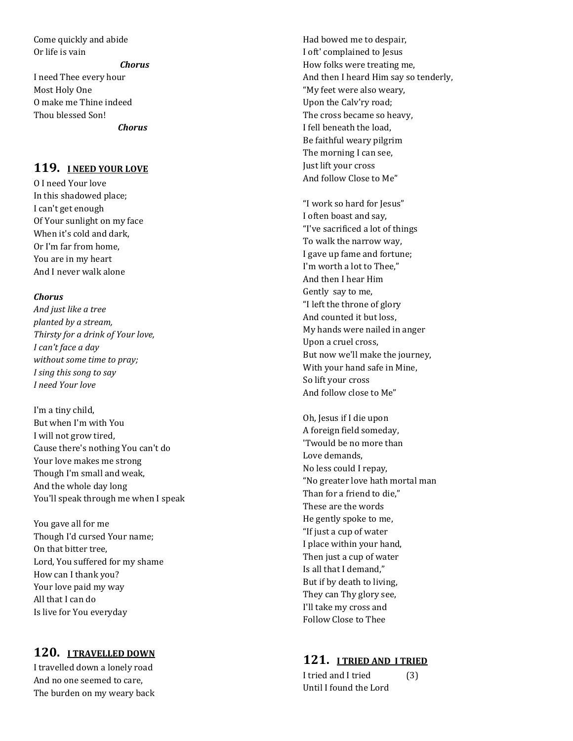Come quickly and abide
Or life is vain

***Chorus***

I need Thee every hour
Most Holy One
O make me Thine indeed
Thou blessed Son!

***Chorus***

## 119. I NEED YOUR LOVE

O I need Your love
In this shadowed place;
I can't get enough
Of Your sunlight on my face
When it's cold and dark,
Or I'm far from home,
You are in my heart
And I never walk alone

***Chorus***
*And just like a tree*
*planted by a stream,*
*Thirsty for a drink of Your love,*
*I can't face a day*
*without some time to pray;*
*I sing this song to say*
*I need Your love*

I'm a tiny child,
But when I'm with You
I will not grow tired,
Cause there's nothing You can't do
Your love makes me strong
Though I'm small and weak,
And the whole day long
You'll speak through me when I speak

You gave all for me
Though I'd cursed Your name;
On that bitter tree,
Lord, You suffered for my shame
How can I thank you?
Your love paid my way
All that I can do
Is live for You everyday

## 120. I TRAVELLED DOWN

I travelled down a lonely road
And no one seemed to care,
The burden on my weary back
Had bowed me to despair,
I oft' complained to Jesus
How folks were treating me,
And then I heard Him say so tenderly,
“My feet were also weary,
Upon the Calv'ry road;
The cross became so heavy,
I fell beneath the load,
Be faithful weary pilgrim
The morning I can see,
Just lift your cross
And follow Close to Me”

“I work so hard for Jesus”
I often boast and say,
“I've sacrificed a lot of things
To walk the narrow way,
I gave up fame and fortune;
I'm worth a lot to Thee,”
And then I hear Him
Gently say to me,
“I left the throne of glory
And counted it but loss,
My hands were nailed in anger
Upon a cruel cross,
But now we'll make the journey,
With your hand safe in Mine,
So lift your cross
And follow close to Me”

Oh, Jesus if I die upon
A foreign field someday,
'Twould be no more than
Love demands,
No less could I repay,
“No greater love hath mortal man
Than for a friend to die,”
These are the words
He gently spoke to me,
“If just a cup of water
I place within your hand,
Then just a cup of water
Is all that I demand,”
But if by death to living,
They can Thy glory see,
I'll take my cross and
Follow Close to Thee

## 121. I TRIED AND I TRIED

I tried and I tried (3)
Until I found the Lord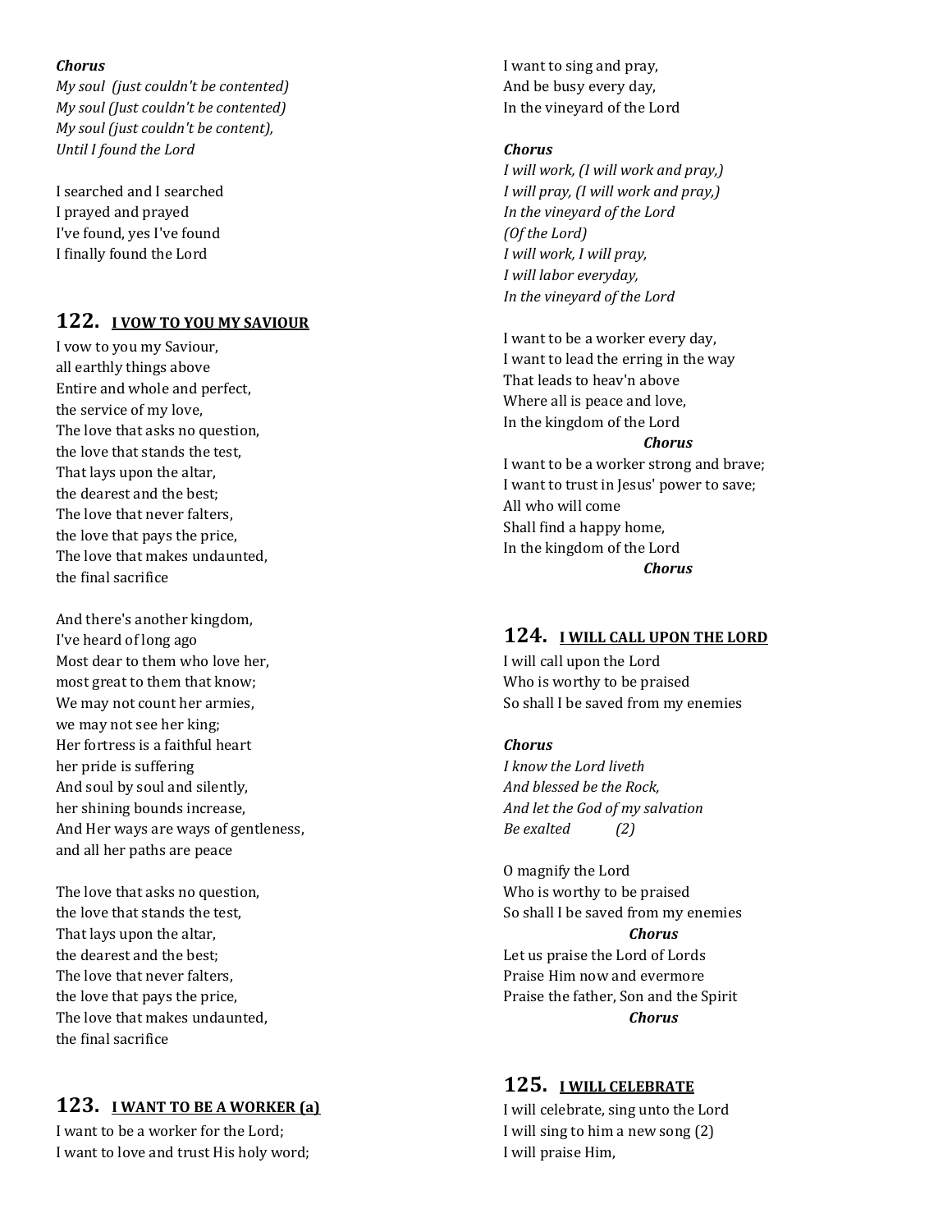***Chorus***
*My soul (just couldn't be contented)*
*My soul (Just couldn't be contented)*
*My soul (just couldn't be content),*
*Until I found the Lord*

I searched and I searched
I prayed and prayed
I've found, yes I've found
I finally found the Lord

## 122. I VOW TO YOU MY SAVIOUR

I vow to you my Saviour,
all earthly things above
Entire and whole and perfect,
the service of my love,
The love that asks no question,
the love that stands the test,
That lays upon the altar,
the dearest and the best;
The love that never falters,
the love that pays the price,
The love that makes undaunted,
the final sacrifice

And there's another kingdom,
I've heard of long ago
Most dear to them who love her,
most great to them that know;
We may not count her armies,
we may not see her king;
Her fortress is a faithful heart
her pride is suffering
And soul by soul and silently,
her shining bounds increase,
And Her ways are ways of gentleness,
and all her paths are peace

The love that asks no question,
the love that stands the test,
That lays upon the altar,
the dearest and the best;
The love that never falters,
the love that pays the price,
The love that makes undaunted,
the final sacrifice

## 123. I WANT TO BE A WORKER (a)

I want to be a worker for the Lord;
I want to love and trust His holy word;
I want to sing and pray,
And be busy every day,
In the vineyard of the Lord

***Chorus***
*I will work, (I will work and pray,)*
*I will pray, (I will work and pray,)*
*In the vineyard of the Lord*
*(Of the Lord)*
*I will work, I will pray,*
*I will labor everyday,*
*In the vineyard of the Lord*

I want to be a worker every day,
I want to lead the erring in the way
That leads to heav'n above
Where all is peace and love,
In the kingdom of the Lord

***Chorus***

I want to be a worker strong and brave;
I want to trust in Jesus' power to save;
All who will come
Shall find a happy home,
In the kingdom of the Lord

***Chorus***

## 124. I WILL CALL UPON THE LORD

I will call upon the Lord
Who is worthy to be praised
So shall I be saved from my enemies

***Chorus***
*I know the Lord liveth*
*And blessed be the Rock,*
*And let the God of my salvation*
*Be exalted (2)*

O magnify the Lord
Who is worthy to be praised
So shall I be saved from my enemies

***Chorus***

Let us praise the Lord of Lords
Praise Him now and evermore
Praise the father, Son and the Spirit

***Chorus***

## 125. I WILL CELEBRATE

I will celebrate, sing unto the Lord
I will sing to him a new song (2)
I will praise Him,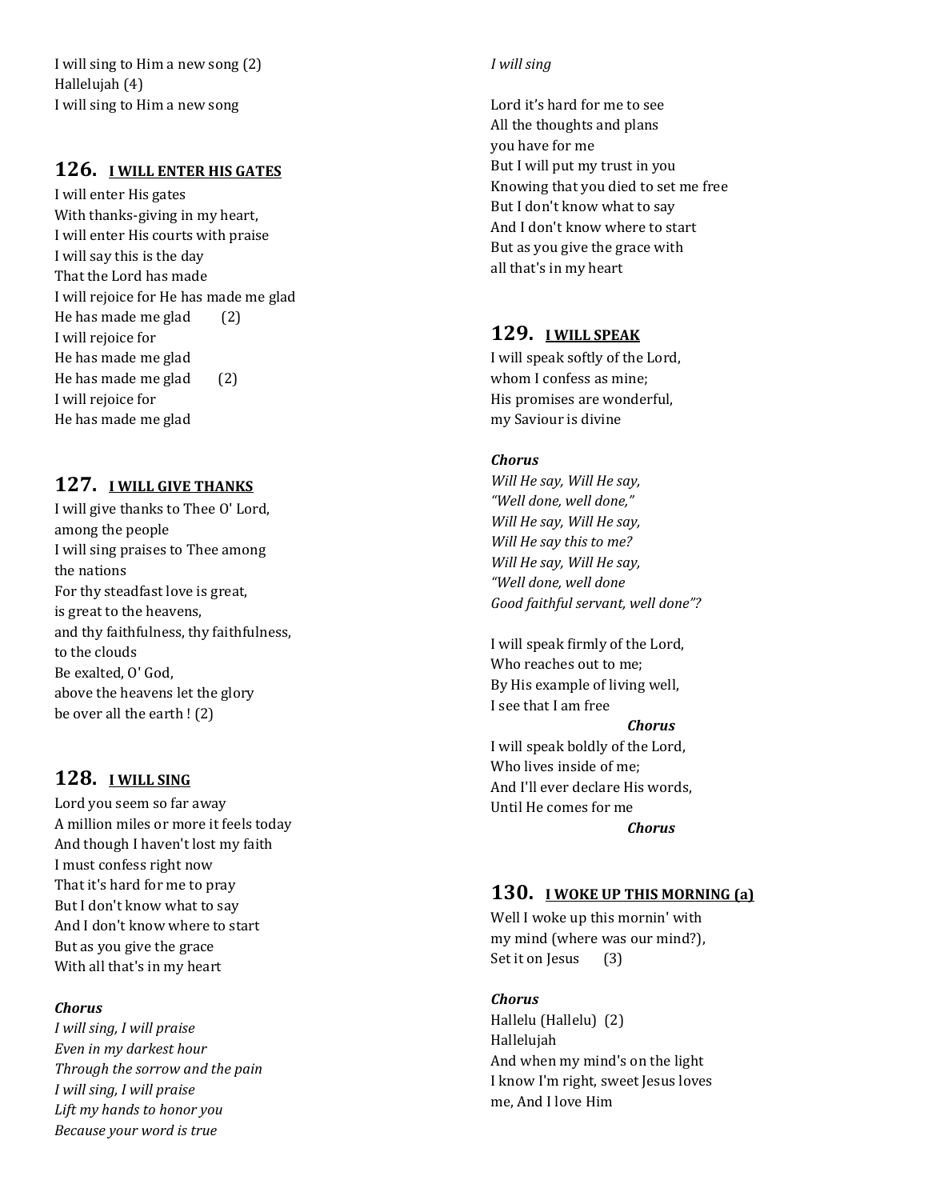I will sing to Him a new song (2)
Hallelujah (4)
I will sing to Him a new song

## 126. I WILL ENTER HIS GATES

I will enter His gates
With thanks-giving in my heart,
I will enter His courts with praise
I will say this is the day
That the Lord has made
I will rejoice for He has made me glad
He has made me glad (2)
I will rejoice for
He has made me glad
He has made me glad (2)
I will rejoice for
He has made me glad

## 127. I WILL GIVE THANKS

I will give thanks to Thee O' Lord,
among the people
I will sing praises to Thee among
the nations
For thy steadfast love is great,
is great to the heavens,
and thy faithfulness, thy faithfulness,
to the clouds
Be exalted, O' God,
above the heavens let the glory
be over all the earth ! (2)

## 128. I WILL SING

Lord you seem so far away
A million miles or more it feels today
And though I haven't lost my faith
I must confess right now
That it's hard for me to pray
But I don't know what to say
And I don't know where to start
But as you give the grace
With all that's in my heart

***Chorus***
*I will sing, I will praise*
*Even in my darkest hour*
*Through the sorrow and the pain*
*I will sing, I will praise*
*Lift my hands to honor you*
*Because your word is true*
*I will sing*

Lord it's hard for me to see
All the thoughts and plans
you have for me
But I will put my trust in you
Knowing that you died to set me free
But I don't know what to say
And I don't know where to start
But as you give the grace with
all that's in my heart

## 129. I WILL SPEAK

I will speak softly of the Lord,
whom I confess as mine;
His promises are wonderful,
my Saviour is divine

***Chorus***
*Will He say, Will He say,*
*"Well done, well done,"*
*Will He say, Will He say,*
*Will He say this to me?*
*Will He say, Will He say,*
*"Well done, well done*
*Good faithful servant, well done"?*

I will speak firmly of the Lord,
Who reaches out to me;
By His example of living well,
I see that I am free

***Chorus***

I will speak boldly of the Lord,
Who lives inside of me;
And I'll ever declare His words,
Until He comes for me

***Chorus***

## 130. I WOKE UP THIS MORNING (a)

Well I woke up this mornin' with
my mind (where was our mind?),
Set it on Jesus (3)

***Chorus***
Hallelu (Hallelu) (2)
Hallelujah
And when my mind's on the light
I know I'm right, sweet Jesus loves
me, And I love Him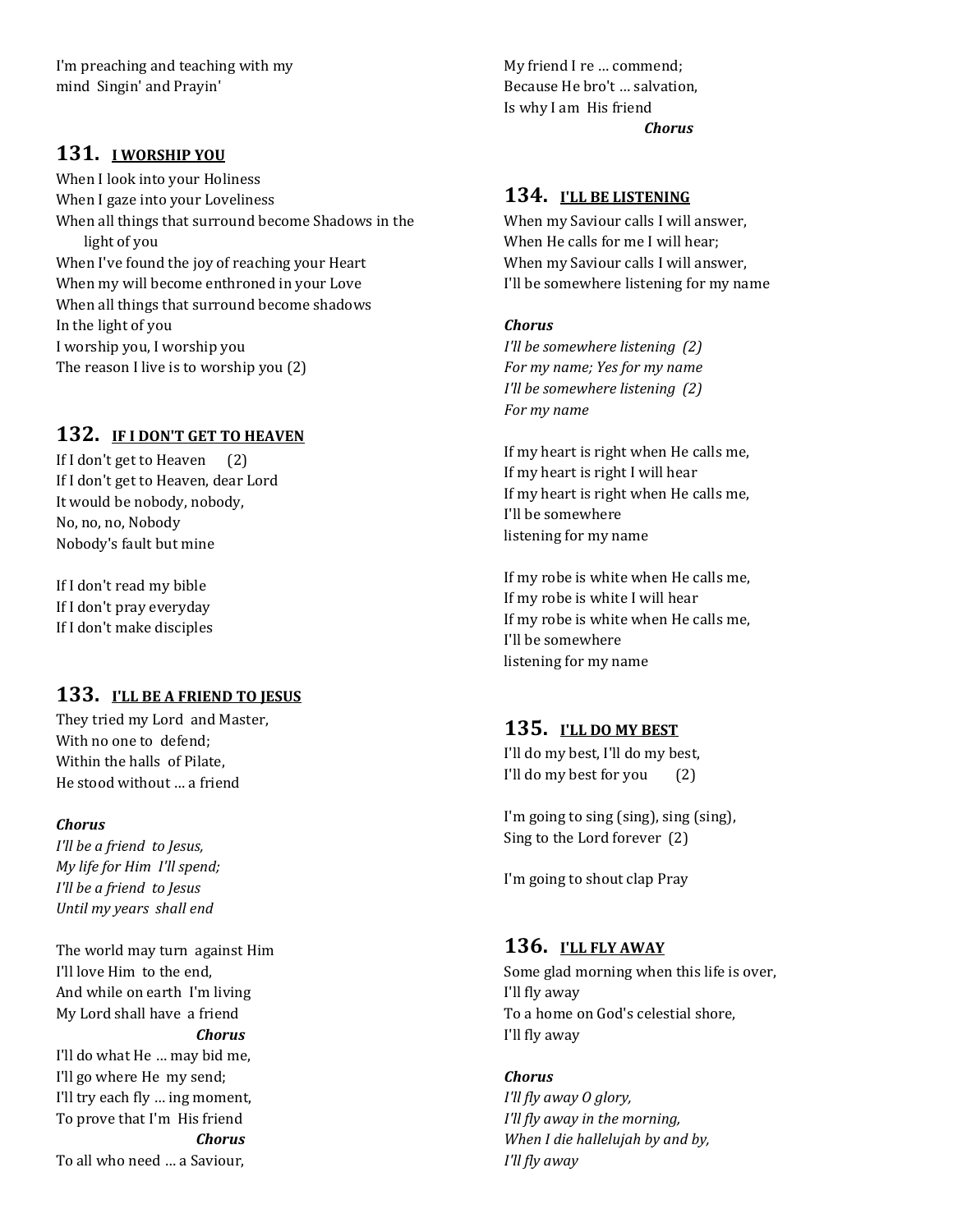I'm preaching and teaching with my mind Singin' and Prayin'

## 131. I WORSHIP YOU

When I look into your Holiness
When I gaze into your Loveliness
When all things that surround become Shadows in the light of you
When I've found the joy of reaching your Heart
When my will become enthroned in your Love
When all things that surround become shadows
In the light of you
I worship you, I worship you
The reason I live is to worship you (2)

## 132. IF I DON'T GET TO HEAVEN

If I don't get to Heaven (2)
If I don't get to Heaven, dear Lord
It would be nobody, nobody,
No, no, no, Nobody
Nobody's fault but mine

If I don't read my bible
If I don't pray everyday
If I don't make disciples

## 133. I'LL BE A FRIEND TO JESUS

They tried my Lord and Master,
With no one to defend;
Within the halls of Pilate,
He stood without … a friend

***Chorus***
*I'll be a friend to Jesus,*
*My life for Him I'll spend;*
*I'll be a friend to Jesus*
*Until my years shall end*

The world may turn against Him
I'll love Him to the end,
And while on earth I'm living
My Lord shall have a friend
***Chorus***

I'll do what He … may bid me,
I'll go where He my send;
I'll try each fly … ing moment,
To prove that I'm His friend
***Chorus***

To all who need … a Saviour,
My friend I re … commend;
Because He bro't … salvation,
Is why I am His friend
***Chorus***

## 134. I'LL BE LISTENING

When my Saviour calls I will answer,
When He calls for me I will hear;
When my Saviour calls I will answer,
I'll be somewhere listening for my name

***Chorus***
*I'll be somewhere listening (2)*
*For my name; Yes for my name*
*I'll be somewhere listening (2)*
*For my name*

If my heart is right when He calls me,
If my heart is right I will hear
If my heart is right when He calls me,
I'll be somewhere
listening for my name

If my robe is white when He calls me,
If my robe is white I will hear
If my robe is white when He calls me,
I'll be somewhere
listening for my name

## 135. I'LL DO MY BEST

I'll do my best, I'll do my best,
I'll do my best for you (2)

I'm going to sing (sing), sing (sing),
Sing to the Lord forever (2)

I'm going to shout clap Pray

## 136. I'LL FLY AWAY

Some glad morning when this life is over,
I'll fly away
To a home on God's celestial shore,
I'll fly away

***Chorus***
*I'll fly away O glory,*
*I'll fly away in the morning,*
*When I die hallelujah by and by,*
*I'll fly away*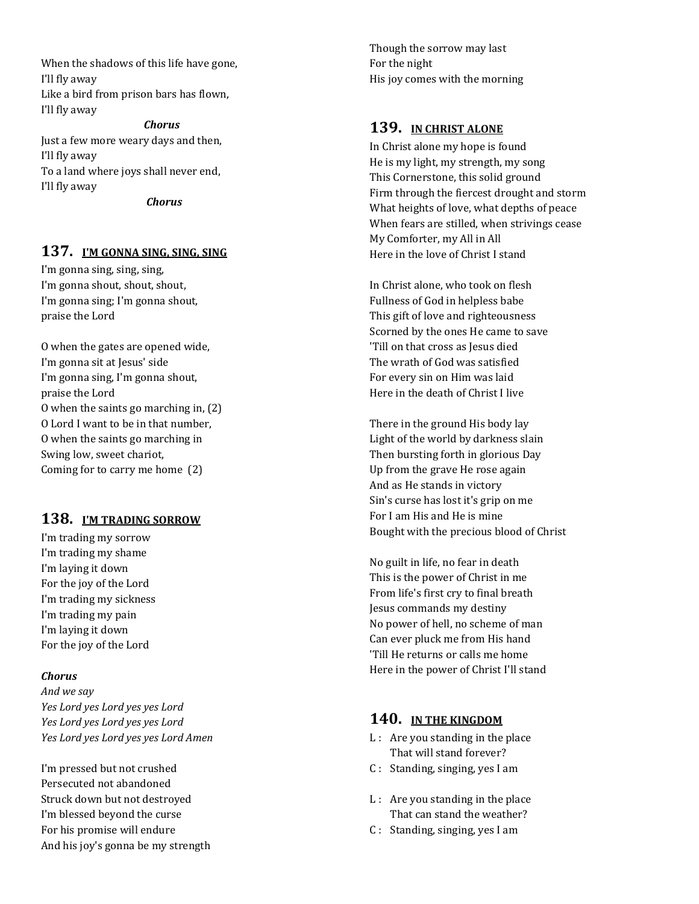When the shadows of this life have gone,
I'll fly away
Like a bird from prison bars has flown,
I'll fly away

***Chorus***

Just a few more weary days and then,
I'll fly away
To a land where joys shall never end,
I'll fly away

***Chorus***

## 137. I'M GONNA SING, SING, SING

I'm gonna sing, sing, sing,
I'm gonna shout, shout, shout,
I'm gonna sing; I'm gonna shout,
praise the Lord

O when the gates are opened wide,
I'm gonna sit at Jesus' side
I'm gonna sing, I'm gonna shout,
praise the Lord
O when the saints go marching in, (2)
O Lord I want to be in that number,
O when the saints go marching in
Swing low, sweet chariot,
Coming for to carry me home (2)

## 138. I'M TRADING SORROW

I'm trading my sorrow
I'm trading my shame
I'm laying it down
For the joy of the Lord
I'm trading my sickness
I'm trading my pain
I'm laying it down
For the joy of the Lord

***Chorus***
*And we say*
*Yes Lord yes Lord yes yes Lord*
*Yes Lord yes Lord yes yes Lord*
*Yes Lord yes Lord yes yes Lord Amen*

I'm pressed but not crushed
Persecuted not abandoned
Struck down but not destroyed
I'm blessed beyond the curse
For his promise will endure
And his joy's gonna be my strength
Though the sorrow may last
For the night
His joy comes with the morning

## 139. IN CHRIST ALONE

In Christ alone my hope is found
He is my light, my strength, my song
This Cornerstone, this solid ground
Firm through the fiercest drought and storm
What heights of love, what depths of peace
When fears are stilled, when strivings cease
My Comforter, my All in All
Here in the love of Christ I stand

In Christ alone, who took on flesh
Fullness of God in helpless babe
This gift of love and righteousness
Scorned by the ones He came to save
'Till on that cross as Jesus died
The wrath of God was satisfied
For every sin on Him was laid
Here in the death of Christ I live

There in the ground His body lay
Light of the world by darkness slain
Then bursting forth in glorious Day
Up from the grave He rose again
And as He stands in victory
Sin's curse has lost it's grip on me
For I am His and He is mine
Bought with the precious blood of Christ

No guilt in life, no fear in death
This is the power of Christ in me
From life's first cry to final breath
Jesus commands my destiny
No power of hell, no scheme of man
Can ever pluck me from His hand
'Till He returns or calls me home
Here in the power of Christ I'll stand

## 140. IN THE KINGDOM

L : Are you standing in the place
That will stand forever?
C : Standing, singing, yes I am

L : Are you standing in the place
That can stand the weather?
C : Standing, singing, yes I am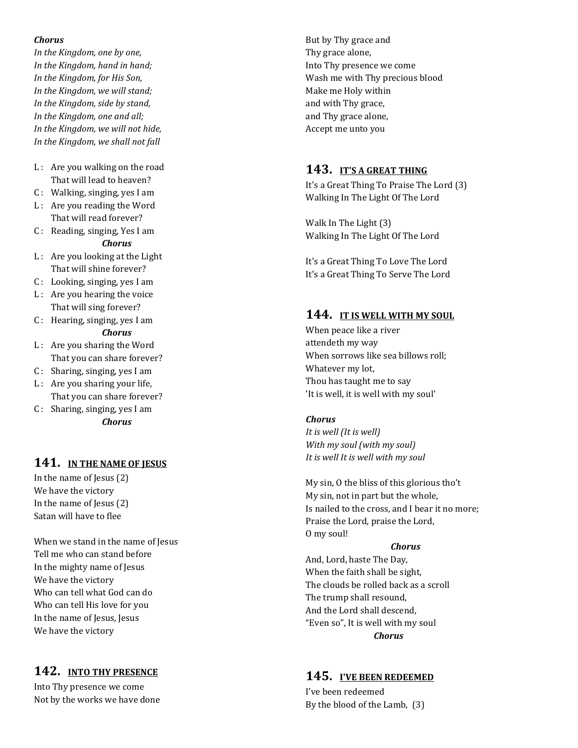***Chorus***

*In the Kingdom, one by one,*
*In the Kingdom, hand in hand;*
*In the Kingdom, for His Son,*
*In the Kingdom, we will stand;*
*In the Kingdom, side by stand,*
*In the Kingdom, one and all;*
*In the Kingdom, we will not hide,*
*In the Kingdom, we shall not fall*

L : Are you walking on the road
That will lead to heaven?
C : Walking, singing, yes I am
L : Are you reading the Word
That will read forever?
C : Reading, singing, Yes I am
***Chorus***
L : Are you looking at the Light
That will shine forever?
C : Looking, singing, yes I am
L : Are you hearing the voice
That will sing forever?
C : Hearing, singing, yes I am
***Chorus***
L : Are you sharing the Word
That you can share forever?
C : Sharing, singing, yes I am
L : Are you sharing your life,
That you can share forever?
C : Sharing, singing, yes I am
***Chorus***

## 141. IN THE NAME OF JESUS

In the name of Jesus (2)
We have the victory
In the name of Jesus (2)
Satan will have to flee

When we stand in the name of Jesus
Tell me who can stand before
In the mighty name of Jesus
We have the victory
Who can tell what God can do
Who can tell His love for you
In the name of Jesus, Jesus
We have the victory

## 142. INTO THY PRESENCE

Into Thy presence we come
Not by the works we have done
But by Thy grace and
Thy grace alone,
Into Thy presence we come
Wash me with Thy precious blood
Make me Holy within
and with Thy grace,
and Thy grace alone,
Accept me unto you

## 143. IT'S A GREAT THING

It's a Great Thing To Praise The Lord (3)
Walking In The Light Of The Lord

Walk In The Light (3)
Walking In The Light Of The Lord

It's a Great Thing To Love The Lord
It's a Great Thing To Serve The Lord

## 144. IT IS WELL WITH MY SOUL

When peace like a river
attendeth my way
When sorrows like sea billows roll;
Whatever my lot,
Thou has taught me to say
'It is well, it is well with my soul'

***Chorus***

*It is well (It is well)*
*With my soul (with my soul)*
*It is well It is well with my soul*

My sin, O the bliss of this glorious tho't
My sin, not in part but the whole,
Is nailed to the cross, and I bear it no more;
Praise the Lord, praise the Lord,
O my soul!
***Chorus***
And, Lord, haste The Day,
When the faith shall be sight,
The clouds be rolled back as a scroll
The trump shall resound,
And the Lord shall descend,
“Even so”, It is well with my soul
***Chorus***

## 145. I'VE BEEN REDEEMED

I've been redeemed
By the blood of the Lamb, (3)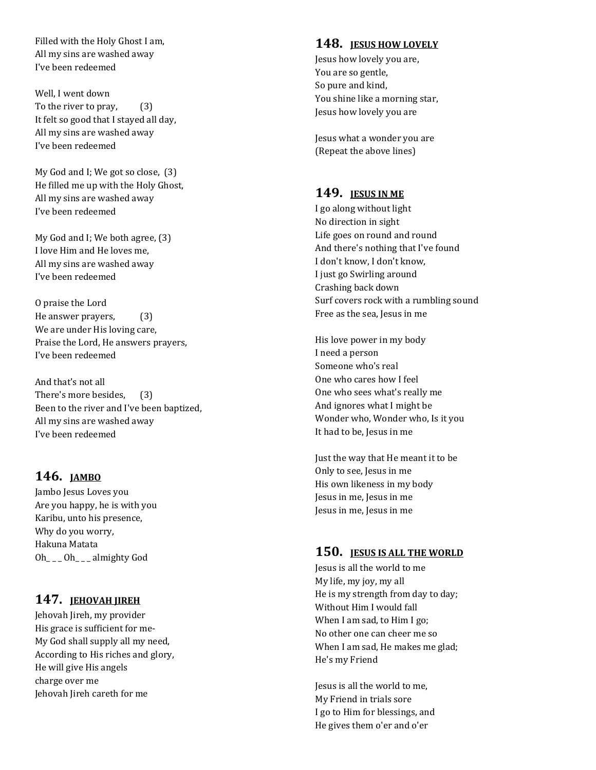Filled with the Holy Ghost I am,
All my sins are washed away
I've been redeemed

Well, I went down
To the river to pray, (3)
It felt so good that I stayed all day,
All my sins are washed away
I've been redeemed

My God and I; We got so close, (3)
He filled me up with the Holy Ghost,
All my sins are washed away
I've been redeemed

My God and I; We both agree, (3)
I love Him and He loves me,
All my sins are washed away
I've been redeemed

O praise the Lord
He answer prayers, (3)
We are under His loving care,
Praise the Lord, He answers prayers,
I've been redeemed

And that's not all
There's more besides, (3)
Been to the river and I've been baptized,
All my sins are washed away
I've been redeemed

## 146. JAMBO

Jambo Jesus Loves you
Are you happy, he is with you
Karibu, unto his presence,
Why do you worry,
Hakuna Matata
Oh_ _ _ Oh_ _ _ almighty God

## 147. JEHOVAH JIREH

Jehovah Jireh, my provider
His grace is sufficient for me-
My God shall supply all my need,
According to His riches and glory,
He will give His angels
charge over me
Jehovah Jireh careth for me

## 148. JESUS HOW LOVELY

Jesus how lovely you are,
You are so gentle,
So pure and kind,
You shine like a morning star,
Jesus how lovely you are

Jesus what a wonder you are
(Repeat the above lines)

## 149. JESUS IN ME

I go along without light
No direction in sight
Life goes on round and round
And there's nothing that I've found
I don't know, I don't know,
I just go Swirling around
Crashing back down
Surf covers rock with a rumbling sound
Free as the sea, Jesus in me

His love power in my body
I need a person
Someone who's real
One who cares how I feel
One who sees what's really me
And ignores what I might be
Wonder who, Wonder who, Is it you
It had to be, Jesus in me

Just the way that He meant it to be
Only to see, Jesus in me
His own likeness in my body
Jesus in me, Jesus in me
Jesus in me, Jesus in me

## 150. JESUS IS ALL THE WORLD

Jesus is all the world to me
My life, my joy, my all
He is my strength from day to day;
Without Him I would fall
When I am sad, to Him I go;
No other one can cheer me so
When I am sad, He makes me glad;
He's my Friend

Jesus is all the world to me,
My Friend in trials sore
I go to Him for blessings, and
He gives them o'er and o'er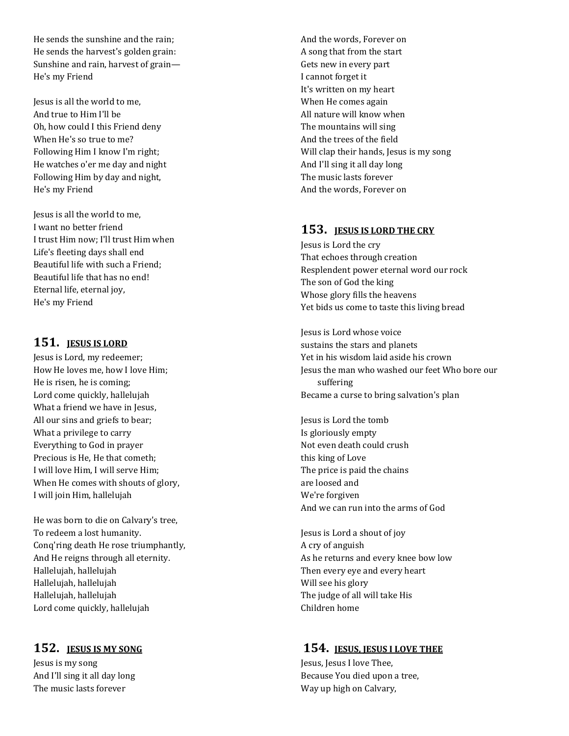He sends the sunshine and the rain;
He sends the harvest's golden grain:
Sunshine and rain, harvest of grain—
He's my Friend

Jesus is all the world to me,
And true to Him I'll be
Oh, how could I this Friend deny
When He's so true to me?
Following Him I know I'm right;
He watches o'er me day and night
Following Him by day and night,
He's my Friend

Jesus is all the world to me,
I want no better friend
I trust Him now; I'll trust Him when
Life's fleeting days shall end
Beautiful life with such a Friend;
Beautiful life that has no end!
Eternal life, eternal joy,
He's my Friend

## 151. JESUS IS LORD

Jesus is Lord, my redeemer;
How He loves me, how I love Him;
He is risen, he is coming;
Lord come quickly, hallelujah
What a friend we have in Jesus,
All our sins and griefs to bear;
What a privilege to carry
Everything to God in prayer
Precious is He, He that cometh;
I will love Him, I will serve Him;
When He comes with shouts of glory,
I will join Him, hallelujah

He was born to die on Calvary's tree,
To redeem a lost humanity.
Conq'ring death He rose triumphantly,
And He reigns through all eternity.
Hallelujah, hallelujah
Hallelujah, hallelujah
Hallelujah, hallelujah
Lord come quickly, hallelujah

## 152. JESUS IS MY SONG

Jesus is my song
And I'll sing it all day long
The music lasts forever
And the words, Forever on
A song that from the start
Gets new in every part
I cannot forget it
It's written on my heart
When He comes again
All nature will know when
The mountains will sing
And the trees of the field
Will clap their hands, Jesus is my song
And I'll sing it all day long
The music lasts forever
And the words, Forever on

## 153. JESUS IS LORD THE CRY

Jesus is Lord the cry
That echoes through creation
Resplendent power eternal word our rock
The son of God the king
Whose glory fills the heavens
Yet bids us come to taste this living bread

Jesus is Lord whose voice
sustains the stars and planets
Yet in his wisdom laid aside his crown
Jesus the man who washed our feet Who bore our suffering
Became a curse to bring salvation's plan

Jesus is Lord the tomb
Is gloriously empty
Not even death could crush
this king of Love
The price is paid the chains
are loosed and
We're forgiven
And we can run into the arms of God

Jesus is Lord a shout of joy
A cry of anguish
As he returns and every knee bow low
Then every eye and every heart
Will see his glory
The judge of all will take His
Children home

## 154. JESUS, JESUS I LOVE THEE

Jesus, Jesus I love Thee,
Because You died upon a tree,
Way up high on Calvary,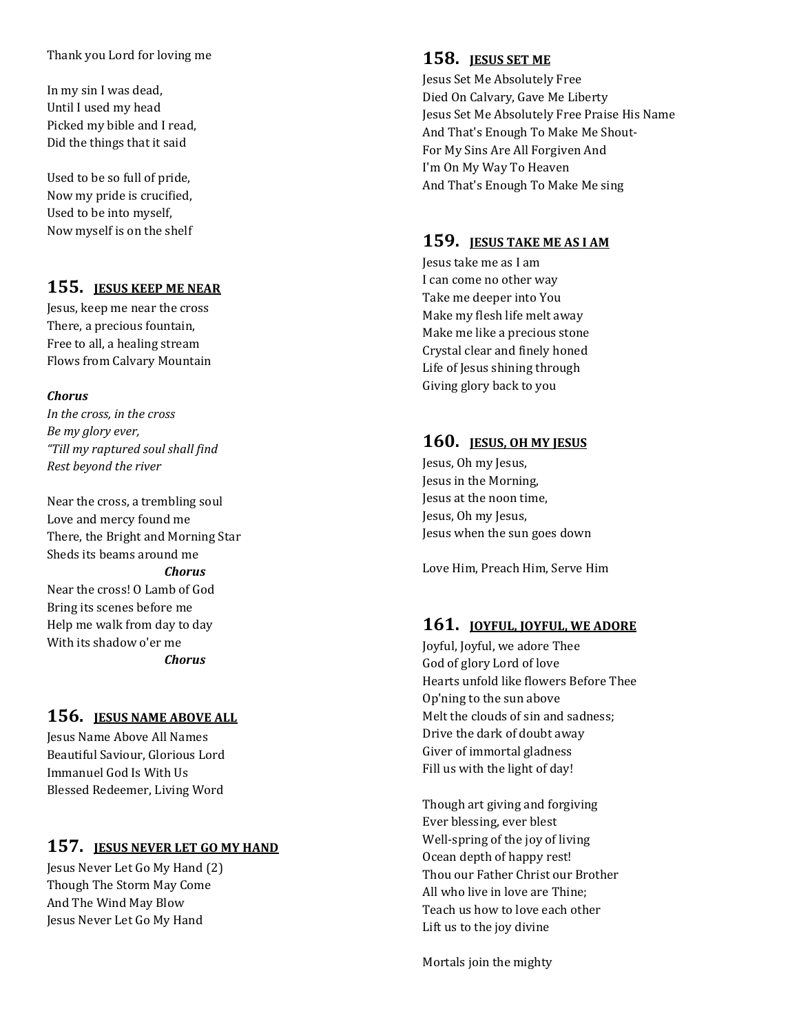Thank you Lord for loving me

In my sin I was dead,
Until I used my head
Picked my bible and I read,
Did the things that it said

Used to be so full of pride,
Now my pride is crucified,
Used to be into myself,
Now myself is on the shelf

## 155. JESUS KEEP ME NEAR

Jesus, keep me near the cross
There, a precious fountain,
Free to all, a healing stream
Flows from Calvary Mountain

***Chorus***
*In the cross, in the cross*
*Be my glory ever,*
*"Till my raptured soul shall find*
*Rest beyond the river*

Near the cross, a trembling soul
Love and mercy found me
There, the Bright and Morning Star
Sheds its beams around me
***Chorus***

Near the cross! O Lamb of God
Bring its scenes before me
Help me walk from day to day
With its shadow o'er me
***Chorus***

## 156. JESUS NAME ABOVE ALL

Jesus Name Above All Names
Beautiful Saviour, Glorious Lord
Immanuel God Is With Us
Blessed Redeemer, Living Word

## 157. JESUS NEVER LET GO MY HAND

Jesus Never Let Go My Hand (2)
Though The Storm May Come
And The Wind May Blow
Jesus Never Let Go My Hand

## 158. JESUS SET ME

Jesus Set Me Absolutely Free
Died On Calvary, Gave Me Liberty
Jesus Set Me Absolutely Free Praise His Name
And That's Enough To Make Me Shout-
For My Sins Are All Forgiven And
I'm On My Way To Heaven
And That's Enough To Make Me sing

## 159. JESUS TAKE ME AS I AM

Jesus take me as I am
I can come no other way
Take me deeper into You
Make my flesh life melt away
Make me like a precious stone
Crystal clear and finely honed
Life of Jesus shining through
Giving glory back to you

## 160. JESUS, OH MY JESUS

Jesus, Oh my Jesus,
Jesus in the Morning,
Jesus at the noon time,
Jesus, Oh my Jesus,
Jesus when the sun goes down

Love Him, Preach Him, Serve Him

## 161. JOYFUL, JOYFUL, WE ADORE

Joyful, Joyful, we adore Thee
God of glory Lord of love
Hearts unfold like flowers Before Thee
Op'ning to the sun above
Melt the clouds of sin and sadness;
Drive the dark of doubt away
Giver of immortal gladness
Fill us with the light of day!

Though art giving and forgiving
Ever blessing, ever blest
Well-spring of the joy of living
Ocean depth of happy rest!
Thou our Father Christ our Brother
All who live in love are Thine;
Teach us how to love each other
Lift us to the joy divine

Mortals join the mighty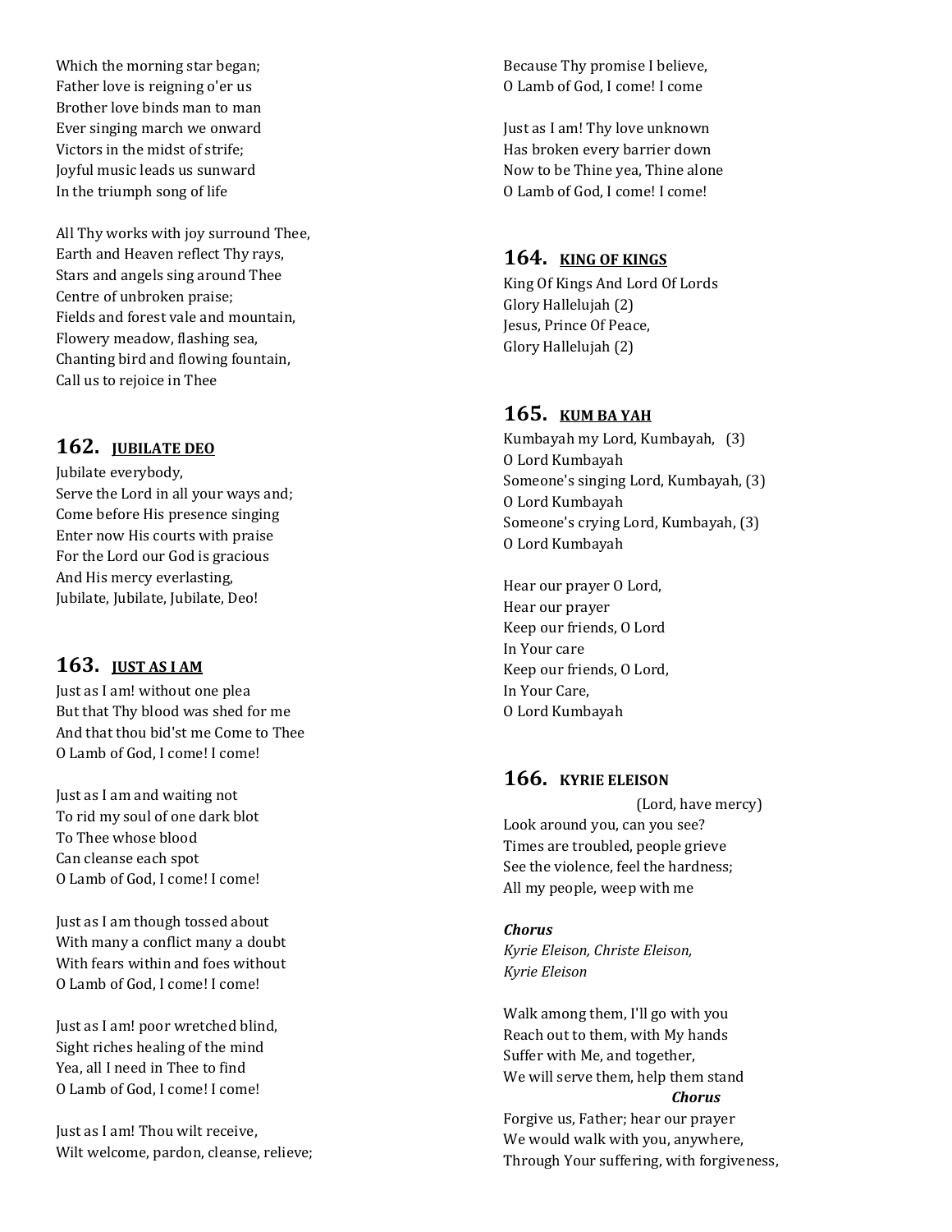Which the morning star began;
Father love is reigning o'er us
Brother love binds man to man
Ever singing march we onward
Victors in the midst of strife;
Joyful music leads us sunward
In the triumph song of life

All Thy works with joy surround Thee,
Earth and Heaven reflect Thy rays,
Stars and angels sing around Thee
Centre of unbroken praise;
Fields and forest vale and mountain,
Flowery meadow, flashing sea,
Chanting bird and flowing fountain,
Call us to rejoice in Thee

## 162. JUBILATE DEO

Jubilate everybody,
Serve the Lord in all your ways and;
Come before His presence singing
Enter now His courts with praise
For the Lord our God is gracious
And His mercy everlasting,
Jubilate, Jubilate, Jubilate, Deo!

## 163. JUST AS I AM

Just as I am! without one plea
But that Thy blood was shed for me
And that thou bid'st me Come to Thee
O Lamb of God, I come! I come!

Just as I am and waiting not
To rid my soul of one dark blot
To Thee whose blood
Can cleanse each spot
O Lamb of God, I come! I come!

Just as I am though tossed about
With many a conflict many a doubt
With fears within and foes without
O Lamb of God, I come! I come!

Just as I am! poor wretched blind,
Sight riches healing of the mind
Yea, all I need in Thee to find
O Lamb of God, I come! I come!

Just as I am! Thou wilt receive,
Wilt welcome, pardon, cleanse, relieve;
Because Thy promise I believe,
O Lamb of God, I come! I come

Just as I am! Thy love unknown
Has broken every barrier down
Now to be Thine yea, Thine alone
O Lamb of God, I come! I come!

## 164. KING OF KINGS

King Of Kings And Lord Of Lords
Glory Hallelujah (2)
Jesus, Prince Of Peace,
Glory Hallelujah (2)

## 165. KUM BA YAH

Kumbayah my Lord, Kumbayah, (3)
O Lord Kumbayah
Someone's singing Lord, Kumbayah, (3)
O Lord Kumbayah
Someone's crying Lord, Kumbayah, (3)
O Lord Kumbayah

Hear our prayer O Lord,
Hear our prayer
Keep our friends, O Lord
In Your care
Keep our friends, O Lord,
In Your Care,
O Lord Kumbayah

## 166. KYRIE ELEISON

(Lord, have mercy)

Look around you, can you see?
Times are troubled, people grieve
See the violence, feel the hardness;
All my people, weep with me

***Chorus***
*Kyrie Eleison, Christe Eleison,*
*Kyrie Eleison*

Walk among them, I'll go with you
Reach out to them, with My hands
Suffer with Me, and together,
We will serve them, help them stand
***Chorus***

Forgive us, Father; hear our prayer
We would walk with you, anywhere,
Through Your suffering, with forgiveness,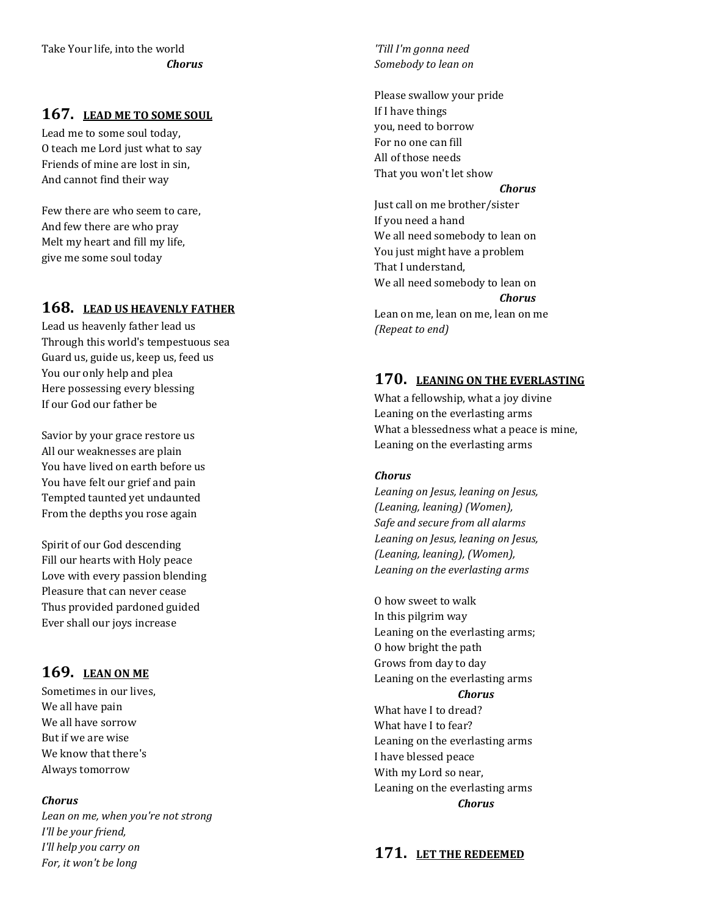Take Your life, into the world
***Chorus***

## 167. LEAD ME TO SOME SOUL

Lead me to some soul today,
O teach me Lord just what to say
Friends of mine are lost in sin,
And cannot find their way

Few there are who seem to care,
And few there are who pray
Melt my heart and fill my life,
give me some soul today

## 168. LEAD US HEAVENLY FATHER

Lead us heavenly father lead us
Through this world's tempestuous sea
Guard us, guide us, keep us, feed us
You our only help and plea
Here possessing every blessing
If our God our father be

Savior by your grace restore us
All our weaknesses are plain
You have lived on earth before us
You have felt our grief and pain
Tempted taunted yet undaunted
From the depths you rose again

Spirit of our God descending
Fill our hearts with Holy peace
Love with every passion blending
Pleasure that can never cease
Thus provided pardoned guided
Ever shall our joys increase

## 169. LEAN ON ME

Sometimes in our lives,
We all have pain
We all have sorrow
But if we are wise
We know that there's
Always tomorrow

***Chorus***
*Lean on me, when you're not strong*
*I'll be your friend,*
*I'll help you carry on*
*For, it won't be long*
*'Till I'm gonna need*
*Somebody to lean on*

Please swallow your pride
If I have things
you, need to borrow
For no one can fill
All of those needs
That you won't let show
***Chorus***
Just call on me brother/sister
If you need a hand
We all need somebody to lean on
You just might have a problem
That I understand,
We all need somebody to lean on
***Chorus***
Lean on me, lean on me, lean on me
*(Repeat to end)*

## 170. LEANING ON THE EVERLASTING

What a fellowship, what a joy divine
Leaning on the everlasting arms
What a blessedness what a peace is mine,
Leaning on the everlasting arms

***Chorus***
*Leaning on Jesus, leaning on Jesus,*
*(Leaning, leaning) (Women),*
*Safe and secure from all alarms*
*Leaning on Jesus, leaning on Jesus,*
*(Leaning, leaning), (Women),*
*Leaning on the everlasting arms*

O how sweet to walk
In this pilgrim way
Leaning on the everlasting arms;
O how bright the path
Grows from day to day
Leaning on the everlasting arms
***Chorus***
What have I to dread?
What have I to fear?
Leaning on the everlasting arms
I have blessed peace
With my Lord so near,
Leaning on the everlasting arms
***Chorus***

## 171. LET THE REDEEMED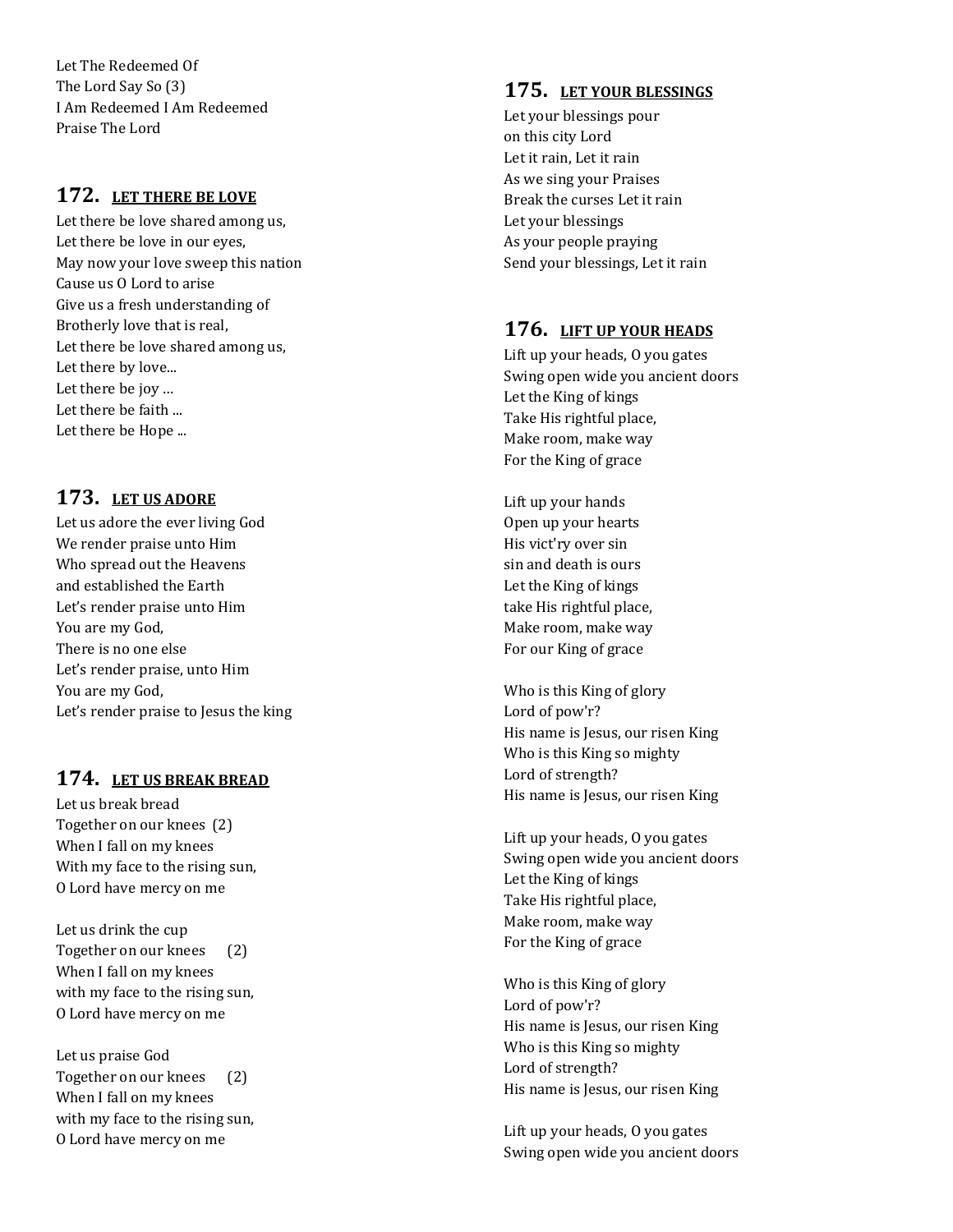Let The Redeemed Of
The Lord Say So (3)
I Am Redeemed I Am Redeemed
Praise The Lord

## 172. LET THERE BE LOVE

Let there be love shared among us,
Let there be love in our eyes,
May now your love sweep this nation
Cause us O Lord to arise
Give us a fresh understanding of
Brotherly love that is real,
Let there be love shared among us,
Let there by love...
Let there be joy …
Let there be faith ...
Let there be Hope ...

## 173. LET US ADORE

Let us adore the ever living God
We render praise unto Him
Who spread out the Heavens
and established the Earth
Let's render praise unto Him
You are my God,
There is no one else
Let's render praise, unto Him
You are my God,
Let's render praise to Jesus the king

## 174. LET US BREAK BREAD

Let us break bread
Together on our knees (2)
When I fall on my knees
With my face to the rising sun,
O Lord have mercy on me

Let us drink the cup
Together on our knees (2)
When I fall on my knees
with my face to the rising sun,
O Lord have mercy on me

Let us praise God
Together on our knees (2)
When I fall on my knees
with my face to the rising sun,
O Lord have mercy on me

## 175. LET YOUR BLESSINGS

Let your blessings pour
on this city Lord
Let it rain, Let it rain
As we sing your Praises
Break the curses Let it rain
Let your blessings
As your people praying
Send your blessings, Let it rain

## 176. LIFT UP YOUR HEADS

Lift up your heads, O you gates
Swing open wide you ancient doors
Let the King of kings
Take His rightful place,
Make room, make way
For the King of grace

Lift up your hands
Open up your hearts
His vict'ry over sin
sin and death is ours
Let the King of kings
take His rightful place,
Make room, make way
For our King of grace

Who is this King of glory
Lord of pow'r?
His name is Jesus, our risen King
Who is this King so mighty
Lord of strength?
His name is Jesus, our risen King

Lift up your heads, O you gates
Swing open wide you ancient doors
Let the King of kings
Take His rightful place,
Make room, make way
For the King of grace

Who is this King of glory
Lord of pow'r?
His name is Jesus, our risen King
Who is this King so mighty
Lord of strength?
His name is Jesus, our risen King

Lift up your heads, O you gates
Swing open wide you ancient doors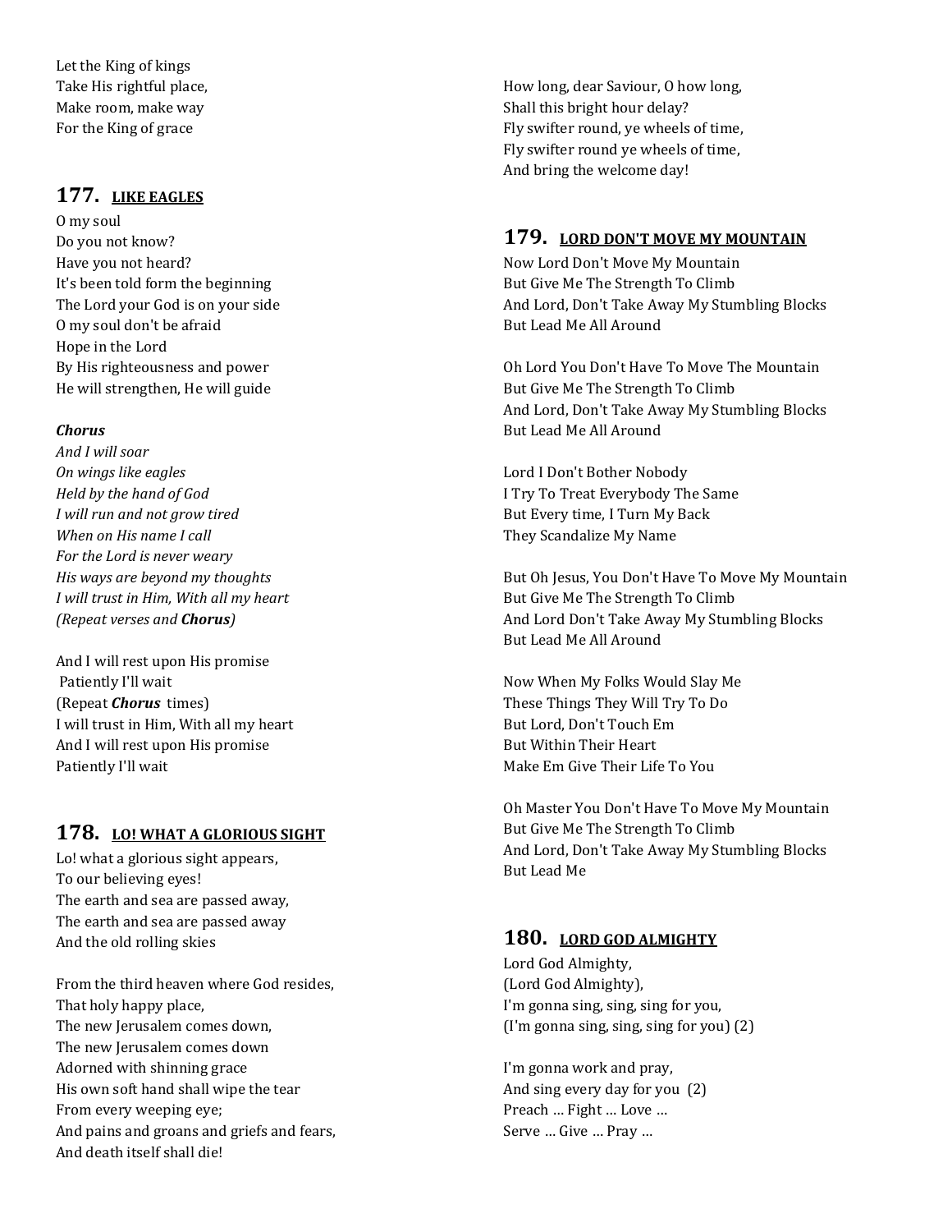Let the King of kings
Take His rightful place,
Make room, make way
For the King of grace

## 177. LIKE EAGLES

O my soul
Do you not know?
Have you not heard?
It's been told form the beginning
The Lord your God is on your side
O my soul don't be afraid
Hope in the Lord
By His righteousness and power
He will strengthen, He will guide

***Chorus***
*And I will soar*
*On wings like eagles*
*Held by the hand of God*
*I will run and not grow tired*
*When on His name I call*
*For the Lord is never weary*
*His ways are beyond my thoughts*
*I will trust in Him, With all my heart*
*(Repeat verses and **Chorus**)*

And I will rest upon His promise
Patiently I'll wait
(Repeat ***Chorus*** times)
I will trust in Him, With all my heart
And I will rest upon His promise
Patiently I'll wait

## 178. LO! WHAT A GLORIOUS SIGHT

Lo! what a glorious sight appears,
To our believing eyes!
The earth and sea are passed away,
The earth and sea are passed away
And the old rolling skies

From the third heaven where God resides,
That holy happy place,
The new Jerusalem comes down,
The new Jerusalem comes down
Adorned with shinning grace
His own soft hand shall wipe the tear
From every weeping eye;
And pains and groans and griefs and fears,
And death itself shall die!

How long, dear Saviour, O how long,
Shall this bright hour delay?
Fly swifter round, ye wheels of time,
Fly swifter round ye wheels of time,
And bring the welcome day!

## 179. LORD DON'T MOVE MY MOUNTAIN

Now Lord Don't Move My Mountain
But Give Me The Strength To Climb
And Lord, Don't Take Away My Stumbling Blocks
But Lead Me All Around

Oh Lord You Don't Have To Move The Mountain
But Give Me The Strength To Climb
And Lord, Don't Take Away My Stumbling Blocks
But Lead Me All Around

Lord I Don't Bother Nobody
I Try To Treat Everybody The Same
But Every time, I Turn My Back
They Scandalize My Name

But Oh Jesus, You Don't Have To Move My Mountain
But Give Me The Strength To Climb
And Lord Don't Take Away My Stumbling Blocks
But Lead Me All Around

Now When My Folks Would Slay Me
These Things They Will Try To Do
But Lord, Don't Touch Em
But Within Their Heart
Make Em Give Their Life To You

Oh Master You Don't Have To Move My Mountain
But Give Me The Strength To Climb
And Lord, Don't Take Away My Stumbling Blocks
But Lead Me

## 180. LORD GOD ALMIGHTY

Lord God Almighty,
(Lord God Almighty),
I'm gonna sing, sing, sing for you,
(I'm gonna sing, sing, sing for you) (2)

I'm gonna work and pray,
And sing every day for you (2)
Preach … Fight … Love …
Serve … Give … Pray …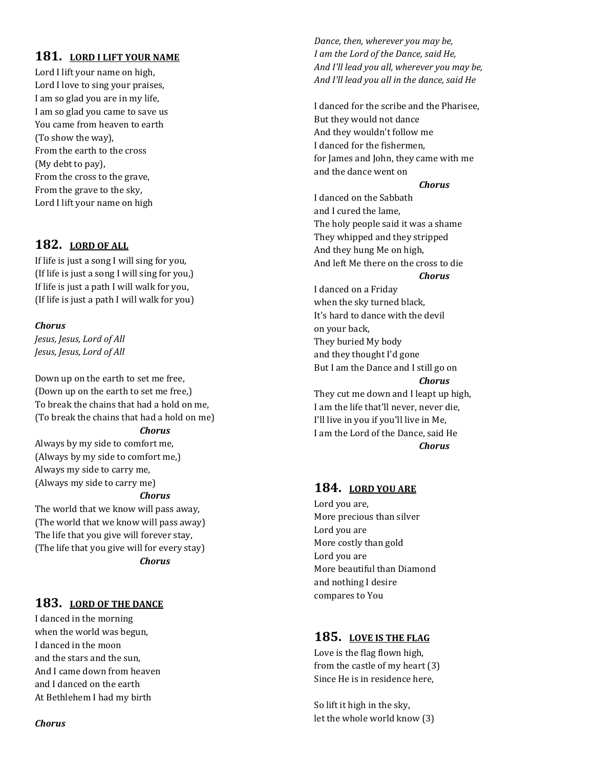## 181. LORD I LIFT YOUR NAME

Lord I lift your name on high,
Lord I love to sing your praises,
I am so glad you are in my life,
I am so glad you came to save us
You came from heaven to earth
(To show the way),
From the earth to the cross
(My debt to pay),
From the cross to the grave,
From the grave to the sky,
Lord I lift your name on high

## 182. LORD OF ALL

If life is just a song I will sing for you,
(If life is just a song I will sing for you,)
If life is just a path I will walk for you,
(If life is just a path I will walk for you)

***Chorus***
*Jesus, Jesus, Lord of All*
*Jesus, Jesus, Lord of All*

Down up on the earth to set me free,
(Down up on the earth to set me free,)
To break the chains that had a hold on me,
(To break the chains that had a hold on me)
***Chorus***
Always by my side to comfort me,
(Always by my side to comfort me,)
Always my side to carry me,
(Always my side to carry me)
***Chorus***
The world that we know will pass away,
(The world that we know will pass away)
The life that you give will forever stay,
(The life that you give will for every stay)
***Chorus***

## 183. LORD OF THE DANCE

I danced in the morning
when the world was begun,
I danced in the moon
and the stars and the sun,
And I came down from heaven
and I danced on the earth
At Bethlehem I had my birth

***Chorus***
*Dance, then, wherever you may be,*
*I am the Lord of the Dance, said He,*
*And I'll lead you all, wherever you may be,*
*And I'll lead you all in the dance, said He*

I danced for the scribe and the Pharisee,
But they would not dance
And they wouldn't follow me
I danced for the fishermen,
for James and John, they came with me
and the dance went on
***Chorus***
I danced on the Sabbath
and I cured the lame,
The holy people said it was a shame
They whipped and they stripped
And they hung Me on high,
And left Me there on the cross to die
***Chorus***
I danced on a Friday
when the sky turned black,
It's hard to dance with the devil
on your back,
They buried My body
and they thought I'd gone
But I am the Dance and I still go on
***Chorus***
They cut me down and I leapt up high,
I am the life that'll never, never die,
I'll live in you if you'll live in Me,
I am the Lord of the Dance, said He
***Chorus***

## 184. LORD YOU ARE

Lord you are,
More precious than silver
Lord you are
More costly than gold
Lord you are
More beautiful than Diamond
and nothing I desire
compares to You

## 185. LOVE IS THE FLAG

Love is the flag flown high,
from the castle of my heart (3)
Since He is in residence here,

So lift it high in the sky,
let the whole world know (3)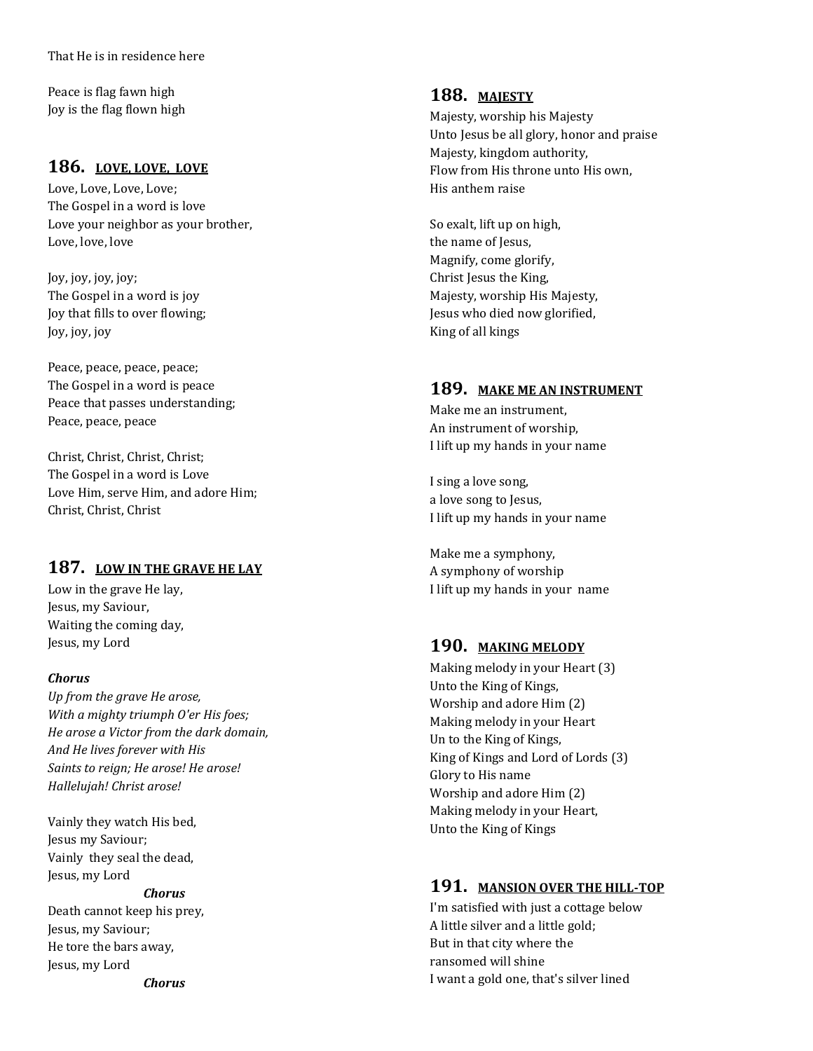That He is in residence here

Peace is flag fawn high
Joy is the flag flown high

## 186. LOVE, LOVE, LOVE

Love, Love, Love, Love;
The Gospel in a word is love
Love your neighbor as your brother,
Love, love, love

Joy, joy, joy, joy;
The Gospel in a word is joy
Joy that fills to over flowing;
Joy, joy, joy

Peace, peace, peace, peace;
The Gospel in a word is peace
Peace that passes understanding;
Peace, peace, peace

Christ, Christ, Christ, Christ;
The Gospel in a word is Love
Love Him, serve Him, and adore Him;
Christ, Christ, Christ

## 187. LOW IN THE GRAVE HE LAY

Low in the grave He lay,
Jesus, my Saviour,
Waiting the coming day,
Jesus, my Lord

***Chorus***
*Up from the grave He arose,*
*With a mighty triumph O'er His foes;*
*He arose a Victor from the dark domain,*
*And He lives forever with His*
*Saints to reign; He arose! He arose!*
*Hallelujah! Christ arose!*

Vainly they watch His bed,
Jesus my Saviour;
Vainly they seal the dead,
Jesus, my Lord

***Chorus***

Death cannot keep his prey,
Jesus, my Saviour;
He tore the bars away,
Jesus, my Lord

***Chorus***

## 188. MAJESTY

Majesty, worship his Majesty
Unto Jesus be all glory, honor and praise
Majesty, kingdom authority,
Flow from His throne unto His own,
His anthem raise

So exalt, lift up on high,
the name of Jesus,
Magnify, come glorify,
Christ Jesus the King,
Majesty, worship His Majesty,
Jesus who died now glorified,
King of all kings

## 189. MAKE ME AN INSTRUMENT

Make me an instrument,
An instrument of worship,
I lift up my hands in your name

I sing a love song,
a love song to Jesus,
I lift up my hands in your name

Make me a symphony,
A symphony of worship
I lift up my hands in your name

## 190. MAKING MELODY

Making melody in your Heart (3)
Unto the King of Kings,
Worship and adore Him (2)
Making melody in your Heart
Un to the King of Kings,
King of Kings and Lord of Lords (3)
Glory to His name
Worship and adore Him (2)
Making melody in your Heart,
Unto the King of Kings

## 191. MANSION OVER THE HILL-TOP

I'm satisfied with just a cottage below
A little silver and a little gold;
But in that city where the
ransomed will shine
I want a gold one, that's silver lined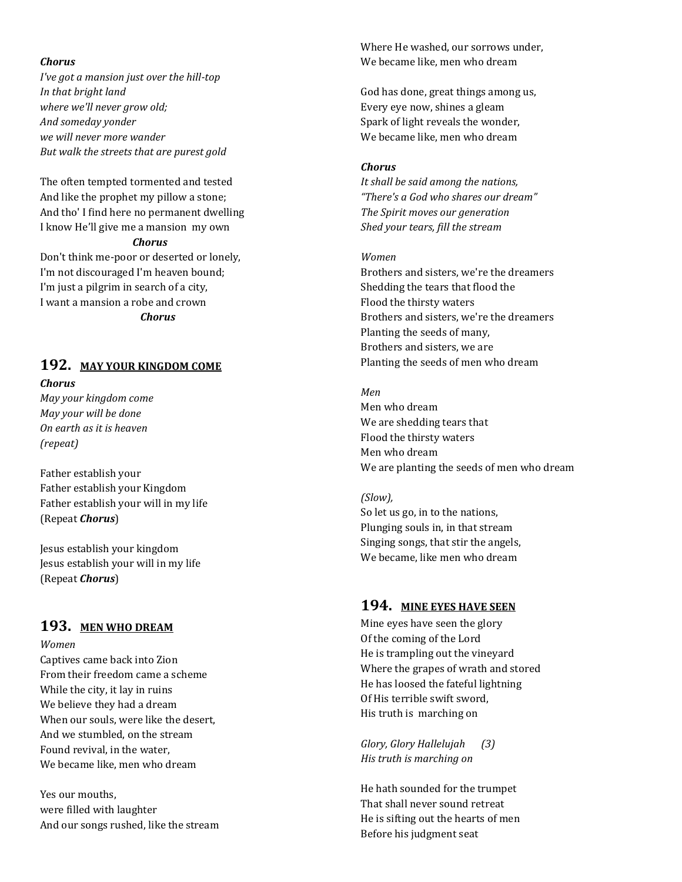***Chorus***
*I've got a mansion just over the hill-top*
*In that bright land*
*where we'll never grow old;*
*And someday yonder*
*we will never more wander*
*But walk the streets that are purest gold*

The often tempted tormented and tested
And like the prophet my pillow a stone;
And tho' I find here no permanent dwelling
I know He'll give me a mansion my own
***Chorus***
Don't think me-poor or deserted or lonely,
I'm not discouraged I'm heaven bound;
I'm just a pilgrim in search of a city,
I want a mansion a robe and crown
***Chorus***

## 192. MAY YOUR KINGDOM COME

***Chorus***
*May your kingdom come*
*May your will be done*
*On earth as it is heaven*
*(repeat)*

Father establish your
Father establish your Kingdom
Father establish your will in my life
(Repeat ***Chorus***)

Jesus establish your kingdom
Jesus establish your will in my life
(Repeat ***Chorus***)

## 193. MEN WHO DREAM

*Women*
Captives came back into Zion
From their freedom came a scheme
While the city, it lay in ruins
We believe they had a dream
When our souls, were like the desert,
And we stumbled, on the stream
Found revival, in the water,
We became like, men who dream

Yes our mouths,
were filled with laughter
And our songs rushed, like the stream
Where He washed, our sorrows under,
We became like, men who dream

God has done, great things among us,
Every eye now, shines a gleam
Spark of light reveals the wonder,
We became like, men who dream

***Chorus***
*It shall be said among the nations,*
*"There's a God who shares our dream"*
*The Spirit moves our generation*
*Shed your tears, fill the stream*

*Women*
Brothers and sisters, we're the dreamers
Shedding the tears that flood the
Flood the thirsty waters
Brothers and sisters, we're the dreamers
Planting the seeds of many,
Brothers and sisters, we are
Planting the seeds of men who dream

*Men*
Men who dream
We are shedding tears that
Flood the thirsty waters
Men who dream
We are planting the seeds of men who dream

*(Slow),*
So let us go, in to the nations,
Plunging souls in, in that stream
Singing songs, that stir the angels,
We became, like men who dream

## 194. MINE EYES HAVE SEEN

Mine eyes have seen the glory
Of the coming of the Lord
He is trampling out the vineyard
Where the grapes of wrath and stored
He has loosed the fateful lightning
Of His terrible swift sword,
His truth is marching on

*Glory, Glory Hallelujah (3)*
*His truth is marching on*

He hath sounded for the trumpet
That shall never sound retreat
He is sifting out the hearts of men
Before his judgment seat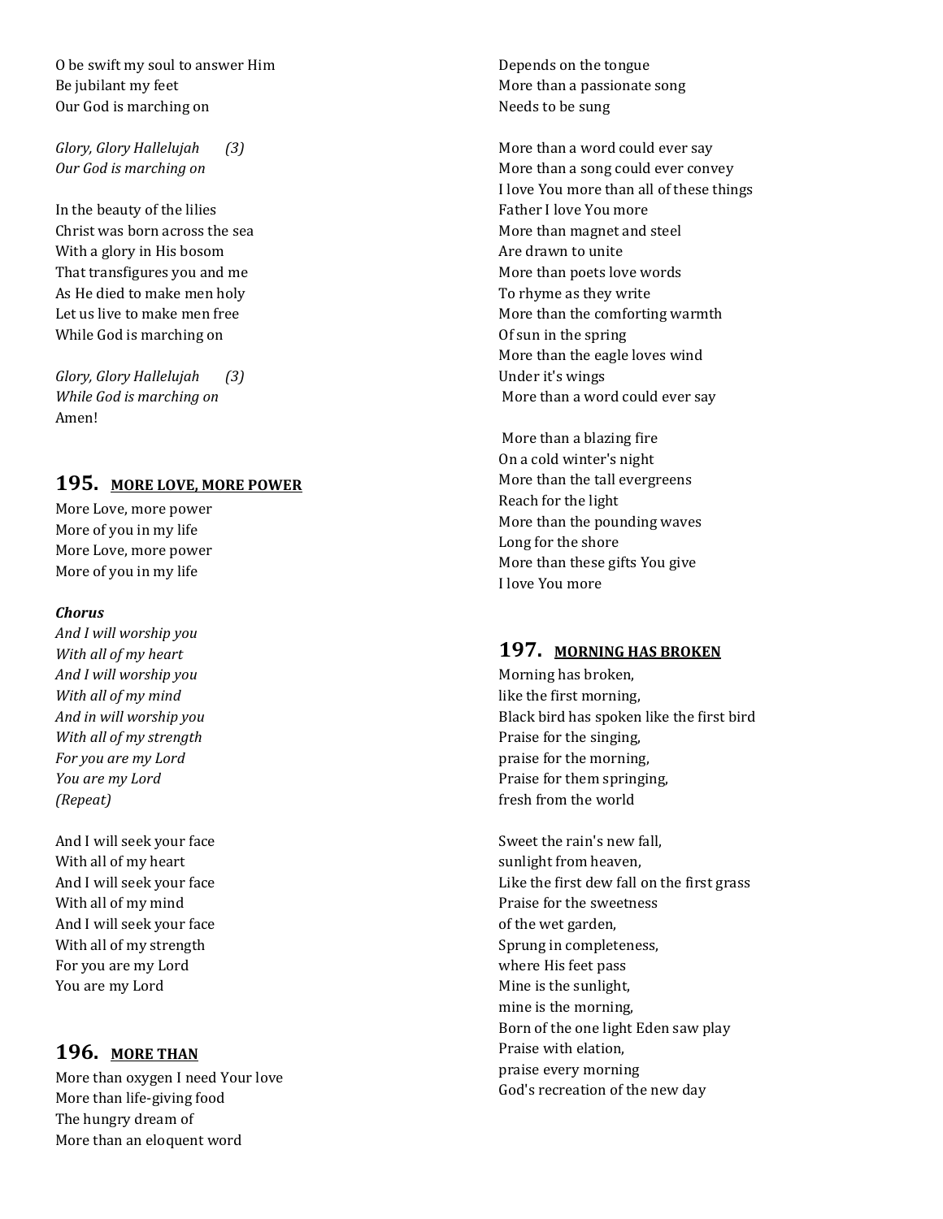O be swift my soul to answer Him
Be jubilant my feet
Our God is marching on

*Glory, Glory Hallelujah (3)*
*Our God is marching on*

In the beauty of the lilies
Christ was born across the sea
With a glory in His bosom
That transfigures you and me
As He died to make men holy
Let us live to make men free
While God is marching on

*Glory, Glory Hallelujah (3)*
*While God is marching on*
Amen!

## 195. MORE LOVE, MORE POWER

More Love, more power
More of you in my life
More Love, more power
More of you in my life

***Chorus***
*And I will worship you*
*With all of my heart*
*And I will worship you*
*With all of my mind*
*And in will worship you*
*With all of my strength*
*For you are my Lord*
*You are my Lord*
*(Repeat)*

And I will seek your face
With all of my heart
And I will seek your face
With all of my mind
And I will seek your face
With all of my strength
For you are my Lord
You are my Lord

## 196. MORE THAN

More than oxygen I need Your love
More than life-giving food
The hungry dream of
More than an eloquent word
Depends on the tongue
More than a passionate song
Needs to be sung

More than a word could ever say
More than a song could ever convey
I love You more than all of these things
Father I love You more
More than magnet and steel
Are drawn to unite
More than poets love words
To rhyme as they write
More than the comforting warmth
Of sun in the spring
More than the eagle loves wind
Under it's wings
More than a word could ever say

More than a blazing fire
On a cold winter's night
More than the tall evergreens
Reach for the light
More than the pounding waves
Long for the shore
More than these gifts You give
I love You more

## 197. MORNING HAS BROKEN

Morning has broken,
like the first morning,
Black bird has spoken like the first bird
Praise for the singing,
praise for the morning,
Praise for them springing,
fresh from the world

Sweet the rain's new fall,
sunlight from heaven,
Like the first dew fall on the first grass
Praise for the sweetness
of the wet garden,
Sprung in completeness,
where His feet pass
Mine is the sunlight,
mine is the morning,
Born of the one light Eden saw play
Praise with elation,
praise every morning
God's recreation of the new day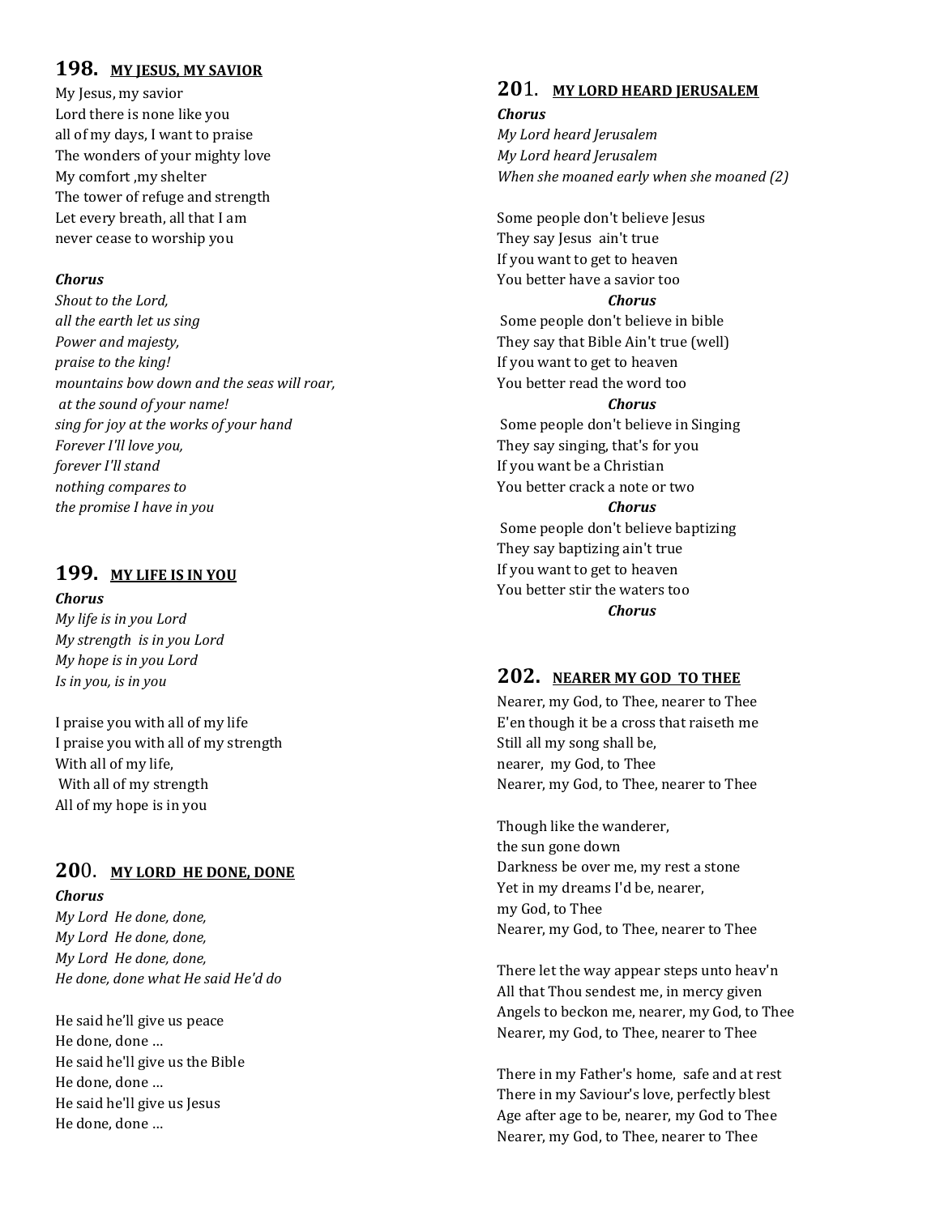## 198. MY JESUS, MY SAVIOR

My Jesus, my savior
Lord there is none like you
all of my days, I want to praise
The wonders of your mighty love
My comfort ,my shelter
The tower of refuge and strength
Let every breath, all that I am
never cease to worship you

***Chorus***
*Shout to the Lord,*
*all the earth let us sing*
*Power and majesty,*
*praise to the king!*
*mountains bow down and the seas will roar,*
*at the sound of your name!*
*sing for joy at the works of your hand*
*Forever I'll love you,*
*forever I'll stand*
*nothing compares to*
*the promise I have in you*

## 199. MY LIFE IS IN YOU

***Chorus***
*My life is in you Lord*
*My strength is in you Lord*
*My hope is in you Lord*
*Is in you, is in you*

I praise you with all of my life
I praise you with all of my strength
With all of my life,
With all of my strength
All of my hope is in you

## 200. MY LORD HE DONE, DONE

***Chorus***
*My Lord He done, done,*
*My Lord He done, done,*
*My Lord He done, done,*
*He done, done what He said He'd do*

He said he'll give us peace
He done, done …
He said he'll give us the Bible
He done, done …
He said he'll give us Jesus
He done, done …

## 201. MY LORD HEARD JERUSALEM

***Chorus***
*My Lord heard Jerusalem*
*My Lord heard Jerusalem*
*When she moaned early when she moaned (2)*

Some people don't believe Jesus
They say Jesus ain't true
If you want to get to heaven
You better have a savior too

***Chorus***

Some people don't believe in bible
They say that Bible Ain't true (well)
If you want to get to heaven
You better read the word too

***Chorus***

Some people don't believe in Singing
They say singing, that's for you
If you want be a Christian
You better crack a note or two

***Chorus***

Some people don't believe baptizing
They say baptizing ain't true
If you want to get to heaven
You better stir the waters too

***Chorus***

## 202. NEARER MY GOD TO THEE

Nearer, my God, to Thee, nearer to Thee
E'en though it be a cross that raiseth me
Still all my song shall be,
nearer, my God, to Thee
Nearer, my God, to Thee, nearer to Thee

Though like the wanderer,
the sun gone down
Darkness be over me, my rest a stone
Yet in my dreams I'd be, nearer,
my God, to Thee
Nearer, my God, to Thee, nearer to Thee

There let the way appear steps unto heav'n
All that Thou sendest me, in mercy given
Angels to beckon me, nearer, my God, to Thee
Nearer, my God, to Thee, nearer to Thee

There in my Father's home, safe and at rest
There in my Saviour's love, perfectly blest
Age after age to be, nearer, my God to Thee
Nearer, my God, to Thee, nearer to Thee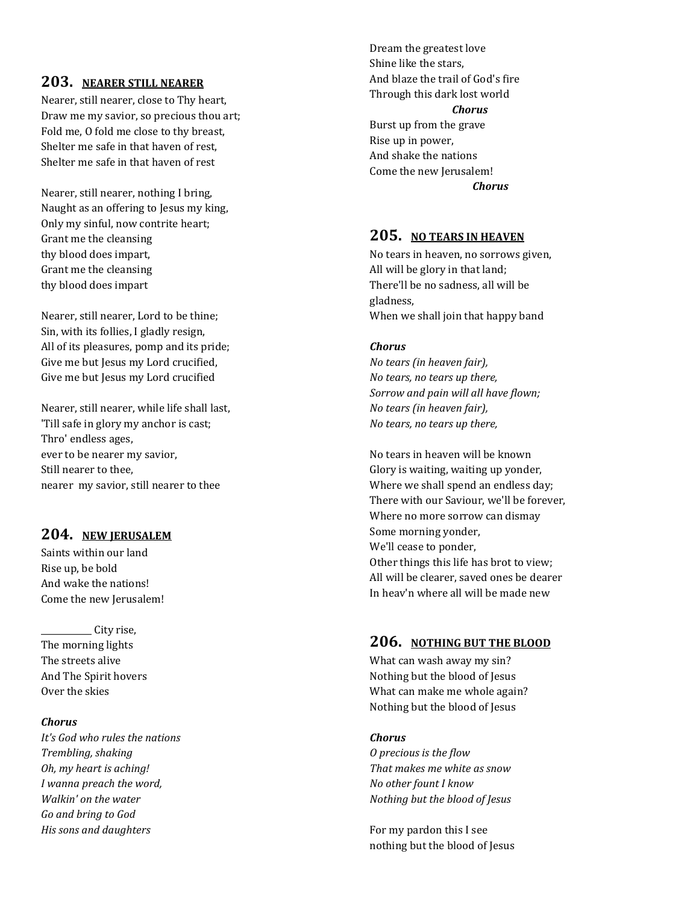## 203. NEARER STILL NEARER

Nearer, still nearer, close to Thy heart,
Draw me my savior, so precious thou art;
Fold me, O fold me close to thy breast,
Shelter me safe in that haven of rest,
Shelter me safe in that haven of rest

Nearer, still nearer, nothing I bring,
Naught as an offering to Jesus my king,
Only my sinful, now contrite heart;
Grant me the cleansing
thy blood does impart,
Grant me the cleansing
thy blood does impart

Nearer, still nearer, Lord to be thine;
Sin, with its follies, I gladly resign,
All of its pleasures, pomp and its pride;
Give me but Jesus my Lord crucified,
Give me but Jesus my Lord crucified

Nearer, still nearer, while life shall last,
'Till safe in glory my anchor is cast;
Thro' endless ages,
ever to be nearer my savior,
Still nearer to thee,
nearer my savior, still nearer to thee

## 204. NEW JERUSALEM

Saints within our land
Rise up, be bold
And wake the nations!
Come the new Jerusalem!

____________ City rise,
The morning lights
The streets alive
And The Spirit hovers
Over the skies

***Chorus***
*It's God who rules the nations*
*Trembling, shaking*
*Oh, my heart is aching!*
*I wanna preach the word,*
*Walkin' on the water*
*Go and bring to God*
*His sons and daughters*

Dream the greatest love
Shine like the stars,
And blaze the trail of God's fire
Through this dark lost world
***Chorus***
Burst up from the grave
Rise up in power,
And shake the nations
Come the new Jerusalem!
***Chorus***

## 205. NO TEARS IN HEAVEN

No tears in heaven, no sorrows given,
All will be glory in that land;
There'll be no sadness, all will be gladness,
When we shall join that happy band

***Chorus***
*No tears (in heaven fair),*
*No tears, no tears up there,*
*Sorrow and pain will all have flown;*
*No tears (in heaven fair),*
*No tears, no tears up there,*

No tears in heaven will be known
Glory is waiting, waiting up yonder,
Where we shall spend an endless day;
There with our Saviour, we'll be forever,
Where no more sorrow can dismay
Some morning yonder,
We'll cease to ponder,
Other things this life has brot to view;
All will be clearer, saved ones be dearer
In heav'n where all will be made new

## 206. NOTHING BUT THE BLOOD

What can wash away my sin?
Nothing but the blood of Jesus
What can make me whole again?
Nothing but the blood of Jesus

***Chorus***
*O precious is the flow*
*That makes me white as snow*
*No other fount I know*
*Nothing but the blood of Jesus*

For my pardon this I see
nothing but the blood of Jesus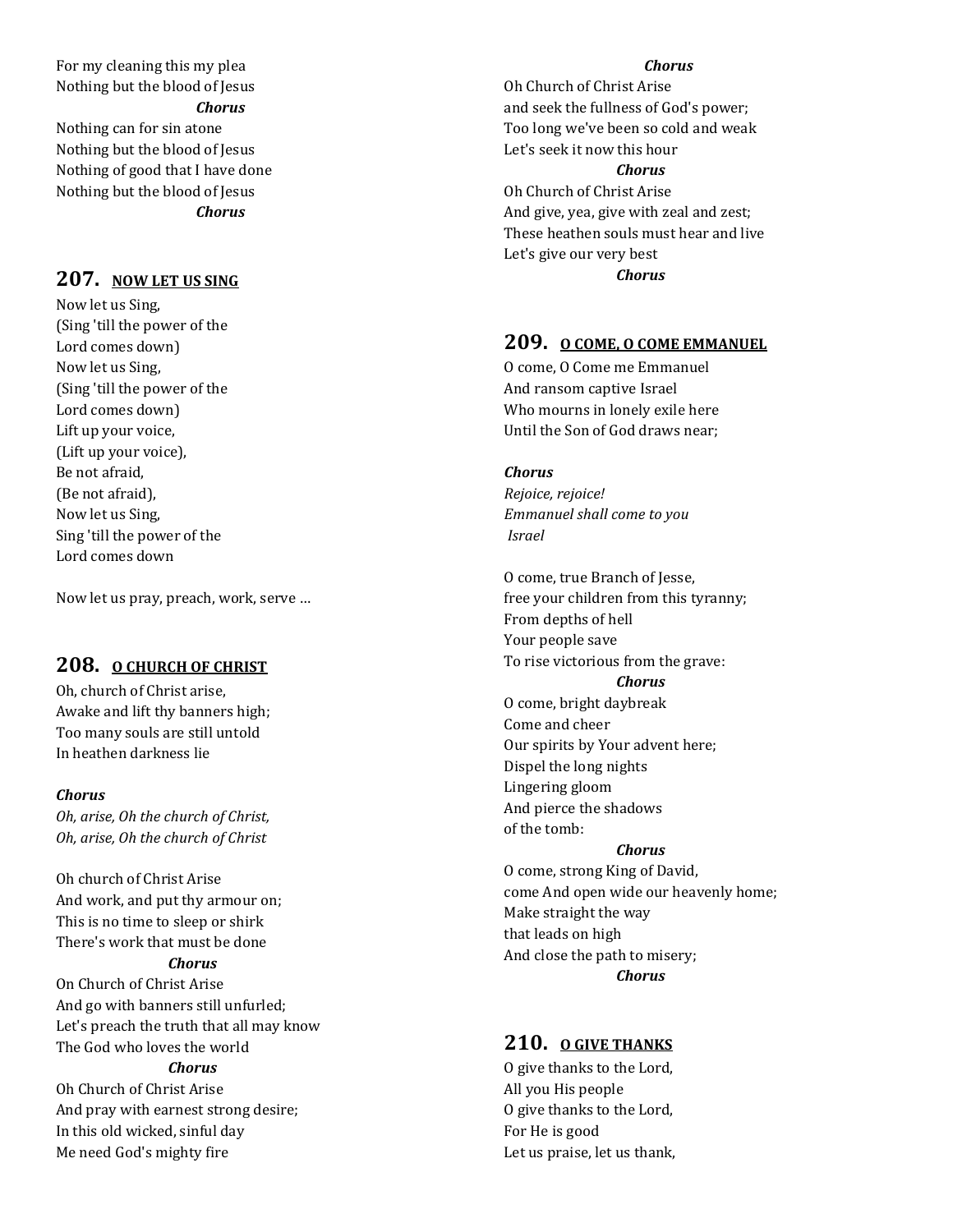For my cleaning this my plea
Nothing but the blood of Jesus

***Chorus***

Nothing can for sin atone
Nothing but the blood of Jesus
Nothing of good that I have done
Nothing but the blood of Jesus

***Chorus***

## 207. NOW LET US SING

Now let us Sing,
(Sing 'till the power of the
Lord comes down)
Now let us Sing,
(Sing 'till the power of the
Lord comes down)
Lift up your voice,
(Lift up your voice),
Be not afraid,
(Be not afraid),
Now let us Sing,
Sing 'till the power of the
Lord comes down

Now let us pray, preach, work, serve …

## 208. O CHURCH OF CHRIST

Oh, church of Christ arise,
Awake and lift thy banners high;
Too many souls are still untold
In heathen darkness lie

***Chorus***
*Oh, arise, Oh the church of Christ,*
*Oh, arise, Oh the church of Christ*

Oh church of Christ Arise
And work, and put thy armour on;
This is no time to sleep or shirk
There's work that must be done

***Chorus***

On Church of Christ Arise
And go with banners still unfurled;
Let's preach the truth that all may know
The God who loves the world

***Chorus***

Oh Church of Christ Arise
And pray with earnest strong desire;
In this old wicked, sinful day
Me need God's mighty fire

***Chorus***

Oh Church of Christ Arise
and seek the fullness of God's power;
Too long we've been so cold and weak
Let's seek it now this hour

***Chorus***

Oh Church of Christ Arise
And give, yea, give with zeal and zest;
These heathen souls must hear and live
Let's give our very best

***Chorus***

## 209. O COME, O COME EMMANUEL

O come, O Come me Emmanuel
And ransom captive Israel
Who mourns in lonely exile here
Until the Son of God draws near;

***Chorus***
*Rejoice, rejoice!*
*Emmanuel shall come to you*
*Israel*

O come, true Branch of Jesse,
free your children from this tyranny;
From depths of hell
Your people save
To rise victorious from the grave:

***Chorus***

O come, bright daybreak
Come and cheer
Our spirits by Your advent here;
Dispel the long nights
Lingering gloom
And pierce the shadows
of the tomb:

***Chorus***

O come, strong King of David,
come And open wide our heavenly home;
Make straight the way
that leads on high
And close the path to misery;

***Chorus***

## 210. O GIVE THANKS

O give thanks to the Lord,
All you His people
O give thanks to the Lord,
For He is good
Let us praise, let us thank,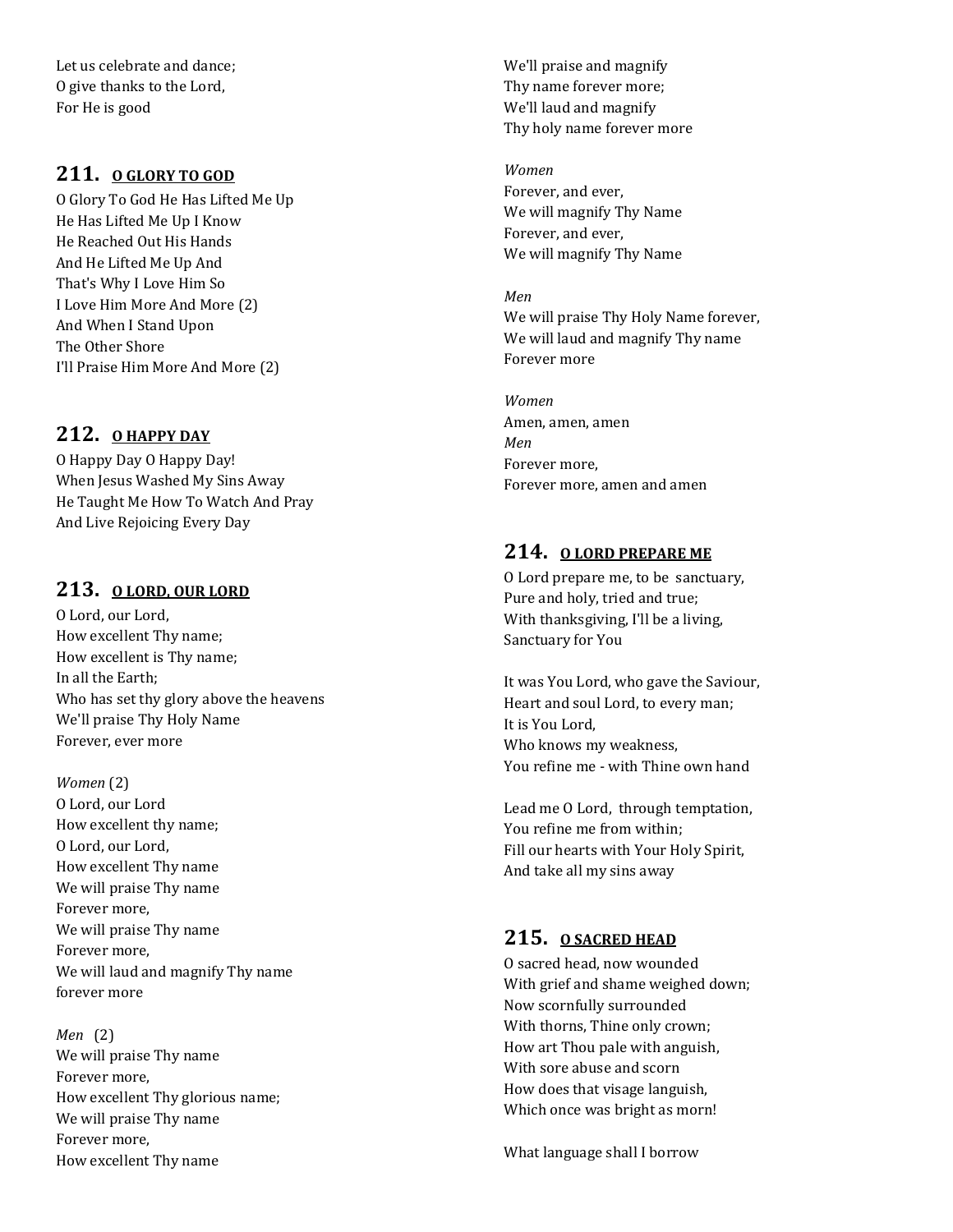Let us celebrate and dance;
O give thanks to the Lord,
For He is good

## 211. O GLORY TO GOD

O Glory To God He Has Lifted Me Up
He Has Lifted Me Up I Know
He Reached Out His Hands
And He Lifted Me Up And
That's Why I Love Him So
I Love Him More And More (2)
And When I Stand Upon
The Other Shore
I'll Praise Him More And More (2)

## 212. O HAPPY DAY

O Happy Day O Happy Day!
When Jesus Washed My Sins Away
He Taught Me How To Watch And Pray
And Live Rejoicing Every Day

## 213. O LORD, OUR LORD

O Lord, our Lord,
How excellent Thy name;
How excellent is Thy name;
In all the Earth;
Who has set thy glory above the heavens
We'll praise Thy Holy Name
Forever, ever more

*Women* (2)
O Lord, our Lord
How excellent thy name;
O Lord, our Lord,
How excellent Thy name
We will praise Thy name
Forever more,
We will praise Thy name
Forever more,
We will laud and magnify Thy name
forever more

*Men* (2)
We will praise Thy name
Forever more,
How excellent Thy glorious name;
We will praise Thy name
Forever more,
How excellent Thy name

We'll praise and magnify
Thy name forever more;
We'll laud and magnify
Thy holy name forever more

*Women*
Forever, and ever,
We will magnify Thy Name
Forever, and ever,
We will magnify Thy Name

*Men*
We will praise Thy Holy Name forever,
We will laud and magnify Thy name
Forever more

*Women*
Amen, amen, amen
*Men*
Forever more,
Forever more, amen and amen

## 214. O LORD PREPARE ME

O Lord prepare me, to be sanctuary,
Pure and holy, tried and true;
With thanksgiving, I'll be a living,
Sanctuary for You

It was You Lord, who gave the Saviour,
Heart and soul Lord, to every man;
It is You Lord,
Who knows my weakness,
You refine me - with Thine own hand

Lead me O Lord, through temptation,
You refine me from within;
Fill our hearts with Your Holy Spirit,
And take all my sins away

## 215. O SACRED HEAD

O sacred head, now wounded
With grief and shame weighed down;
Now scornfully surrounded
With thorns, Thine only crown;
How art Thou pale with anguish,
With sore abuse and scorn
How does that visage languish,
Which once was bright as morn!

What language shall I borrow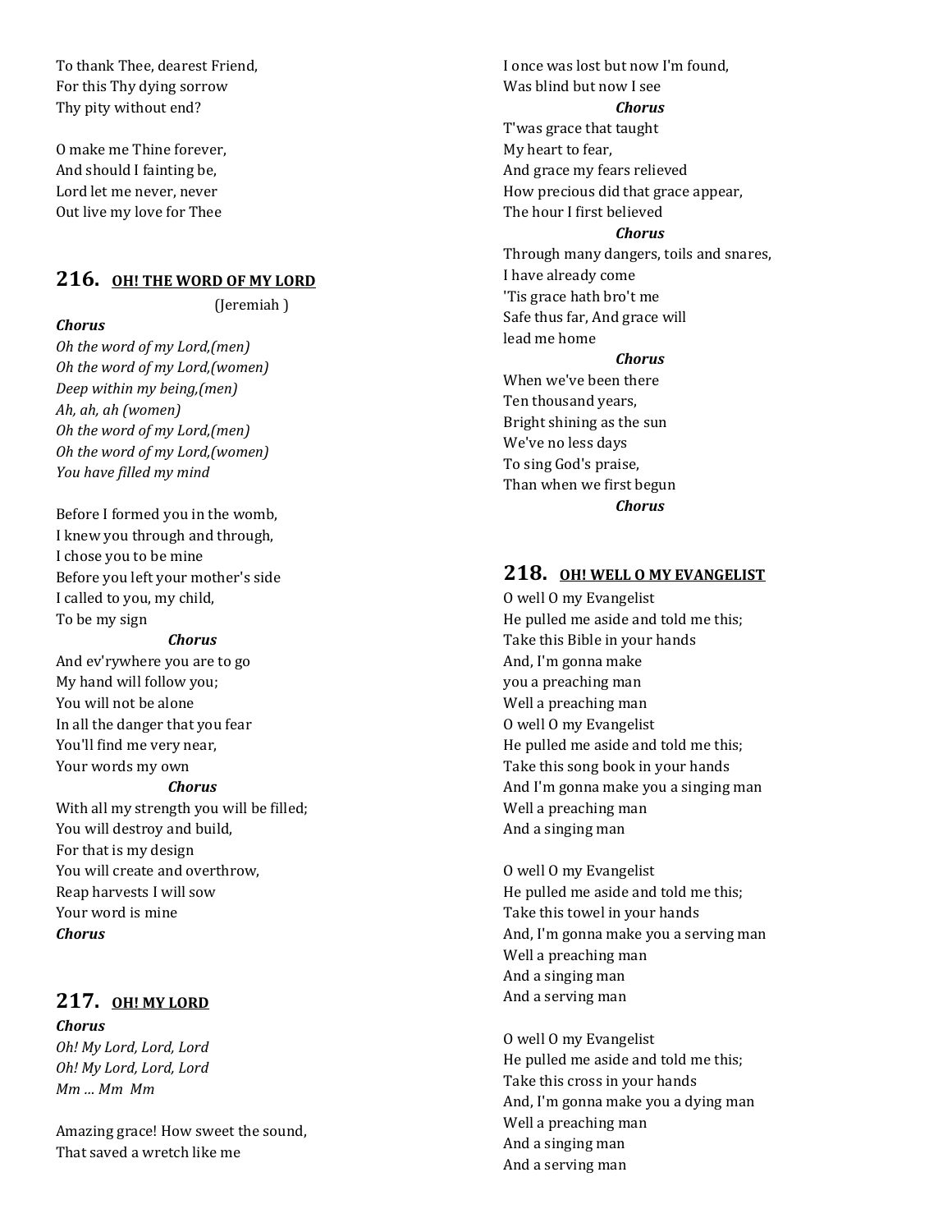To thank Thee, dearest Friend,
For this Thy dying sorrow
Thy pity without end?

O make me Thine forever,
And should I fainting be,
Lord let me never, never
Out live my love for Thee

## 216. OH! THE WORD OF MY LORD

(Jeremiah )

***Chorus***
*Oh the word of my Lord,(men)*
*Oh the word of my Lord,(women)*
*Deep within my being,(men)*
*Ah, ah, ah (women)*
*Oh the word of my Lord,(men)*
*Oh the word of my Lord,(women)*
*You have filled my mind*

Before I formed you in the womb,
I knew you through and through,
I chose you to be mine
Before you left your mother's side
I called to you, my child,
To be my sign

***Chorus***

And ev'rywhere you are to go
My hand will follow you;
You will not be alone
In all the danger that you fear
You'll find me very near,
Your words my own

***Chorus***

With all my strength you will be filled;
You will destroy and build,
For that is my design
You will create and overthrow,
Reap harvests I will sow
Your word is mine

***Chorus***

## 217. OH! MY LORD

***Chorus***
*Oh! My Lord, Lord, Lord*
*Oh! My Lord, Lord, Lord*
*Mm … Mm Mm*

Amazing grace! How sweet the sound,
That saved a wretch like me
I once was lost but now I'm found,
Was blind but now I see

***Chorus***

T'was grace that taught
My heart to fear,
And grace my fears relieved
How precious did that grace appear,
The hour I first believed

***Chorus***

Through many dangers, toils and snares,
I have already come
'Tis grace hath bro't me
Safe thus far, And grace will
lead me home

***Chorus***

When we've been there
Ten thousand years,
Bright shining as the sun
We've no less days
To sing God's praise,
Than when we first begun

***Chorus***

## 218. OH! WELL O MY EVANGELIST

O well O my Evangelist
He pulled me aside and told me this;
Take this Bible in your hands
And, I'm gonna make
you a preaching man
Well a preaching man
O well O my Evangelist
He pulled me aside and told me this;
Take this song book in your hands
And I'm gonna make you a singing man
Well a preaching man
And a singing man

O well O my Evangelist
He pulled me aside and told me this;
Take this towel in your hands
And, I'm gonna make you a serving man
Well a preaching man
And a singing man
And a serving man

O well O my Evangelist
He pulled me aside and told me this;
Take this cross in your hands
And, I'm gonna make you a dying man
Well a preaching man
And a singing man
And a serving man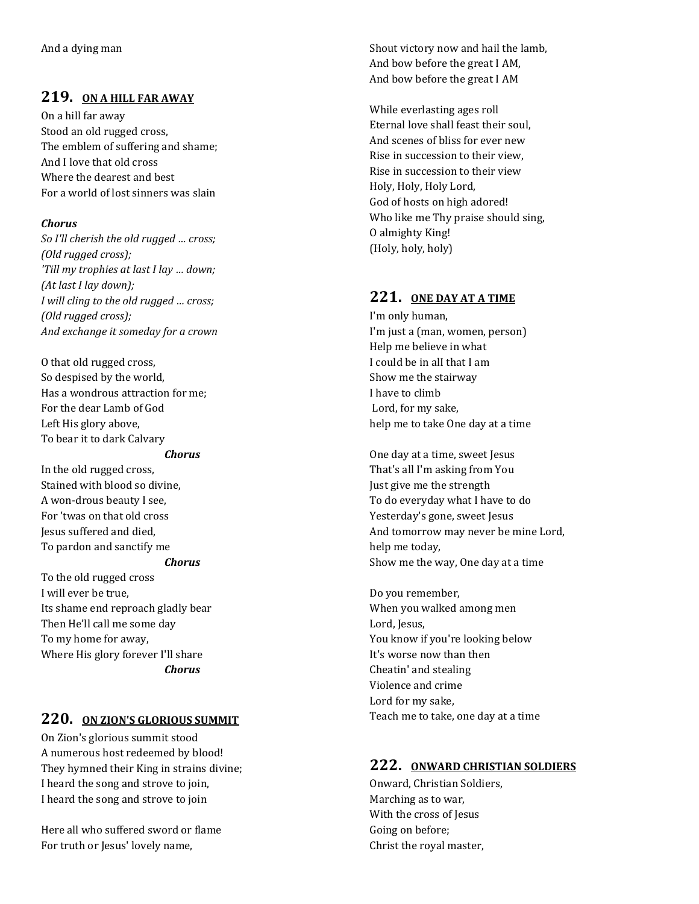And a dying man

## 219. ON A HILL FAR AWAY

On a hill far away
Stood an old rugged cross,
The emblem of suffering and shame;
And I love that old cross
Where the dearest and best
For a world of lost sinners was slain

***Chorus***
*So I'll cherish the old rugged … cross;*
*(Old rugged cross);*
*'Till my trophies at last I lay … down;*
*(At last I lay down);*
*I will cling to the old rugged … cross;*
*(Old rugged cross);*
*And exchange it someday for a crown*

O that old rugged cross,
So despised by the world,
Has a wondrous attraction for me;
For the dear Lamb of God
Left His glory above,
To bear it to dark Calvary

***Chorus***

In the old rugged cross,
Stained with blood so divine,
A won-drous beauty I see,
For 'twas on that old cross
Jesus suffered and died,
To pardon and sanctify me

***Chorus***

To the old rugged cross
I will ever be true,
Its shame end reproach gladly bear
Then He'll call me some day
To my home for away,
Where His glory forever I'll share

***Chorus***

## 220. ON ZION'S GLORIOUS SUMMIT

On Zion's glorious summit stood
A numerous host redeemed by blood!
They hymned their King in strains divine;
I heard the song and strove to join,
I heard the song and strove to join

Here all who suffered sword or flame
For truth or Jesus' lovely name,
Shout victory now and hail the lamb,
And bow before the great I AM,
And bow before the great I AM

While everlasting ages roll
Eternal love shall feast their soul,
And scenes of bliss for ever new
Rise in succession to their view,
Rise in succession to their view
Holy, Holy, Holy Lord,
God of hosts on high adored!
Who like me Thy praise should sing,
O almighty King!
(Holy, holy, holy)

## 221. ONE DAY AT A TIME

I'm only human,
I'm just a (man, women, person)
Help me believe in what
I could be in all that I am
Show me the stairway
I have to climb
Lord, for my sake,
help me to take One day at a time

One day at a time, sweet Jesus
That's all I'm asking from You
Just give me the strength
To do everyday what I have to do
Yesterday's gone, sweet Jesus
And tomorrow may never be mine Lord,
help me today,
Show me the way, One day at a time

Do you remember,
When you walked among men
Lord, Jesus,
You know if you're looking below
It's worse now than then
Cheatin' and stealing
Violence and crime
Lord for my sake,
Teach me to take, one day at a time

## 222. ONWARD CHRISTIAN SOLDIERS

Onward, Christian Soldiers,
Marching as to war,
With the cross of Jesus
Going on before;
Christ the royal master,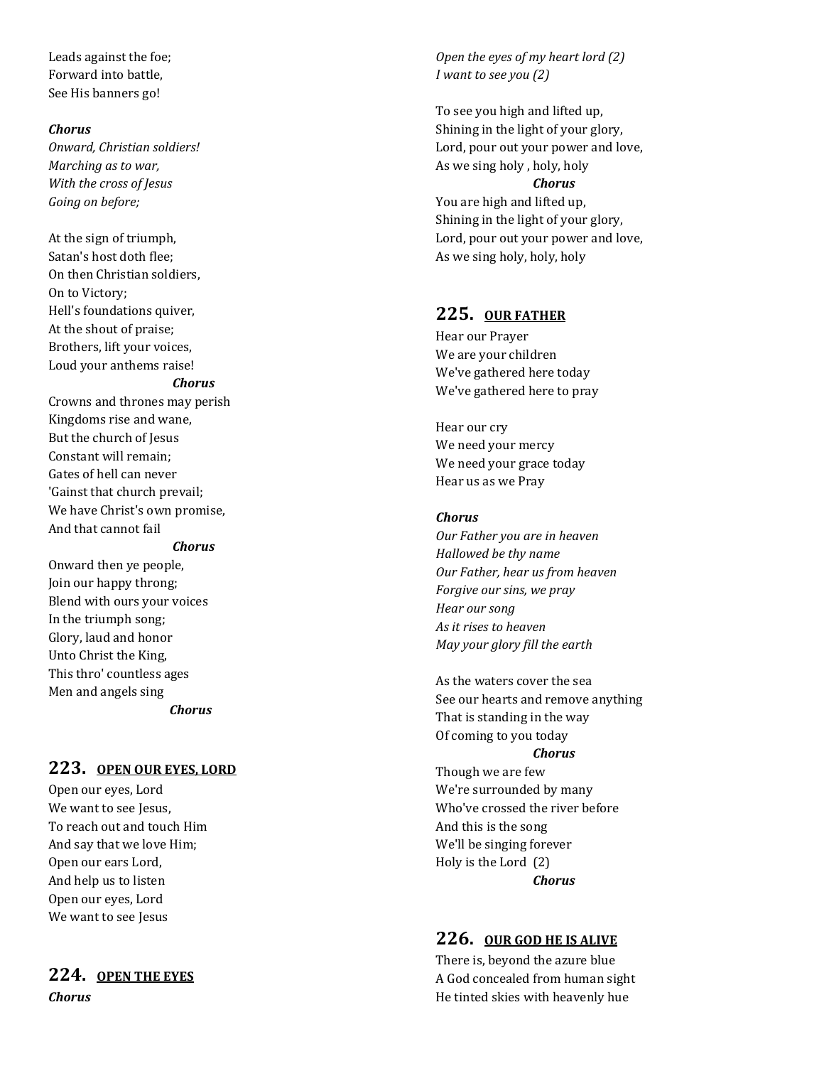Leads against the foe;
Forward into battle,
See His banners go!

***Chorus***
*Onward, Christian soldiers!*
*Marching as to war,*
*With the cross of Jesus*
*Going on before;*

At the sign of triumph,
Satan's host doth flee;
On then Christian soldiers,
On to Victory;
Hell's foundations quiver,
At the shout of praise;
Brothers, lift your voices,
Loud your anthems raise!

***Chorus***

Crowns and thrones may perish
Kingdoms rise and wane,
But the church of Jesus
Constant will remain;
Gates of hell can never
'Gainst that church prevail;
We have Christ's own promise,
And that cannot fail

***Chorus***

Onward then ye people,
Join our happy throng;
Blend with ours your voices
In the triumph song;
Glory, laud and honor
Unto Christ the King,
This thro' countless ages
Men and angels sing

***Chorus***

## 223. OPEN OUR EYES, LORD

Open our eyes, Lord
We want to see Jesus,
To reach out and touch Him
And say that we love Him;
Open our ears Lord,
And help us to listen
Open our eyes, Lord
We want to see Jesus

## 224. OPEN THE EYES

***Chorus***
*Open the eyes of my heart lord (2)*
*I want to see you (2)*

To see you high and lifted up,
Shining in the light of your glory,
Lord, pour out your power and love,
As we sing holy , holy, holy

***Chorus***

You are high and lifted up,
Shining in the light of your glory,
Lord, pour out your power and love,
As we sing holy, holy, holy

## 225. OUR FATHER

Hear our Prayer
We are your children
We've gathered here today
We've gathered here to pray

Hear our cry
We need your mercy
We need your grace today
Hear us as we Pray

***Chorus***
*Our Father you are in heaven*
*Hallowed be thy name*
*Our Father, hear us from heaven*
*Forgive our sins, we pray*
*Hear our song*
*As it rises to heaven*
*May your glory fill the earth*

As the waters cover the sea
See our hearts and remove anything
That is standing in the way
Of coming to you today

***Chorus***

Though we are few
We're surrounded by many
Who've crossed the river before
And this is the song
We'll be singing forever
Holy is the Lord (2)

***Chorus***

## 226. OUR GOD HE IS ALIVE

There is, beyond the azure blue
A God concealed from human sight
He tinted skies with heavenly hue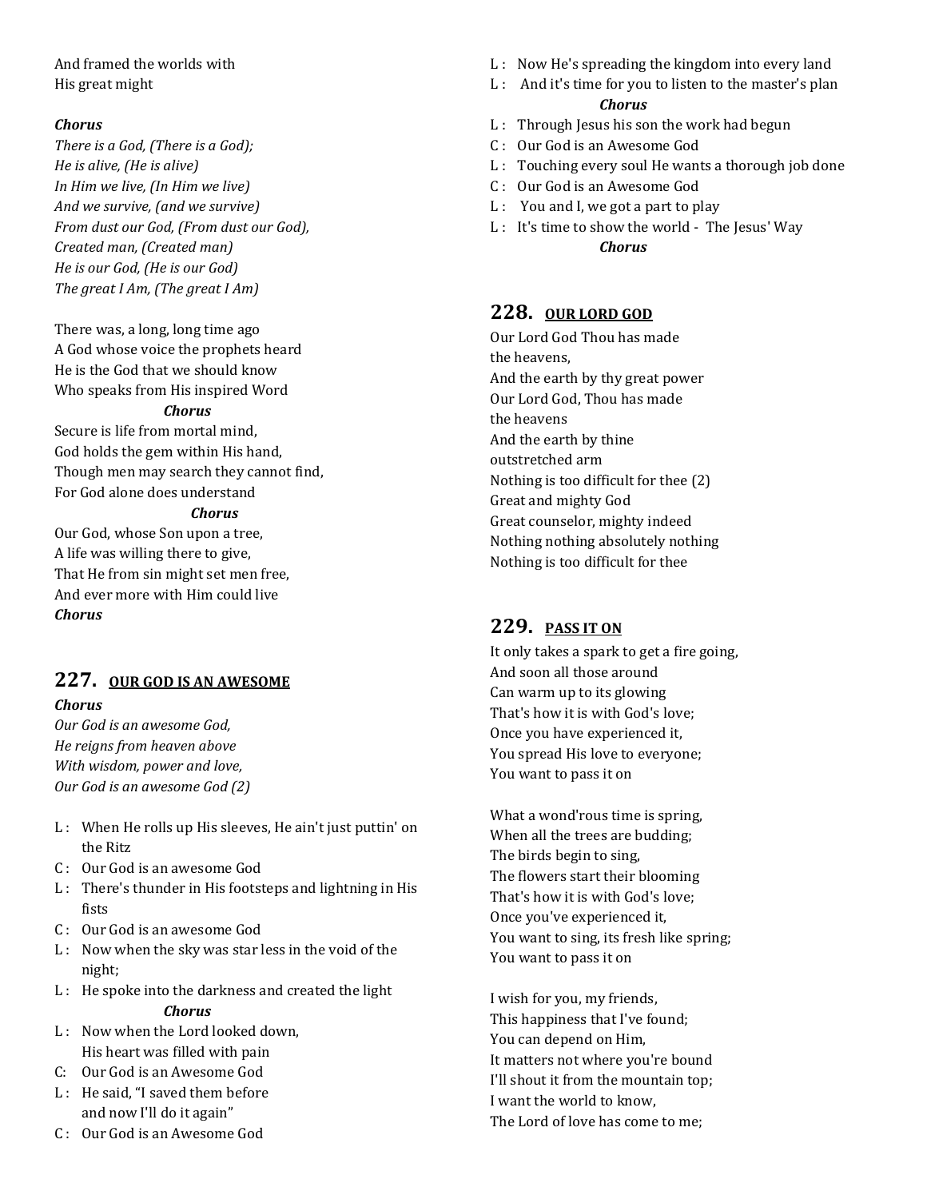And framed the worlds with
His great might

***Chorus***
*There is a God, (There is a God);*
*He is alive, (He is alive)*
*In Him we live, (In Him we live)*
*And we survive, (and we survive)*
*From dust our God, (From dust our God),*
*Created man, (Created man)*
*He is our God, (He is our God)*
*The great I Am, (The great I Am)*

There was, a long, long time ago
A God whose voice the prophets heard
He is the God that we should know
Who speaks from His inspired Word

***Chorus***

Secure is life from mortal mind,
God holds the gem within His hand,
Though men may search they cannot find,
For God alone does understand

***Chorus***

Our God, whose Son upon a tree,
A life was willing there to give,
That He from sin might set men free,
And ever more with Him could live

***Chorus***

## 227. OUR GOD IS AN AWESOME

***Chorus***
*Our God is an awesome God,*
*He reigns from heaven above*
*With wisdom, power and love,*
*Our God is an awesome God (2)*

L : When He rolls up His sleeves, He ain't just puttin' on the Ritz
C : Our God is an awesome God
L : There's thunder in His footsteps and lightning in His fists
C : Our God is an awesome God
L : Now when the sky was star less in the void of the night;
L : He spoke into the darkness and created the light

***Chorus***

L : Now when the Lord looked down,
His heart was filled with pain
C: Our God is an Awesome God
L : He said, "I saved them before
and now I'll do it again"
C : Our God is an Awesome God
L : Now He's spreading the kingdom into every land
L : And it's time for you to listen to the master's plan

***Chorus***

L : Through Jesus his son the work had begun
C : Our God is an Awesome God
L : Touching every soul He wants a thorough job done
C : Our God is an Awesome God
L : You and I, we got a part to play
L : It's time to show the world - The Jesus' Way

***Chorus***

## 228. OUR LORD GOD

Our Lord God Thou has made
the heavens,
And the earth by thy great power
Our Lord God, Thou has made
the heavens
And the earth by thine
outstretched arm
Nothing is too difficult for thee (2)
Great and mighty God
Great counselor, mighty indeed
Nothing nothing absolutely nothing
Nothing is too difficult for thee

## 229. PASS IT ON

It only takes a spark to get a fire going,
And soon all those around
Can warm up to its glowing
That's how it is with God's love;
Once you have experienced it,
You spread His love to everyone;
You want to pass it on

What a wond'rous time is spring,
When all the trees are budding;
The birds begin to sing,
The flowers start their blooming
That's how it is with God's love;
Once you've experienced it,
You want to sing, its fresh like spring;
You want to pass it on

I wish for you, my friends,
This happiness that I've found;
You can depend on Him,
It matters not where you're bound
I'll shout it from the mountain top;
I want the world to know,
The Lord of love has come to me;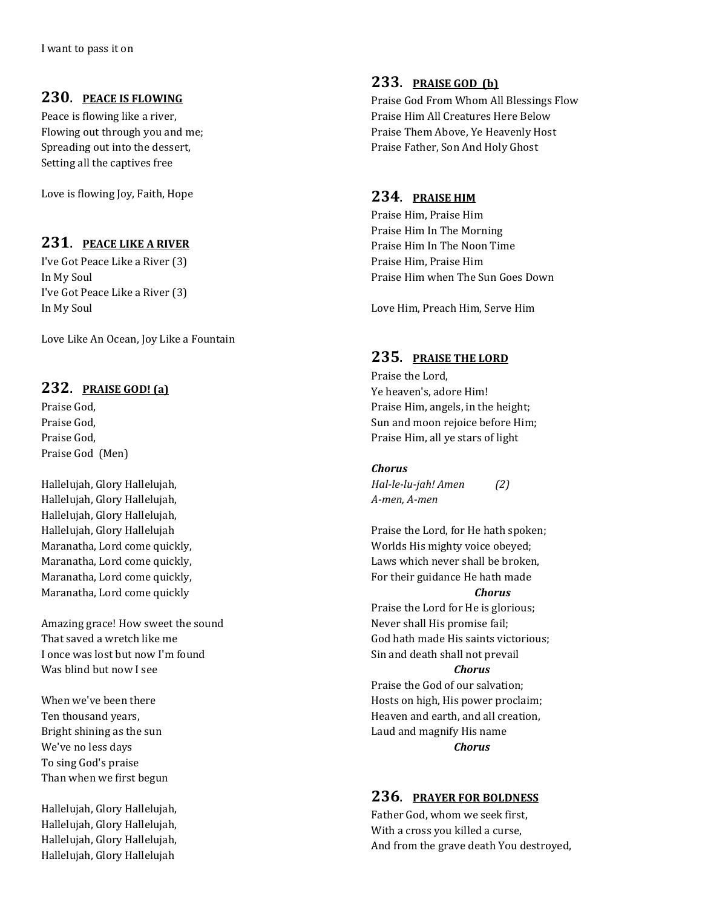I want to pass it on

## 230. PEACE IS FLOWING

Peace is flowing like a river,
Flowing out through you and me;
Spreading out into the dessert,
Setting all the captives free

Love is flowing Joy, Faith, Hope

## 231. PEACE LIKE A RIVER

I've Got Peace Like a River (3)
In My Soul
I've Got Peace Like a River (3)
In My Soul

Love Like An Ocean, Joy Like a Fountain

## 232. PRAISE GOD! (a)

Praise God,
Praise God,
Praise God,
Praise God (Men)

Hallelujah, Glory Hallelujah,
Hallelujah, Glory Hallelujah,
Hallelujah, Glory Hallelujah,
Hallelujah, Glory Hallelujah
Maranatha, Lord come quickly,
Maranatha, Lord come quickly,
Maranatha, Lord come quickly,
Maranatha, Lord come quickly

Amazing grace! How sweet the sound
That saved a wretch like me
I once was lost but now I'm found
Was blind but now I see

When we've been there
Ten thousand years,
Bright shining as the sun
We've no less days
To sing God's praise
Than when we first begun

Hallelujah, Glory Hallelujah,
Hallelujah, Glory Hallelujah,
Hallelujah, Glory Hallelujah,
Hallelujah, Glory Hallelujah

## 233. PRAISE GOD (b)

Praise God From Whom All Blessings Flow
Praise Him All Creatures Here Below
Praise Them Above, Ye Heavenly Host
Praise Father, Son And Holy Ghost

## 234. PRAISE HIM

Praise Him, Praise Him
Praise Him In The Morning
Praise Him In The Noon Time
Praise Him, Praise Him
Praise Him when The Sun Goes Down

Love Him, Preach Him, Serve Him

## 235. PRAISE THE LORD

Praise the Lord,
Ye heaven's, adore Him!
Praise Him, angels, in the height;
Sun and moon rejoice before Him;
Praise Him, all ye stars of light

***Chorus***
*Hal-le-lu-jah! Amen (2)*
*A-men, A-men*

Praise the Lord, for He hath spoken;
Worlds His mighty voice obeyed;
Laws which never shall be broken,
For their guidance He hath made
***Chorus***

Praise the Lord for He is glorious;
Never shall His promise fail;
God hath made His saints victorious;
Sin and death shall not prevail
***Chorus***

Praise the God of our salvation;
Hosts on high, His power proclaim;
Heaven and earth, and all creation,
Laud and magnify His name
***Chorus***

## 236. PRAYER FOR BOLDNESS

Father God, whom we seek first,
With a cross you killed a curse,
And from the grave death You destroyed,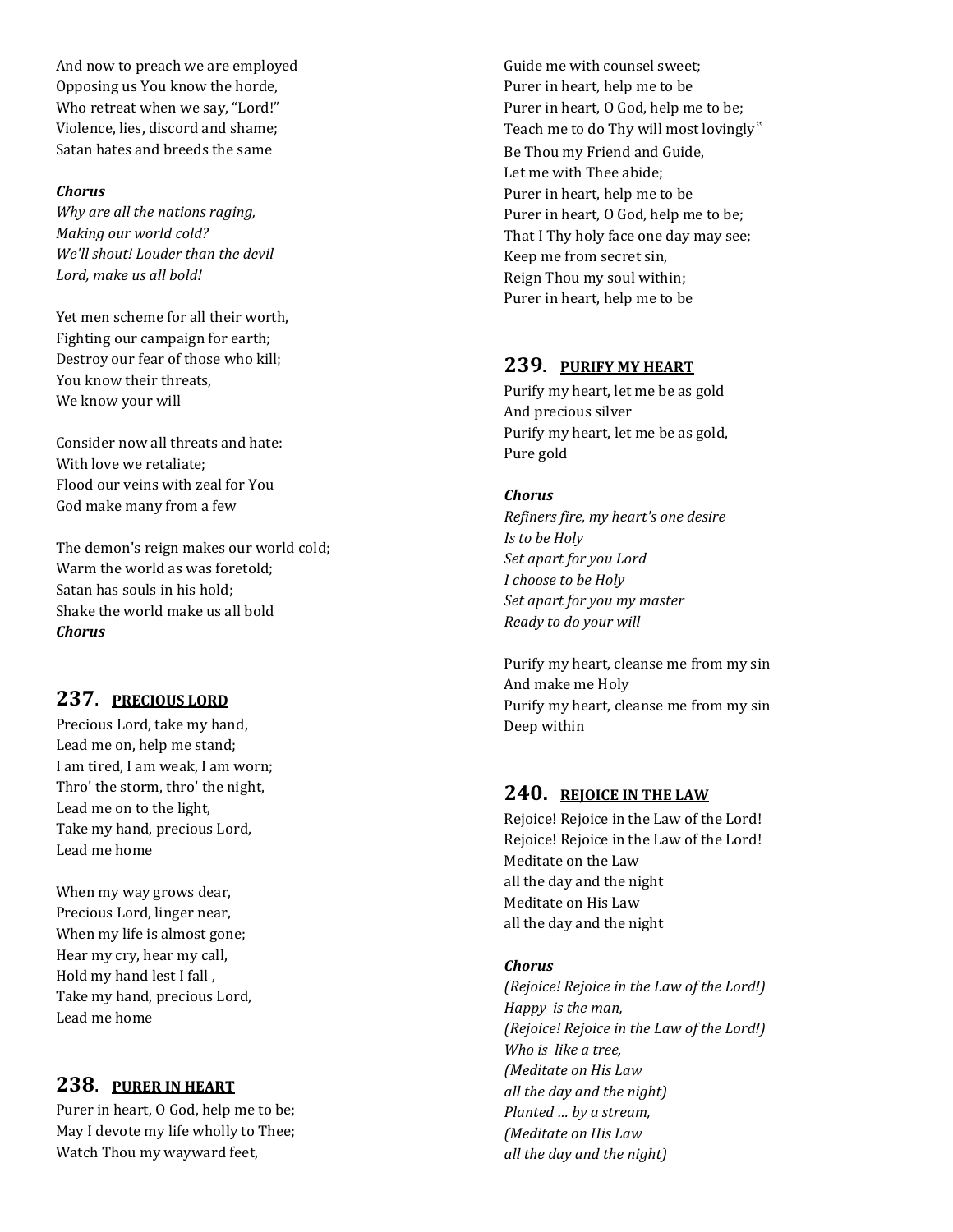And now to preach we are employed
Opposing us You know the horde,
Who retreat when we say, "Lord!"
Violence, lies, discord and shame;
Satan hates and breeds the same

***Chorus***
*Why are all the nations raging,*
*Making our world cold?*
*We'll shout! Louder than the devil*
*Lord, make us all bold!*

Yet men scheme for all their worth,
Fighting our campaign for earth;
Destroy our fear of those who kill;
You know their threats,
We know your will

Consider now all threats and hate:
With love we retaliate;
Flood our veins with zeal for You
God make many from a few

The demon's reign makes our world cold;
Warm the world as was foretold;
Satan has souls in his hold;
Shake the world make us all bold
***Chorus***

## 237. PRECIOUS LORD

Precious Lord, take my hand,
Lead me on, help me stand;
I am tired, I am weak, I am worn;
Thro' the storm, thro' the night,
Lead me on to the light,
Take my hand, precious Lord,
Lead me home

When my way grows dear,
Precious Lord, linger near,
When my life is almost gone;
Hear my cry, hear my call,
Hold my hand lest I fall ,
Take my hand, precious Lord,
Lead me home

## 238. PURER IN HEART

Purer in heart, O God, help me to be;
May I devote my life wholly to Thee;
Watch Thou my wayward feet,
Guide me with counsel sweet;
Purer in heart, help me to be
Purer in heart, O God, help me to be;
Teach me to do Thy will most lovingly"
Be Thou my Friend and Guide,
Let me with Thee abide;
Purer in heart, help me to be
Purer in heart, O God, help me to be;
That I Thy holy face one day may see;
Keep me from secret sin,
Reign Thou my soul within;
Purer in heart, help me to be

## 239. PURIFY MY HEART

Purify my heart, let me be as gold
And precious silver
Purify my heart, let me be as gold,
Pure gold

***Chorus***
*Refiners fire, my heart's one desire*
*Is to be Holy*
*Set apart for you Lord*
*I choose to be Holy*
*Set apart for you my master*
*Ready to do your will*

Purify my heart, cleanse me from my sin
And make me Holy
Purify my heart, cleanse me from my sin
Deep within

## 240. REJOICE IN THE LAW

Rejoice! Rejoice in the Law of the Lord!
Rejoice! Rejoice in the Law of the Lord!
Meditate on the Law
all the day and the night
Meditate on His Law
all the day and the night

***Chorus***
*(Rejoice! Rejoice in the Law of the Lord!)*
*Happy is the man,*
*(Rejoice! Rejoice in the Law of the Lord!)*
*Who is like a tree,*
*(Meditate on His Law*
*all the day and the night)*
*Planted … by a stream,*
*(Meditate on His Law*
*all the day and the night)*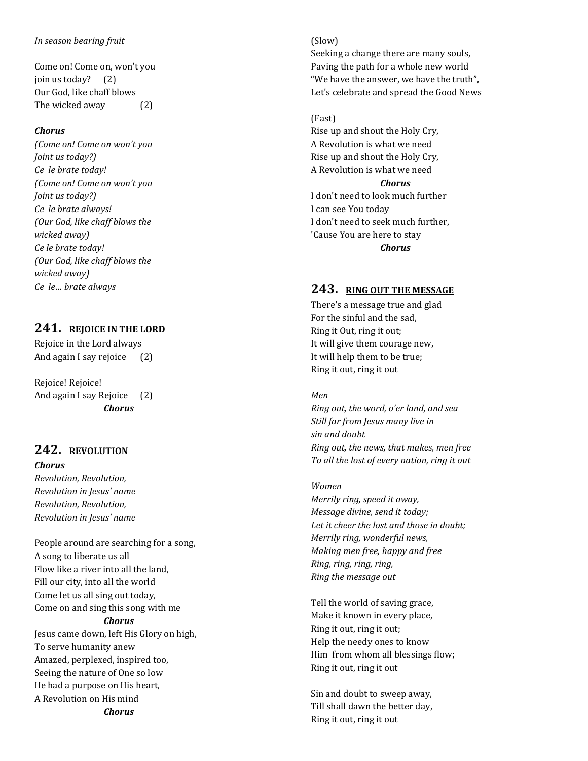*In season bearing fruit*

Come on! Come on, won't you
join us today? (2)
Our God, like chaff blows
The wicked away (2)

***Chorus***
*(Come on! Come on won't you*
*Joint us today?)*
*Ce le brate today!*
*(Come on! Come on won't you*
*Joint us today?)*
*Ce le brate always!*
*(Our God, like chaff blows the*
*wicked away)*
*Ce le brate today!*
*(Our God, like chaff blows the*
*wicked away)*
*Ce le… brate always*

## 241. REJOICE IN THE LORD

Rejoice in the Lord always
And again I say rejoice (2)

Rejoice! Rejoice!
And again I say Rejoice (2)
***Chorus***

## 242. REVOLUTION

***Chorus***
*Revolution, Revolution,*
*Revolution in Jesus' name*
*Revolution, Revolution,*
*Revolution in Jesus' name*

People around are searching for a song,
A song to liberate us all
Flow like a river into all the land,
Fill our city, into all the world
Come let us all sing out today,
Come on and sing this song with me
***Chorus***
Jesus came down, left His Glory on high,
To serve humanity anew
Amazed, perplexed, inspired too,
Seeing the nature of One so low
He had a purpose on His heart,
A Revolution on His mind
***Chorus***

(Slow)
Seeking a change there are many souls,
Paving the path for a whole new world
"We have the answer, we have the truth",
Let's celebrate and spread the Good News

(Fast)
Rise up and shout the Holy Cry,
A Revolution is what we need
Rise up and shout the Holy Cry,
A Revolution is what we need
***Chorus***
I don't need to look much further
I can see You today
I don't need to seek much further,
'Cause You are here to stay
***Chorus***

## 243. RING OUT THE MESSAGE

There's a message true and glad
For the sinful and the sad,
Ring it Out, ring it out;
It will give them courage new,
It will help them to be true;
Ring it out, ring it out

*Men*
*Ring out, the word, o'er land, and sea*
*Still far from Jesus many live in*
*sin and doubt*
*Ring out, the news, that makes, men free*
*To all the lost of every nation, ring it out*

*Women*
*Merrily ring, speed it away,*
*Message divine, send it today;*
*Let it cheer the lost and those in doubt;*
*Merrily ring, wonderful news,*
*Making men free, happy and free*
*Ring, ring, ring, ring,*
*Ring the message out*

Tell the world of saving grace,
Make it known in every place,
Ring it out, ring it out;
Help the needy ones to know
Him from whom all blessings flow;
Ring it out, ring it out

Sin and doubt to sweep away,
Till shall dawn the better day,
Ring it out, ring it out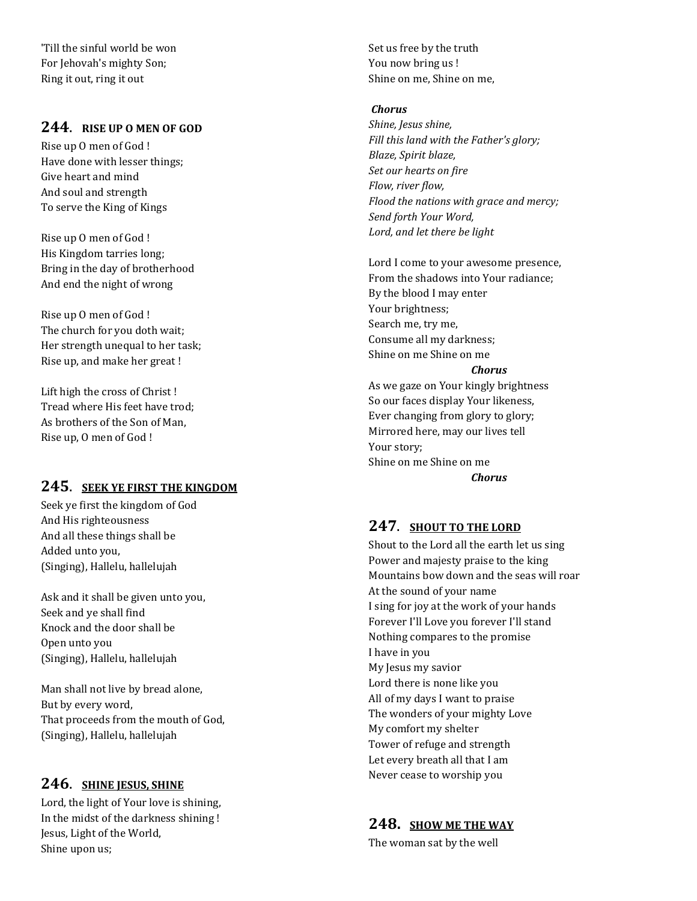'Till the sinful world be won
For Jehovah's mighty Son;
Ring it out, ring it out

## 244. RISE UP O MEN OF GOD

Rise up O men of God !
Have done with lesser things;
Give heart and mind
And soul and strength
To serve the King of Kings

Rise up O men of God !
His Kingdom tarries long;
Bring in the day of brotherhood
And end the night of wrong

Rise up O men of God !
The church for you doth wait;
Her strength unequal to her task;
Rise up, and make her great !

Lift high the cross of Christ !
Tread where His feet have trod;
As brothers of the Son of Man,
Rise up, O men of God !

## 245. SEEK YE FIRST THE KINGDOM

Seek ye first the kingdom of God
And His righteousness
And all these things shall be
Added unto you,
(Singing), Hallelu, hallelujah

Ask and it shall be given unto you,
Seek and ye shall find
Knock and the door shall be
Open unto you
(Singing), Hallelu, hallelujah

Man shall not live by bread alone,
But by every word,
That proceeds from the mouth of God,
(Singing), Hallelu, hallelujah

## 246. SHINE JESUS, SHINE

Lord, the light of Your love is shining,
In the midst of the darkness shining !
Jesus, Light of the World,
Shine upon us;
Set us free by the truth
You now bring us !
Shine on me, Shine on me,

***Chorus***
*Shine, Jesus shine,*
*Fill this land with the Father's glory;*
*Blaze, Spirit blaze,*
*Set our hearts on fire*
*Flow, river flow,*
*Flood the nations with grace and mercy;*
*Send forth Your Word,*
*Lord, and let there be light*

Lord I come to your awesome presence,
From the shadows into Your radiance;
By the blood I may enter
Your brightness;
Search me, try me,
Consume all my darkness;
Shine on me Shine on me

***Chorus***

As we gaze on Your kingly brightness
So our faces display Your likeness,
Ever changing from glory to glory;
Mirrored here, may our lives tell
Your story;
Shine on me Shine on me

***Chorus***

## 247. SHOUT TO THE LORD

Shout to the Lord all the earth let us sing
Power and majesty praise to the king
Mountains bow down and the seas will roar
At the sound of your name
I sing for joy at the work of your hands
Forever I'll Love you forever I'll stand
Nothing compares to the promise
I have in you
My Jesus my savior
Lord there is none like you
All of my days I want to praise
The wonders of your mighty Love
My comfort my shelter
Tower of refuge and strength
Let every breath all that I am
Never cease to worship you

## 248. SHOW ME THE WAY

The woman sat by the well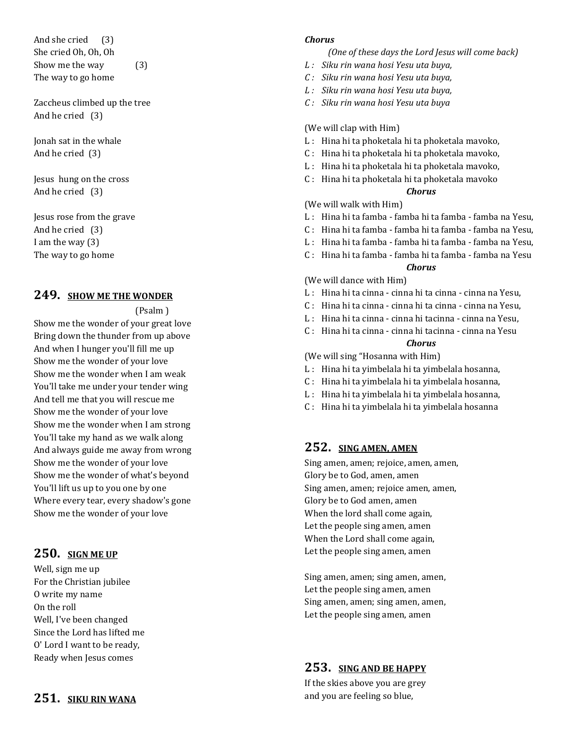And she cried (3)
She cried Oh, Oh, Oh
Show me the way (3)
The way to go home

Zaccheus climbed up the tree
And he cried (3)

Jonah sat in the whale
And he cried (3)

Jesus hung on the cross
And he cried (3)

Jesus rose from the grave
And he cried (3)
I am the way (3)
The way to go home

## 249. SHOW ME THE WONDER

(Psalm )

Show me the wonder of your great love
Bring down the thunder from up above
And when I hunger you'll fill me up
Show me the wonder of your love
Show me the wonder when I am weak
You'll take me under your tender wing
And tell me that you will rescue me
Show me the wonder of your love
Show me the wonder when I am strong
You'll take my hand as we walk along
And always guide me away from wrong
Show me the wonder of your love
Show me the wonder of what's beyond
You'll lift us up to you one by one
Where every tear, every shadow's gone
Show me the wonder of your love

## 250. SIGN ME UP

Well, sign me up
For the Christian jubilee
O write my name
On the roll
Well, I've been changed
Since the Lord has lifted me
O' Lord I want to be ready,
Ready when Jesus comes

## 251. SIKU RIN WANA

***Chorus***

*(One of these days the Lord Jesus will come back)*
*L : Siku rin wana hosi Yesu uta buya,*
*C : Siku rin wana hosi Yesu uta buya,*
*L : Siku rin wana hosi Yesu uta buya,*
*C : Siku rin wana hosi Yesu uta buya*

(We will clap with Him)
L : Hina hi ta phoketala hi ta phoketala mavoko,
C : Hina hi ta phoketala hi ta phoketala mavoko,
L : Hina hi ta phoketala hi ta phoketala mavoko,
C : Hina hi ta phoketala hi ta phoketala mavoko

***Chorus***

(We will walk with Him)
L : Hina hi ta famba - famba hi ta famba - famba na Yesu,
C : Hina hi ta famba - famba hi ta famba - famba na Yesu,
L : Hina hi ta famba - famba hi ta famba - famba na Yesu,
C : Hina hi ta famba - famba hi ta famba - famba na Yesu

***Chorus***

(We will dance with Him)
L : Hina hi ta cinna - cinna hi ta cinna - cinna na Yesu,
C : Hina hi ta cinna - cinna hi ta cinna - cinna na Yesu,
L : Hina hi ta cinna - cinna hi tacinna - cinna na Yesu,
C : Hina hi ta cinna - cinna hi tacinna - cinna na Yesu

***Chorus***

(We will sing "Hosanna with Him)
L : Hina hi ta yimbelala hi ta yimbelala hosanna,
C : Hina hi ta yimbelala hi ta yimbelala hosanna,
L : Hina hi ta yimbelala hi ta yimbelala hosanna,
C : Hina hi ta yimbelala hi ta yimbelala hosanna

## 252. SING AMEN, AMEN

Sing amen, amen; rejoice, amen, amen,
Glory be to God, amen, amen
Sing amen, amen; rejoice amen, amen,
Glory be to God amen, amen
When the lord shall come again,
Let the people sing amen, amen
When the Lord shall come again,
Let the people sing amen, amen

Sing amen, amen; sing amen, amen,
Let the people sing amen, amen
Sing amen, amen; sing amen, amen,
Let the people sing amen, amen

## 253. SING AND BE HAPPY

If the skies above you are grey
and you are feeling so blue,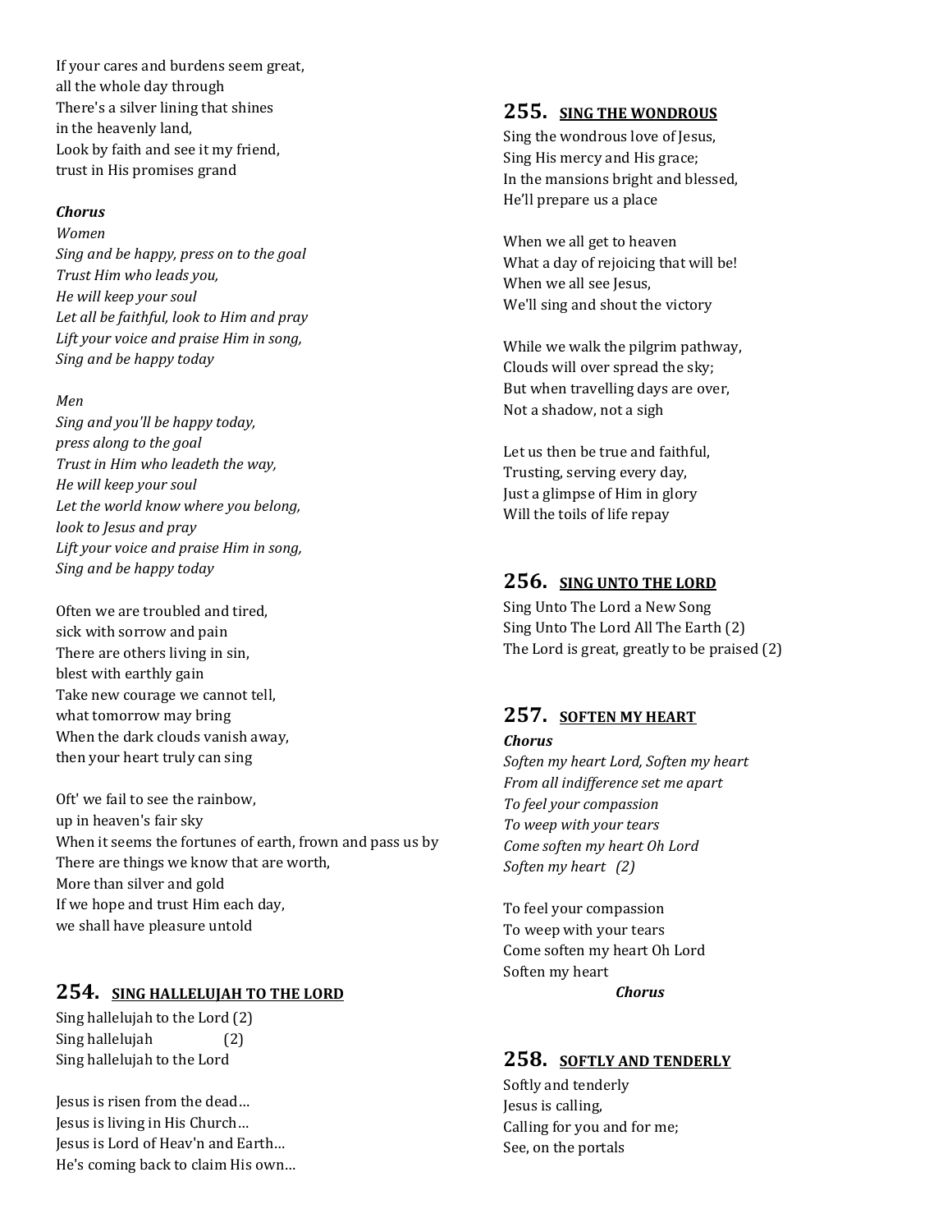If your cares and burdens seem great,
all the whole day through
There's a silver lining that shines
in the heavenly land,
Look by faith and see it my friend,
trust in His promises grand

***Chorus***

*Women*
*Sing and be happy, press on to the goal*
*Trust Him who leads you,*
*He will keep your soul*
*Let all be faithful, look to Him and pray*
*Lift your voice and praise Him in song,*
*Sing and be happy today*

*Men*
*Sing and you'll be happy today,*
*press along to the goal*
*Trust in Him who leadeth the way,*
*He will keep your soul*
*Let the world know where you belong,*
*look to Jesus and pray*
*Lift your voice and praise Him in song,*
*Sing and be happy today*

Often we are troubled and tired,
sick with sorrow and pain
There are others living in sin,
blest with earthly gain
Take new courage we cannot tell,
what tomorrow may bring
When the dark clouds vanish away,
then your heart truly can sing

Oft' we fail to see the rainbow,
up in heaven's fair sky
When it seems the fortunes of earth, frown and pass us by
There are things we know that are worth,
More than silver and gold
If we hope and trust Him each day,
we shall have pleasure untold

## 254. SING HALLELUJAH TO THE LORD

Sing hallelujah to the Lord (2)
Sing hallelujah (2)
Sing hallelujah to the Lord

Jesus is risen from the dead…
Jesus is living in His Church…
Jesus is Lord of Heav'n and Earth…
He's coming back to claim His own…

## 255. SING THE WONDROUS

Sing the wondrous love of Jesus,
Sing His mercy and His grace;
In the mansions bright and blessed,
He'll prepare us a place

When we all get to heaven
What a day of rejoicing that will be!
When we all see Jesus,
We'll sing and shout the victory

While we walk the pilgrim pathway,
Clouds will over spread the sky;
But when travelling days are over,
Not a shadow, not a sigh

Let us then be true and faithful,
Trusting, serving every day,
Just a glimpse of Him in glory
Will the toils of life repay

## 256. SING UNTO THE LORD

Sing Unto The Lord a New Song
Sing Unto The Lord All The Earth (2)
The Lord is great, greatly to be praised (2)

## 257. SOFTEN MY HEART

***Chorus***
*Soften my heart Lord, Soften my heart*
*From all indifference set me apart*
*To feel your compassion*
*To weep with your tears*
*Come soften my heart Oh Lord*
*Soften my heart (2)*

To feel your compassion
To weep with your tears
Come soften my heart Oh Lord
Soften my heart
***Chorus***

## 258. SOFTLY AND TENDERLY

Softly and tenderly
Jesus is calling,
Calling for you and for me;
See, on the portals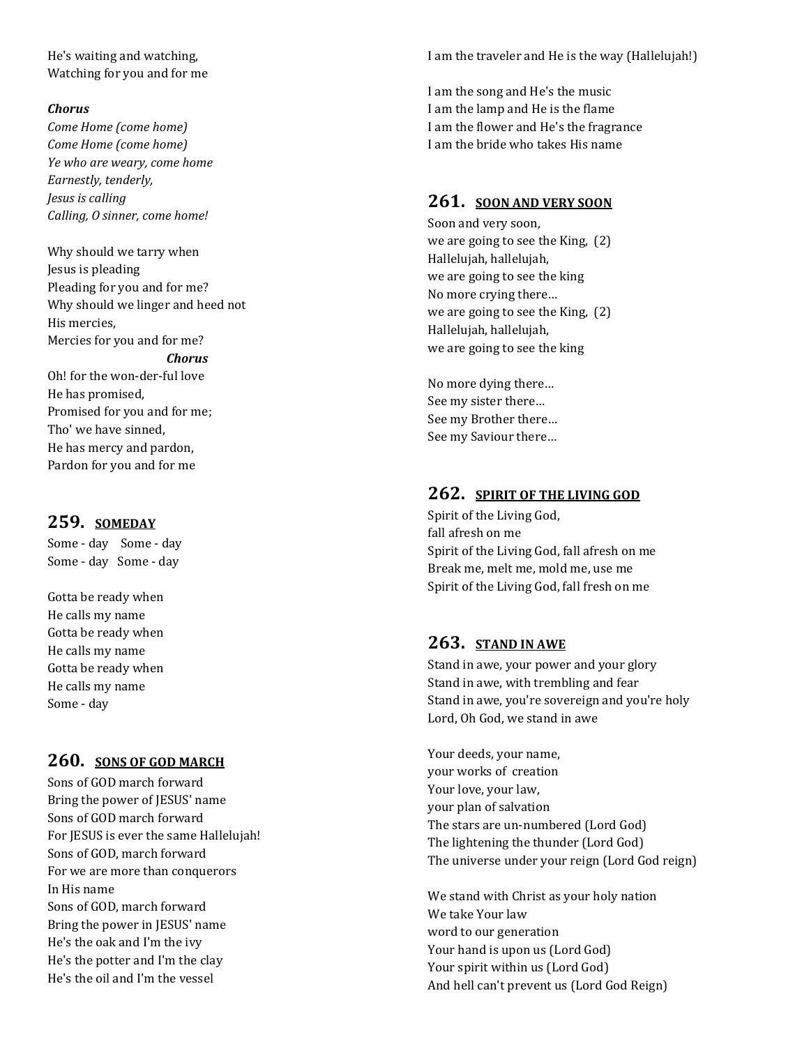He's waiting and watching,
Watching for you and for me

***Chorus***
*Come Home (come home)*
*Come Home (come home)*
*Ye who are weary, come home*
*Earnestly, tenderly,*
*Jesus is calling*
*Calling, O sinner, come home!*

Why should we tarry when
Jesus is pleading
Pleading for you and for me?
Why should we linger and heed not
His mercies,
Mercies for you and for me?
***Chorus***
Oh! for the won-der-ful love
He has promised,
Promised for you and for me;
Tho' we have sinned,
He has mercy and pardon,
Pardon for you and for me

## 259. SOMEDAY

Some - day    Some - day
Some - day   Some - day

Gotta be ready when
He calls my name
Gotta be ready when
He calls my name
Gotta be ready when
He calls my name
Some - day

## 260. SONS OF GOD MARCH

Sons of GOD march forward
Bring the power of JESUS' name
Sons of GOD march forward
For JESUS is ever the same Hallelujah!
Sons of GOD, march forward
For we are more than conquerors
In His name
Sons of GOD, march forward
Bring the power in JESUS' name
He's the oak and I'm the ivy
He's the potter and I'm the clay
He's the oil and I'm the vessel
I am the traveler and He is the way (Hallelujah!)

I am the song and He's the music
I am the lamp and He is the flame
I am the flower and He's the fragrance
I am the bride who takes His name

## 261. SOON AND VERY SOON

Soon and very soon,
we are going to see the King,  (2)
Hallelujah, hallelujah,
we are going to see the king
No more crying there…
we are going to see the King,  (2)
Hallelujah, hallelujah,
we are going to see the king

No more dying there…
See my sister there…
See my Brother there…
See my Saviour there…

## 262. SPIRIT OF THE LIVING GOD

Spirit of the Living God,
fall afresh on me
Spirit of the Living God, fall afresh on me
Break me, melt me, mold me, use me
Spirit of the Living God, fall fresh on me

## 263. STAND IN AWE

Stand in awe, your power and your glory
Stand in awe, with trembling and fear
Stand in awe, you're sovereign and you're holy
Lord, Oh God, we stand in awe

Your deeds, your name,
your works of  creation
Your love, your law,
your plan of salvation
The stars are un-numbered (Lord God)
The lightening the thunder (Lord God)
The universe under your reign (Lord God reign)

We stand with Christ as your holy nation
We take Your law
word to our generation
Your hand is upon us (Lord God)
Your spirit within us (Lord God)
And hell can't prevent us (Lord God Reign)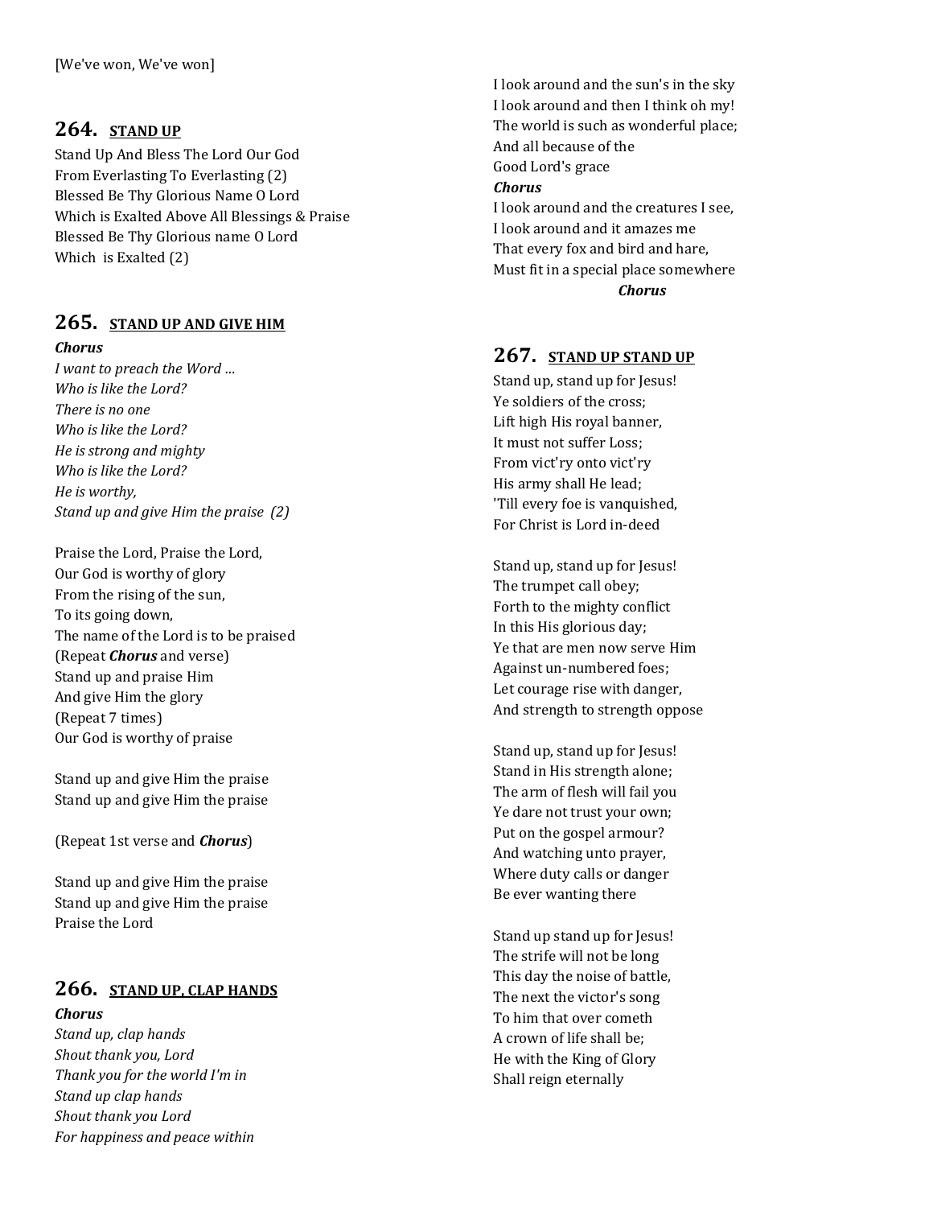[We've won, We've won]

## 264. STAND UP

Stand Up And Bless The Lord Our God
From Everlasting To Everlasting (2)
Blessed Be Thy Glorious Name O Lord
Which is Exalted Above All Blessings & Praise
Blessed Be Thy Glorious name O Lord
Which is Exalted (2)

## 265. STAND UP AND GIVE HIM

***Chorus***
*I want to preach the Word ...*
*Who is like the Lord?*
*There is no one*
*Who is like the Lord?*
*He is strong and mighty*
*Who is like the Lord?*
*He is worthy,*
*Stand up and give Him the praise (2)*

Praise the Lord, Praise the Lord,
Our God is worthy of glory
From the rising of the sun,
To its going down,
The name of the Lord is to be praised
(Repeat ***Chorus*** and verse)
Stand up and praise Him
And give Him the glory
(Repeat 7 times)
Our God is worthy of praise

Stand up and give Him the praise
Stand up and give Him the praise

(Repeat 1st verse and ***Chorus***)

Stand up and give Him the praise
Stand up and give Him the praise
Praise the Lord

## 266. STAND UP, CLAP HANDS

***Chorus***
*Stand up, clap hands*
*Shout thank you, Lord*
*Thank you for the world I'm in*
*Stand up clap hands*
*Shout thank you Lord*
*For happiness and peace within*

I look around and the sun's in the sky
I look around and then I think oh my!
The world is such as wonderful place;
And all because of the
Good Lord's grace
***Chorus***
I look around and the creatures I see,
I look around and it amazes me
That every fox and bird and hare,
Must fit in a special place somewhere
***Chorus***

## 267. STAND UP STAND UP

Stand up, stand up for Jesus!
Ye soldiers of the cross;
Lift high His royal banner,
It must not suffer Loss;
From vict'ry onto vict'ry
His army shall He lead;
'Till every foe is vanquished,
For Christ is Lord in-deed

Stand up, stand up for Jesus!
The trumpet call obey;
Forth to the mighty conflict
In this His glorious day;
Ye that are men now serve Him
Against un-numbered foes;
Let courage rise with danger,
And strength to strength oppose

Stand up, stand up for Jesus!
Stand in His strength alone;
The arm of flesh will fail you
Ye dare not trust your own;
Put on the gospel armour?
And watching unto prayer,
Where duty calls or danger
Be ever wanting there

Stand up stand up for Jesus!
The strife will not be long
This day the noise of battle,
The next the victor's song
To him that over cometh
A crown of life shall be;
He with the King of Glory
Shall reign eternally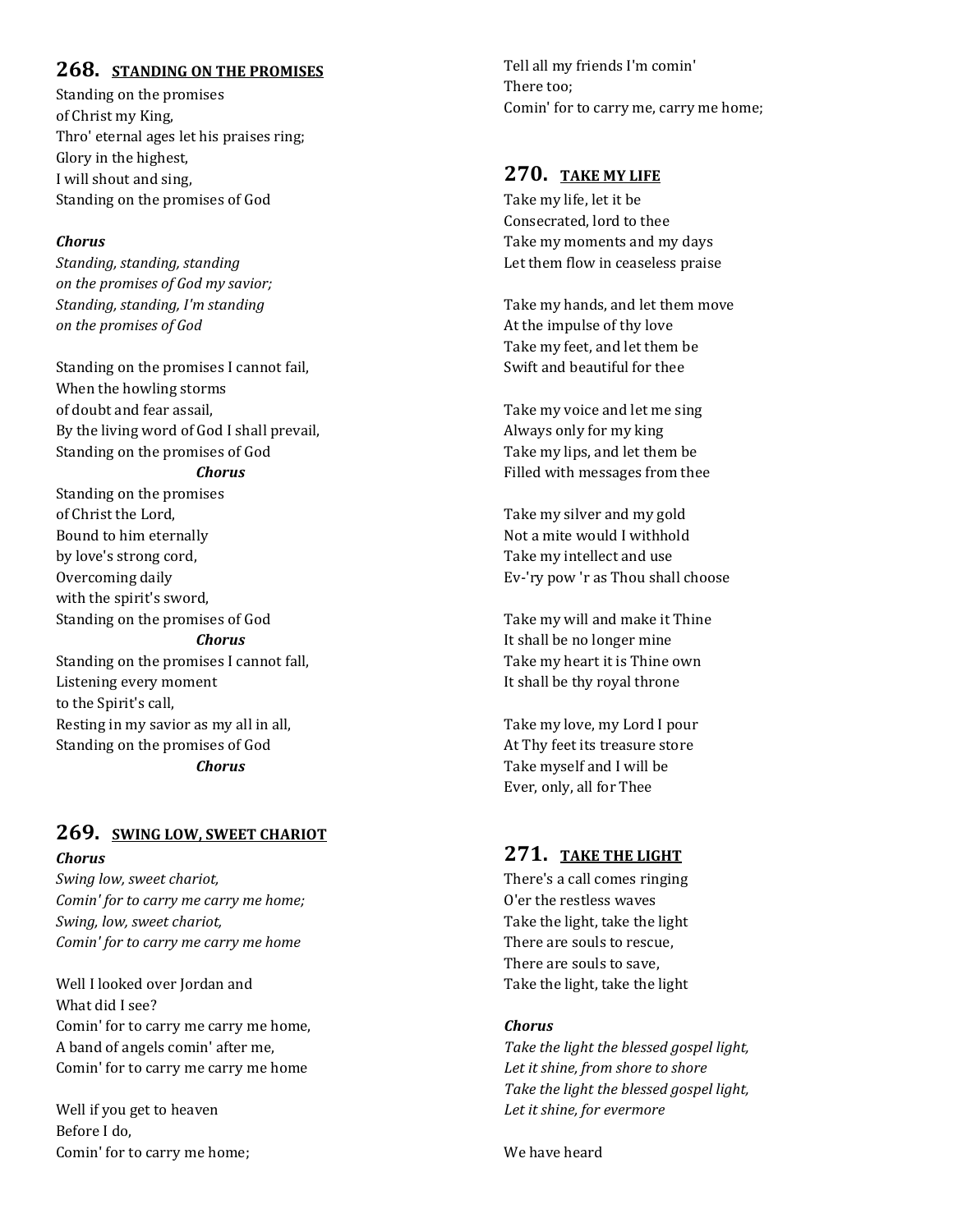## 268. STANDING ON THE PROMISES

Standing on the promises
of Christ my King,
Thro' eternal ages let his praises ring;
Glory in the highest,
I will shout and sing,
Standing on the promises of God

***Chorus***
*Standing, standing, standing*
*on the promises of God my savior;*
*Standing, standing, I'm standing*
*on the promises of God*

Standing on the promises I cannot fail,
When the howling storms
of doubt and fear assail,
By the living word of God I shall prevail,
Standing on the promises of God
***Chorus***
Standing on the promises
of Christ the Lord,
Bound to him eternally
by love's strong cord,
Overcoming daily
with the spirit's sword,
Standing on the promises of God
***Chorus***
Standing on the promises I cannot fall,
Listening every moment
to the Spirit's call,
Resting in my savior as my all in all,
Standing on the promises of God
***Chorus***

## 269. SWING LOW, SWEET CHARIOT

***Chorus***
*Swing low, sweet chariot,*
*Comin' for to carry me carry me home;*
*Swing, low, sweet chariot,*
*Comin' for to carry me carry me home*

Well I looked over Jordan and
What did I see?
Comin' for to carry me carry me home,
A band of angels comin' after me,
Comin' for to carry me carry me home

Well if you get to heaven
Before I do,
Comin' for to carry me home;
Tell all my friends I'm comin'
There too;
Comin' for to carry me, carry me home;

## 270. TAKE MY LIFE

Take my life, let it be
Consecrated, lord to thee
Take my moments and my days
Let them flow in ceaseless praise

Take my hands, and let them move
At the impulse of thy love
Take my feet, and let them be
Swift and beautiful for thee

Take my voice and let me sing
Always only for my king
Take my lips, and let them be
Filled with messages from thee

Take my silver and my gold
Not a mite would I withhold
Take my intellect and use
Ev-'ry pow 'r as Thou shall choose

Take my will and make it Thine
It shall be no longer mine
Take my heart it is Thine own
It shall be thy royal throne

Take my love, my Lord I pour
At Thy feet its treasure store
Take myself and I will be
Ever, only, all for Thee

## 271. TAKE THE LIGHT

There's a call comes ringing
O'er the restless waves
Take the light, take the light
There are souls to rescue,
There are souls to save,
Take the light, take the light

***Chorus***
*Take the light the blessed gospel light,*
*Let it shine, from shore to shore*
*Take the light the blessed gospel light,*
*Let it shine, for evermore*

We have heard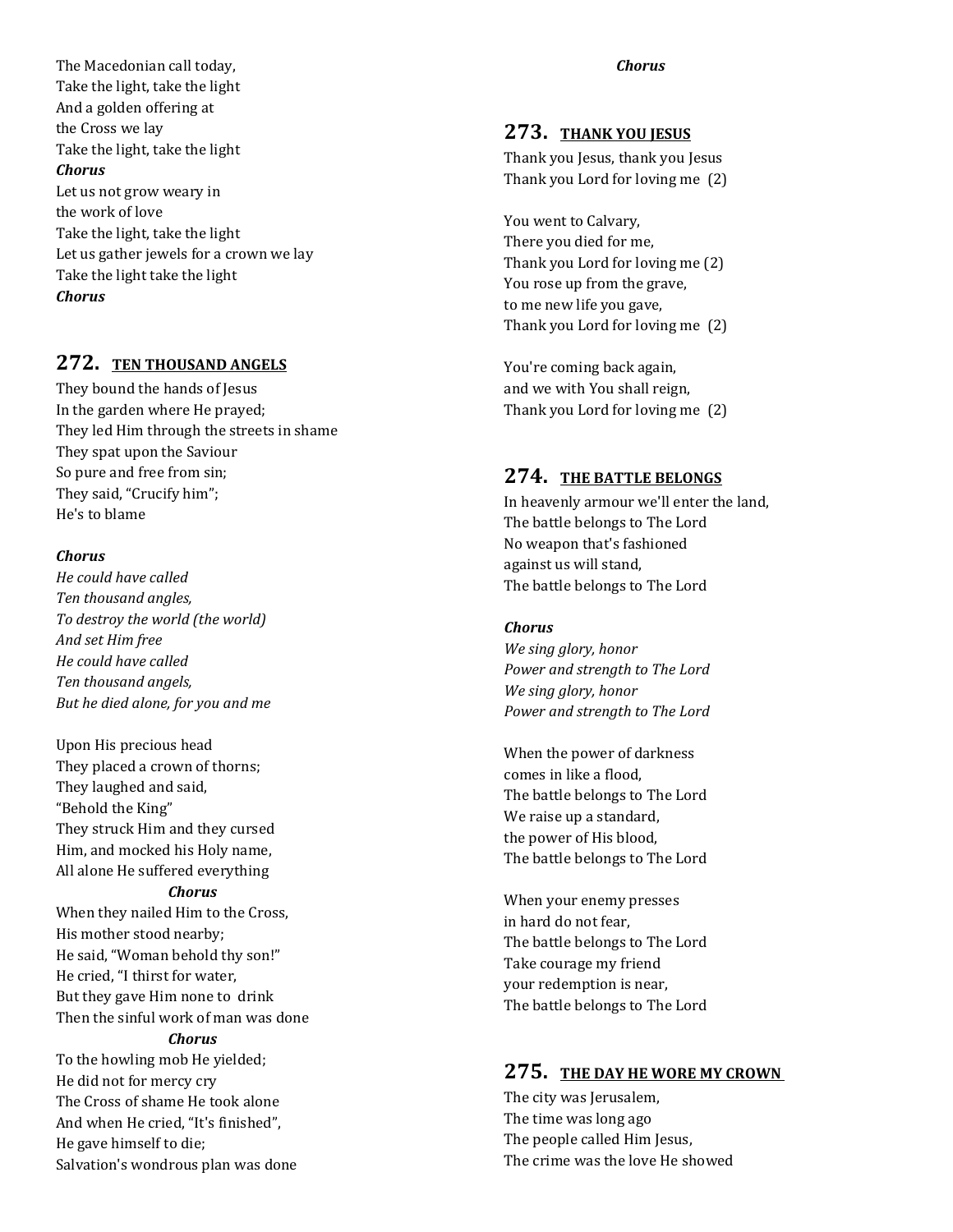The Macedonian call today,
Take the light, take the light
And a golden offering at
the Cross we lay
Take the light, take the light
***Chorus***
Let us not grow weary in
the work of love
Take the light, take the light
Let us gather jewels for a crown we lay
Take the light take the light
***Chorus***

## 272. TEN THOUSAND ANGELS

They bound the hands of Jesus
In the garden where He prayed;
They led Him through the streets in shame
They spat upon the Saviour
So pure and free from sin;
They said, "Crucify him";
He's to blame

***Chorus***
*He could have called*
*Ten thousand angles,*
*To destroy the world (the world)*
*And set Him free*
*He could have called*
*Ten thousand angels,*
*But he died alone, for you and me*

Upon His precious head
They placed a crown of thorns;
They laughed and said,
"Behold the King"
They struck Him and they cursed
Him, and mocked his Holy name,
All alone He suffered everything
***Chorus***
When they nailed Him to the Cross,
His mother stood nearby;
He said, "Woman behold thy son!"
He cried, "I thirst for water,
But they gave Him none to drink
Then the sinful work of man was done
***Chorus***
To the howling mob He yielded;
He did not for mercy cry
The Cross of shame He took alone
And when He cried, "It's finished",
He gave himself to die;
Salvation's wondrous plan was done
***Chorus***

## 273. THANK YOU JESUS

Thank you Jesus, thank you Jesus
Thank you Lord for loving me (2)

You went to Calvary,
There you died for me,
Thank you Lord for loving me (2)
You rose up from the grave,
to me new life you gave,
Thank you Lord for loving me (2)

You're coming back again,
and we with You shall reign,
Thank you Lord for loving me (2)

## 274. THE BATTLE BELONGS

In heavenly armour we'll enter the land,
The battle belongs to The Lord
No weapon that's fashioned
against us will stand,
The battle belongs to The Lord

***Chorus***
*We sing glory, honor*
*Power and strength to The Lord*
*We sing glory, honor*
*Power and strength to The Lord*

When the power of darkness
comes in like a flood,
The battle belongs to The Lord
We raise up a standard,
the power of His blood,
The battle belongs to The Lord

When your enemy presses
in hard do not fear,
The battle belongs to The Lord
Take courage my friend
your redemption is near,
The battle belongs to The Lord

## 275. THE DAY HE WORE MY CROWN

The city was Jerusalem,
The time was long ago
The people called Him Jesus,
The crime was the love He showed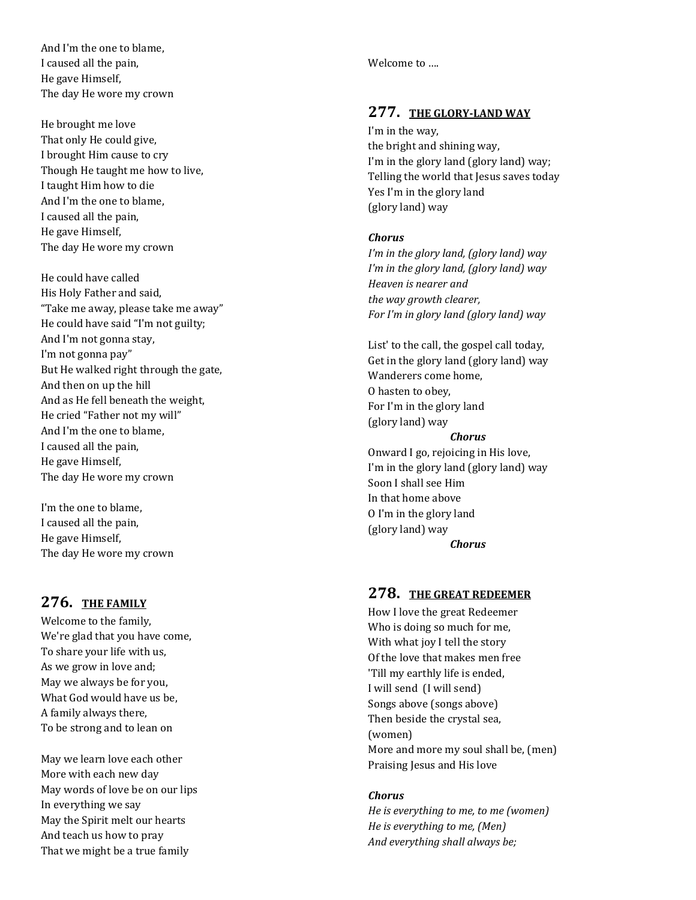And I'm the one to blame,
I caused all the pain,
He gave Himself,
The day He wore my crown

He brought me love
That only He could give,
I brought Him cause to cry
Though He taught me how to live,
I taught Him how to die
And I'm the one to blame,
I caused all the pain,
He gave Himself,
The day He wore my crown

He could have called
His Holy Father and said,
"Take me away, please take me away"
He could have said "I'm not guilty;
And I'm not gonna stay,
I'm not gonna pay"
But He walked right through the gate,
And then on up the hill
And as He fell beneath the weight,
He cried "Father not my will"
And I'm the one to blame,
I caused all the pain,
He gave Himself,
The day He wore my crown

I'm the one to blame,
I caused all the pain,
He gave Himself,
The day He wore my crown

## 276. THE FAMILY

Welcome to the family,
We're glad that you have come,
To share your life with us,
As we grow in love and;
May we always be for you,
What God would have us be,
A family always there,
To be strong and to lean on

May we learn love each other
More with each new day
May words of love be on our lips
In everything we say
May the Spirit melt our hearts
And teach us how to pray
That we might be a true family

Welcome to ….

## 277. THE GLORY-LAND WAY

I'm in the way,
the bright and shining way,
I'm in the glory land (glory land) way;
Telling the world that Jesus saves today
Yes I'm in the glory land
(glory land) way

***Chorus***
*I'm in the glory land, (glory land) way*
*I'm in the glory land, (glory land) way*
*Heaven is nearer and*
*the way growth clearer,*
*For I'm in glory land (glory land) way*

List' to the call, the gospel call today,
Get in the glory land (glory land) way
Wanderers come home,
O hasten to obey,
For I'm in the glory land
(glory land) way

***Chorus***

Onward I go, rejoicing in His love,
I'm in the glory land (glory land) way
Soon I shall see Him
In that home above
O I'm in the glory land
(glory land) way

***Chorus***

## 278. THE GREAT REDEEMER

How I love the great Redeemer
Who is doing so much for me,
With what joy I tell the story
Of the love that makes men free
'Till my earthly life is ended,
I will send (I will send)
Songs above (songs above)
Then beside the crystal sea,
(women)
More and more my soul shall be, (men)
Praising Jesus and His love

***Chorus***
*He is everything to me, to me (women)*
*He is everything to me, (Men)*
*And everything shall always be;*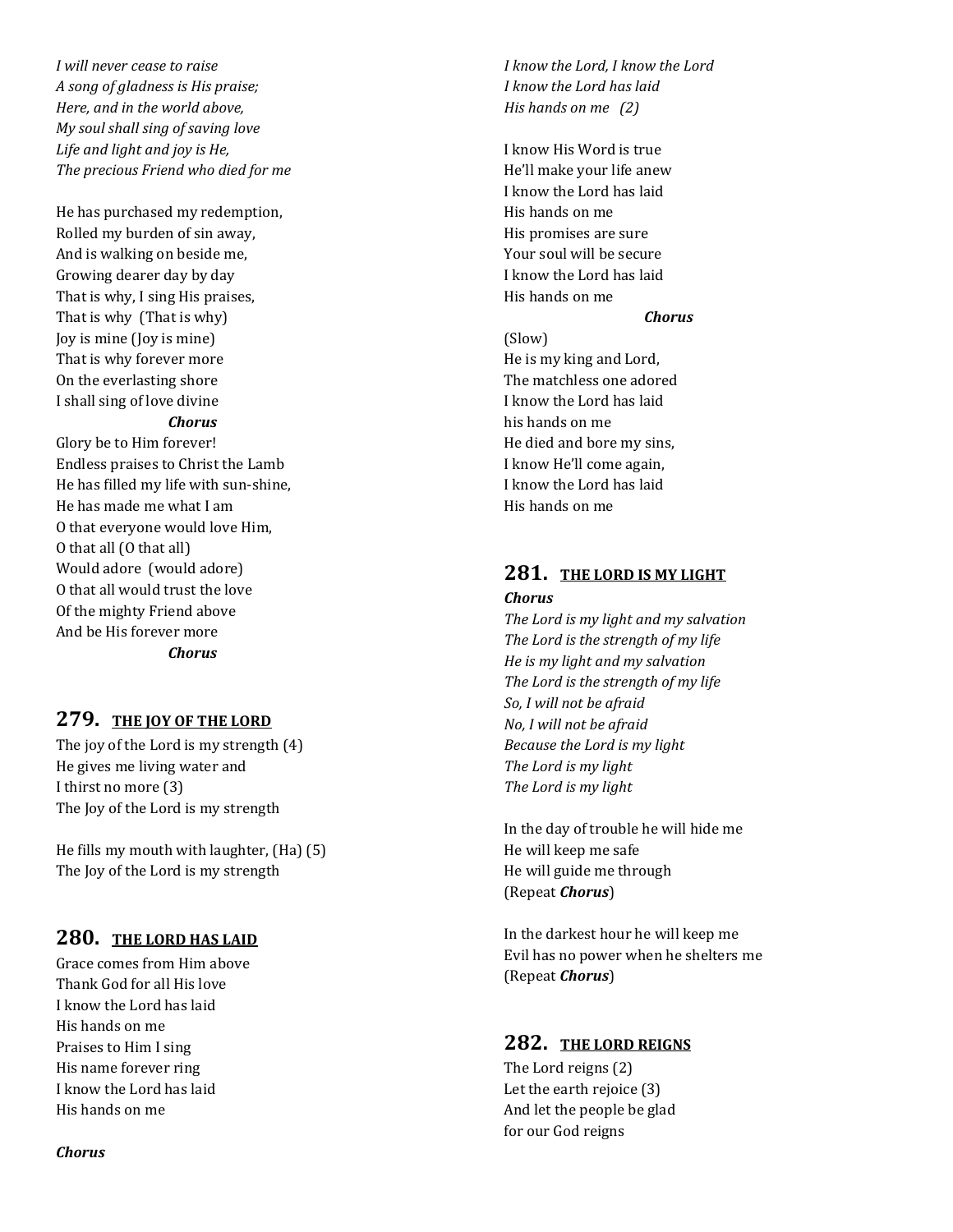*I will never cease to raise*
*A song of gladness is His praise;*
*Here, and in the world above,*
*My soul shall sing of saving love*
*Life and light and joy is He,*
*The precious Friend who died for me*

He has purchased my redemption,
Rolled my burden of sin away,
And is walking on beside me,
Growing dearer day by day
That is why, I sing His praises,
That is why (That is why)
Joy is mine (Joy is mine)
That is why forever more
On the everlasting shore
I shall sing of love divine

***Chorus***

Glory be to Him forever!
Endless praises to Christ the Lamb
He has filled my life with sun-shine,
He has made me what I am
O that everyone would love Him,
O that all (O that all)
Would adore (would adore)
O that all would trust the love
Of the mighty Friend above
And be His forever more

***Chorus***

## 279. THE JOY OF THE LORD

The joy of the Lord is my strength (4)
He gives me living water and
I thirst no more (3)
The Joy of the Lord is my strength

He fills my mouth with laughter, (Ha) (5)
The Joy of the Lord is my strength

## 280. THE LORD HAS LAID

Grace comes from Him above
Thank God for all His love
I know the Lord has laid
His hands on me
Praises to Him I sing
His name forever ring
I know the Lord has laid
His hands on me

***Chorus***

*I know the Lord, I know the Lord*
*I know the Lord has laid*
*His hands on me (2)*

I know His Word is true
He'll make your life anew
I know the Lord has laid
His hands on me
His promises are sure
Your soul will be secure
I know the Lord has laid
His hands on me

***Chorus***

(Slow)
He is my king and Lord,
The matchless one adored
I know the Lord has laid
his hands on me
He died and bore my sins,
I know He'll come again,
I know the Lord has laid
His hands on me

## 281. THE LORD IS MY LIGHT

***Chorus***

*The Lord is my light and my salvation*
*The Lord is the strength of my life*
*He is my light and my salvation*
*The Lord is the strength of my life*
*So, I will not be afraid*
*No, I will not be afraid*
*Because the Lord is my light*
*The Lord is my light*
*The Lord is my light*

In the day of trouble he will hide me
He will keep me safe
He will guide me through
(Repeat ***Chorus***)

In the darkest hour he will keep me
Evil has no power when he shelters me
(Repeat ***Chorus***)

## 282. THE LORD REIGNS

The Lord reigns (2)
Let the earth rejoice (3)
And let the people be glad
for our God reigns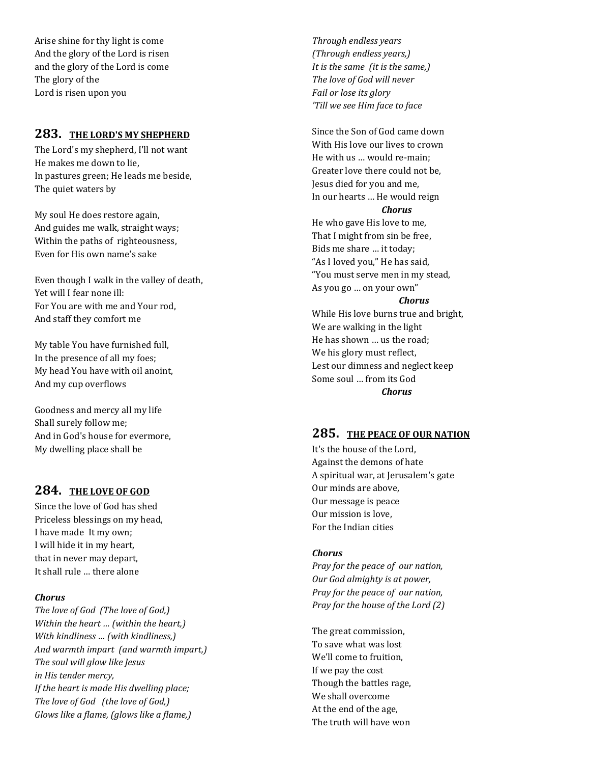Arise shine for thy light is come
And the glory of the Lord is risen
and the glory of the Lord is come
The glory of the
Lord is risen upon you

## 283. THE LORD'S MY SHEPHERD

The Lord's my shepherd, I'll not want
He makes me down to lie,
In pastures green; He leads me beside,
The quiet waters by

My soul He does restore again,
And guides me walk, straight ways;
Within the paths of righteousness,
Even for His own name's sake

Even though I walk in the valley of death,
Yet will I fear none ill:
For You are with me and Your rod,
And staff they comfort me

My table You have furnished full,
In the presence of all my foes;
My head You have with oil anoint,
And my cup overflows

Goodness and mercy all my life
Shall surely follow me;
And in God's house for evermore,
My dwelling place shall be

## 284. THE LOVE OF GOD

Since the love of God has shed
Priceless blessings on my head,
I have made It my own;
I will hide it in my heart,
that in never may depart,
It shall rule … there alone

***Chorus***
*The love of God (The love of God,)*
*Within the heart … (within the heart,)*
*With kindliness … (with kindliness,)*
*And warmth impart (and warmth impart,)*
*The soul will glow like Jesus*
*in His tender mercy,*
*If the heart is made His dwelling place;*
*The love of God (the love of God,)*
*Glows like a flame, (glows like a flame,)*
*Through endless years*
*(Through endless years,)*
*It is the same (it is the same,)*
*The love of God will never*
*Fail or lose its glory*
*'Till we see Him face to face*

Since the Son of God came down
With His love our lives to crown
He with us … would re-main;
Greater love there could not be,
Jesus died for you and me,
In our hearts … He would reign
***Chorus***

He who gave His love to me,
That I might from sin be free,
Bids me share … it today;
"As I loved you," He has said,
"You must serve men in my stead,
As you go … on your own"
***Chorus***

While His love burns true and bright,
We are walking in the light
He has shown … us the road;
We his glory must reflect,
Lest our dimness and neglect keep
Some soul … from its God
***Chorus***

## 285. THE PEACE OF OUR NATION

It's the house of the Lord,
Against the demons of hate
A spiritual war, at Jerusalem's gate
Our minds are above,
Our message is peace
Our mission is love,
For the Indian cities

***Chorus***
*Pray for the peace of our nation,*
*Our God almighty is at power,*
*Pray for the peace of our nation,*
*Pray for the house of the Lord (2)*

The great commission,
To save what was lost
We'll come to fruition,
If we pay the cost
Though the battles rage,
We shall overcome
At the end of the age,
The truth will have won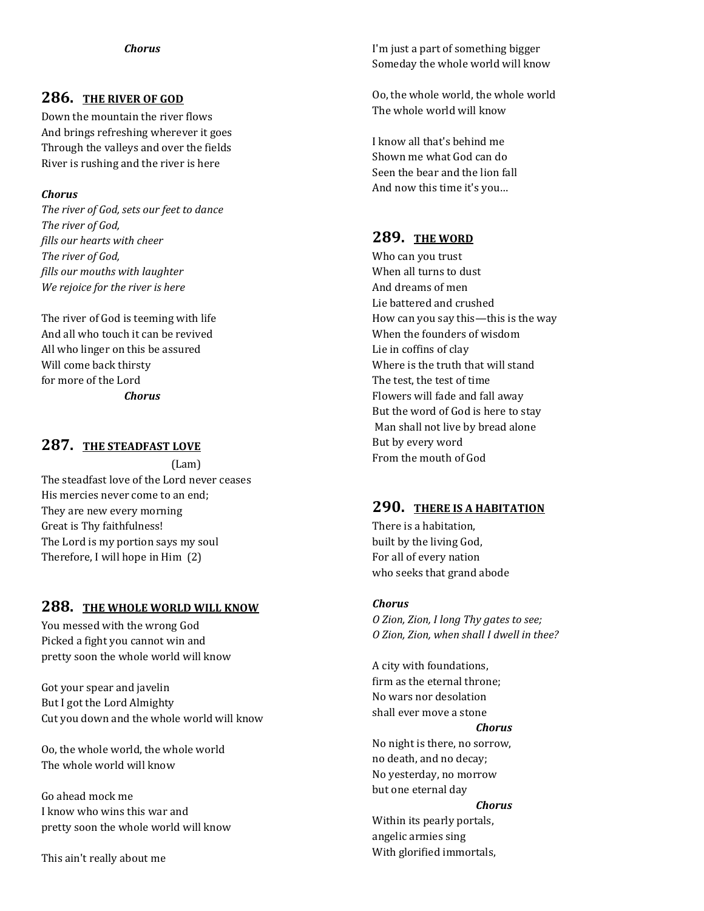***Chorus***

## 286. THE RIVER OF GOD

Down the mountain the river flows
And brings refreshing wherever it goes
Through the valleys and over the fields
River is rushing and the river is here

***Chorus***
*The river of God, sets our feet to dance*
*The river of God,*
*fills our hearts with cheer*
*The river of God,*
*fills our mouths with laughter*
*We rejoice for the river is here*

The river of God is teeming with life
And all who touch it can be revived
All who linger on this be assured
Will come back thirsty
for more of the Lord

***Chorus***

## 287. THE STEADFAST LOVE

(Lam)

The steadfast love of the Lord never ceases
His mercies never come to an end;
They are new every morning
Great is Thy faithfulness!
The Lord is my portion says my soul
Therefore, I will hope in Him (2)

## 288. THE WHOLE WORLD WILL KNOW

You messed with the wrong God
Picked a fight you cannot win and
pretty soon the whole world will know

Got your spear and javelin
But I got the Lord Almighty
Cut you down and the whole world will know

Oo, the whole world, the whole world
The whole world will know

Go ahead mock me
I know who wins this war and
pretty soon the whole world will know

This ain't really about me
I'm just a part of something bigger
Someday the whole world will know

Oo, the whole world, the whole world
The whole world will know

I know all that's behind me
Shown me what God can do
Seen the bear and the lion fall
And now this time it's you…

## 289. THE WORD

Who can you trust
When all turns to dust
And dreams of men
Lie battered and crushed
How can you say this—this is the way
When the founders of wisdom
Lie in coffins of clay
Where is the truth that will stand
The test, the test of time
Flowers will fade and fall away
But the word of God is here to stay
Man shall not live by bread alone
But by every word
From the mouth of God

## 290. THERE IS A HABITATION

There is a habitation,
built by the living God,
For all of every nation
who seeks that grand abode

***Chorus***
*O Zion, Zion, I long Thy gates to see;*
*O Zion, Zion, when shall I dwell in thee?*

A city with foundations,
firm as the eternal throne;
No wars nor desolation
shall ever move a stone

***Chorus***

No night is there, no sorrow,
no death, and no decay;
No yesterday, no morrow
but one eternal day

***Chorus***

Within its pearly portals,
angelic armies sing
With glorified immortals,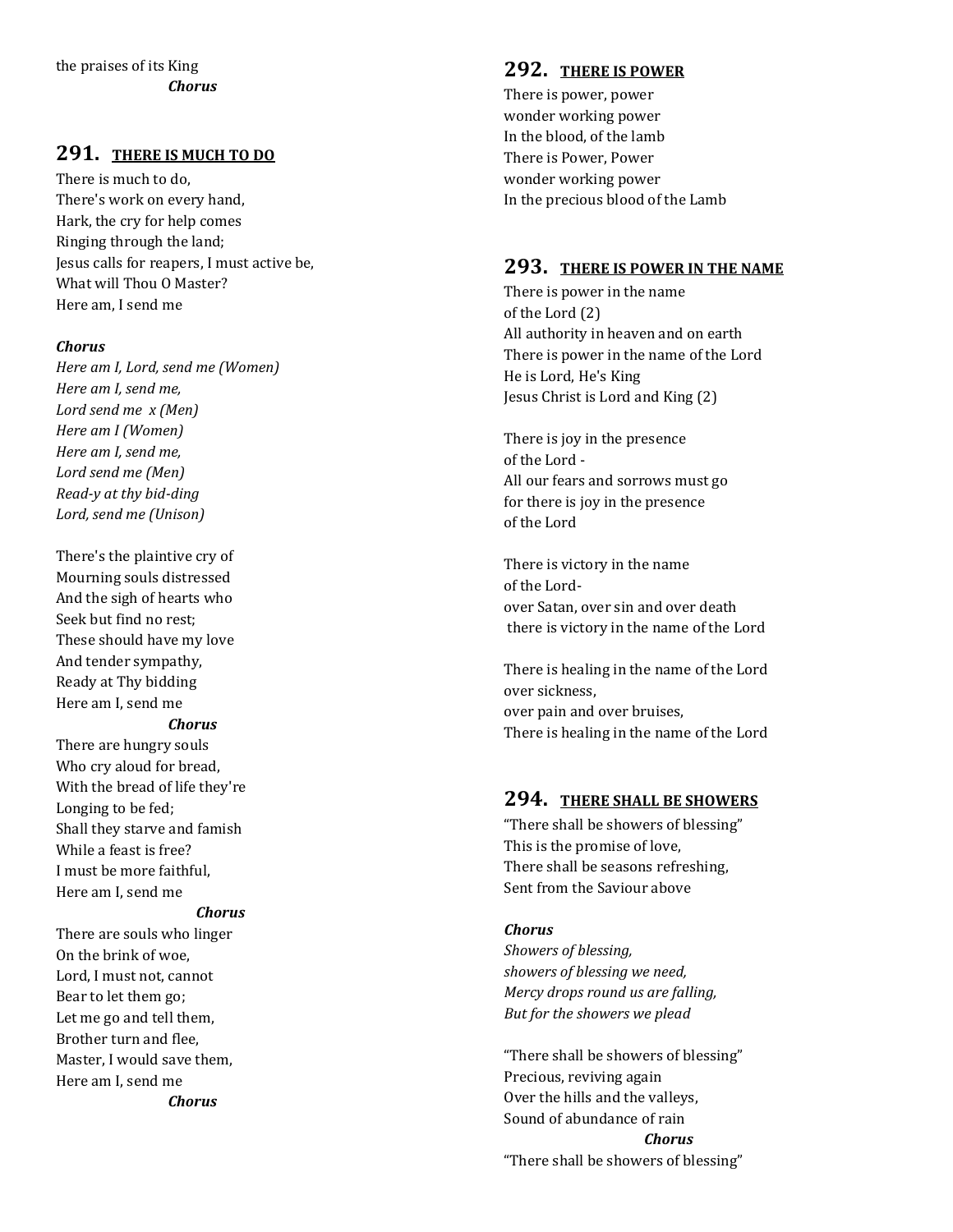the praises of its King
***Chorus***

## 291. THERE IS MUCH TO DO

There is much to do,
There's work on every hand,
Hark, the cry for help comes
Ringing through the land;
Jesus calls for reapers, I must active be,
What will Thou O Master?
Here am, I send me

***Chorus***
*Here am I, Lord, send me (Women)*
*Here am I, send me,*
*Lord send me x (Men)*
*Here am I (Women)*
*Here am I, send me,*
*Lord send me (Men)*
*Read-y at thy bid-ding*
*Lord, send me (Unison)*

There's the plaintive cry of
Mourning souls distressed
And the sigh of hearts who
Seek but find no rest;
These should have my love
And tender sympathy,
Ready at Thy bidding
Here am I, send me
***Chorus***
There are hungry souls
Who cry aloud for bread,
With the bread of life they're
Longing to be fed;
Shall they starve and famish
While a feast is free?
I must be more faithful,
Here am I, send me
***Chorus***
There are souls who linger
On the brink of woe,
Lord, I must not, cannot
Bear to let them go;
Let me go and tell them,
Brother turn and flee,
Master, I would save them,
Here am I, send me
***Chorus***

## 292. THERE IS POWER

There is power, power
wonder working power
In the blood, of the lamb
There is Power, Power
wonder working power
In the precious blood of the Lamb

## 293. THERE IS POWER IN THE NAME

There is power in the name
of the Lord (2)
All authority in heaven and on earth
There is power in the name of the Lord
He is Lord, He's King
Jesus Christ is Lord and King (2)

There is joy in the presence
of the Lord -
All our fears and sorrows must go
for there is joy in the presence
of the Lord

There is victory in the name
of the Lord-
over Satan, over sin and over death
there is victory in the name of the Lord

There is healing in the name of the Lord
over sickness,
over pain and over bruises,
There is healing in the name of the Lord

## 294. THERE SHALL BE SHOWERS

"There shall be showers of blessing"
This is the promise of love,
There shall be seasons refreshing,
Sent from the Saviour above

***Chorus***
*Showers of blessing,*
*showers of blessing we need,*
*Mercy drops round us are falling,*
*But for the showers we plead*

"There shall be showers of blessing"
Precious, reviving again
Over the hills and the valleys,
Sound of abundance of rain
***Chorus***
"There shall be showers of blessing"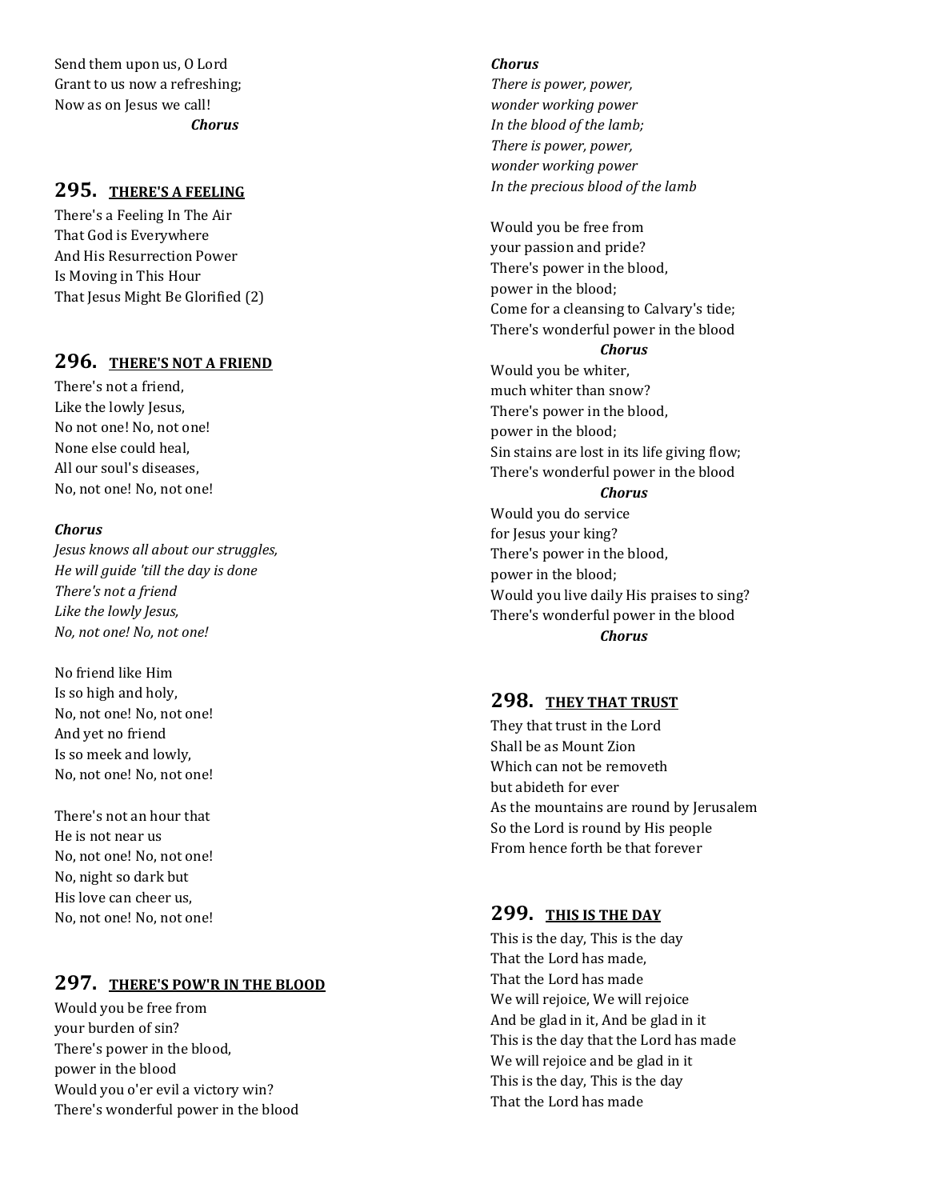Send them upon us, O Lord
Grant to us now a refreshing;
Now as on Jesus we call!
**Chorus**

## 295. THERE'S A FEELING

There's a Feeling In The Air
That God is Everywhere
And His Resurrection Power
Is Moving in This Hour
That Jesus Might Be Glorified (2)

## 296. THERE'S NOT A FRIEND

There's not a friend,
Like the lowly Jesus,
No not one! No, not one!
None else could heal,
All our soul's diseases,
No, not one! No, not one!

***Chorus***
*Jesus knows all about our struggles,*
*He will guide 'till the day is done*
*There's not a friend*
*Like the lowly Jesus,*
*No, not one! No, not one!*

No friend like Him
Is so high and holy,
No, not one! No, not one!
And yet no friend
Is so meek and lowly,
No, not one! No, not one!

There's not an hour that
He is not near us
No, not one! No, not one!
No, night so dark but
His love can cheer us,
No, not one! No, not one!

## 297. THERE'S POW'R IN THE BLOOD

Would you be free from
your burden of sin?
There's power in the blood,
power in the blood
Would you o'er evil a victory win?
There's wonderful power in the blood

***Chorus***
*There is power, power,*
*wonder working power*
*In the blood of the lamb;*
*There is power, power,*
*wonder working power*
*In the precious blood of the lamb*

Would you be free from
your passion and pride?
There's power in the blood,
power in the blood;
Come for a cleansing to Calvary's tide;
There's wonderful power in the blood
***Chorus***
Would you be whiter,
much whiter than snow?
There's power in the blood,
power in the blood;
Sin stains are lost in its life giving flow;
There's wonderful power in the blood
***Chorus***
Would you do service
for Jesus your king?
There's power in the blood,
power in the blood;
Would you live daily His praises to sing?
There's wonderful power in the blood
***Chorus***

## 298. THEY THAT TRUST

They that trust in the Lord
Shall be as Mount Zion
Which can not be removeth
but abideth for ever
As the mountains are round by Jerusalem
So the Lord is round by His people
From hence forth be that forever

## 299. THIS IS THE DAY

This is the day, This is the day
That the Lord has made,
That the Lord has made
We will rejoice, We will rejoice
And be glad in it, And be glad in it
This is the day that the Lord has made
We will rejoice and be glad in it
This is the day, This is the day
That the Lord has made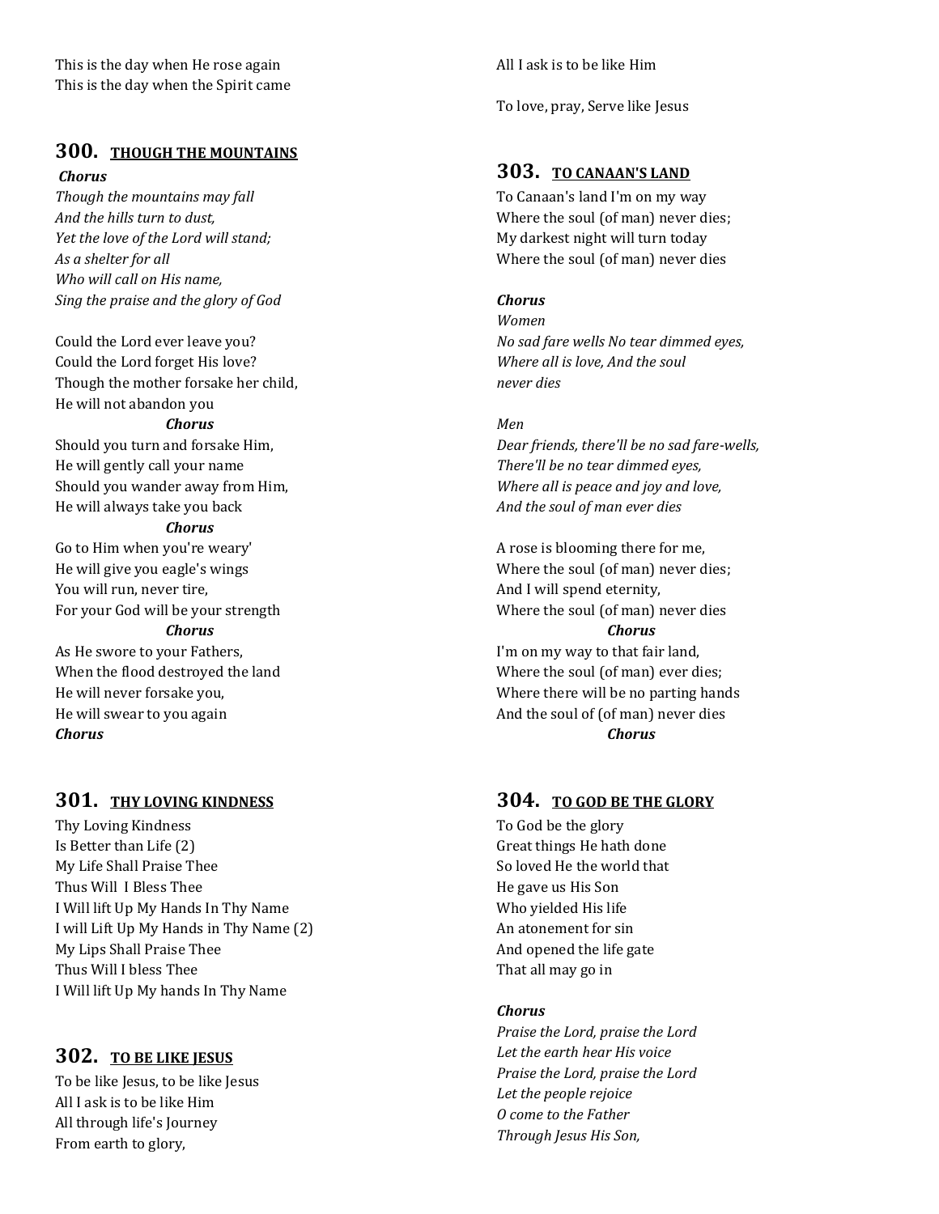This is the day when He rose again
This is the day when the Spirit came

## 300. THOUGH THE MOUNTAINS

***Chorus***

*Though the mountains may fall*
*And the hills turn to dust,*
*Yet the love of the Lord will stand;*
*As a shelter for all*
*Who will call on His name,*
*Sing the praise and the glory of God*

Could the Lord ever leave you?
Could the Lord forget His love?
Though the mother forsake her child,
He will not abandon you

***Chorus***

Should you turn and forsake Him,
He will gently call your name
Should you wander away from Him,
He will always take you back

***Chorus***

Go to Him when you're weary'
He will give you eagle's wings
You will run, never tire,
For your God will be your strength

***Chorus***

As He swore to your Fathers,
When the flood destroyed the land
He will never forsake you,
He will swear to you again

***Chorus***

## 301. THY LOVING KINDNESS

Thy Loving Kindness
Is Better than Life (2)
My Life Shall Praise Thee
Thus Will I Bless Thee
I Will lift Up My Hands In Thy Name
I will Lift Up My Hands in Thy Name (2)
My Lips Shall Praise Thee
Thus Will I bless Thee
I Will lift Up My hands In Thy Name

## 302. TO BE LIKE JESUS

To be like Jesus, to be like Jesus
All I ask is to be like Him
All through life's Journey
From earth to glory,
All I ask is to be like Him

To love, pray, Serve like Jesus

## 303. TO CANAAN'S LAND

To Canaan's land I'm on my way
Where the soul (of man) never dies;
My darkest night will turn today
Where the soul (of man) never dies

***Chorus***

*Women*
*No sad fare wells No tear dimmed eyes,*
*Where all is love, And the soul*
*never dies*

*Men*
*Dear friends, there'll be no sad fare-wells,*
*There'll be no tear dimmed eyes,*
*Where all is peace and joy and love,*
*And the soul of man ever dies*

A rose is blooming there for me,
Where the soul (of man) never dies;
And I will spend eternity,
Where the soul (of man) never dies

***Chorus***

I'm on my way to that fair land,
Where the soul (of man) ever dies;
Where there will be no parting hands
And the soul of (of man) never dies

***Chorus***

## 304. TO GOD BE THE GLORY

To God be the glory
Great things He hath done
So loved He the world that
He gave us His Son
Who yielded His life
An atonement for sin
And opened the life gate
That all may go in

***Chorus***

*Praise the Lord, praise the Lord*
*Let the earth hear His voice*
*Praise the Lord, praise the Lord*
*Let the people rejoice*
*O come to the Father*
*Through Jesus His Son,*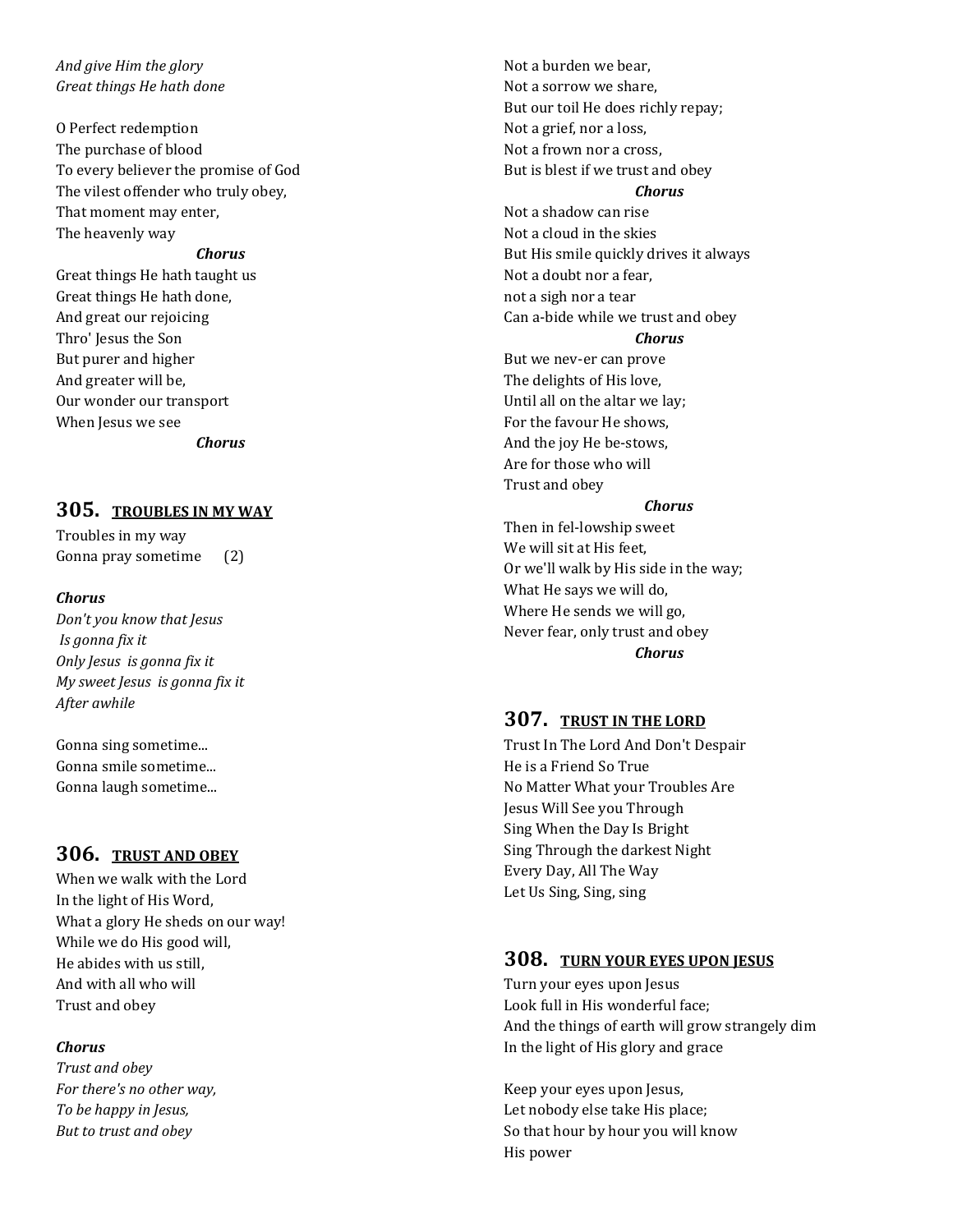*And give Him the glory*
*Great things He hath done*

O Perfect redemption
The purchase of blood
To every believer the promise of God
The vilest offender who truly obey,
That moment may enter,
The heavenly way

***Chorus***

Great things He hath taught us
Great things He hath done,
And great our rejoicing
Thro' Jesus the Son
But purer and higher
And greater will be,
Our wonder our transport
When Jesus we see

***Chorus***

## 305. TROUBLES IN MY WAY

Troubles in my way
Gonna pray sometime (2)

***Chorus***
*Don't you know that Jesus*
*Is gonna fix it*
*Only Jesus is gonna fix it*
*My sweet Jesus is gonna fix it*
*After awhile*

Gonna sing sometime...
Gonna smile sometime...
Gonna laugh sometime...

## 306. TRUST AND OBEY

When we walk with the Lord
In the light of His Word,
What a glory He sheds on our way!
While we do His good will,
He abides with us still,
And with all who will
Trust and obey

***Chorus***
*Trust and obey*
*For there's no other way,*
*To be happy in Jesus,*
*But to trust and obey*

Not a burden we bear,
Not a sorrow we share,
But our toil He does richly repay;
Not a grief, nor a loss,
Not a frown nor a cross,
But is blest if we trust and obey

***Chorus***

Not a shadow can rise
Not a cloud in the skies
But His smile quickly drives it always
Not a doubt nor a fear,
not a sigh nor a tear
Can a-bide while we trust and obey

***Chorus***

But we nev-er can prove
The delights of His love,
Until all on the altar we lay;
For the favour He shows,
And the joy He be-stows,
Are for those who will
Trust and obey

***Chorus***

Then in fel-lowship sweet
We will sit at His feet,
Or we'll walk by His side in the way;
What He says we will do,
Where He sends we will go,
Never fear, only trust and obey

***Chorus***

## 307. TRUST IN THE LORD

Trust In The Lord And Don't Despair
He is a Friend So True
No Matter What your Troubles Are
Jesus Will See you Through
Sing When the Day Is Bright
Sing Through the darkest Night
Every Day, All The Way
Let Us Sing, Sing, sing

## 308. TURN YOUR EYES UPON JESUS

Turn your eyes upon Jesus
Look full in His wonderful face;
And the things of earth will grow strangely dim
In the light of His glory and grace

Keep your eyes upon Jesus,
Let nobody else take His place;
So that hour by hour you will know
His power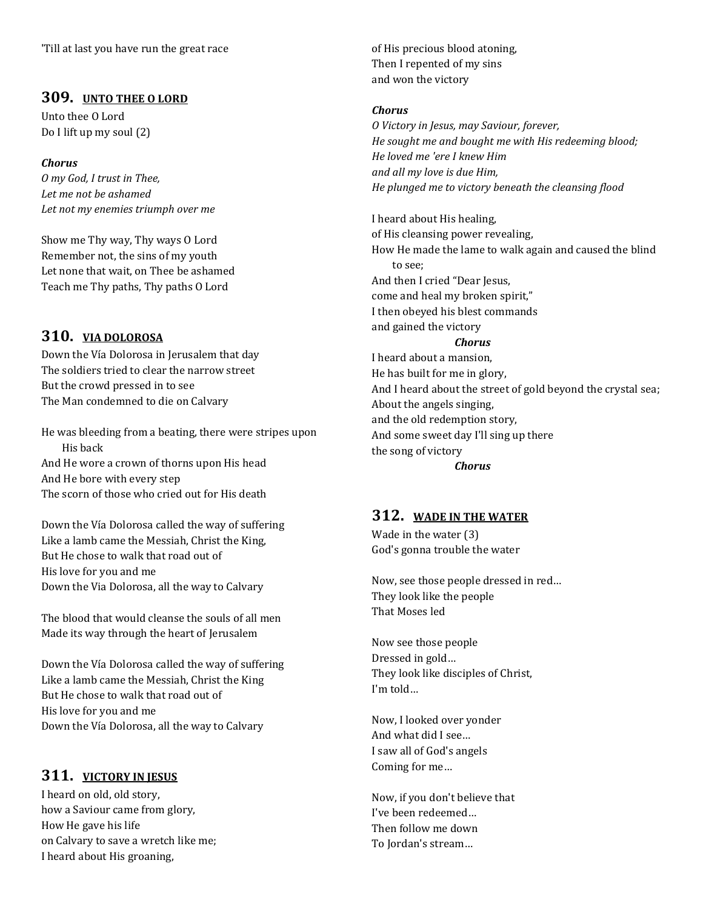'Till at last you have run the great race

## 309. UNTO THEE O LORD

Unto thee O Lord
Do I lift up my soul (2)

***Chorus***
*O my God, I trust in Thee,*
*Let me not be ashamed*
*Let not my enemies triumph over me*

Show me Thy way, Thy ways O Lord
Remember not, the sins of my youth
Let none that wait, on Thee be ashamed
Teach me Thy paths, Thy paths O Lord

## 310. VIA DOLOROSA

Down the Vía Dolorosa in Jerusalem that day
The soldiers tried to clear the narrow street
But the crowd pressed in to see
The Man condemned to die on Calvary

He was bleeding from a beating, there were stripes upon His back
And He wore a crown of thorns upon His head
And He bore with every step
The scorn of those who cried out for His death

Down the Vía Dolorosa called the way of suffering
Like a lamb came the Messiah, Christ the King,
But He chose to walk that road out of
His love for you and me
Down the Via Dolorosa, all the way to Calvary

The blood that would cleanse the souls of all men
Made its way through the heart of Jerusalem

Down the Vía Dolorosa called the way of suffering
Like a lamb came the Messiah, Christ the King
But He chose to walk that road out of
His love for you and me
Down the Vía Dolorosa, all the way to Calvary

## 311. VICTORY IN JESUS

I heard on old, old story,
how a Saviour came from glory,
How He gave his life
on Calvary to save a wretch like me;
I heard about His groaning,
of His precious blood atoning,
Then I repented of my sins
and won the victory

***Chorus***
*O Victory in Jesus, may Saviour, forever,*
*He sought me and bought me with His redeeming blood;*
*He loved me 'ere I knew Him*
*and all my love is due Him,*
*He plunged me to victory beneath the cleansing flood*

I heard about His healing,
of His cleansing power revealing,
How He made the lame to walk again and caused the blind to see;
And then I cried "Dear Jesus,
come and heal my broken spirit,"
I then obeyed his blest commands
and gained the victory
***Chorus***

I heard about a mansion,
He has built for me in glory,
And I heard about the street of gold beyond the crystal sea;
About the angels singing,
and the old redemption story,
And some sweet day I'll sing up there
the song of victory
***Chorus***

## 312. WADE IN THE WATER

Wade in the water (3)
God's gonna trouble the water

Now, see those people dressed in red…
They look like the people
That Moses led

Now see those people
Dressed in gold…
They look like disciples of Christ,
I'm told…

Now, I looked over yonder
And what did I see…
I saw all of God's angels
Coming for me…

Now, if you don't believe that
I've been redeemed…
Then follow me down
To Jordan's stream…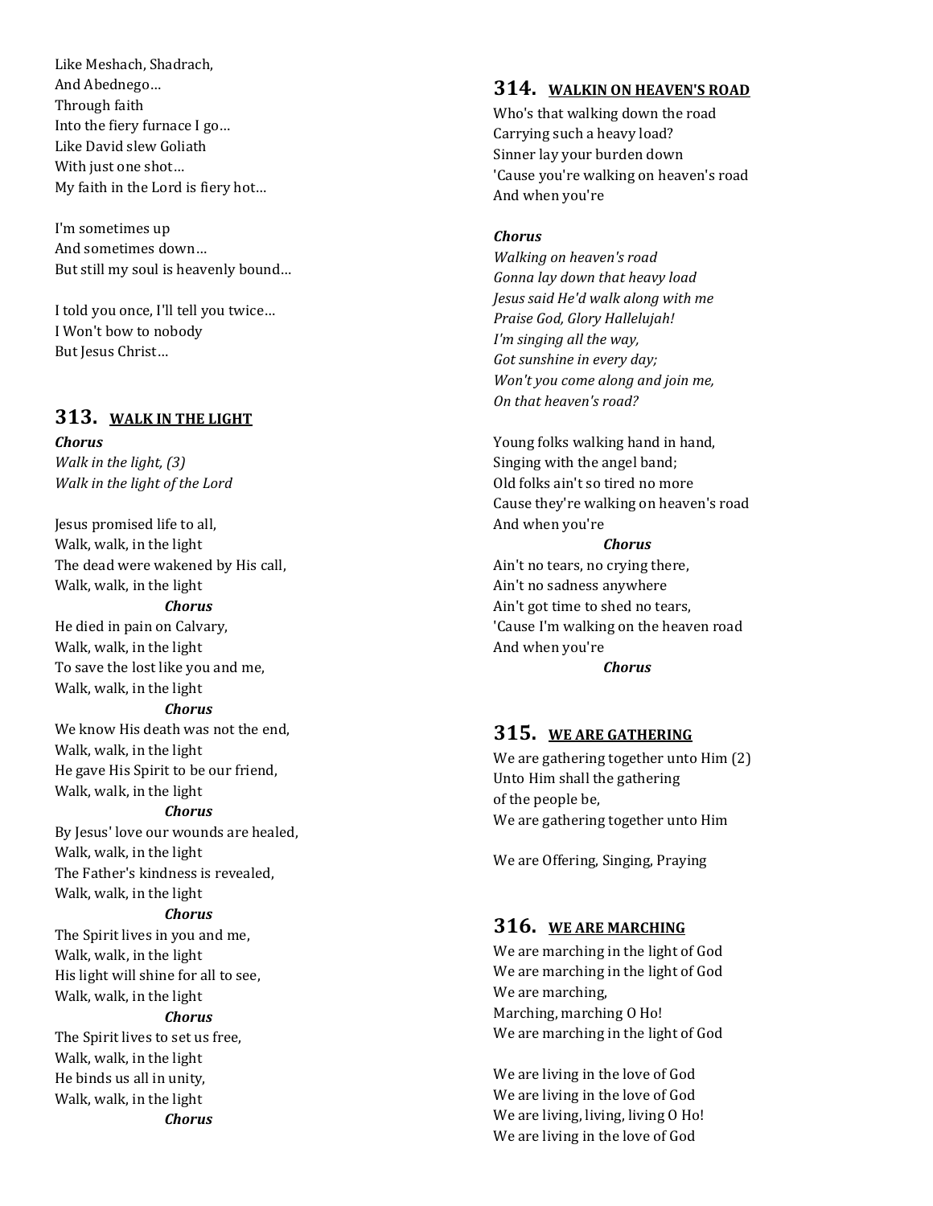Like Meshach, Shadrach,
And Abednego…
Through faith
Into the fiery furnace I go…
Like David slew Goliath
With just one shot…
My faith in the Lord is fiery hot…

I'm sometimes up
And sometimes down…
But still my soul is heavenly bound…

I told you once, I'll tell you twice…
I Won't bow to nobody
But Jesus Christ…

## 313. WALK IN THE LIGHT

***Chorus***
*Walk in the light, (3)*
*Walk in the light of the Lord*

Jesus promised life to all,
Walk, walk, in the light
The dead were wakened by His call,
Walk, walk, in the light

***Chorus***

He died in pain on Calvary,
Walk, walk, in the light
To save the lost like you and me,
Walk, walk, in the light

***Chorus***

We know His death was not the end,
Walk, walk, in the light
He gave His Spirit to be our friend,
Walk, walk, in the light

***Chorus***

By Jesus' love our wounds are healed,
Walk, walk, in the light
The Father's kindness is revealed,
Walk, walk, in the light

***Chorus***

The Spirit lives in you and me,
Walk, walk, in the light
His light will shine for all to see,
Walk, walk, in the light

***Chorus***

The Spirit lives to set us free,
Walk, walk, in the light
He binds us all in unity,
Walk, walk, in the light

***Chorus***

## 314. WALKIN ON HEAVEN'S ROAD

Who's that walking down the road
Carrying such a heavy load?
Sinner lay your burden down
'Cause you're walking on heaven's road
And when you're

***Chorus***
*Walking on heaven's road*
*Gonna lay down that heavy load*
*Jesus said He'd walk along with me*
*Praise God, Glory Hallelujah!*
*I'm singing all the way,*
*Got sunshine in every day;*
*Won't you come along and join me,*
*On that heaven's road?*

Young folks walking hand in hand,
Singing with the angel band;
Old folks ain't so tired no more
Cause they're walking on heaven's road
And when you're

***Chorus***

Ain't no tears, no crying there,
Ain't no sadness anywhere
Ain't got time to shed no tears,
'Cause I'm walking on the heaven road
And when you're

***Chorus***

## 315. WE ARE GATHERING

We are gathering together unto Him (2)
Unto Him shall the gathering
of the people be,
We are gathering together unto Him

We are Offering, Singing, Praying

## 316. WE ARE MARCHING

We are marching in the light of God
We are marching in the light of God
We are marching,
Marching, marching O Ho!
We are marching in the light of God

We are living in the love of God
We are living in the love of God
We are living, living, living O Ho!
We are living in the love of God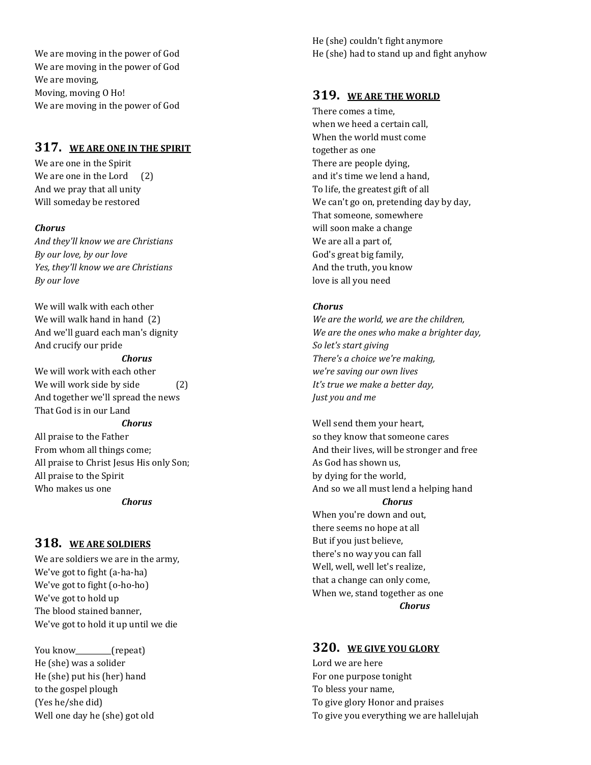We are moving in the power of God
We are moving in the power of God
We are moving,
Moving, moving O Ho!
We are moving in the power of God

## 317. WE ARE ONE IN THE SPIRIT

We are one in the Spirit
We are one in the Lord (2)
And we pray that all unity
Will someday be restored

***Chorus***
*And they'll know we are Christians*
*By our love, by our love*
*Yes, they'll know we are Christians*
*By our love*

We will walk with each other
We will walk hand in hand (2)
And we'll guard each man's dignity
And crucify our pride

***Chorus***

We will work with each other
We will work side by side (2)
And together we'll spread the news
That God is in our Land

***Chorus***

All praise to the Father
From whom all things come;
All praise to Christ Jesus His only Son;
All praise to the Spirit
Who makes us one

***Chorus***

## 318. WE ARE SOLDIERS

We are soldiers we are in the army,
We've got to fight (a-ha-ha)
We've got to fight (o-ho-ho)
We've got to hold up
The blood stained banner,
We've got to hold it up until we die

You know__________(repeat)
He (she) was a solider
He (she) put his (her) hand
to the gospel plough
(Yes he/she did)
Well one day he (she) got old
He (she) couldn't fight anymore
He (she) had to stand up and fight anyhow

## 319. WE ARE THE WORLD

There comes a time,
when we heed a certain call,
When the world must come
together as one
There are people dying,
and it's time we lend a hand,
To life, the greatest gift of all
We can't go on, pretending day by day,
That someone, somewhere
will soon make a change
We are all a part of,
God's great big family,
And the truth, you know
love is all you need

***Chorus***
*We are the world, we are the children,*
*We are the ones who make a brighter day,*
*So let's start giving*
*There's a choice we're making,*
*we're saving our own lives*
*It's true we make a better day,*
*Just you and me*

Well send them your heart,
so they know that someone cares
And their lives, will be stronger and free
As God has shown us,
by dying for the world,
And so we all must lend a helping hand

***Chorus***

When you're down and out,
there seems no hope at all
But if you just believe,
there's no way you can fall
Well, well, well let's realize,
that a change can only come,
When we, stand together as one

***Chorus***

## 320. WE GIVE YOU GLORY

Lord we are here
For one purpose tonight
To bless your name,
To give glory Honor and praises
To give you everything we are hallelujah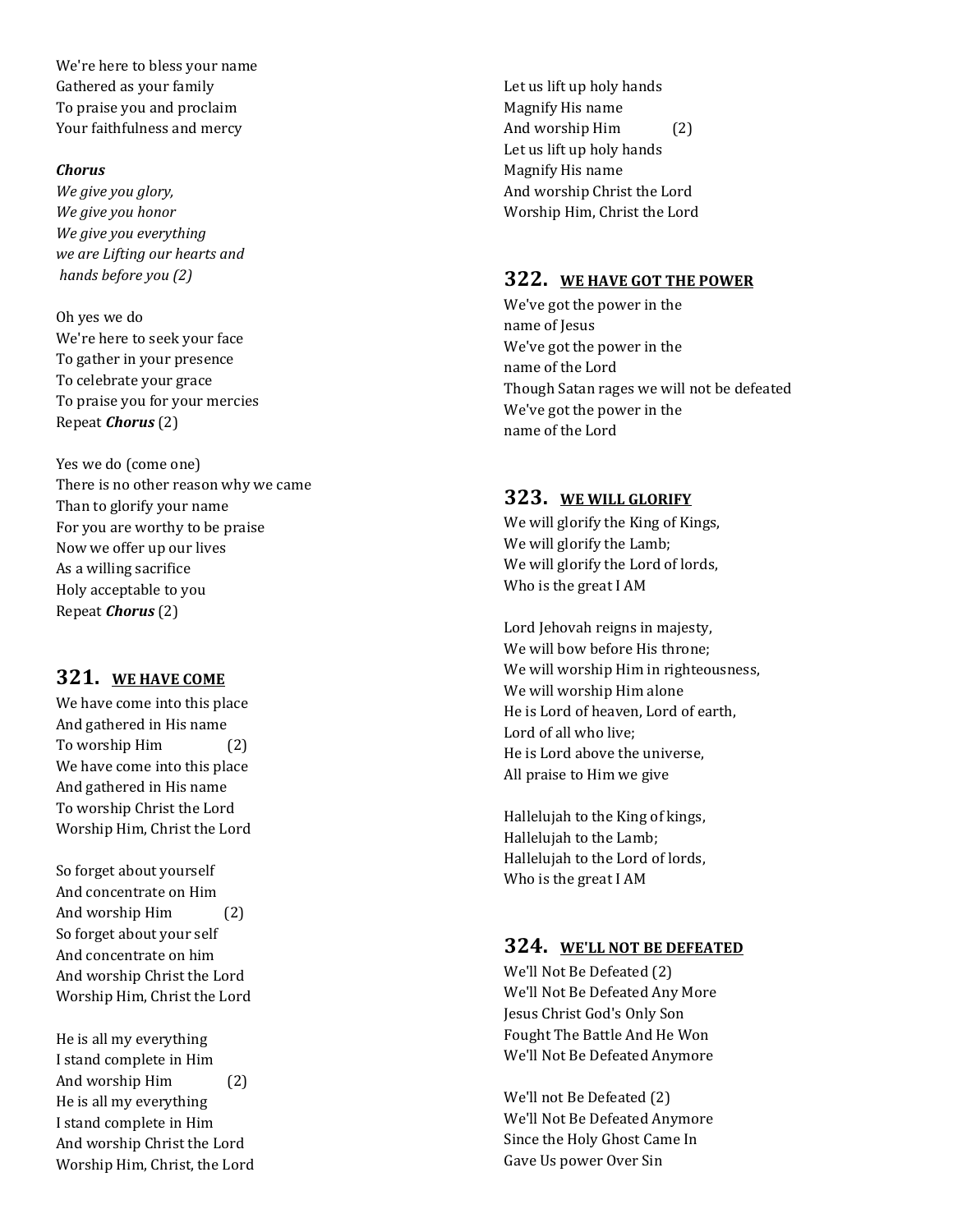We're here to bless your name
Gathered as your family
To praise you and proclaim
Your faithfulness and mercy

***Chorus***
*We give you glory,*
*We give you honor*
*We give you everything*
*we are Lifting our hearts and*
*hands before you (2)*

Oh yes we do
We're here to seek your face
To gather in your presence
To celebrate your grace
To praise you for your mercies
Repeat ***Chorus*** (2)

Yes we do (come one)
There is no other reason why we came
Than to glorify your name
For you are worthy to be praise
Now we offer up our lives
As a willing sacrifice
Holy acceptable to you
Repeat ***Chorus*** (2)

## 321. WE HAVE COME

We have come into this place
And gathered in His name
To worship Him (2)
We have come into this place
And gathered in His name
To worship Christ the Lord
Worship Him, Christ the Lord

So forget about yourself
And concentrate on Him
And worship Him (2)
So forget about your self
And concentrate on him
And worship Christ the Lord
Worship Him, Christ the Lord

He is all my everything
I stand complete in Him
And worship Him (2)
He is all my everything
I stand complete in Him
And worship Christ the Lord
Worship Him, Christ, the Lord

Let us lift up holy hands
Magnify His name
And worship Him (2)
Let us lift up holy hands
Magnify His name
And worship Christ the Lord
Worship Him, Christ the Lord

## 322. WE HAVE GOT THE POWER

We've got the power in the
name of Jesus
We've got the power in the
name of the Lord
Though Satan rages we will not be defeated
We've got the power in the
name of the Lord

## 323. WE WILL GLORIFY

We will glorify the King of Kings,
We will glorify the Lamb;
We will glorify the Lord of lords,
Who is the great I AM

Lord Jehovah reigns in majesty,
We will bow before His throne;
We will worship Him in righteousness,
We will worship Him alone
He is Lord of heaven, Lord of earth,
Lord of all who live;
He is Lord above the universe,
All praise to Him we give

Hallelujah to the King of kings,
Hallelujah to the Lamb;
Hallelujah to the Lord of lords,
Who is the great I AM

## 324. WE'LL NOT BE DEFEATED

We'll Not Be Defeated (2)
We'll Not Be Defeated Any More
Jesus Christ God's Only Son
Fought The Battle And He Won
We'll Not Be Defeated Anymore

We'll not Be Defeated (2)
We'll Not Be Defeated Anymore
Since the Holy Ghost Came In
Gave Us power Over Sin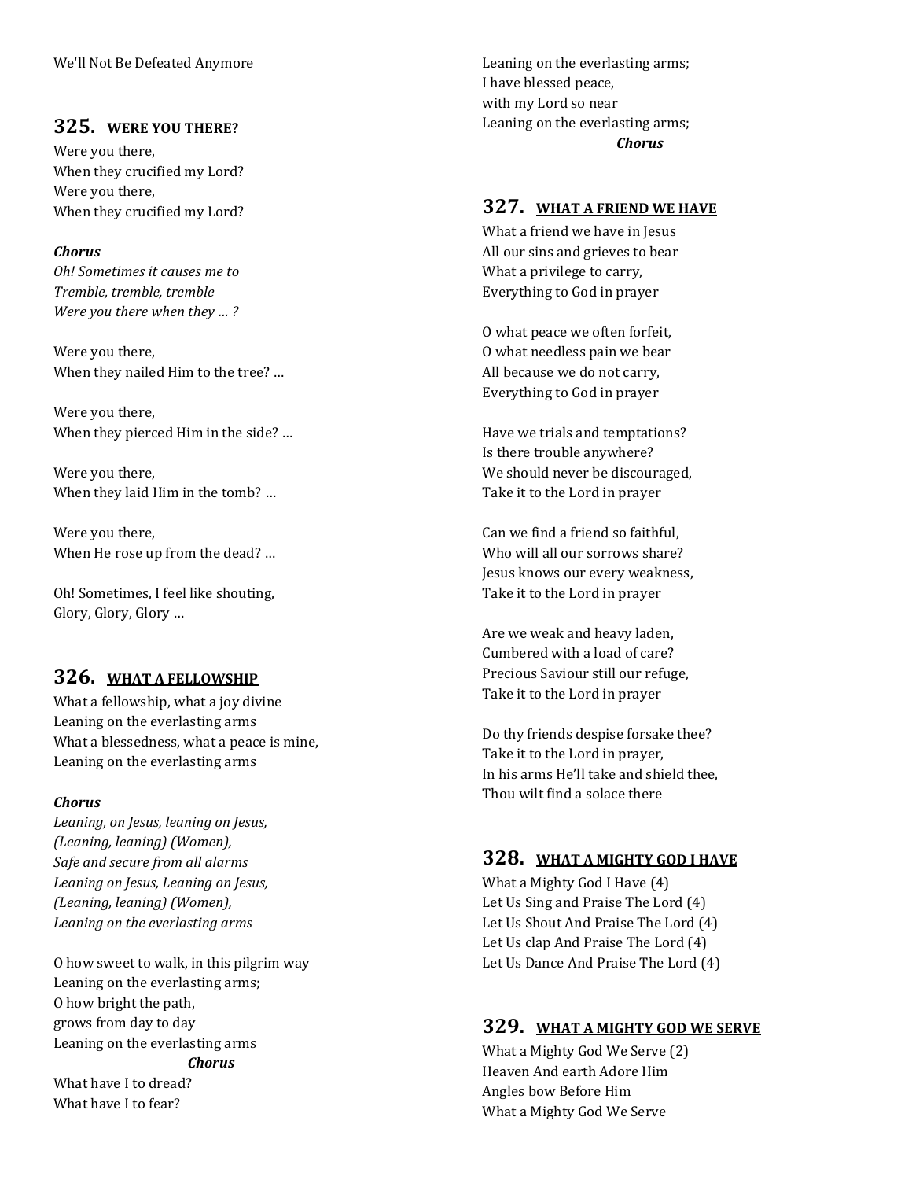We'll Not Be Defeated Anymore

## 325. WERE YOU THERE?

Were you there,
When they crucified my Lord?
Were you there,
When they crucified my Lord?

***Chorus***
*Oh! Sometimes it causes me to*
*Tremble, tremble, tremble*
*Were you there when they … ?*

Were you there,
When they nailed Him to the tree? …

Were you there,
When they pierced Him in the side? …

Were you there,
When they laid Him in the tomb? …

Were you there,
When He rose up from the dead? …

Oh! Sometimes, I feel like shouting,
Glory, Glory, Glory …

## 326. WHAT A FELLOWSHIP

What a fellowship, what a joy divine
Leaning on the everlasting arms
What a blessedness, what a peace is mine,
Leaning on the everlasting arms

***Chorus***
*Leaning, on Jesus, leaning on Jesus,*
*(Leaning, leaning) (Women),*
*Safe and secure from all alarms*
*Leaning on Jesus, Leaning on Jesus,*
*(Leaning, leaning) (Women),*
*Leaning on the everlasting arms*

O how sweet to walk, in this pilgrim way
Leaning on the everlasting arms;
O how bright the path,
grows from day to day
Leaning on the everlasting arms
***Chorus***

What have I to dread?
What have I to fear?
Leaning on the everlasting arms;
I have blessed peace,
with my Lord so near
Leaning on the everlasting arms;
***Chorus***

## 327. WHAT A FRIEND WE HAVE

What a friend we have in Jesus
All our sins and grieves to bear
What a privilege to carry,
Everything to God in prayer

O what peace we often forfeit,
O what needless pain we bear
All because we do not carry,
Everything to God in prayer

Have we trials and temptations?
Is there trouble anywhere?
We should never be discouraged,
Take it to the Lord in prayer

Can we find a friend so faithful,
Who will all our sorrows share?
Jesus knows our every weakness,
Take it to the Lord in prayer

Are we weak and heavy laden,
Cumbered with a load of care?
Precious Saviour still our refuge,
Take it to the Lord in prayer

Do thy friends despise forsake thee?
Take it to the Lord in prayer,
In his arms He'll take and shield thee,
Thou wilt find a solace there

## 328. WHAT A MIGHTY GOD I HAVE

What a Mighty God I Have (4)
Let Us Sing and Praise The Lord (4)
Let Us Shout And Praise The Lord (4)
Let Us clap And Praise The Lord (4)
Let Us Dance And Praise The Lord (4)

## 329. WHAT A MIGHTY GOD WE SERVE

What a Mighty God We Serve (2)
Heaven And earth Adore Him
Angles bow Before Him
What a Mighty God We Serve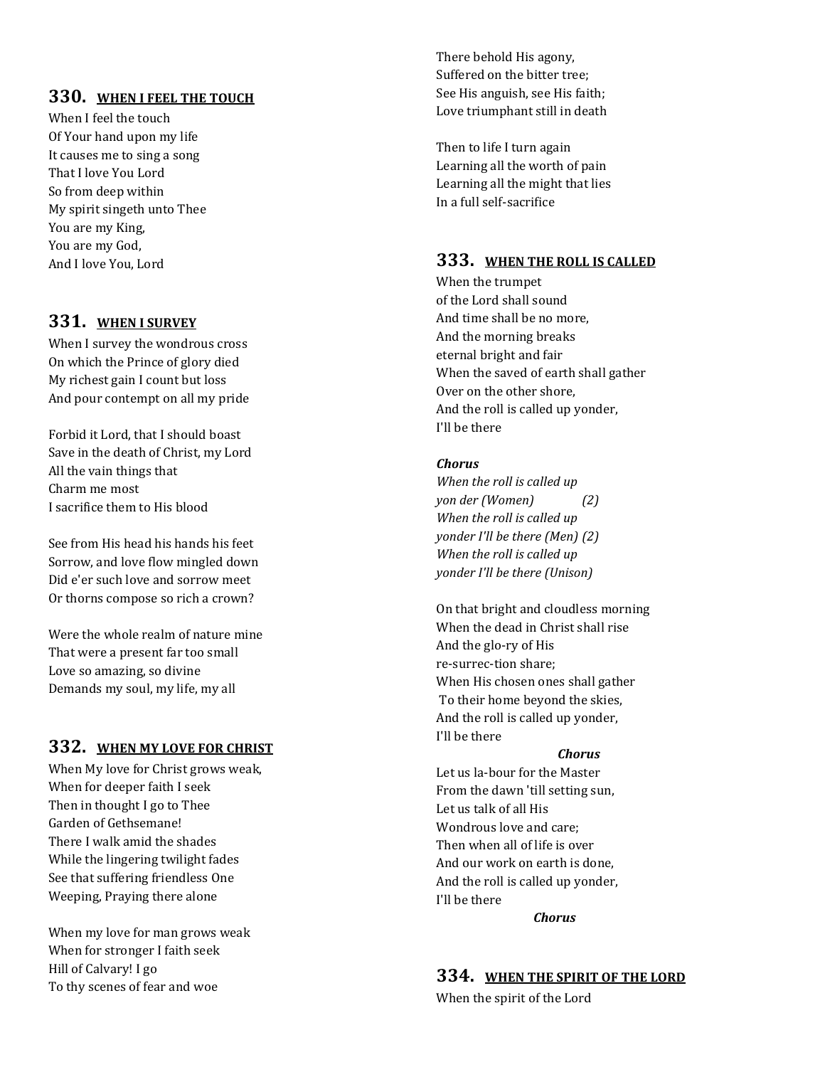## 330. WHEN I FEEL THE TOUCH

When I feel the touch
Of Your hand upon my life
It causes me to sing a song
That I love You Lord
So from deep within
My spirit singeth unto Thee
You are my King,
You are my God,
And I love You, Lord

## 331. WHEN I SURVEY

When I survey the wondrous cross
On which the Prince of glory died
My richest gain I count but loss
And pour contempt on all my pride

Forbid it Lord, that I should boast
Save in the death of Christ, my Lord
All the vain things that
Charm me most
I sacrifice them to His blood

See from His head his hands his feet
Sorrow, and love flow mingled down
Did e'er such love and sorrow meet
Or thorns compose so rich a crown?

Were the whole realm of nature mine
That were a present far too small
Love so amazing, so divine
Demands my soul, my life, my all

## 332. WHEN MY LOVE FOR CHRIST

When My love for Christ grows weak,
When for deeper faith I seek
Then in thought I go to Thee
Garden of Gethsemane!
There I walk amid the shades
While the lingering twilight fades
See that suffering friendless One
Weeping, Praying there alone

When my love for man grows weak
When for stronger I faith seek
Hill of Calvary! I go
To thy scenes of fear and woe

There behold His agony,
Suffered on the bitter tree;
See His anguish, see His faith;
Love triumphant still in death

Then to life I turn again
Learning all the worth of pain
Learning all the might that lies
In a full self-sacrifice

## 333. WHEN THE ROLL IS CALLED

When the trumpet
of the Lord shall sound
And time shall be no more,
And the morning breaks
eternal bright and fair
When the saved of earth shall gather
Over on the other shore,
And the roll is called up yonder,
I'll be there

***Chorus***
*When the roll is called up*
*yon der (Women) (2)*
*When the roll is called up*
*yonder I'll be there (Men) (2)*
*When the roll is called up*
*yonder I'll be there (Unison)*

On that bright and cloudless morning
When the dead in Christ shall rise
And the glo-ry of His
re-surrec-tion share;
When His chosen ones shall gather
To their home beyond the skies,
And the roll is called up yonder,
I'll be there

***Chorus***

Let us la-bour for the Master
From the dawn 'till setting sun,
Let us talk of all His
Wondrous love and care;
Then when all of life is over
And our work on earth is done,
And the roll is called up yonder,
I'll be there

***Chorus***

## 334. WHEN THE SPIRIT OF THE LORD

When the spirit of the Lord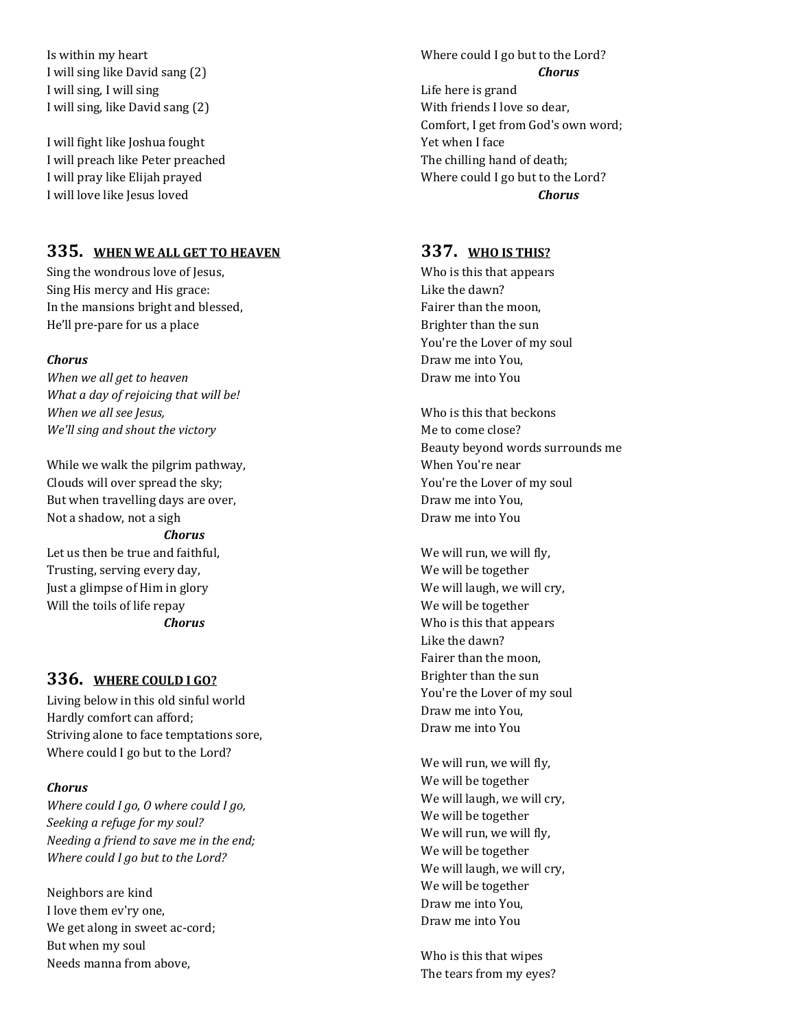Is within my heart
I will sing like David sang (2)
I will sing, I will sing
I will sing, like David sang (2)

I will fight like Joshua fought
I will preach like Peter preached
I will pray like Elijah prayed
I will love like Jesus loved

## 335. WHEN WE ALL GET TO HEAVEN

Sing the wondrous love of Jesus,
Sing His mercy and His grace:
In the mansions bright and blessed,
He'll pre-pare for us a place

***Chorus***
*When we all get to heaven*
*What a day of rejoicing that will be!*
*When we all see Jesus,*
*We'll sing and shout the victory*

While we walk the pilgrim pathway,
Clouds will over spread the sky;
But when travelling days are over,
Not a shadow, not a sigh
***Chorus***
Let us then be true and faithful,
Trusting, serving every day,
Just a glimpse of Him in glory
Will the toils of life repay
***Chorus***

## 336. WHERE COULD I GO?

Living below in this old sinful world
Hardly comfort can afford;
Striving alone to face temptations sore,
Where could I go but to the Lord?

***Chorus***
*Where could I go, O where could I go,*
*Seeking a refuge for my soul?*
*Needing a friend to save me in the end;*
*Where could I go but to the Lord?*

Neighbors are kind
I love them ev'ry one,
We get along in sweet ac-cord;
But when my soul
Needs manna from above,
Where could I go but to the Lord?
***Chorus***
Life here is grand
With friends I love so dear,
Comfort, I get from God's own word;
Yet when I face
The chilling hand of death;
Where could I go but to the Lord?
***Chorus***

## 337. WHO IS THIS?

Who is this that appears
Like the dawn?
Fairer than the moon,
Brighter than the sun
You're the Lover of my soul
Draw me into You,
Draw me into You

Who is this that beckons
Me to come close?
Beauty beyond words surrounds me
When You're near
You're the Lover of my soul
Draw me into You,
Draw me into You

We will run, we will fly,
We will be together
We will laugh, we will cry,
We will be together
Who is this that appears
Like the dawn?
Fairer than the moon,
Brighter than the sun
You're the Lover of my soul
Draw me into You,
Draw me into You

We will run, we will fly,
We will be together
We will laugh, we will cry,
We will be together
We will run, we will fly,
We will be together
We will laugh, we will cry,
We will be together
Draw me into You,
Draw me into You

Who is this that wipes
The tears from my eyes?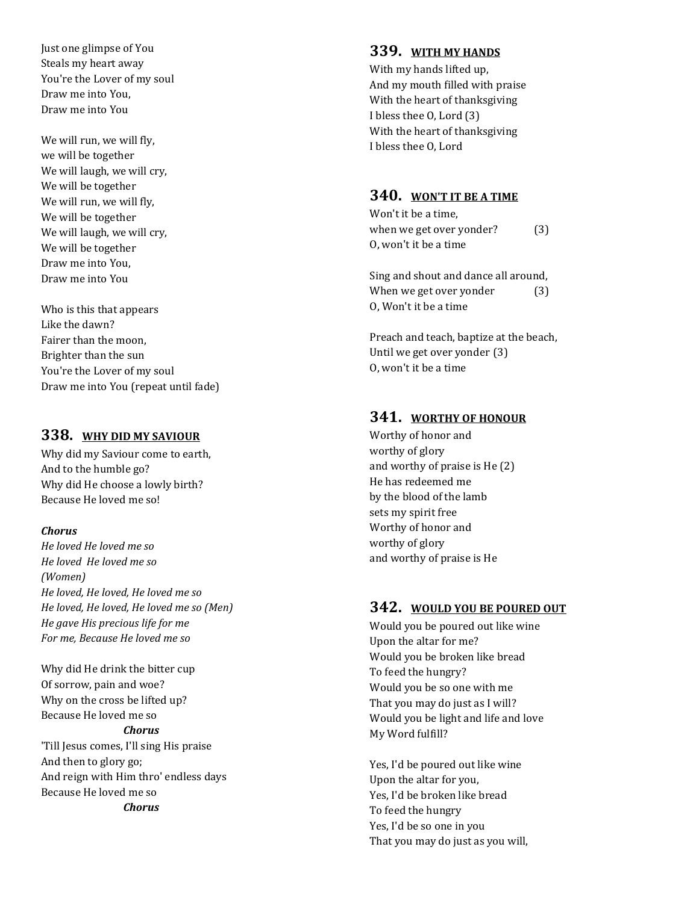Just one glimpse of You
Steals my heart away
You're the Lover of my soul
Draw me into You,
Draw me into You

We will run, we will fly,
we will be together
We will laugh, we will cry,
We will be together
We will run, we will fly,
We will be together
We will laugh, we will cry,
We will be together
Draw me into You,
Draw me into You

Who is this that appears
Like the dawn?
Fairer than the moon,
Brighter than the sun
You're the Lover of my soul
Draw me into You (repeat until fade)

## 338. WHY DID MY SAVIOUR

Why did my Saviour come to earth,
And to the humble go?
Why did He choose a lowly birth?
Because He loved me so!

***Chorus***
*He loved He loved me so*
*He loved  He loved me so*
*(Women)*
*He loved, He loved, He loved me so*
*He loved, He loved, He loved me so (Men)*
*He gave His precious life for me*
*For me, Because He loved me so*

Why did He drink the bitter cup
Of sorrow, pain and woe?
Why on the cross be lifted up?
Because He loved me so
***Chorus***
'Till Jesus comes, I'll sing His praise
And then to glory go;
And reign with Him thro' endless days
Because He loved me so
***Chorus***

## 339. WITH MY HANDS

With my hands lifted up,
And my mouth filled with praise
With the heart of thanksgiving
I bless thee O, Lord (3)
With the heart of thanksgiving
I bless thee O, Lord

## 340. WON'T IT BE A TIME

Won't it be a time,
when we get over yonder? (3)
O, won't it be a time

Sing and shout and dance all around,
When we get over yonder (3)
O, Won't it be a time

Preach and teach, baptize at the beach,
Until we get over yonder (3)
O, won't it be a time

## 341. WORTHY OF HONOUR

Worthy of honor and
worthy of glory
and worthy of praise is He (2)
He has redeemed me
by the blood of the lamb
sets my spirit free
Worthy of honor and
worthy of glory
and worthy of praise is He

## 342. WOULD YOU BE POURED OUT

Would you be poured out like wine
Upon the altar for me?
Would you be broken like bread
To feed the hungry?
Would you be so one with me
That you may do just as I will?
Would you be light and life and love
My Word fulfill?

Yes, I'd be poured out like wine
Upon the altar for you,
Yes, I'd be broken like bread
To feed the hungry
Yes, I'd be so one in you
That you may do just as you will,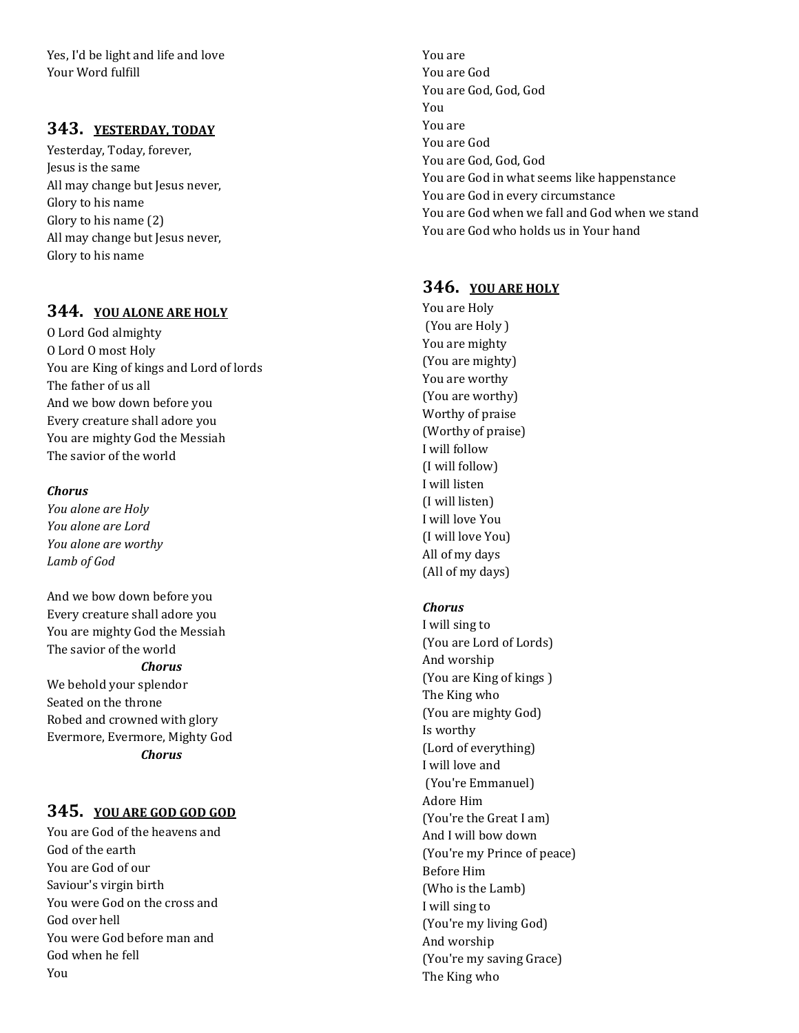Yes, I'd be light and life and love
Your Word fulfill

## 343. YESTERDAY, TODAY

Yesterday, Today, forever,
Jesus is the same
All may change but Jesus never,
Glory to his name
Glory to his name (2)
All may change but Jesus never,
Glory to his name

## 344. YOU ALONE ARE HOLY

O Lord God almighty
O Lord O most Holy
You are King of kings and Lord of lords
The father of us all
And we bow down before you
Every creature shall adore you
You are mighty God the Messiah
The savior of the world

***Chorus***
*You alone are Holy*
*You alone are Lord*
*You alone are worthy*
*Lamb of God*

And we bow down before you
Every creature shall adore you
You are mighty God the Messiah
The savior of the world
***Chorus***
We behold your splendor
Seated on the throne
Robed and crowned with glory
Evermore, Evermore, Mighty God
***Chorus***

## 345. YOU ARE GOD GOD GOD

You are God of the heavens and
God of the earth
You are God of our
Saviour's virgin birth
You were God on the cross and
God over hell
You were God before man and
God when he fell
You
You are
You are God
You are God, God, God
You
You are
You are God
You are God, God, God
You are God in what seems like happenstance
You are God in every circumstance
You are God when we fall and God when we stand
You are God who holds us in Your hand

## 346. YOU ARE HOLY

You are Holy
(You are Holy )
You are mighty
(You are mighty)
You are worthy
(You are worthy)
Worthy of praise
(Worthy of praise)
I will follow
(I will follow)
I will listen
(I will listen)
I will love You
(I will love You)
All of my days
(All of my days)

***Chorus***
I will sing to
(You are Lord of Lords)
And worship
(You are King of kings )
The King who
(You are mighty God)
Is worthy
(Lord of everything)
I will love and
(You're Emmanuel)
Adore Him
(You're the Great I am)
And I will bow down
(You're my Prince of peace)
Before Him
(Who is the Lamb)
I will sing to
(You're my living God)
And worship
(You're my saving Grace)
The King who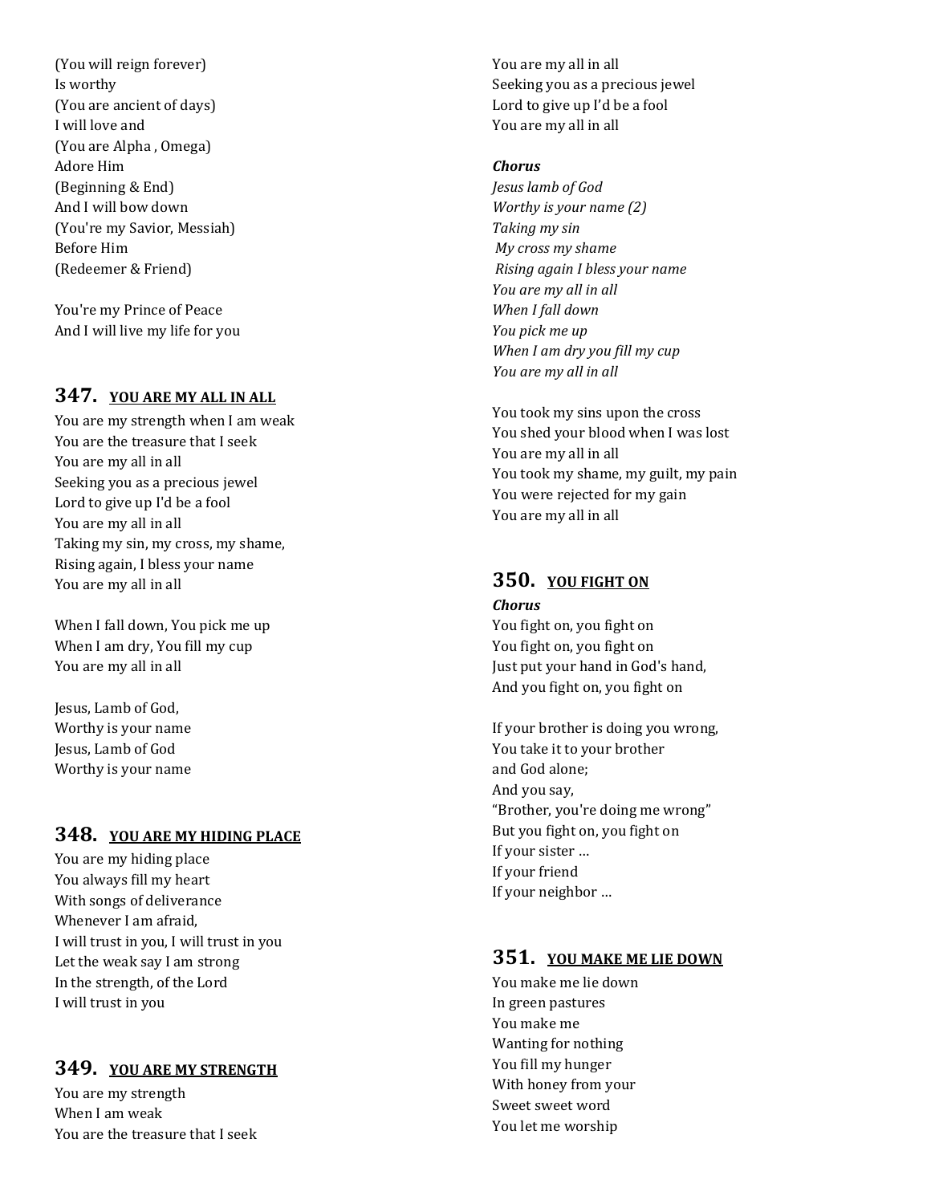(You will reign forever)
Is worthy
(You are ancient of days)
I will love and
(You are Alpha , Omega)
Adore Him
(Beginning & End)
And I will bow down
(You're my Savior, Messiah)
Before Him
(Redeemer & Friend)

You're my Prince of Peace
And I will live my life for you

## 347. YOU ARE MY ALL IN ALL

You are my strength when I am weak
You are the treasure that I seek
You are my all in all
Seeking you as a precious jewel
Lord to give up I'd be a fool
You are my all in all
Taking my sin, my cross, my shame,
Rising again, I bless your name
You are my all in all

When I fall down, You pick me up
When I am dry, You fill my cup
You are my all in all

Jesus, Lamb of God,
Worthy is your name
Jesus, Lamb of God
Worthy is your name

## 348. YOU ARE MY HIDING PLACE

You are my hiding place
You always fill my heart
With songs of deliverance
Whenever I am afraid,
I will trust in you, I will trust in you
Let the weak say I am strong
In the strength, of the Lord
I will trust in you

## 349. YOU ARE MY STRENGTH

You are my strength
When I am weak
You are the treasure that I seek
You are my all in all
Seeking you as a precious jewel
Lord to give up I'd be a fool
You are my all in all

***Chorus***
*Jesus lamb of God*
*Worthy is your name (2)*
*Taking my sin*
*My cross my shame*
*Rising again I bless your name*
*You are my all in all*
*When I fall down*
*You pick me up*
*When I am dry you fill my cup*
*You are my all in all*

You took my sins upon the cross
You shed your blood when I was lost
You are my all in all
You took my shame, my guilt, my pain
You were rejected for my gain
You are my all in all

## 350. YOU FIGHT ON

**Chorus**
You fight on, you fight on
You fight on, you fight on
Just put your hand in God's hand,
And you fight on, you fight on

If your brother is doing you wrong,
You take it to your brother
and God alone;
And you say,
"Brother, you're doing me wrong"
But you fight on, you fight on
If your sister …
If your friend
If your neighbor …

## 351. YOU MAKE ME LIE DOWN

You make me lie down
In green pastures
You make me
Wanting for nothing
You fill my hunger
With honey from your
Sweet sweet word
You let me worship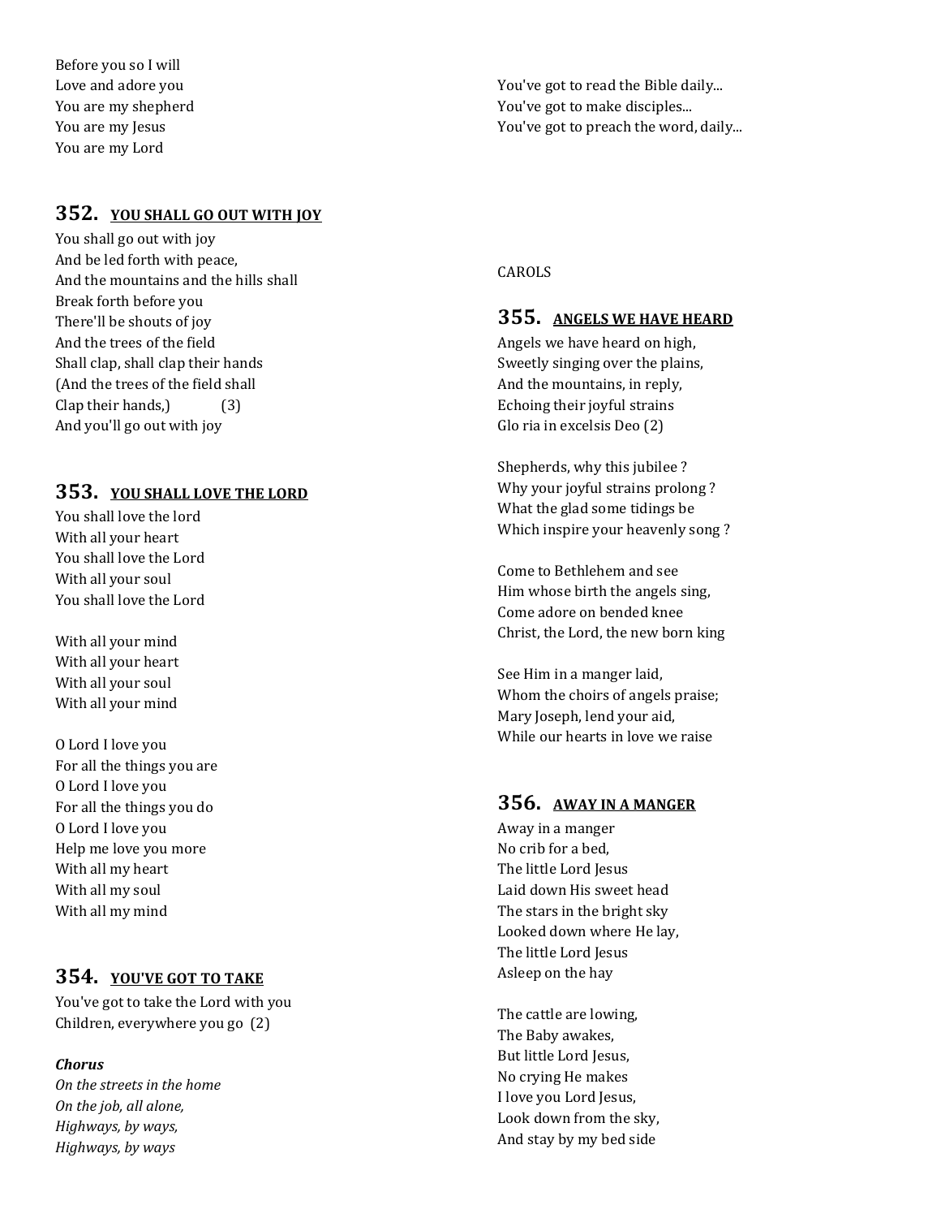Before you so I will
Love and adore you
You are my shepherd
You are my Jesus
You are my Lord

## 352. YOU SHALL GO OUT WITH JOY

You shall go out with joy
And be led forth with peace,
And the mountains and the hills shall
Break forth before you
There'll be shouts of joy
And the trees of the field
Shall clap, shall clap their hands
(And the trees of the field shall
Clap their hands,) (3)
And you'll go out with joy

## 353. YOU SHALL LOVE THE LORD

You shall love the lord
With all your heart
You shall love the Lord
With all your soul
You shall love the Lord

With all your mind
With all your heart
With all your soul
With all your mind

O Lord I love you
For all the things you are
O Lord I love you
For all the things you do
O Lord I love you
Help me love you more
With all my heart
With all my soul
With all my mind

## 354. YOU'VE GOT TO TAKE

You've got to take the Lord with you
Children, everywhere you go (2)

***Chorus***
*On the streets in the home*
*On the job, all alone,*
*Highways, by ways,*
*Highways, by ways*

You've got to read the Bible daily...
You've got to make disciples...
You've got to preach the word, daily...

CAROLS

## 355. ANGELS WE HAVE HEARD

Angels we have heard on high,
Sweetly singing over the plains,
And the mountains, in reply,
Echoing their joyful strains
Glo ria in excelsis Deo (2)

Shepherds, why this jubilee ?
Why your joyful strains prolong ?
What the glad some tidings be
Which inspire your heavenly song ?

Come to Bethlehem and see
Him whose birth the angels sing,
Come adore on bended knee
Christ, the Lord, the new born king

See Him in a manger laid,
Whom the choirs of angels praise;
Mary Joseph, lend your aid,
While our hearts in love we raise

## 356. AWAY IN A MANGER

Away in a manger
No crib for a bed,
The little Lord Jesus
Laid down His sweet head
The stars in the bright sky
Looked down where He lay,
The little Lord Jesus
Asleep on the hay

The cattle are lowing,
The Baby awakes,
But little Lord Jesus,
No crying He makes
I love you Lord Jesus,
Look down from the sky,
And stay by my bed side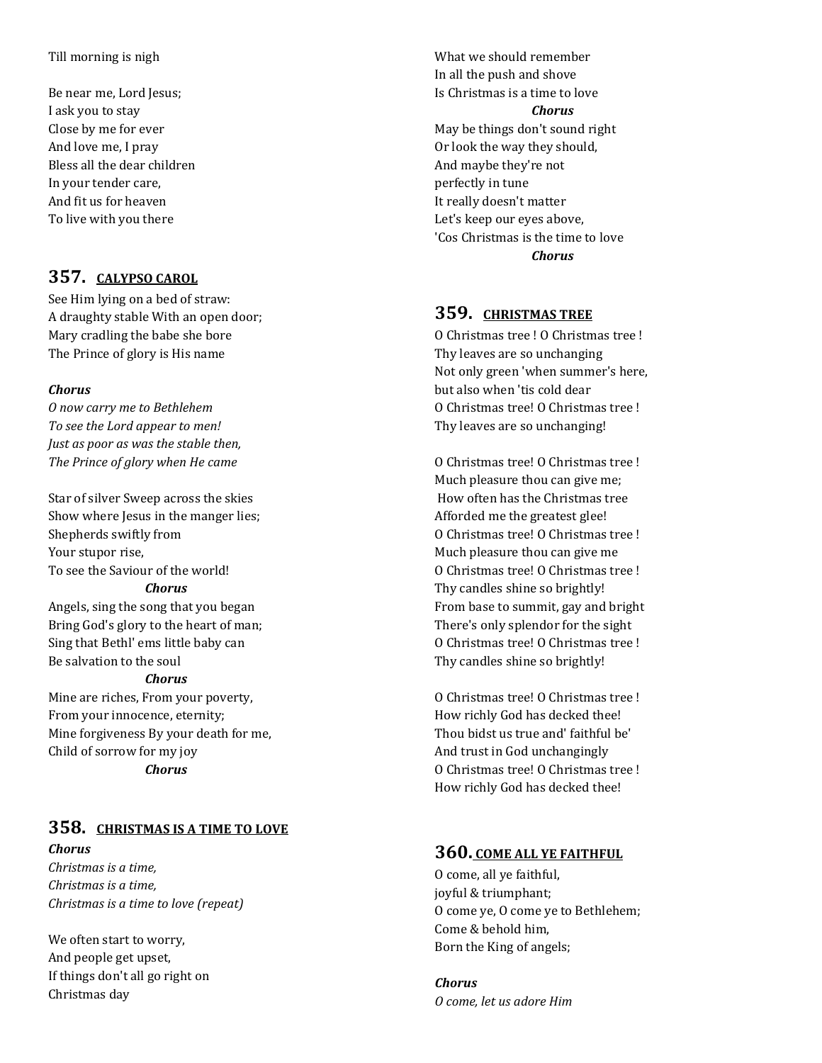Till morning is nigh

Be near me, Lord Jesus;
I ask you to stay
Close by me for ever
And love me, I pray
Bless all the dear children
In your tender care,
And fit us for heaven
To live with you there

## 357. CALYPSO CAROL

See Him lying on a bed of straw:
A draughty stable With an open door;
Mary cradling the babe she bore
The Prince of glory is His name

***Chorus***
*O now carry me to Bethlehem*
*To see the Lord appear to men!*
*Just as poor as was the stable then,*
*The Prince of glory when He came*

Star of silver Sweep across the skies
Show where Jesus in the manger lies;
Shepherds swiftly from
Your stupor rise,
To see the Saviour of the world!
***Chorus***
Angels, sing the song that you began
Bring God's glory to the heart of man;
Sing that Bethl' ems little baby can
Be salvation to the soul
***Chorus***
Mine are riches, From your poverty,
From your innocence, eternity;
Mine forgiveness By your death for me,
Child of sorrow for my joy
***Chorus***

## 358. CHRISTMAS IS A TIME TO LOVE

***Chorus***
*Christmas is a time,*
*Christmas is a time,*
*Christmas is a time to love (repeat)*

We often start to worry,
And people get upset,
If things don't all go right on
Christmas day
What we should remember
In all the push and shove
Is Christmas is a time to love
***Chorus***
May be things don't sound right
Or look the way they should,
And maybe they're not
perfectly in tune
It really doesn't matter
Let's keep our eyes above,
'Cos Christmas is the time to love
***Chorus***

## 359. CHRISTMAS TREE

O Christmas tree ! O Christmas tree !
Thy leaves are so unchanging
Not only green 'when summer's here,
but also when 'tis cold dear
O Christmas tree! O Christmas tree !
Thy leaves are so unchanging!

O Christmas tree! O Christmas tree !
Much pleasure thou can give me;
How often has the Christmas tree
Afforded me the greatest glee!
O Christmas tree! O Christmas tree !
Much pleasure thou can give me
O Christmas tree! O Christmas tree !
Thy candles shine so brightly!
From base to summit, gay and bright
There's only splendor for the sight
O Christmas tree! O Christmas tree !
Thy candles shine so brightly!

O Christmas tree! O Christmas tree !
How richly God has decked thee!
Thou bidst us true and' faithful be'
And trust in God unchangingly
O Christmas tree! O Christmas tree !
How richly God has decked thee!

## 360. COME ALL YE FAITHFUL

O come, all ye faithful,
joyful & triumphant;
O come ye, O come ye to Bethlehem;
Come & behold him,
Born the King of angels;

***Chorus***
*O come, let us adore Him*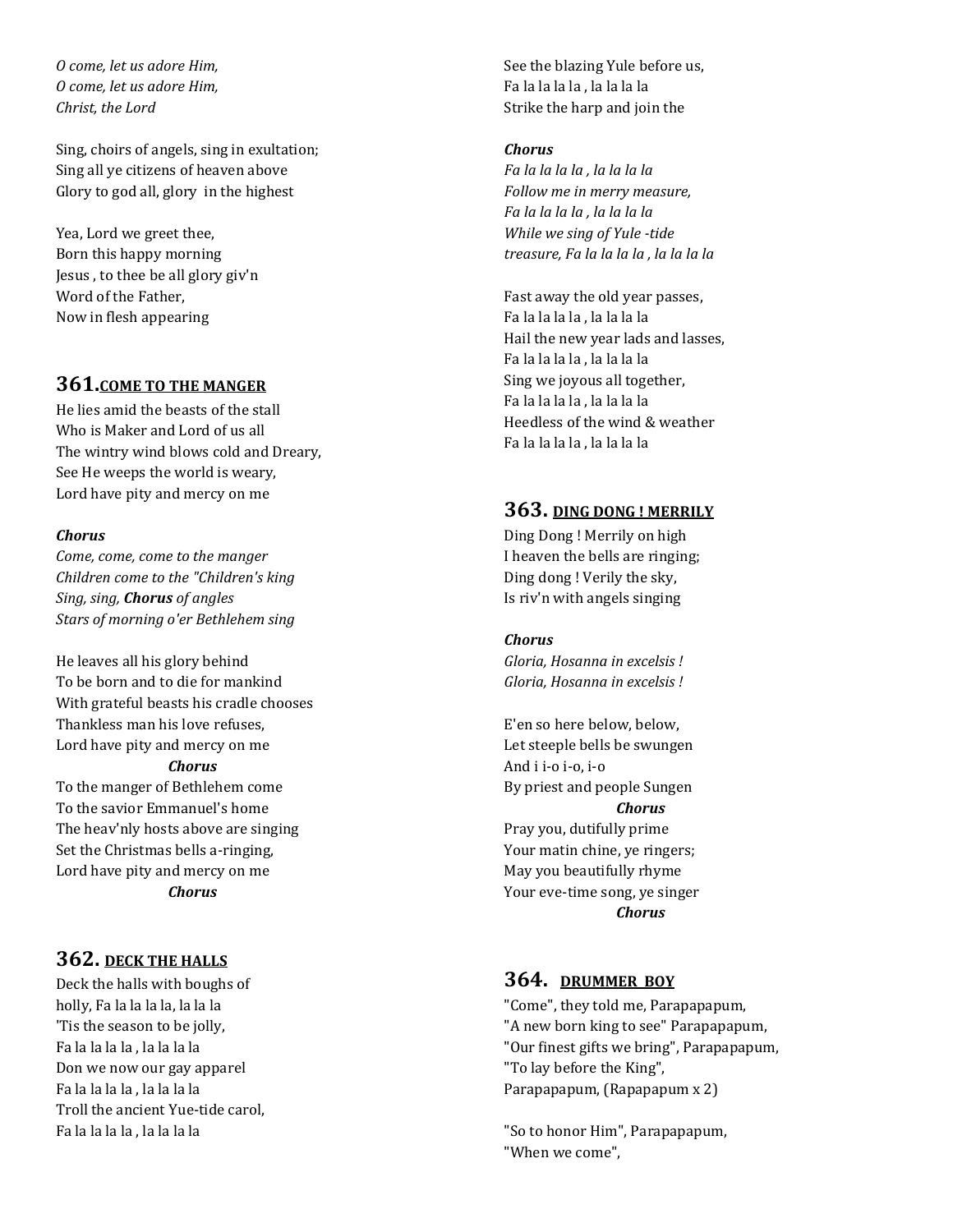*O come, let us adore Him,*
*O come, let us adore Him,*
*Christ, the Lord*

Sing, choirs of angels, sing in exultation;
Sing all ye citizens of heaven above
Glory to god all, glory in the highest

Yea, Lord we greet thee,
Born this happy morning
Jesus , to thee be all glory giv'n
Word of the Father,
Now in flesh appearing

## 361.<u>COME TO THE MANGER</u>

He lies amid the beasts of the stall
Who is Maker and Lord of us all
The wintry wind blows cold and Dreary,
See He weeps the world is weary,
Lord have pity and mercy on me

***Chorus***
*Come, come, come to the manger*
*Children come to the "Children's king*
*Sing, sing, **Chorus** of angles*
*Stars of morning o'er Bethlehem sing*

He leaves all his glory behind
To be born and to die for mankind
With grateful beasts his cradle chooses
Thankless man his love refuses,
Lord have pity and mercy on me
***Chorus***
To the manger of Bethlehem come
To the savior Emmanuel's home
The heav'nly hosts above are singing
Set the Christmas bells a-ringing,
Lord have pity and mercy on me
***Chorus***

## 362. <u>DECK THE HALLS</u>

Deck the halls with boughs of
holly, Fa la la la la, la la la
'Tis the season to be jolly,
Fa la la la la , la la la la
Don we now our gay apparel
Fa la la la la , la la la la
Troll the ancient Yue-tide carol,
Fa la la la la , la la la la

See the blazing Yule before us,
Fa la la la la , la la la la
Strike the harp and join the

***Chorus***
*Fa la la la la , la la la la*
*Follow me in merry measure,*
*Fa la la la la , la la la la*
*While we sing of Yule -tide*
*treasure, Fa la la la la , la la la la*

Fast away the old year passes,
Fa la la la la , la la la la
Hail the new year lads and lasses,
Fa la la la la , la la la la
Sing we joyous all together,
Fa la la la la , la la la la
Heedless of the wind & weather
Fa la la la la , la la la la

## 363. <u>DING DONG ! MERRILY</u>

Ding Dong ! Merrily on high
I heaven the bells are ringing;
Ding dong ! Verily the sky,
Is riv'n with angels singing

***Chorus***
*Gloria, Hosanna in excelsis !*
*Gloria, Hosanna in excelsis !*

E'en so here below, below,
Let steeple bells be swungen
And i i-o i-o, i-o
By priest and people Sungen
***Chorus***
Pray you, dutifully prime
Your matin chine, ye ringers;
May you beautifully rhyme
Your eve-time song, ye singer
***Chorus***

## 364. <u>DRUMMER BOY</u>

"Come", they told me, Parapapapum,
"A new born king to see" Parapapapum,
"Our finest gifts we bring", Parapapapum,
"To lay before the King",
Parapapapum, (Rapapapum x 2)

"So to honor Him", Parapapapum,
"When we come",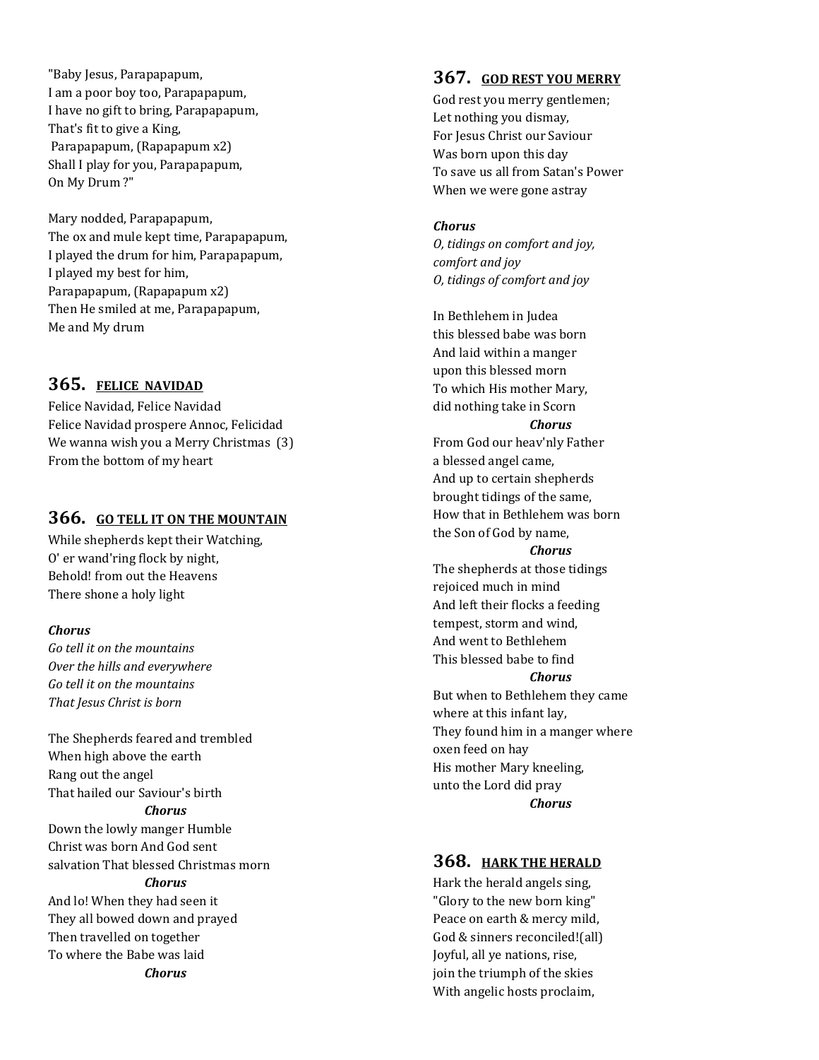"Baby Jesus, Parapapapum,
I am a poor boy too, Parapapapum,
I have no gift to bring, Parapapapum,
That's fit to give a King,
Parapapapum, (Rapapapum x2)
Shall I play for you, Parapapapum,
On My Drum ?"

Mary nodded, Parapapapum,
The ox and mule kept time, Parapapapum,
I played the drum for him, Parapapapum,
I played my best for him,
Parapapapum, (Rapapapum x2)
Then He smiled at me, Parapapapum,
Me and My drum

## 365. FELICE NAVIDAD

Felice Navidad, Felice Navidad
Felice Navidad prospere Annoc, Felicidad
We wanna wish you a Merry Christmas (3)
From the bottom of my heart

## 366. GO TELL IT ON THE MOUNTAIN

While shepherds kept their Watching,
O' er wand'ring flock by night,
Behold! from out the Heavens
There shone a holy light

***Chorus***
*Go tell it on the mountains*
*Over the hills and everywhere*
*Go tell it on the mountains*
*That Jesus Christ is born*

The Shepherds feared and trembled
When high above the earth
Rang out the angel
That hailed our Saviour's birth
***Chorus***
Down the lowly manger Humble
Christ was born And God sent
salvation That blessed Christmas morn
***Chorus***
And lo! When they had seen it
They all bowed down and prayed
Then travelled on together
To where the Babe was laid
***Chorus***

## 367. GOD REST YOU MERRY

God rest you merry gentlemen;
Let nothing you dismay,
For Jesus Christ our Saviour
Was born upon this day
To save us all from Satan's Power
When we were gone astray

***Chorus***
*O, tidings on comfort and joy,*
*comfort and joy*
*O, tidings of comfort and joy*

In Bethlehem in Judea
this blessed babe was born
And laid within a manger
upon this blessed morn
To which His mother Mary,
did nothing take in Scorn
***Chorus***
From God our heav'nly Father
a blessed angel came,
And up to certain shepherds
brought tidings of the same,
How that in Bethlehem was born
the Son of God by name,
***Chorus***
The shepherds at those tidings
rejoiced much in mind
And left their flocks a feeding
tempest, storm and wind,
And went to Bethlehem
This blessed babe to find
***Chorus***
But when to Bethlehem they came
where at this infant lay,
They found him in a manger where
oxen feed on hay
His mother Mary kneeling,
unto the Lord did pray
***Chorus***

## 368. HARK THE HERALD

Hark the herald angels sing,
"Glory to the new born king"
Peace on earth & mercy mild,
God & sinners reconciled!(all)
Joyful, all ye nations, rise,
join the triumph of the skies
With angelic hosts proclaim,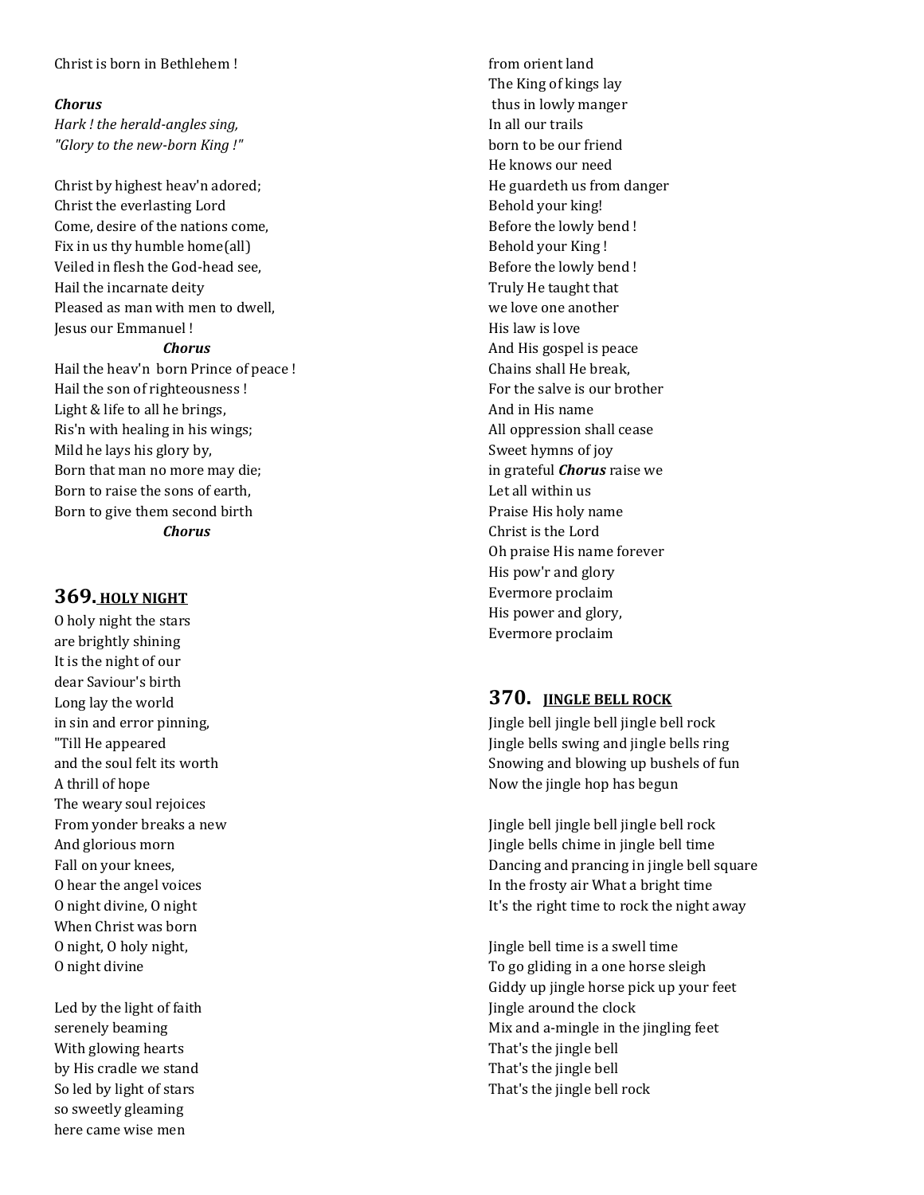Christ is born in Bethlehem !

***Chorus***
*Hark ! the herald-angles sing,*
*"Glory to the new-born King !"*

Christ by highest heav'n adored;
Christ the everlasting Lord
Come, desire of the nations come,
Fix in us thy humble home(all)
Veiled in flesh the God-head see,
Hail the incarnate deity
Pleased as man with men to dwell,
Jesus our Emmanuel !

***Chorus***

Hail the heav'n born Prince of peace !
Hail the son of righteousness !
Light & life to all he brings,
Ris'n with healing in his wings;
Mild he lays his glory by,
Born that man no more may die;
Born to raise the sons of earth,
Born to give them second birth

***Chorus***

## 369. HOLY NIGHT

O holy night the stars
are brightly shining
It is the night of our
dear Saviour's birth
Long lay the world
in sin and error pinning,
"Till He appeared
and the soul felt its worth
A thrill of hope
The weary soul rejoices
From yonder breaks a new
And glorious morn
Fall on your knees,
O hear the angel voices
O night divine, O night
When Christ was born
O night, O holy night,
O night divine

Led by the light of faith
serenely beaming
With glowing hearts
by His cradle we stand
So led by light of stars
so sweetly gleaming
here came wise men
from orient land
The King of kings lay
thus in lowly manger
In all our trails
born to be our friend
He knows our need
He guardeth us from danger
Behold your king!
Before the lowly bend !
Behold your King !
Before the lowly bend !
Truly He taught that
we love one another
His law is love
And His gospel is peace
Chains shall He break,
For the salve is our brother
And in His name
All oppression shall cease
Sweet hymns of joy
in grateful ***Chorus*** raise we
Let all within us
Praise His holy name
Christ is the Lord
Oh praise His name forever
His pow'r and glory
Evermore proclaim
His power and glory,
Evermore proclaim

## 370. JINGLE BELL ROCK

Jingle bell jingle bell jingle bell rock
Jingle bells swing and jingle bells ring
Snowing and blowing up bushels of fun
Now the jingle hop has begun

Jingle bell jingle bell jingle bell rock
Jingle bells chime in jingle bell time
Dancing and prancing in jingle bell square
In the frosty air What a bright time
It's the right time to rock the night away

Jingle bell time is a swell time
To go gliding in a one horse sleigh
Giddy up jingle horse pick up your feet
Jingle around the clock
Mix and a-mingle in the jingling feet
That's the jingle bell
That's the jingle bell
That's the jingle bell rock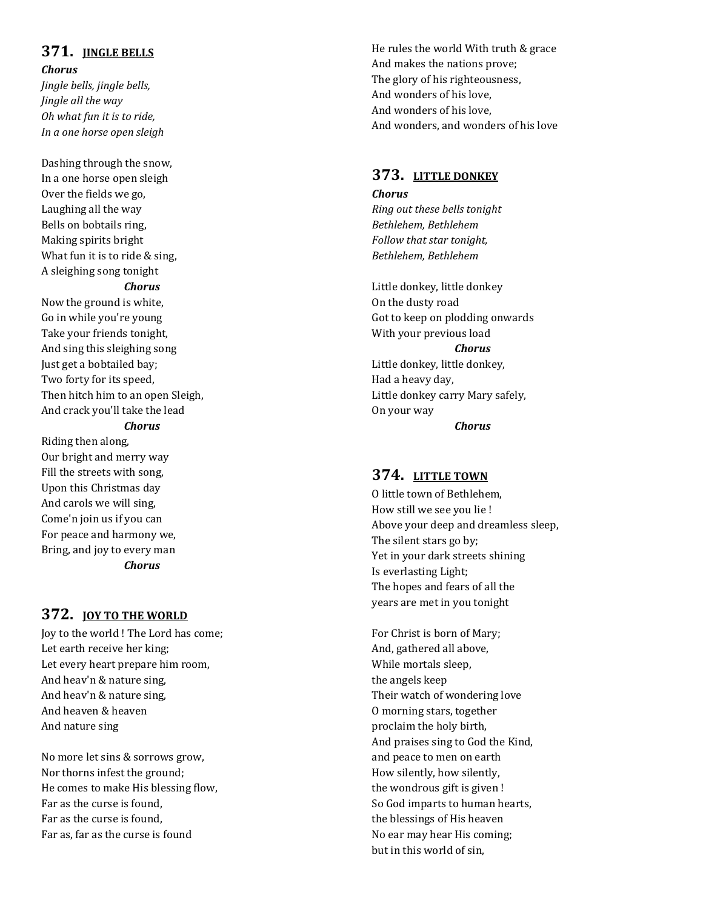## 371. JINGLE BELLS

***Chorus***

*Jingle bells, jingle bells,*
*Jingle all the way*
*Oh what fun it is to ride,*
*In a one horse open sleigh*

Dashing through the snow,
In a one horse open sleigh
Over the fields we go,
Laughing all the way
Bells on bobtails ring,
Making spirits bright
What fun it is to ride & sing,
A sleighing song tonight

***Chorus***

Now the ground is white,
Go in while you're young
Take your friends tonight,
And sing this sleighing song
Just get a bobtailed bay;
Two forty for its speed,
Then hitch him to an open Sleigh,
And crack you'll take the lead

***Chorus***

Riding then along,
Our bright and merry way
Fill the streets with song,
Upon this Christmas day
And carols we will sing,
Come'n join us if you can
For peace and harmony we,
Bring, and joy to every man

***Chorus***

## 372. JOY TO THE WORLD

Joy to the world ! The Lord has come;
Let earth receive her king;
Let every heart prepare him room,
And heav'n & nature sing,
And heav'n & nature sing,
And heaven & heaven
And nature sing

No more let sins & sorrows grow,
Nor thorns infest the ground;
He comes to make His blessing flow,
Far as the curse is found,
Far as the curse is found,
Far as, far as the curse is found

He rules the world With truth & grace
And makes the nations prove;
The glory of his righteousness,
And wonders of his love,
And wonders of his love,
And wonders, and wonders of his love

## 373. LITTLE DONKEY

***Chorus***

*Ring out these bells tonight*
*Bethlehem, Bethlehem*
*Follow that star tonight,*
*Bethlehem, Bethlehem*

Little donkey, little donkey
On the dusty road
Got to keep on plodding onwards
With your previous load

***Chorus***

Little donkey, little donkey,
Had a heavy day,
Little donkey carry Mary safely,
On your way

***Chorus***

## 374. LITTLE TOWN

O little town of Bethlehem,
How still we see you lie !
Above your deep and dreamless sleep,
The silent stars go by;
Yet in your dark streets shining
Is everlasting Light;
The hopes and fears of all the
years are met in you tonight

For Christ is born of Mary;
And, gathered all above,
While mortals sleep,
the angels keep
Their watch of wondering love
O morning stars, together
proclaim the holy birth,
And praises sing to God the Kind,
and peace to men on earth
How silently, how silently,
the wondrous gift is given !
So God imparts to human hearts,
the blessings of His heaven
No ear may hear His coming;
but in this world of sin,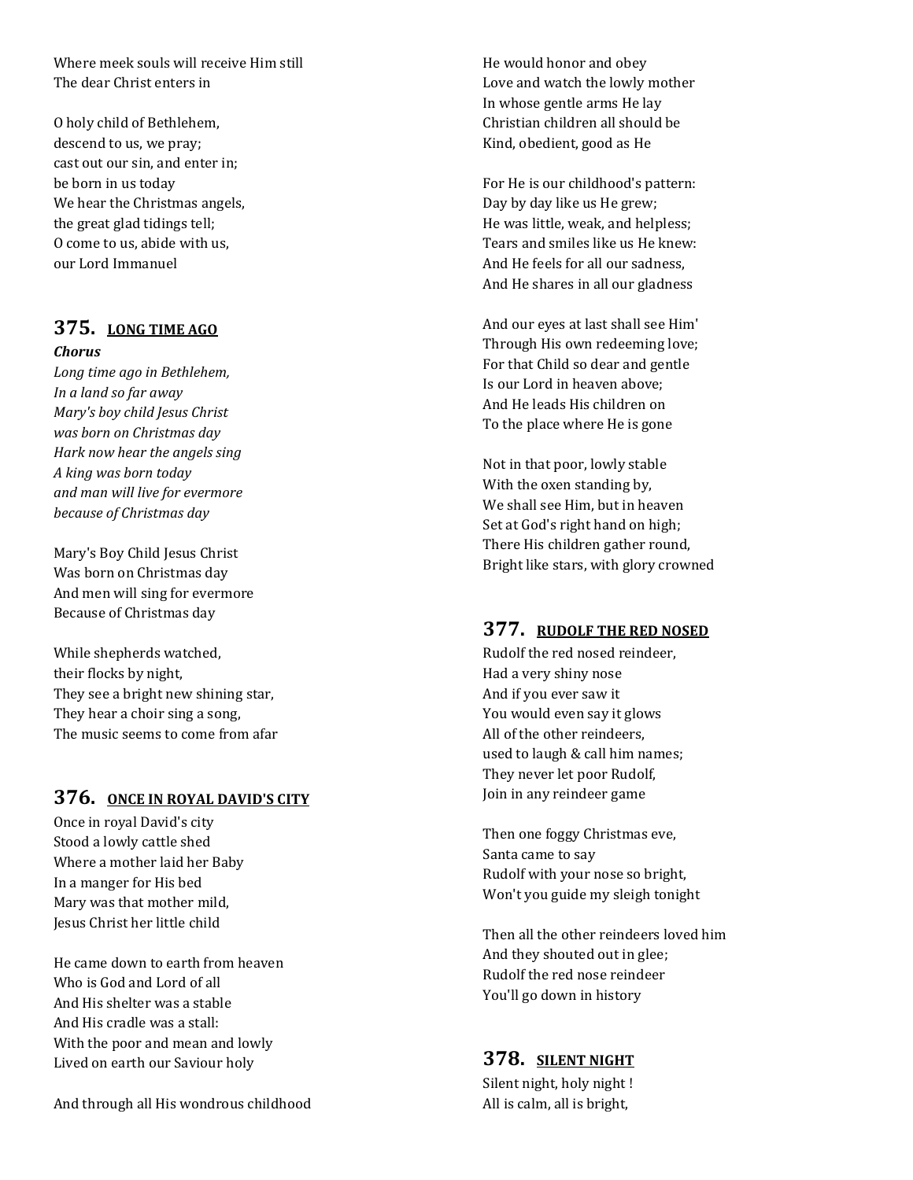Where meek souls will receive Him still
The dear Christ enters in

O holy child of Bethlehem,
descend to us, we pray;
cast out our sin, and enter in;
be born in us today
We hear the Christmas angels,
the great glad tidings tell;
O come to us, abide with us,
our Lord Immanuel

## 375. LONG TIME AGO

***Chorus***
*Long time ago in Bethlehem,*
*In a land so far away*
*Mary's boy child Jesus Christ*
*was born on Christmas day*
*Hark now hear the angels sing*
*A king was born today*
*and man will live for evermore*
*because of Christmas day*

Mary's Boy Child Jesus Christ
Was born on Christmas day
And men will sing for evermore
Because of Christmas day

While shepherds watched,
their flocks by night,
They see a bright new shining star,
They hear a choir sing a song,
The music seems to come from afar

## 376. ONCE IN ROYAL DAVID'S CITY

Once in royal David's city
Stood a lowly cattle shed
Where a mother laid her Baby
In a manger for His bed
Mary was that mother mild,
Jesus Christ her little child

He came down to earth from heaven
Who is God and Lord of all
And His shelter was a stable
And His cradle was a stall:
With the poor and mean and lowly
Lived on earth our Saviour holy

And through all His wondrous childhood
He would honor and obey
Love and watch the lowly mother
In whose gentle arms He lay
Christian children all should be
Kind, obedient, good as He

For He is our childhood's pattern:
Day by day like us He grew;
He was little, weak, and helpless;
Tears and smiles like us He knew:
And He feels for all our sadness,
And He shares in all our gladness

And our eyes at last shall see Him'
Through His own redeeming love;
For that Child so dear and gentle
Is our Lord in heaven above;
And He leads His children on
To the place where He is gone

Not in that poor, lowly stable
With the oxen standing by,
We shall see Him, but in heaven
Set at God's right hand on high;
There His children gather round,
Bright like stars, with glory crowned

## 377. RUDOLF THE RED NOSED

Rudolf the red nosed reindeer,
Had a very shiny nose
And if you ever saw it
You would even say it glows
All of the other reindeers,
used to laugh & call him names;
They never let poor Rudolf,
Join in any reindeer game

Then one foggy Christmas eve,
Santa came to say
Rudolf with your nose so bright,
Won't you guide my sleigh tonight

Then all the other reindeers loved him
And they shouted out in glee;
Rudolf the red nose reindeer
You'll go down in history

## 378. SILENT NIGHT

Silent night, holy night !
All is calm, all is bright,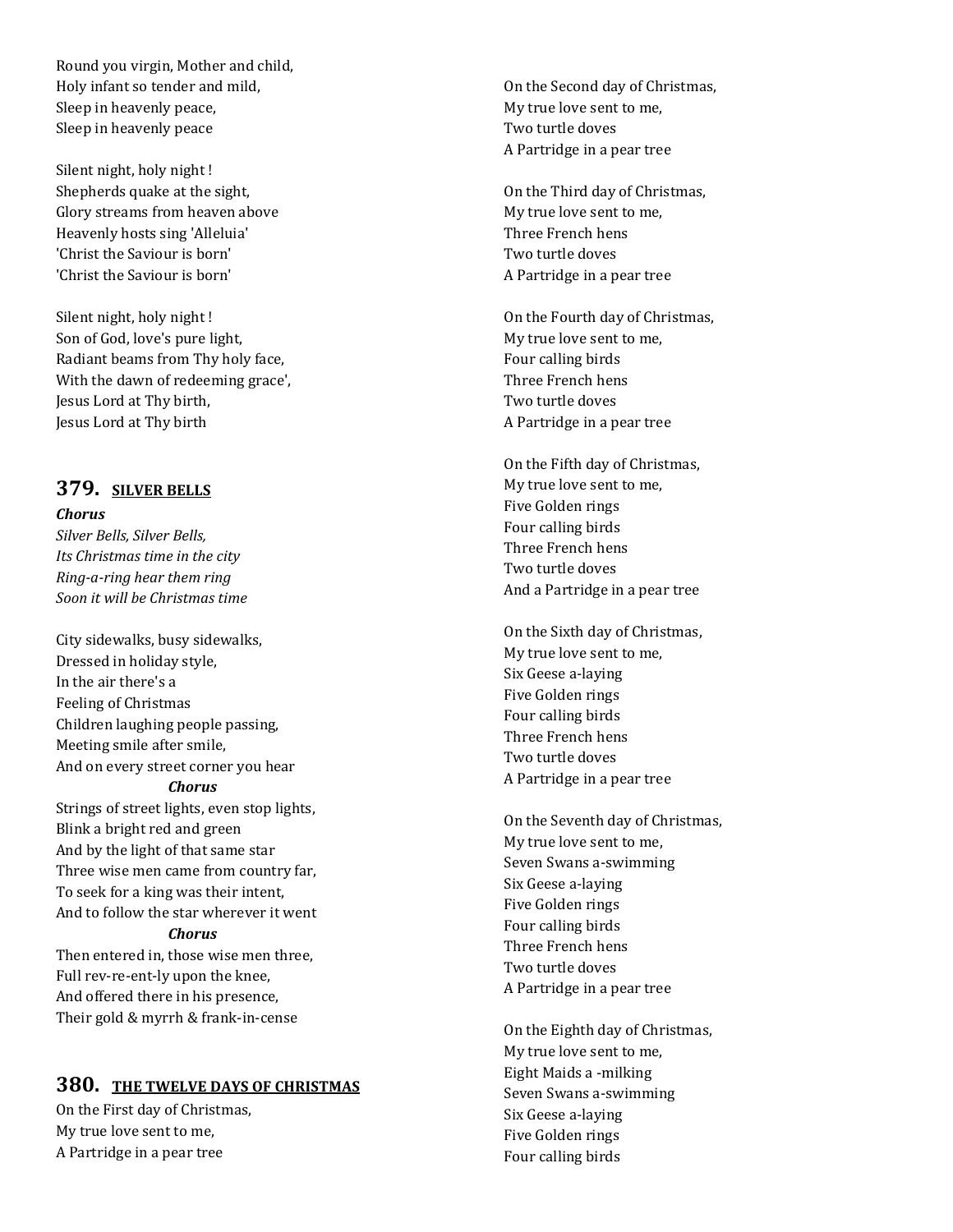Round you virgin, Mother and child,
Holy infant so tender and mild,
Sleep in heavenly peace,
Sleep in heavenly peace

Silent night, holy night !
Shepherds quake at the sight,
Glory streams from heaven above
Heavenly hosts sing 'Alleluia'
'Christ the Saviour is born'
'Christ the Saviour is born'

Silent night, holy night !
Son of God, love's pure light,
Radiant beams from Thy holy face,
With the dawn of redeeming grace',
Jesus Lord at Thy birth,
Jesus Lord at Thy birth

## 379. SILVER BELLS

***Chorus***
*Silver Bells, Silver Bells,*
*Its Christmas time in the city*
*Ring-a-ring hear them ring*
*Soon it will be Christmas time*

City sidewalks, busy sidewalks,
Dressed in holiday style,
In the air there's a
Feeling of Christmas
Children laughing people passing,
Meeting smile after smile,
And on every street corner you hear
***Chorus***
Strings of street lights, even stop lights,
Blink a bright red and green
And by the light of that same star
Three wise men came from country far,
To seek for a king was their intent,
And to follow the star wherever it went
***Chorus***
Then entered in, those wise men three,
Full rev-re-ent-ly upon the knee,
And offered there in his presence,
Their gold & myrrh & frank-in-cense

## 380. THE TWELVE DAYS OF CHRISTMAS

On the First day of Christmas,
My true love sent to me,
A Partridge in a pear tree

On the Second day of Christmas,
My true love sent to me,
Two turtle doves
A Partridge in a pear tree

On the Third day of Christmas,
My true love sent to me,
Three French hens
Two turtle doves
A Partridge in a pear tree

On the Fourth day of Christmas,
My true love sent to me,
Four calling birds
Three French hens
Two turtle doves
A Partridge in a pear tree

On the Fifth day of Christmas,
My true love sent to me,
Five Golden rings
Four calling birds
Three French hens
Two turtle doves
And a Partridge in a pear tree

On the Sixth day of Christmas,
My true love sent to me,
Six Geese a-laying
Five Golden rings
Four calling birds
Three French hens
Two turtle doves
A Partridge in a pear tree

On the Seventh day of Christmas,
My true love sent to me,
Seven Swans a-swimming
Six Geese a-laying
Five Golden rings
Four calling birds
Three French hens
Two turtle doves
A Partridge in a pear tree

On the Eighth day of Christmas,
My true love sent to me,
Eight Maids a -milking
Seven Swans a-swimming
Six Geese a-laying
Five Golden rings
Four calling birds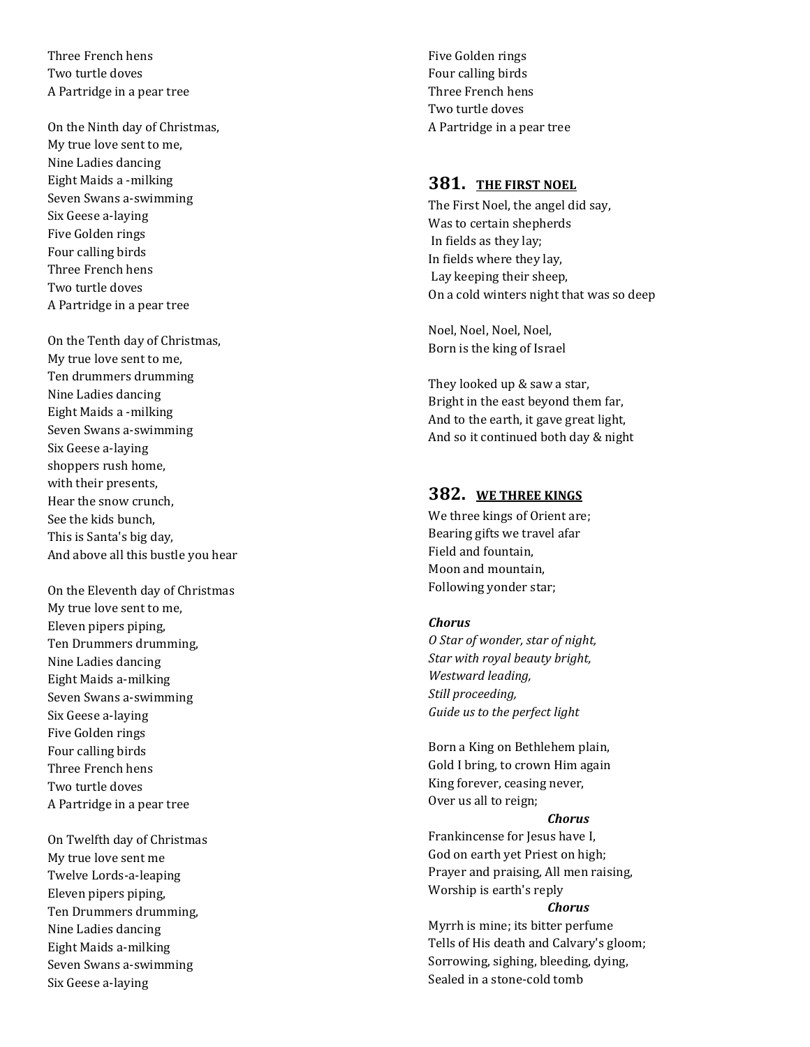Three French hens
Two turtle doves
A Partridge in a pear tree

On the Ninth day of Christmas,
My true love sent to me,
Nine Ladies dancing
Eight Maids a -milking
Seven Swans a-swimming
Six Geese a-laying
Five Golden rings
Four calling birds
Three French hens
Two turtle doves
A Partridge in a pear tree

On the Tenth day of Christmas,
My true love sent to me,
Ten drummers drumming
Nine Ladies dancing
Eight Maids a -milking
Seven Swans a-swimming
Six Geese a-laying
shoppers rush home,
with their presents,
Hear the snow crunch,
See the kids bunch,
This is Santa's big day,
And above all this bustle you hear

On the Eleventh day of Christmas
My true love sent to me,
Eleven pipers piping,
Ten Drummers drumming,
Nine Ladies dancing
Eight Maids a-milking
Seven Swans a-swimming
Six Geese a-laying
Five Golden rings
Four calling birds
Three French hens
Two turtle doves
A Partridge in a pear tree

On Twelfth day of Christmas
My true love sent me
Twelve Lords-a-leaping
Eleven pipers piping,
Ten Drummers drumming,
Nine Ladies dancing
Eight Maids a-milking
Seven Swans a-swimming
Six Geese a-laying
Five Golden rings
Four calling birds
Three French hens
Two turtle doves
A Partridge in a pear tree

## 381. THE FIRST NOEL

The First Noel, the angel did say,
Was to certain shepherds
In fields as they lay;
In fields where they lay,
Lay keeping their sheep,
On a cold winters night that was so deep

Noel, Noel, Noel, Noel,
Born is the king of Israel

They looked up & saw a star,
Bright in the east beyond them far,
And to the earth, it gave great light,
And so it continued both day & night

## 382. WE THREE KINGS

We three kings of Orient are;
Bearing gifts we travel afar
Field and fountain,
Moon and mountain,
Following yonder star;

***Chorus***
*O Star of wonder, star of night,*
*Star with royal beauty bright,*
*Westward leading,*
*Still proceeding,*
*Guide us to the perfect light*

Born a King on Bethlehem plain,
Gold I bring, to crown Him again
King forever, ceasing never,
Over us all to reign;
***Chorus***
Frankincense for Jesus have I,
God on earth yet Priest on high;
Prayer and praising, All men raising,
Worship is earth's reply
***Chorus***
Myrrh is mine; its bitter perfume
Tells of His death and Calvary's gloom;
Sorrowing, sighing, bleeding, dying,
Sealed in a stone-cold tomb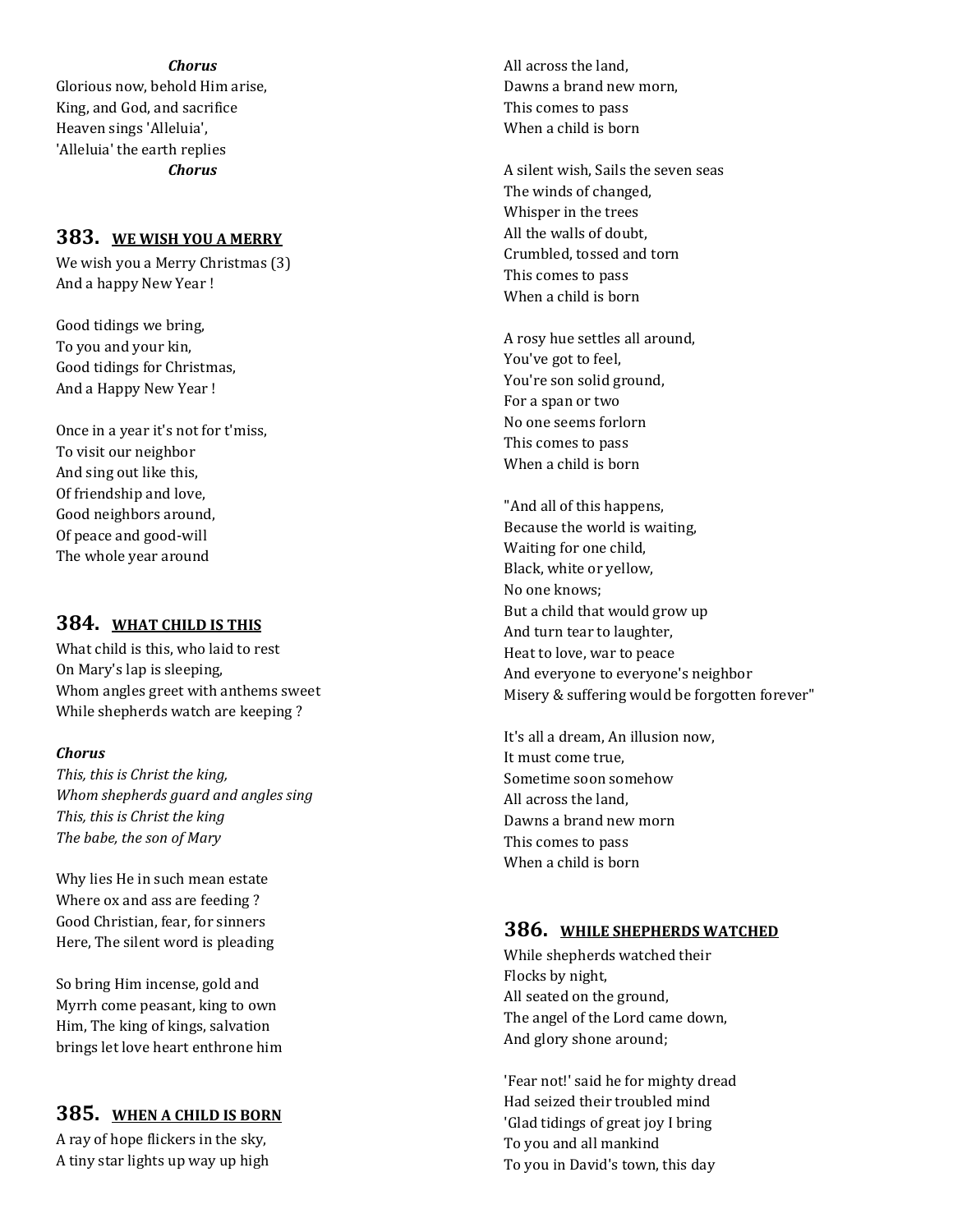*Chorus*
Glorious now, behold Him arise,
King, and God, and sacrifice
Heaven sings 'Alleluia',
'Alleluia' the earth replies
*Chorus*

## 383. WE WISH YOU A MERRY

We wish you a Merry Christmas (3)
And a happy New Year !

Good tidings we bring,
To you and your kin,
Good tidings for Christmas,
And a Happy New Year !

Once in a year it's not for t'miss,
To visit our neighbor
And sing out like this,
Of friendship and love,
Good neighbors around,
Of peace and good-will
The whole year around

## 384. WHAT CHILD IS THIS

What child is this, who laid to rest
On Mary's lap is sleeping,
Whom angles greet with anthems sweet
While shepherds watch are keeping ?

***Chorus***
*This, this is Christ the king,*
*Whom shepherds guard and angles sing*
*This, this is Christ the king*
*The babe, the son of Mary*

Why lies He in such mean estate
Where ox and ass are feeding ?
Good Christian, fear, for sinners
Here, The silent word is pleading

So bring Him incense, gold and
Myrrh come peasant, king to own
Him, The king of kings, salvation
brings let love heart enthrone him

## 385. WHEN A CHILD IS BORN

A ray of hope flickers in the sky,
A tiny star lights up way up high
All across the land,
Dawns a brand new morn,
This comes to pass
When a child is born

A silent wish, Sails the seven seas
The winds of changed,
Whisper in the trees
All the walls of doubt,
Crumbled, tossed and torn
This comes to pass
When a child is born

A rosy hue settles all around,
You've got to feel,
You're son solid ground,
For a span or two
No one seems forlorn
This comes to pass
When a child is born

"And all of this happens,
Because the world is waiting,
Waiting for one child,
Black, white or yellow,
No one knows;
But a child that would grow up
And turn tear to laughter,
Heat to love, war to peace
And everyone to everyone's neighbor
Misery & suffering would be forgotten forever"

It's all a dream, An illusion now,
It must come true,
Sometime soon somehow
All across the land,
Dawns a brand new morn
This comes to pass
When a child is born

## 386. WHILE SHEPHERDS WATCHED

While shepherds watched their
Flocks by night,
All seated on the ground,
The angel of the Lord came down,
And glory shone around;

'Fear not!' said he for mighty dread
Had seized their troubled mind
'Glad tidings of great joy I bring
To you and all mankind
To you in David's town, this day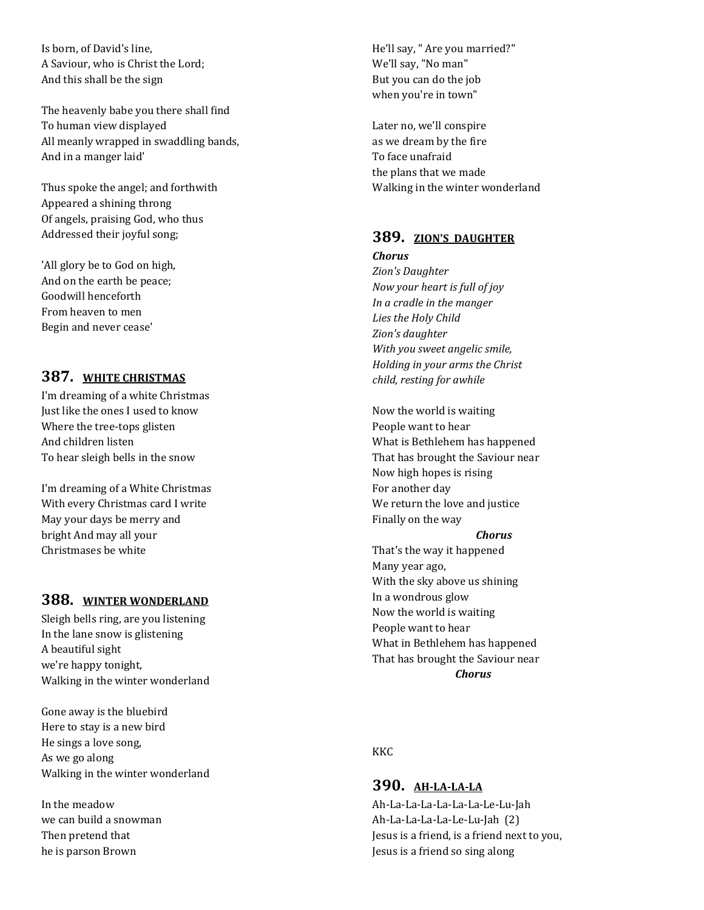Is born, of David's line,
A Saviour, who is Christ the Lord;
And this shall be the sign

The heavenly babe you there shall find
To human view displayed
All meanly wrapped in swaddling bands,
And in a manger laid'

Thus spoke the angel; and forthwith
Appeared a shining throng
Of angels, praising God, who thus
Addressed their joyful song;

'All glory be to God on high,
And on the earth be peace;
Goodwill henceforth
From heaven to men
Begin and never cease'

## 387. WHITE CHRISTMAS

I'm dreaming of a white Christmas
Just like the ones I used to know
Where the tree-tops glisten
And children listen
To hear sleigh bells in the snow

I'm dreaming of a White Christmas
With every Christmas card I write
May your days be merry and
bright And may all your
Christmases be white

## 388. WINTER WONDERLAND

Sleigh bells ring, are you listening
In the lane snow is glistening
A beautiful sight
we're happy tonight,
Walking in the winter wonderland

Gone away is the bluebird
Here to stay is a new bird
He sings a love song,
As we go along
Walking in the winter wonderland

In the meadow
we can build a snowman
Then pretend that
he is parson Brown

He'll say, " Are you married?"
We'll say, "No man"
But you can do the job
when you're in town"

Later no, we'll conspire
as we dream by the fire
To face unafraid
the plans that we made
Walking in the winter wonderland

## 389. ZION'S DAUGHTER

***Chorus***
*Zion's Daughter*
*Now your heart is full of joy*
*In a cradle in the manger*
*Lies the Holy Child*
*Zion's daughter*
*With you sweet angelic smile,*
*Holding in your arms the Christ*
*child, resting for awhile*

Now the world is waiting
People want to hear
What is Bethlehem has happened
That has brought the Saviour near
Now high hopes is rising
For another day
We return the love and justice
Finally on the way

***Chorus***

That's the way it happened
Many year ago,
With the sky above us shining
In a wondrous glow
Now the world is waiting
People want to hear
What in Bethlehem has happened
That has brought the Saviour near

***Chorus***

KKC

## 390. AH-LA-LA-LA

Ah-La-La-La-La-La-La-Le-Lu-Jah
Ah-La-La-La-La-Le-Lu-Jah (2)
Jesus is a friend, is a friend next to you,
Jesus is a friend so sing along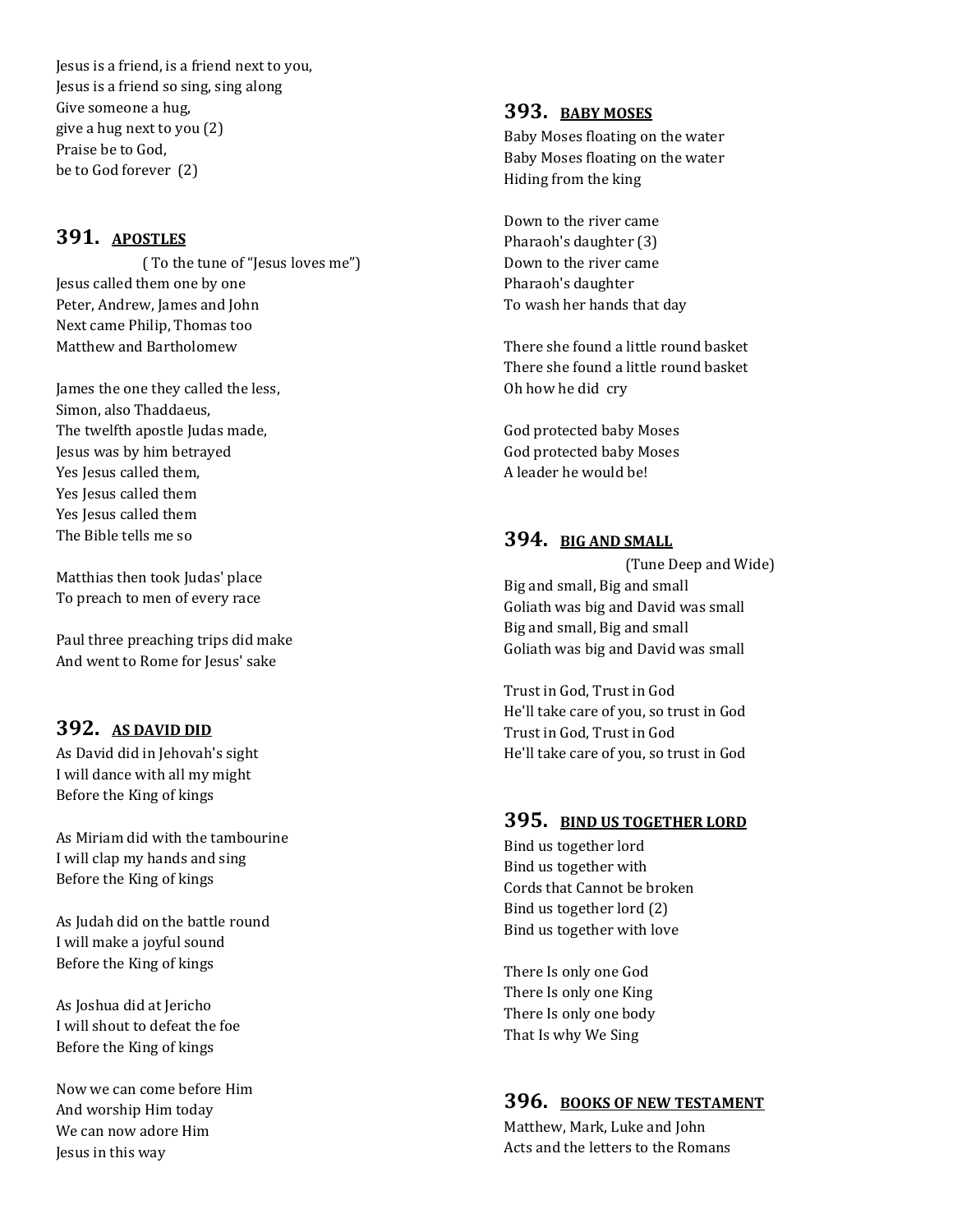Jesus is a friend, is a friend next to you,
Jesus is a friend so sing, sing along
Give someone a hug,
give a hug next to you (2)
Praise be to God,
be to God forever (2)

## 391. APOSTLES

( To the tune of "Jesus loves me")

Jesus called them one by one
Peter, Andrew, James and John
Next came Philip, Thomas too
Matthew and Bartholomew

James the one they called the less,
Simon, also Thaddaeus,
The twelfth apostle Judas made,
Jesus was by him betrayed
Yes Jesus called them,
Yes Jesus called them
Yes Jesus called them
The Bible tells me so

Matthias then took Judas' place
To preach to men of every race

Paul three preaching trips did make
And went to Rome for Jesus' sake

## 392. AS DAVID DID

As David did in Jehovah's sight
I will dance with all my might
Before the King of kings

As Miriam did with the tambourine
I will clap my hands and sing
Before the King of kings

As Judah did on the battle round
I will make a joyful sound
Before the King of kings

As Joshua did at Jericho
I will shout to defeat the foe
Before the King of kings

Now we can come before Him
And worship Him today
We can now adore Him
Jesus in this way

## 393. BABY MOSES

Baby Moses floating on the water
Baby Moses floating on the water
Hiding from the king

Down to the river came
Pharaoh's daughter (3)
Down to the river came
Pharaoh's daughter
To wash her hands that day

There she found a little round basket
There she found a little round basket
Oh how he did cry

God protected baby Moses
God protected baby Moses
A leader he would be!

## 394. BIG AND SMALL

(Tune Deep and Wide)

Big and small, Big and small
Goliath was big and David was small
Big and small, Big and small
Goliath was big and David was small

Trust in God, Trust in God
He'll take care of you, so trust in God
Trust in God, Trust in God
He'll take care of you, so trust in God

## 395. BIND US TOGETHER LORD

Bind us together lord
Bind us together with
Cords that Cannot be broken
Bind us together lord (2)
Bind us together with love

There Is only one God
There Is only one King
There Is only one body
That Is why We Sing

## 396. BOOKS OF NEW TESTAMENT

Matthew, Mark, Luke and John
Acts and the letters to the Romans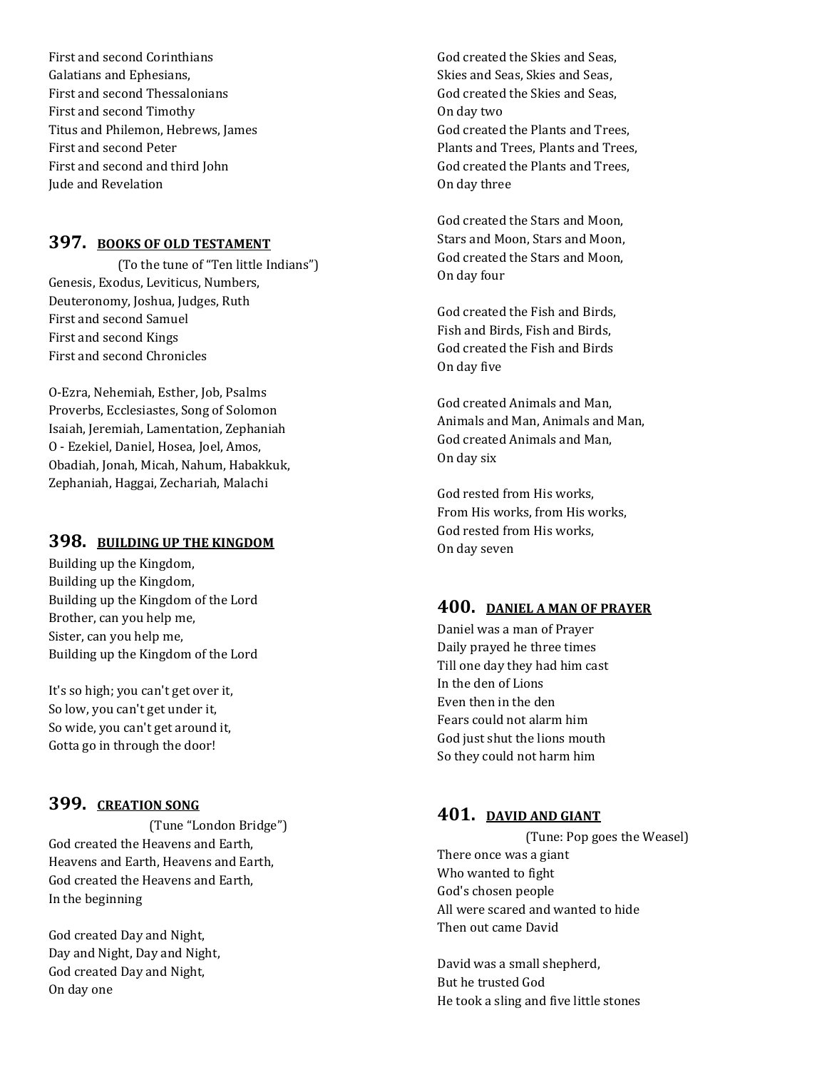First and second Corinthians
Galatians and Ephesians,
First and second Thessalonians
First and second Timothy
Titus and Philemon, Hebrews, James
First and second Peter
First and second and third John
Jude and Revelation

## 397. BOOKS OF OLD TESTAMENT

(To the tune of "Ten little Indians")
Genesis, Exodus, Leviticus, Numbers,
Deuteronomy, Joshua, Judges, Ruth
First and second Samuel
First and second Kings
First and second Chronicles

O-Ezra, Nehemiah, Esther, Job, Psalms
Proverbs, Ecclesiastes, Song of Solomon
Isaiah, Jeremiah, Lamentation, Zephaniah
O - Ezekiel, Daniel, Hosea, Joel, Amos,
Obadiah, Jonah, Micah, Nahum, Habakkuk,
Zephaniah, Haggai, Zechariah, Malachi

## 398. BUILDING UP THE KINGDOM

Building up the Kingdom,
Building up the Kingdom,
Building up the Kingdom of the Lord
Brother, can you help me,
Sister, can you help me,
Building up the Kingdom of the Lord

It's so high; you can't get over it,
So low, you can't get under it,
So wide, you can't get around it,
Gotta go in through the door!

## 399. CREATION SONG

(Tune "London Bridge")
God created the Heavens and Earth,
Heavens and Earth, Heavens and Earth,
God created the Heavens and Earth,
In the beginning

God created Day and Night,
Day and Night, Day and Night,
God created Day and Night,
On day one

God created the Skies and Seas,
Skies and Seas, Skies and Seas,
God created the Skies and Seas,
On day two
God created the Plants and Trees,
Plants and Trees, Plants and Trees,
God created the Plants and Trees,
On day three

God created the Stars and Moon,
Stars and Moon, Stars and Moon,
God created the Stars and Moon,
On day four

God created the Fish and Birds,
Fish and Birds, Fish and Birds,
God created the Fish and Birds
On day five

God created Animals and Man,
Animals and Man, Animals and Man,
God created Animals and Man,
On day six

God rested from His works,
From His works, from His works,
God rested from His works,
On day seven

## 400. DANIEL A MAN OF PRAYER

Daniel was a man of Prayer
Daily prayed he three times
Till one day they had him cast
In the den of Lions
Even then in the den
Fears could not alarm him
God just shut the lions mouth
So they could not harm him

## 401. DAVID AND GIANT

(Tune: Pop goes the Weasel)
There once was a giant
Who wanted to fight
God's chosen people
All were scared and wanted to hide
Then out came David

David was a small shepherd,
But he trusted God
He took a sling and five little stones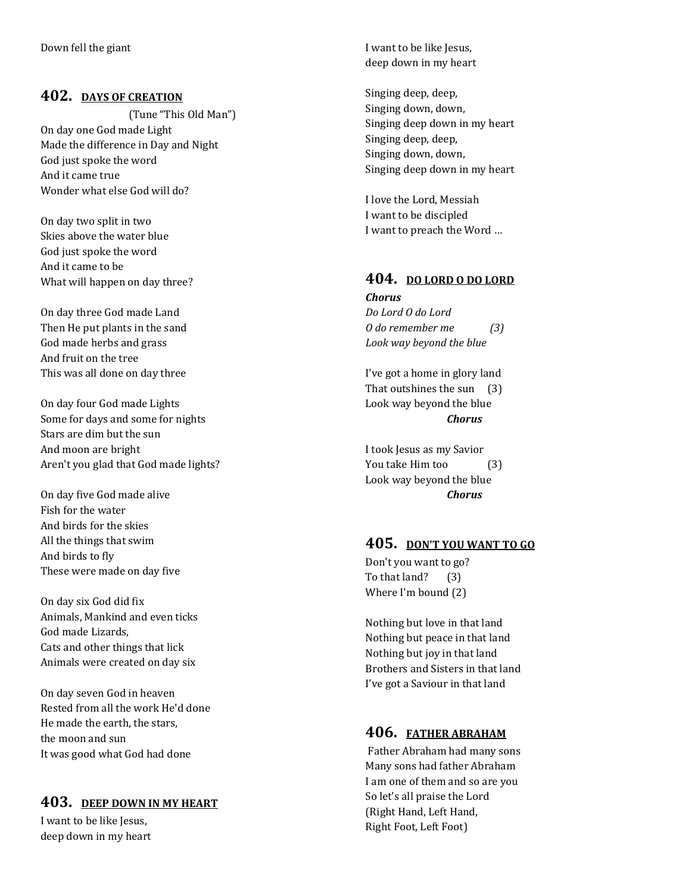Down fell the giant

## 402. DAYS OF CREATION

(Tune "This Old Man")

On day one God made Light
Made the difference in Day and Night
God just spoke the word
And it came true
Wonder what else God will do?

On day two split in two
Skies above the water blue
God just spoke the word
And it came to be
What will happen on day three?

On day three God made Land
Then He put plants in the sand
God made herbs and grass
And fruit on the tree
This was all done on day three

On day four God made Lights
Some for days and some for nights
Stars are dim but the sun
And moon are bright
Aren't you glad that God made lights?

On day five God made alive
Fish for the water
And birds for the skies
All the things that swim
And birds to fly
These were made on day five

On day six God did fix
Animals, Mankind and even ticks
God made Lizards,
Cats and other things that lick
Animals were created on day six

On day seven God in heaven
Rested from all the work He'd done
He made the earth, the stars,
the moon and sun
It was good what God had done

## 403. DEEP DOWN IN MY HEART

I want to be like Jesus,
deep down in my heart
I want to be like Jesus,
deep down in my heart

Singing deep, deep,
Singing down, down,
Singing deep down in my heart
Singing deep, deep,
Singing down, down,
Singing deep down in my heart

I love the Lord, Messiah
I want to be discipled
I want to preach the Word …

## 404. DO LORD O DO LORD

***Chorus***
*Do Lord O do Lord*
*O do remember me (3)*
*Look way beyond the blue*

I've got a home in glory land
That outshines the sun (3)
Look way beyond the blue
***Chorus***

I took Jesus as my Savior
You take Him too (3)
Look way beyond the blue
***Chorus***

## 405. DON'T YOU WANT TO GO

Don't you want to go?
To that land? (3)
Where I'm bound (2)

Nothing but love in that land
Nothing but peace in that land
Nothing but joy in that land
Brothers and Sisters in that land
I've got a Saviour in that land

## 406. FATHER ABRAHAM

Father Abraham had many sons
Many sons had father Abraham
I am one of them and so are you
So let's all praise the Lord
(Right Hand, Left Hand,
Right Foot, Left Foot)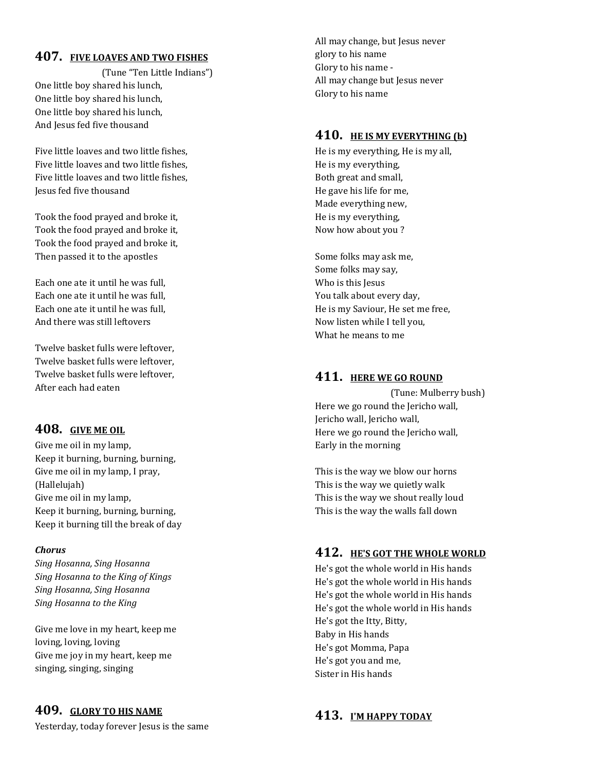## 407. FIVE LOAVES AND TWO FISHES

(Tune "Ten Little Indians")

One little boy shared his lunch,
One little boy shared his lunch,
One little boy shared his lunch,
And Jesus fed five thousand

Five little loaves and two little fishes,
Five little loaves and two little fishes,
Five little loaves and two little fishes,
Jesus fed five thousand

Took the food prayed and broke it,
Took the food prayed and broke it,
Took the food prayed and broke it,
Then passed it to the apostles

Each one ate it until he was full,
Each one ate it until he was full,
Each one ate it until he was full,
And there was still leftovers

Twelve basket fulls were leftover,
Twelve basket fulls were leftover,
Twelve basket fulls were leftover,
After each had eaten

## 408. GIVE ME OIL

Give me oil in my lamp,
Keep it burning, burning, burning,
Give me oil in my lamp, I pray,
(Hallelujah)
Give me oil in my lamp,
Keep it burning, burning, burning,
Keep it burning till the break of day

***Chorus***
*Sing Hosanna, Sing Hosanna*
*Sing Hosanna to the King of Kings*
*Sing Hosanna, Sing Hosanna*
*Sing Hosanna to the King*

Give me love in my heart, keep me
loving, loving, loving
Give me joy in my heart, keep me
singing, singing, singing

## 409. GLORY TO HIS NAME

Yesterday, today forever Jesus is the same
All may change, but Jesus never
glory to his name
Glory to his name -
All may change but Jesus never
Glory to his name

## 410. HE IS MY EVERYTHING (b)

He is my everything, He is my all,
He is my everything,
Both great and small,
He gave his life for me,
Made everything new,
He is my everything,
Now how about you ?

Some folks may ask me,
Some folks may say,
Who is this Jesus
You talk about every day,
He is my Saviour, He set me free,
Now listen while I tell you,
What he means to me

## 411. HERE WE GO ROUND

(Tune: Mulberry bush)

Here we go round the Jericho wall,
Jericho wall, Jericho wall,
Here we go round the Jericho wall,
Early in the morning

This is the way we blow our horns
This is the way we quietly walk
This is the way we shout really loud
This is the way the walls fall down

## 412. HE'S GOT THE WHOLE WORLD

He's got the whole world in His hands
He's got the whole world in His hands
He's got the whole world in His hands
He's got the whole world in His hands
He's got the Itty, Bitty,
Baby in His hands
He's got Momma, Papa
He's got you and me,
Sister in His hands

## 413. I'M HAPPY TODAY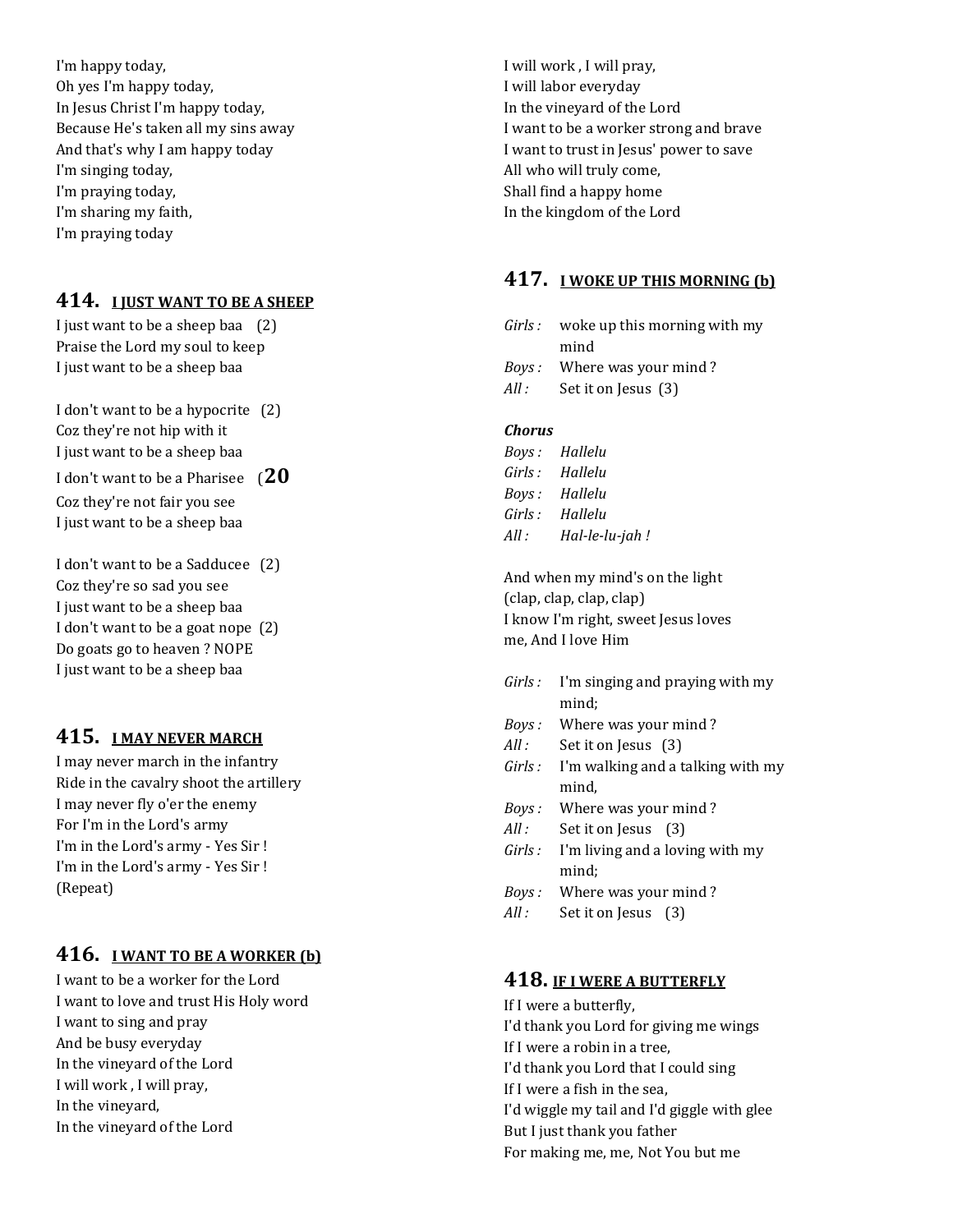I'm happy today,
Oh yes I'm happy today,
In Jesus Christ I'm happy today,
Because He's taken all my sins away
And that's why I am happy today
I'm singing today,
I'm praying today,
I'm sharing my faith,
I'm praying today

## 414. I JUST WANT TO BE A SHEEP

I just want to be a sheep baa (2)
Praise the Lord my soul to keep
I just want to be a sheep baa

I don't want to be a hypocrite (2)
Coz they're not hip with it
I just want to be a sheep baa
I don't want to be a Pharisee (**20**
Coz they're not fair you see
I just want to be a sheep baa

I don't want to be a Sadducee (2)
Coz they're so sad you see
I just want to be a sheep baa
I don't want to be a goat nope (2)
Do goats go to heaven ? NOPE
I just want to be a sheep baa

## 415. I MAY NEVER MARCH

I may never march in the infantry
Ride in the cavalry shoot the artillery
I may never fly o'er the enemy
For I'm in the Lord's army
I'm in the Lord's army - Yes Sir !
I'm in the Lord's army - Yes Sir !
(Repeat)

## 416. I WANT TO BE A WORKER (b)

I want to be a worker for the Lord
I want to love and trust His Holy word
I want to sing and pray
And be busy everyday
In the vineyard of the Lord
I will work , I will pray,
In the vineyard,
In the vineyard of the Lord
I will work , I will pray,
I will labor everyday
In the vineyard of the Lord
I want to be a worker strong and brave
I want to trust in Jesus' power to save
All who will truly come,
Shall find a happy home
In the kingdom of the Lord

## 417. I WOKE UP THIS MORNING (b)

*Girls :* woke up this morning with my mind
*Boys :* Where was your mind ?
*All :* Set it on Jesus (3)

***Chorus***
*Boys : Hallelu*
*Girls : Hallelu*
*Boys : Hallelu*
*Girls : Hallelu*
*All : Hal-le-lu-jah !*

And when my mind's on the light
(clap, clap, clap, clap)
I know I'm right, sweet Jesus loves me, And I love Him

*Girls :* I'm singing and praying with my mind;
*Boys :* Where was your mind ?
*All :* Set it on Jesus (3)
*Girls :* I'm walking and a talking with my mind,
*Boys :* Where was your mind ?
*All :* Set it on Jesus (3)
*Girls :* I'm living and a loving with my mind;
*Boys :* Where was your mind ?
*All :* Set it on Jesus (3)

## 418. IF I WERE A BUTTERFLY

If I were a butterfly,
I'd thank you Lord for giving me wings
If I were a robin in a tree,
I'd thank you Lord that I could sing
If I were a fish in the sea,
I'd wiggle my tail and I'd giggle with glee
But I just thank you father
For making me, me, Not You but me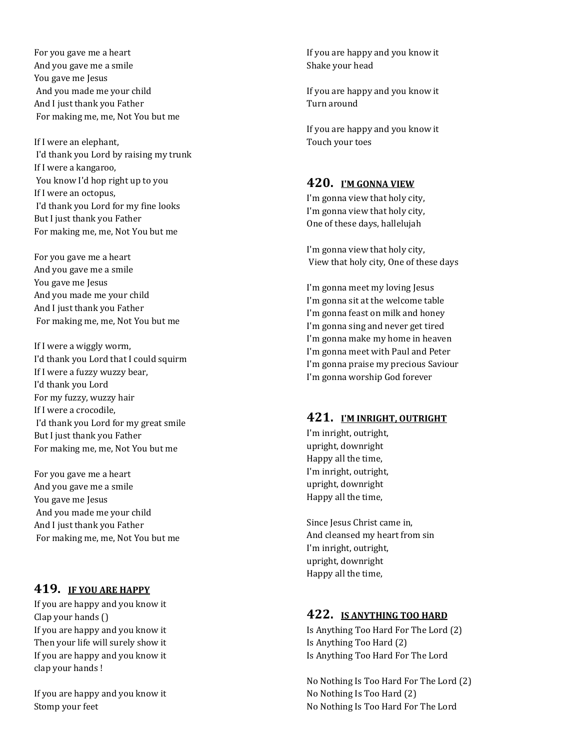For you gave me a heart
And you gave me a smile
You gave me Jesus
And you made me your child
And I just thank you Father
For making me, me, Not You but me

If I were an elephant,
I'd thank you Lord by raising my trunk
If I were a kangaroo,
You know I'd hop right up to you
If I were an octopus,
I'd thank you Lord for my fine looks
But I just thank you Father
For making me, me, Not You but me

For you gave me a heart
And you gave me a smile
You gave me Jesus
And you made me your child
And I just thank you Father
For making me, me, Not You but me

If I were a wiggly worm,
I'd thank you Lord that I could squirm
If I were a fuzzy wuzzy bear,
I'd thank you Lord
For my fuzzy, wuzzy hair
If I were a crocodile,
I'd thank you Lord for my great smile
But I just thank you Father
For making me, me, Not You but me

For you gave me a heart
And you gave me a smile
You gave me Jesus
And you made me your child
And I just thank you Father
For making me, me, Not You but me

## 419. IF YOU ARE HAPPY

If you are happy and you know it
Clap your hands ()
If you are happy and you know it
Then your life will surely show it
If you are happy and you know it
clap your hands !

If you are happy and you know it
Stomp your feet

If you are happy and you know it
Shake your head

If you are happy and you know it
Turn around

If you are happy and you know it
Touch your toes

## 420. I'M GONNA VIEW

I'm gonna view that holy city,
I'm gonna view that holy city,
One of these days, hallelujah

I'm gonna view that holy city,
View that holy city, One of these days

I'm gonna meet my loving Jesus
I'm gonna sit at the welcome table
I'm gonna feast on milk and honey
I'm gonna sing and never get tired
I'm gonna make my home in heaven
I'm gonna meet with Paul and Peter
I'm gonna praise my precious Saviour
I'm gonna worship God forever

## 421. I'M INRIGHT, OUTRIGHT

I'm inright, outright,
upright, downright
Happy all the time,
I'm inright, outright,
upright, downright
Happy all the time,

Since Jesus Christ came in,
And cleansed my heart from sin
I'm inright, outright,
upright, downright
Happy all the time,

## 422. IS ANYTHING TOO HARD

Is Anything Too Hard For The Lord (2)
Is Anything Too Hard (2)
Is Anything Too Hard For The Lord

No Nothing Is Too Hard For The Lord (2)
No Nothing Is Too Hard (2)
No Nothing Is Too Hard For The Lord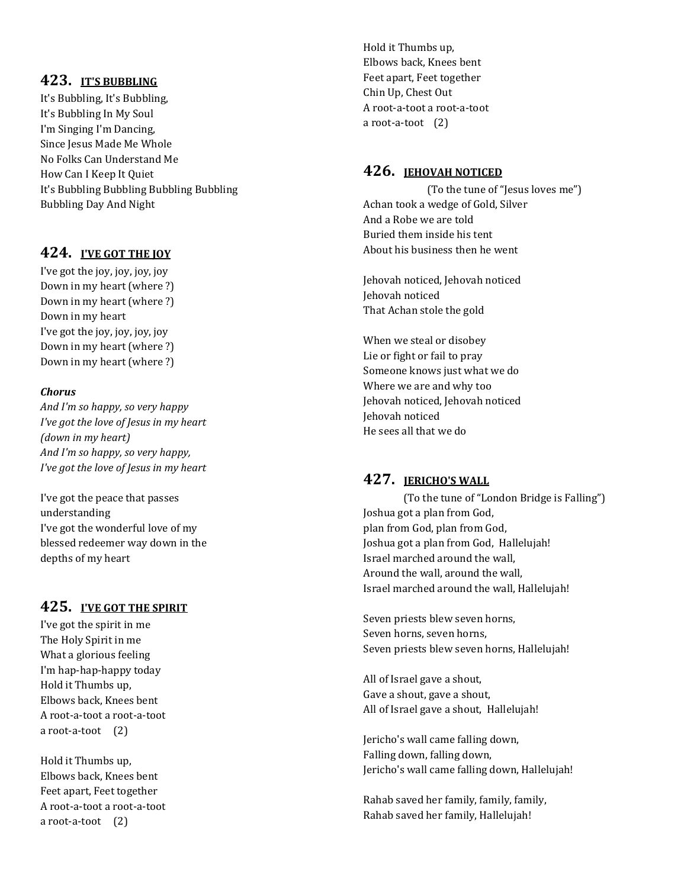## 423. IT'S BUBBLING

It's Bubbling, It's Bubbling,
It's Bubbling In My Soul
I'm Singing I'm Dancing,
Since Jesus Made Me Whole
No Folks Can Understand Me
How Can I Keep It Quiet
It's Bubbling Bubbling Bubbling Bubbling
Bubbling Day And Night

## 424. I'VE GOT THE JOY

I've got the joy, joy, joy, joy
Down in my heart (where ?)
Down in my heart (where ?)
Down in my heart
I've got the joy, joy, joy, joy
Down in my heart (where ?)
Down in my heart (where ?)

***Chorus***
*And I'm so happy, so very happy*
*I've got the love of Jesus in my heart*
*(down in my heart)*
*And I'm so happy, so very happy,*
*I've got the love of Jesus in my heart*

I've got the peace that passes
understanding
I've got the wonderful love of my
blessed redeemer way down in the
depths of my heart

## 425. I'VE GOT THE SPIRIT

I've got the spirit in me
The Holy Spirit in me
What a glorious feeling
I'm hap-hap-happy today
Hold it Thumbs up,
Elbows back, Knees bent
A root-a-toot a root-a-toot
a root-a-toot (2)

Hold it Thumbs up,
Elbows back, Knees bent
Feet apart, Feet together
A root-a-toot a root-a-toot
a root-a-toot (2)

Hold it Thumbs up,
Elbows back, Knees bent
Feet apart, Feet together
Chin Up, Chest Out
A root-a-toot a root-a-toot
a root-a-toot (2)

## 426. JEHOVAH NOTICED

(To the tune of "Jesus loves me")

Achan took a wedge of Gold, Silver
And a Robe we are told
Buried them inside his tent
About his business then he went

Jehovah noticed, Jehovah noticed
Jehovah noticed
That Achan stole the gold

When we steal or disobey
Lie or fight or fail to pray
Someone knows just what we do
Where we are and why too
Jehovah noticed, Jehovah noticed
Jehovah noticed
He sees all that we do

## 427. JERICHO'S WALL

(To the tune of "London Bridge is Falling")

Joshua got a plan from God,
plan from God, plan from God,
Joshua got a plan from God, Hallelujah!
Israel marched around the wall,
Around the wall, around the wall,
Israel marched around the wall, Hallelujah!

Seven priests blew seven horns,
Seven horns, seven horns,
Seven priests blew seven horns, Hallelujah!

All of Israel gave a shout,
Gave a shout, gave a shout,
All of Israel gave a shout, Hallelujah!

Jericho's wall came falling down,
Falling down, falling down,
Jericho's wall came falling down, Hallelujah!

Rahab saved her family, family, family,
Rahab saved her family, Hallelujah!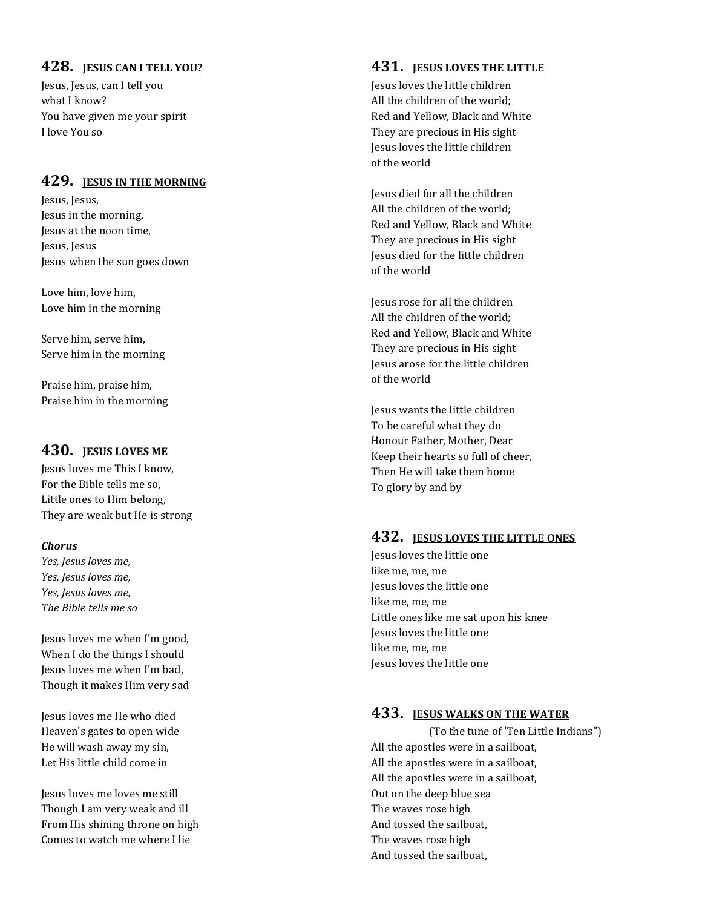## 428. JESUS CAN I TELL YOU?

Jesus, Jesus, can I tell you  
what I know?  
You have given me your spirit  
I love You so

## 429. JESUS IN THE MORNING

Jesus, Jesus,  
Jesus in the morning,  
Jesus at the noon time,  
Jesus, Jesus  
Jesus when the sun goes down

Love him, love him,  
Love him in the morning

Serve him, serve him,  
Serve him in the morning

Praise him, praise him,  
Praise him in the morning

## 430. JESUS LOVES ME

Jesus loves me This I know,  
For the Bible tells me so,  
Little ones to Him belong,  
They are weak but He is strong

***Chorus***  
*Yes, Jesus loves me,*  
*Yes, Jesus loves me,*  
*Yes, Jesus loves me,*  
*The Bible tells me so*

Jesus loves me when I'm good,  
When I do the things I should  
Jesus loves me when I'm bad,  
Though it makes Him very sad

Jesus loves me He who died  
Heaven's gates to open wide  
He will wash away my sin,  
Let His little child come in

Jesus loves me loves me still  
Though I am very weak and ill  
From His shining throne on high  
Comes to watch me where I lie

## 431. JESUS LOVES THE LITTLE

Jesus loves the little children  
All the children of the world;  
Red and Yellow, Black and White  
They are precious in His sight  
Jesus loves the little children  
of the world

Jesus died for all the children  
All the children of the world;  
Red and Yellow, Black and White  
They are precious in His sight  
Jesus died for the little children  
of the world

Jesus rose for all the children  
All the children of the world;  
Red and Yellow, Black and White  
They are precious in His sight  
Jesus arose for the little children  
of the world

Jesus wants the little children  
To be careful what they do  
Honour Father, Mother, Dear  
Keep their hearts so full of cheer,  
Then He will take them home  
To glory by and by

## 432. JESUS LOVES THE LITTLE ONES

Jesus loves the little one  
like me, me, me  
Jesus loves the little one  
like me, me, me  
Little ones like me sat upon his knee  
Jesus loves the little one  
like me, me, me  
Jesus loves the little one

## 433. JESUS WALKS ON THE WATER

(To the tune of "Ten Little Indians")

All the apostles were in a sailboat,  
All the apostles were in a sailboat,  
All the apostles were in a sailboat,  
Out on the deep blue sea  
The waves rose high  
And tossed the sailboat,  
The waves rose high  
And tossed the sailboat,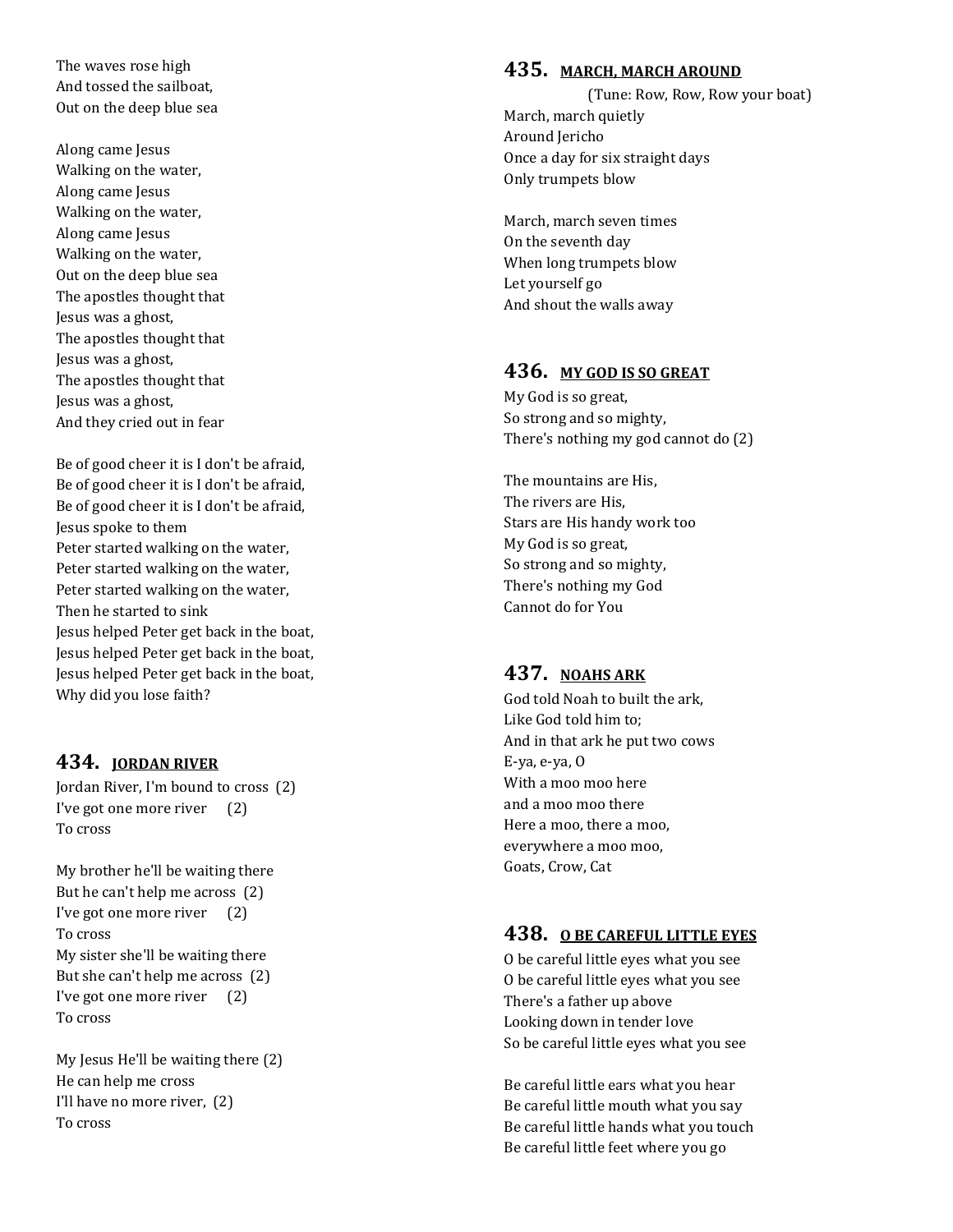The waves rose high
And tossed the sailboat,
Out on the deep blue sea

Along came Jesus
Walking on the water,
Along came Jesus
Walking on the water,
Along came Jesus
Walking on the water,
Out on the deep blue sea
The apostles thought that
Jesus was a ghost,
The apostles thought that
Jesus was a ghost,
The apostles thought that
Jesus was a ghost,
And they cried out in fear

Be of good cheer it is I don't be afraid,
Be of good cheer it is I don't be afraid,
Be of good cheer it is I don't be afraid,
Jesus spoke to them
Peter started walking on the water,
Peter started walking on the water,
Peter started walking on the water,
Then he started to sink
Jesus helped Peter get back in the boat,
Jesus helped Peter get back in the boat,
Jesus helped Peter get back in the boat,
Why did you lose faith?

## 434. JORDAN RIVER

Jordan River, I'm bound to cross (2)
I've got one more river (2)
To cross

My brother he'll be waiting there
But he can't help me across (2)
I've got one more river (2)
To cross
My sister she'll be waiting there
But she can't help me across (2)
I've got one more river (2)
To cross

My Jesus He'll be waiting there (2)
He can help me cross
I'll have no more river, (2)
To cross

## 435. MARCH, MARCH AROUND

(Tune: Row, Row, Row your boat)

March, march quietly
Around Jericho
Once a day for six straight days
Only trumpets blow

March, march seven times
On the seventh day
When long trumpets blow
Let yourself go
And shout the walls away

## 436. MY GOD IS SO GREAT

My God is so great,
So strong and so mighty,
There's nothing my god cannot do (2)

The mountains are His,
The rivers are His,
Stars are His handy work too
My God is so great,
So strong and so mighty,
There's nothing my God
Cannot do for You

## 437. NOAHS ARK

God told Noah to built the ark,
Like God told him to;
And in that ark he put two cows
E-ya, e-ya, O
With a moo moo here
and a moo moo there
Here a moo, there a moo,
everywhere a moo moo,
Goats, Crow, Cat

## 438. O BE CAREFUL LITTLE EYES

O be careful little eyes what you see
O be careful little eyes what you see
There's a father up above
Looking down in tender love
So be careful little eyes what you see

Be careful little ears what you hear
Be careful little mouth what you say
Be careful little hands what you touch
Be careful little feet where you go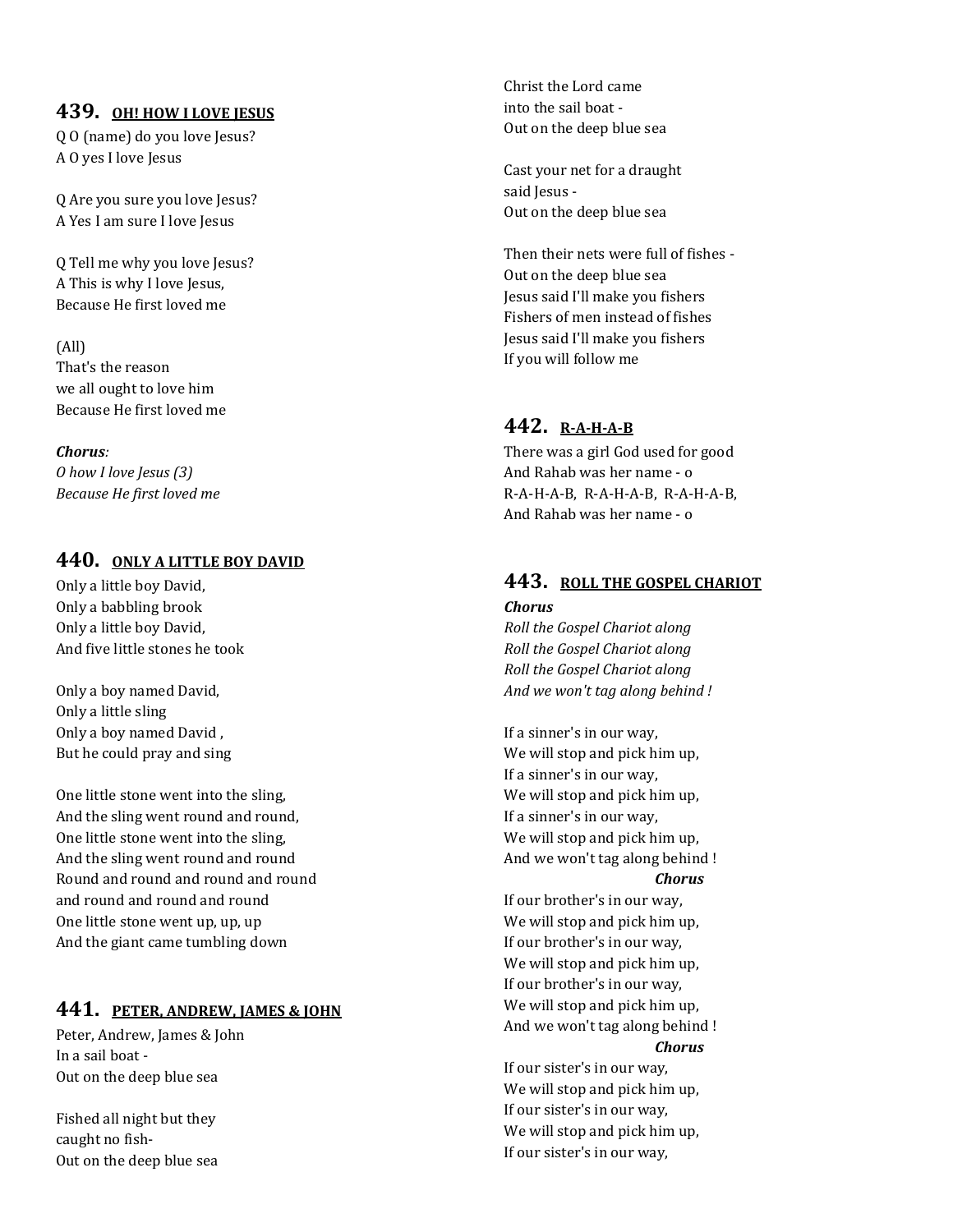## 439. OH! HOW I LOVE JESUS

Q O (name) do you love Jesus?
A O yes I love Jesus

Q Are you sure you love Jesus?
A Yes I am sure I love Jesus

Q Tell me why you love Jesus?
A This is why I love Jesus,
Because He first loved me

(All)
That's the reason
we all ought to love him
Because He first loved me

***Chorus**:*
*O how I love Jesus (3)*
*Because He first loved me*

## 440. ONLY A LITTLE BOY DAVID

Only a little boy David,
Only a babbling brook
Only a little boy David,
And five little stones he took

Only a boy named David,
Only a little sling
Only a boy named David ,
But he could pray and sing

One little stone went into the sling,
And the sling went round and round,
One little stone went into the sling,
And the sling went round and round
Round and round and round and round
and round and round and round
One little stone went up, up, up
And the giant came tumbling down

## 441. PETER, ANDREW, JAMES & JOHN

Peter, Andrew, James & John
In a sail boat -
Out on the deep blue sea

Fished all night but they
caught no fish-
Out on the deep blue sea

Christ the Lord came
into the sail boat -
Out on the deep blue sea

Cast your net for a draught
said Jesus -
Out on the deep blue sea

Then their nets were full of fishes -
Out on the deep blue sea
Jesus said I'll make you fishers
Fishers of men instead of fishes
Jesus said I'll make you fishers
If you will follow me

## 442. R-A-H-A-B

There was a girl God used for good
And Rahab was her name - o
R-A-H-A-B, R-A-H-A-B, R-A-H-A-B,
And Rahab was her name - o

## 443. ROLL THE GOSPEL CHARIOT

***Chorus***
*Roll the Gospel Chariot along*
*Roll the Gospel Chariot along*
*Roll the Gospel Chariot along*
*And we won't tag along behind !*

If a sinner's in our way,
We will stop and pick him up,
If a sinner's in our way,
We will stop and pick him up,
If a sinner's in our way,
We will stop and pick him up,
And we won't tag along behind !
***Chorus***

If our brother's in our way,
We will stop and pick him up,
If our brother's in our way,
We will stop and pick him up,
If our brother's in our way,
We will stop and pick him up,
And we won't tag along behind !
***Chorus***

If our sister's in our way,
We will stop and pick him up,
If our sister's in our way,
We will stop and pick him up,
If our sister's in our way,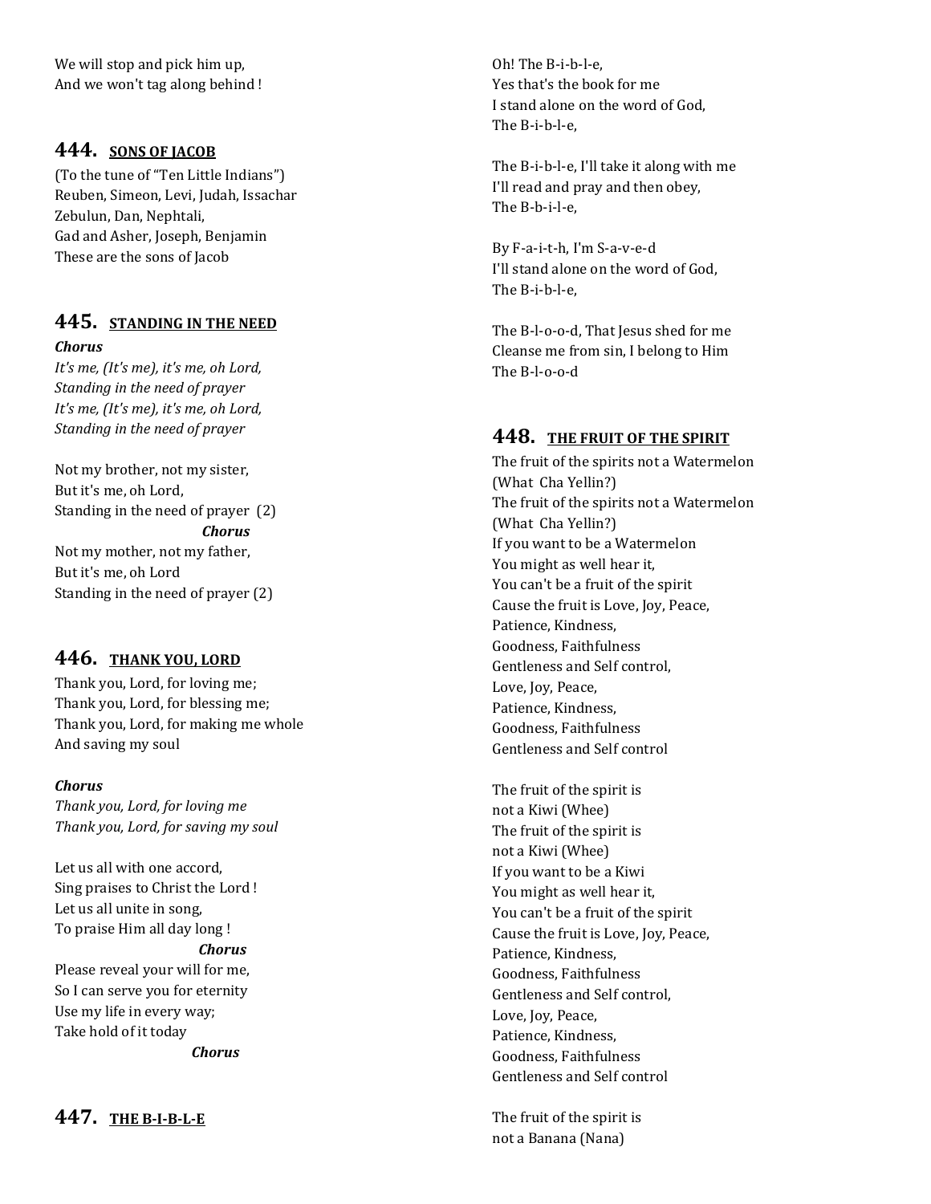We will stop and pick him up,
And we won't tag along behind !

## 444. SONS OF JACOB

(To the tune of "Ten Little Indians")
Reuben, Simeon, Levi, Judah, Issachar
Zebulun, Dan, Nephtali,
Gad and Asher, Joseph, Benjamin
These are the sons of Jacob

## 445. STANDING IN THE NEED

***Chorus***
*It's me, (It's me), it's me, oh Lord,*
*Standing in the need of prayer*
*It's me, (It's me), it's me, oh Lord,*
*Standing in the need of prayer*

Not my brother, not my sister,
But it's me, oh Lord,
Standing in the need of prayer (2)
***Chorus***
Not my mother, not my father,
But it's me, oh Lord
Standing in the need of prayer (2)

## 446. THANK YOU, LORD

Thank you, Lord, for loving me;
Thank you, Lord, for blessing me;
Thank you, Lord, for making me whole
And saving my soul

***Chorus***
*Thank you, Lord, for loving me*
*Thank you, Lord, for saving my soul*

Let us all with one accord,
Sing praises to Christ the Lord !
Let us all unite in song,
To praise Him all day long !
***Chorus***
Please reveal your will for me,
So I can serve you for eternity
Use my life in every way;
Take hold of it today
***Chorus***

## 447. THE B-I-B-L-E

Oh! The B-i-b-l-e,
Yes that's the book for me
I stand alone on the word of God,
The B-i-b-l-e,

The B-i-b-l-e, I'll take it along with me
I'll read and pray and then obey,
The B-b-i-l-e,

By F-a-i-t-h, I'm S-a-v-e-d
I'll stand alone on the word of God,
The B-i-b-l-e,

The B-l-o-o-d, That Jesus shed for me
Cleanse me from sin, I belong to Him
The B-l-o-o-d

## 448. THE FRUIT OF THE SPIRIT

The fruit of the spirits not a Watermelon
(What Cha Yellin?)
The fruit of the spirits not a Watermelon
(What Cha Yellin?)
If you want to be a Watermelon
You might as well hear it,
You can't be a fruit of the spirit
Cause the fruit is Love, Joy, Peace,
Patience, Kindness,
Goodness, Faithfulness
Gentleness and Self control,
Love, Joy, Peace,
Patience, Kindness,
Goodness, Faithfulness
Gentleness and Self control

The fruit of the spirit is
not a Kiwi (Whee)
The fruit of the spirit is
not a Kiwi (Whee)
If you want to be a Kiwi
You might as well hear it,
You can't be a fruit of the spirit
Cause the fruit is Love, Joy, Peace,
Patience, Kindness,
Goodness, Faithfulness
Gentleness and Self control,
Love, Joy, Peace,
Patience, Kindness,
Goodness, Faithfulness
Gentleness and Self control

The fruit of the spirit is
not a Banana (Nana)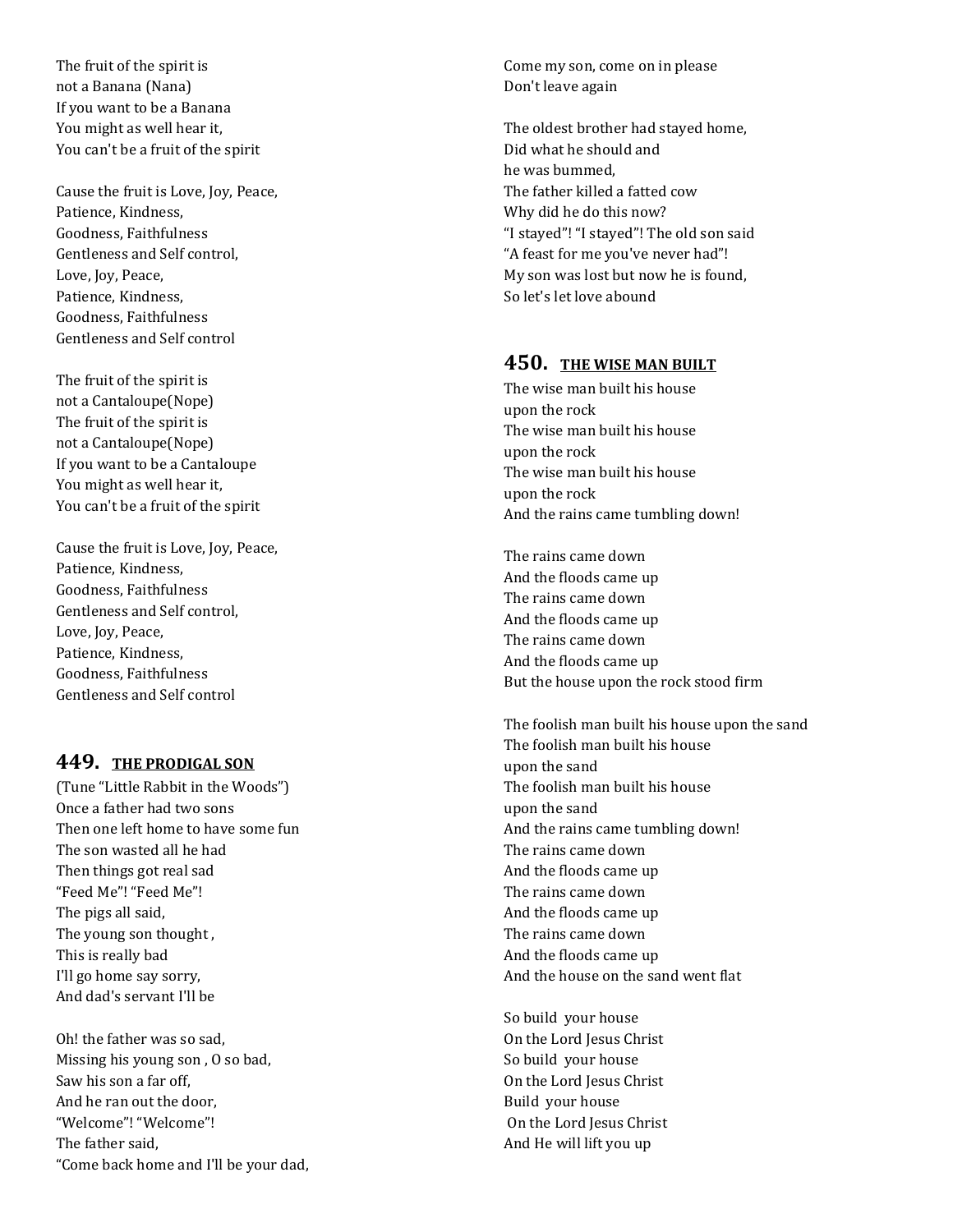The fruit of the spirit is
not a Banana (Nana)
If you want to be a Banana
You might as well hear it,
You can't be a fruit of the spirit

Cause the fruit is Love, Joy, Peace,
Patience, Kindness,
Goodness, Faithfulness
Gentleness and Self control,
Love, Joy, Peace,
Patience, Kindness,
Goodness, Faithfulness
Gentleness and Self control

The fruit of the spirit is
not a Cantaloupe(Nope)
The fruit of the spirit is
not a Cantaloupe(Nope)
If you want to be a Cantaloupe
You might as well hear it,
You can't be a fruit of the spirit

Cause the fruit is Love, Joy, Peace,
Patience, Kindness,
Goodness, Faithfulness
Gentleness and Self control,
Love, Joy, Peace,
Patience, Kindness,
Goodness, Faithfulness
Gentleness and Self control

## 449. <u>THE PRODIGAL SON</u>

(Tune "Little Rabbit in the Woods")
Once a father had two sons
Then one left home to have some fun
The son wasted all he had
Then things got real sad
"Feed Me"! "Feed Me"!
The pigs all said,
The young son thought ,
This is really bad
I'll go home say sorry,
And dad's servant I'll be

Oh! the father was so sad,
Missing his young son , O so bad,
Saw his son a far off,
And he ran out the door,
"Welcome"! "Welcome"!
The father said,
"Come back home and I'll be your dad,
Come my son, come on in please
Don't leave again

The oldest brother had stayed home,
Did what he should and
he was bummed,
The father killed a fatted cow
Why did he do this now?
"I stayed"! "I stayed"! The old son said
"A feast for me you've never had"!
My son was lost but now he is found,
So let's let love abound

## 450. <u>THE WISE MAN BUILT</u>

The wise man built his house
upon the rock
The wise man built his house
upon the rock
The wise man built his house
upon the rock
And the rains came tumbling down!

The rains came down
And the floods came up
The rains came down
And the floods came up
The rains came down
And the floods came up
But the house upon the rock stood firm

The foolish man built his house upon the sand
The foolish man built his house
upon the sand
The foolish man built his house
upon the sand
And the rains came tumbling down!
The rains came down
And the floods came up
The rains came down
And the floods came up
The rains came down
And the floods came up
And the house on the sand went flat

So build your house
On the Lord Jesus Christ
So build your house
On the Lord Jesus Christ
Build your house
On the Lord Jesus Christ
And He will lift you up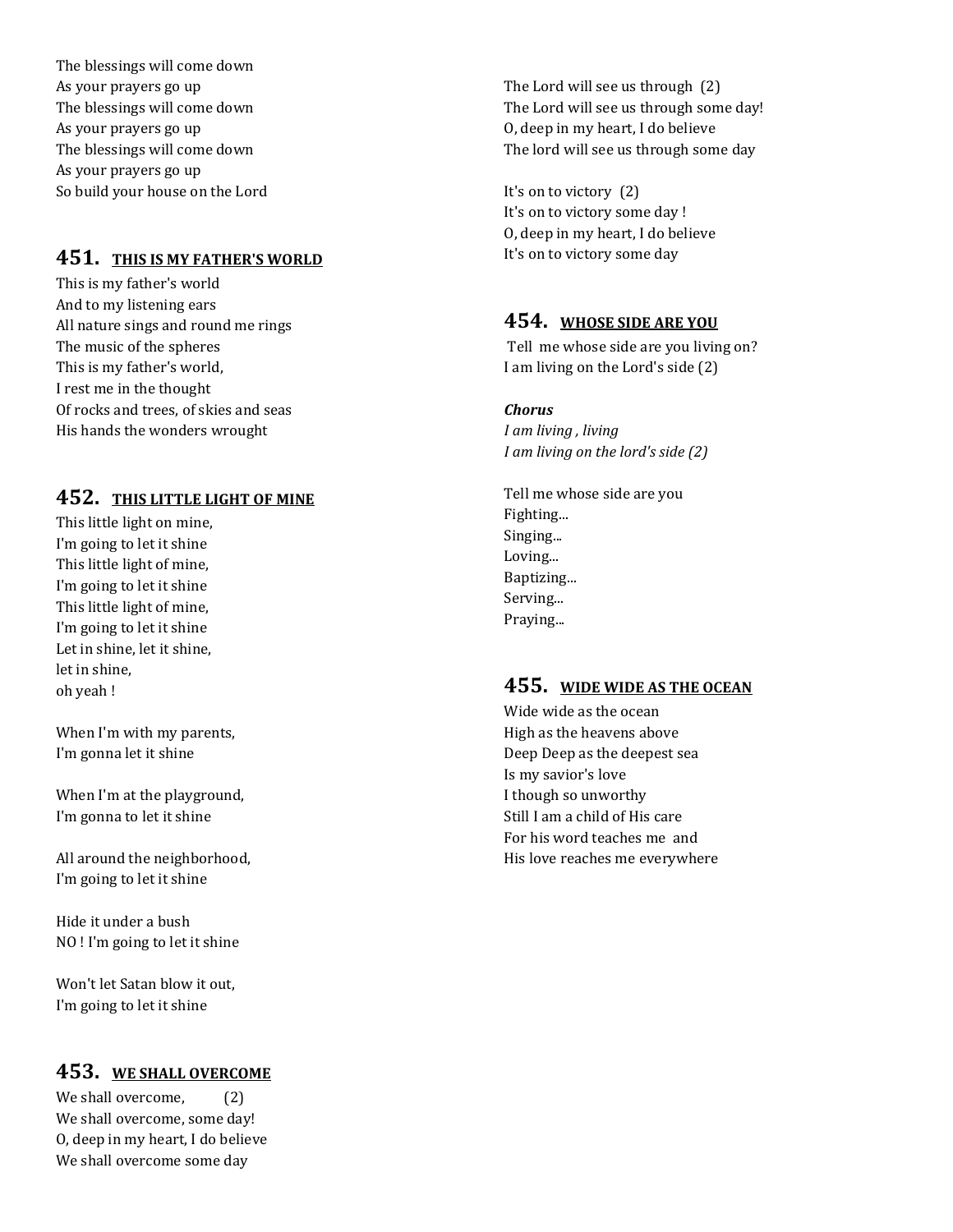The blessings will come down
As your prayers go up
The blessings will come down
As your prayers go up
The blessings will come down
As your prayers go up
So build your house on the Lord

## 451. THIS IS MY FATHER'S WORLD

This is my father's world
And to my listening ears
All nature sings and round me rings
The music of the spheres
This is my father's world,
I rest me in the thought
Of rocks and trees, of skies and seas
His hands the wonders wrought

## 452. THIS LITTLE LIGHT OF MINE

This little light on mine,
I'm going to let it shine
This little light of mine,
I'm going to let it shine
This little light of mine,
I'm going to let it shine
Let in shine, let it shine,
let in shine,
oh yeah !

When I'm with my parents,
I'm gonna let it shine

When I'm at the playground,
I'm gonna to let it shine

All around the neighborhood,
I'm going to let it shine

Hide it under a bush
NO ! I'm going to let it shine

Won't let Satan blow it out,
I'm going to let it shine

## 453. WE SHALL OVERCOME

We shall overcome, (2)
We shall overcome, some day!
O, deep in my heart, I do believe
We shall overcome some day

The Lord will see us through (2)
The Lord will see us through some day!
O, deep in my heart, I do believe
The lord will see us through some day

It's on to victory (2)
It's on to victory some day !
O, deep in my heart, I do believe
It's on to victory some day

## 454. WHOSE SIDE ARE YOU

Tell me whose side are you living on?
I am living on the Lord's side (2)

***Chorus***
*I am living , living*
*I am living on the lord's side (2)*

Tell me whose side are you
Fighting...
Singing...
Loving...
Baptizing...
Serving...
Praying...

## 455. WIDE WIDE AS THE OCEAN

Wide wide as the ocean
High as the heavens above
Deep Deep as the deepest sea
Is my savior's love
I though so unworthy
Still I am a child of His care
For his word teaches me and
His love reaches me everywhere